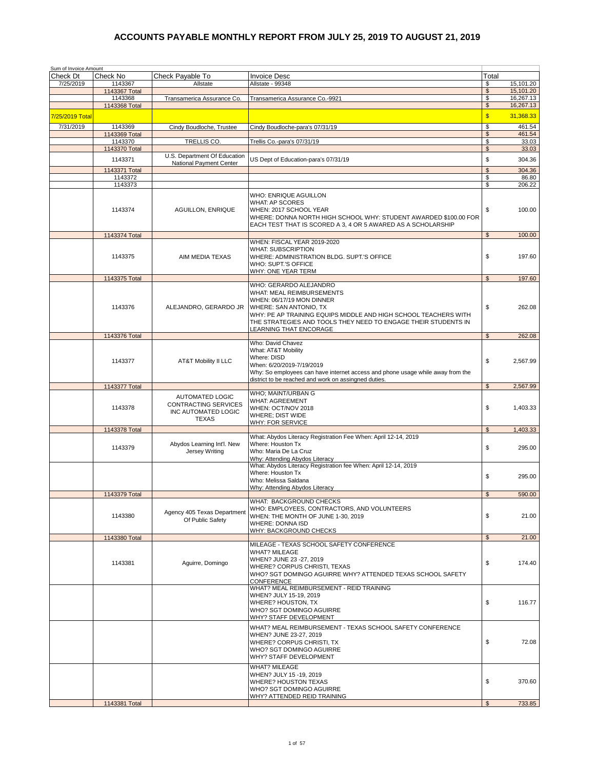# ACCOUNTS PAYABLE MONTHLY REPORT FROM JULY 25, 2019 TO AUGUST 21, 2019

| Sum of Invoice Amount | | | | |
|---|---|---|---|---|
| Check Dt | Check No | Check Payable To | Invoice Desc | Total |
| 7/25/2019 | 1143367 | Allstate | Allstate - 99348 | $ 15,101.20 |
| | 1143367 Total | | | $ 15,101.20 |
| | 1143368 | Transamerica Assurance Co. | Transamerica Assurance Co.-9921 | $ 16,267.13 |
| | 1143368 Total | | | $ 16,267.13 |
| 7/25/2019 Total | | | | $ 31,368.33 |
| 7/31/2019 | 1143369 | Cindy Boudloche, Trustee | Cindy Boudloche-para's 07/31/19 | $ 461.54 |
| | 1143369 Total | | | $ 461.54 |
| | 1143370 | TRELLIS CO. | Trellis Co.-para's 07/31/19 | $ 33.03 |
| | 1143370 Total | | | $ 33.03 |
| | 1143371 | U.S. Department Of Education National Payment Center | US Dept of Education-para's 07/31/19 | $ 304.36 |
| | 1143371 Total | | | $ 304.36 |
| | 1143372 | | | $ 86.80 |
| | 1143373 | | | $ 206.22 |
| | 1143374 | AGUILLON, ENRIQUE | WHO: ENRIQUE AGUILLON WHAT: AP SCORES WHEN: 2017 SCHOOL YEAR WHERE: DONNA NORTH HIGH SCHOOL WHY: STUDENT AWARDED $100.00 FOR EACH TEST THAT IS SCORED A 3, 4 OR 5 AWARED AS A SCHOLARSHIP | $ 100.00 |
| | 1143374 Total | | | $ 100.00 |
| | 1143375 | AIM MEDIA TEXAS | WHEN: FISCAL YEAR 2019-2020 WHAT: SUBSCRIPTION WHERE: ADMINISTRATION BLDG. SUPT.'S OFFICE WHO: SUPT.'S OFFICE WHY: ONE YEAR TERM | $ 197.60 |
| | 1143375 Total | | | $ 197.60 |
| | 1143376 | ALEJANDRO, GERARDO JR | WHO: GERARDO ALEJANDRO WHAT: MEAL REIMBURSEMENTS WHEN: 06/17/19 MON DINNER WHERE: SAN ANTONIO, TX WHY: PE AP TRAINING EQUIPS MIDDLE AND HIGH SCHOOL TEACHERS WITH THE STRATEGIES AND TOOLS THEY NEED TO ENGAGE THEIR STUDENTS IN LEARNING THAT ENCORAGE | $ 262.08 |
| | 1143376 Total | | | $ 262.08 |
| | 1143377 | AT&T Mobility II LLC | Who: David Chavez What: AT&T Mobility Where: DISD When: 6/20/2019-7/19/2019 Why: So employees can have internet access and phone usage while away from the district to be reached and work on assingned duties. | $ 2,567.99 |
| | 1143377 Total | | | $ 2,567.99 |
| | 1143378 | AUTOMATED LOGIC CONTRACTING SERVICES INC AUTOMATED LOGIC TEXAS | WHO: MAINT/URBAN G WHAT: AGREEMENT WHEN: OCT/NOV 2018 WHERE: DIST WIDE WHY: FOR SERVICE | $ 1,403.33 |
| | 1143378 Total | | | $ 1,403.33 |
| | 1143379 | Abydos Learning Int'l. New Jersey Writing | What: Abydos Literacy Registration Fee When: April 12-14, 2019 Where: Houston Tx Who: Maria De La Cruz Why: Attending Abydos Literacy | $ 295.00 |
| | | | What: Abydos Literacy Registration fee When: April 12-14, 2019 Where: Houston Tx Who: Melissa Saldana Why: Attending Abydos Literacy | $ 295.00 |
| | 1143379 Total | | | $ 590.00 |
| | 1143380 | Agency 405 Texas Department Of Public Safety | WHAT: BACKGROUND CHECKS WHO: EMPLOYEES, CONTRACTORS, AND VOLUNTEERS WHEN: THE MONTH OF JUNE 1-30, 2019 WHERE: DONNA ISD WHY: BACKGROUND CHECKS | $ 21.00 |
| | 1143380 Total | | | $ 21.00 |
| | 1143381 | Aguirre, Domingo | MILEAGE - TEXAS SCHOOL SAFETY CONFERENCE WHAT? MILEAGE WHEN? JUNE 23 -27, 2019 WHERE? CORPUS CHRISTI, TEXAS WHO? SGT DOMINGO AGUIRRE WHY? ATTENDED TEXAS SCHOOL SAFETY CONFERENCE | $ 174.40 |
| | | | WHAT? MEAL REIMBURSEMENT - REID TRAINING WHEN? JULY 15-19, 2019 WHERE? HOUSTON, TX WHO? SGT DOMINGO AGUIRRE WHY? STAFF DEVELOPMENT | $ 116.77 |
| | | | WHAT? MEAL REIMBURSEMENT - TEXAS SCHOOL SAFETY CONFERENCE WHEN? JUNE 23-27, 2019 WHERE? CORPUS CHRISTI, TX WHO? SGT DOMINGO AGUIRRE WHY? STAFF DEVELOPMENT | $ 72.08 |
| | | | WHAT? MILEAGE WHEN? JULY 15 -19, 2019 WHERE? HOUSTON TEXAS WHO? SGT DOMINGO AGUIRRE WHY? ATTENDED REID TRAINING | $ 370.60 |
| | 1143381 Total | | | $ 733.85 |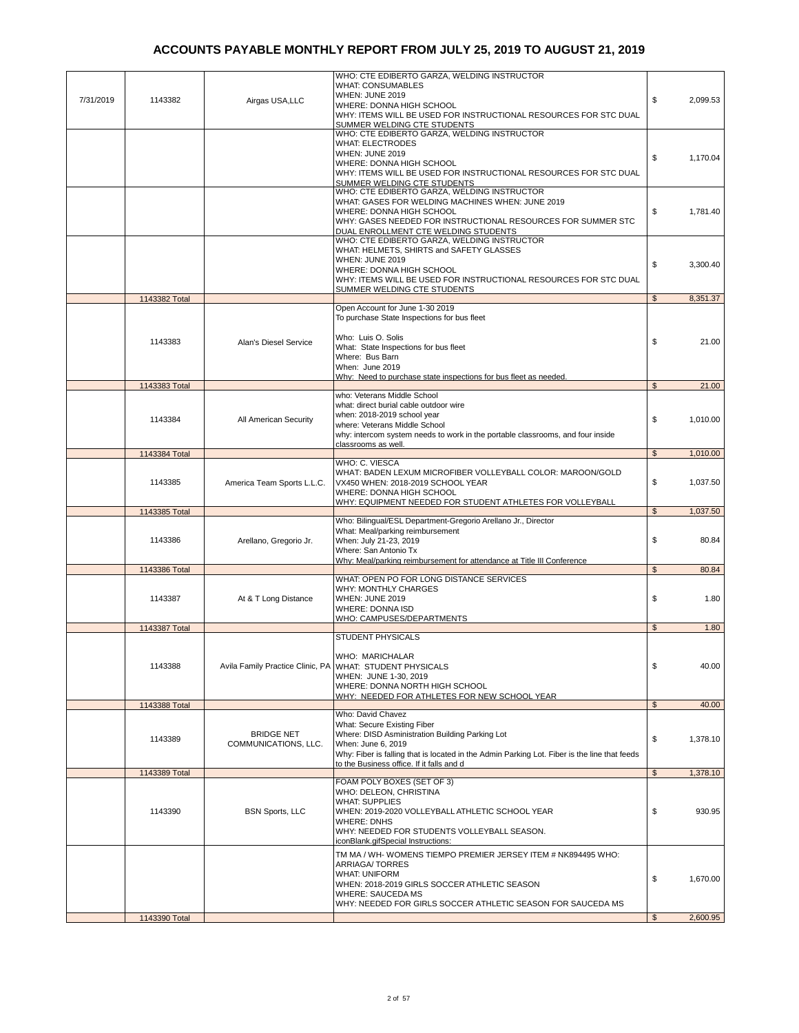# ACCOUNTS PAYABLE MONTHLY REPORT FROM JULY 25, 2019 TO AUGUST 21, 2019

| Date | Check # | Vendor | Description | Amount |
|---|---|---|---|---|
| 7/31/2019 | 1143382 | Airgas USA,LLC | WHO: CTE EDIBERTO GARZA, WELDING INSTRUCTOR<br>WHAT: CONSUMABLES<br>WHEN: JUNE 2019<br>WHERE: DONNA HIGH SCHOOL<br>WHY: ITEMS WILL BE USED FOR INSTRUCTIONAL RESOURCES FOR STC DUAL SUMMER WELDING CTE STUDENTS | $ 2,099.53 |
| | | | WHO: CTE EDIBERTO GARZA, WELDING INSTRUCTOR<br>WHAT: ELECTRODES<br>WHEN: JUNE 2019<br>WHERE: DONNA HIGH SCHOOL<br>WHY: ITEMS WILL BE USED FOR INSTRUCTIONAL RESOURCES FOR STC DUAL SUMMER WELDING CTE STUDENTS | $ 1,170.04 |
| | | | WHO: CTE EDIBERTO GARZA, WELDING INSTRUCTOR<br>WHAT: GASES FOR WELDING MACHINES WHEN: JUNE 2019<br>WHERE: DONNA HIGH SCHOOL<br>WHY: GASES NEEDED FOR INSTRUCTIONAL RESOURCES FOR SUMMER STC DUAL ENROLLMENT CTE WELDING STUDENTS | $ 1,781.40 |
| | | | WHO: CTE EDIBERTO GARZA, WELDING INSTRUCTOR<br>WHAT: HELMETS, SHIRTS and SAFETY GLASSES<br>WHEN: JUNE 2019<br>WHERE: DONNA HIGH SCHOOL<br>WHY: ITEMS WILL BE USED FOR INSTRUCTIONAL RESOURCES FOR STC DUAL SUMMER WELDING CTE STUDENTS | $ 3,300.40 |
| | 1143382 Total | | | $ 8,351.37 |
| | 1143383 | Alan's Diesel Service | Open Account for June 1-30 2019<br>To purchase State Inspections for bus fleet<br><br>Who: Luis O. Solis<br>What: State Inspections for bus fleet<br>Where: Bus Barn<br>When: June 2019<br>Why: Need to purchase state inspections for bus fleet as needed. | $ 21.00 |
| | 1143383 Total | | | $ 21.00 |
| | 1143384 | All American Security | who: Veterans Middle School<br>what: direct burial cable outdoor wire<br>when: 2018-2019 school year<br>where: Veterans Middle School<br>why: intercom system needs to work in the portable classrooms, and four inside classrooms as well. | $ 1,010.00 |
| | 1143384 Total | | | $ 1,010.00 |
| | 1143385 | America Team Sports L.L.C. | WHO: C. VIESCA<br>WHAT: BADEN LEXUM MICROFIBER VOLLEYBALL COLOR: MAROON/GOLD VX450 WHEN: 2018-2019 SCHOOL YEAR<br>WHERE: DONNA HIGH SCHOOL<br>WHY: EQUIPMENT NEEDED FOR STUDENT ATHLETES FOR VOLLEYBALL | $ 1,037.50 |
| | 1143385 Total | | | $ 1,037.50 |
| | 1143386 | Arellano, Gregorio Jr. | Who: Bilingual/ESL Department-Gregorio Arellano Jr., Director<br>What: Meal/parking reimbursement<br>When: July 21-23, 2019<br>Where: San Antonio Tx<br>Why: Meal/parking reimbursement for attendance at Title III Conference | $ 80.84 |
| | 1143386 Total | | | $ 80.84 |
| | 1143387 | At & T Long Distance | WHAT: OPEN PO FOR LONG DISTANCE SERVICES<br>WHY: MONTHLY CHARGES<br>WHEN: JUNE 2019<br>WHERE: DONNA ISD<br>WHO: CAMPUSES/DEPARTMENTS | $ 1.80 |
| | 1143387 Total | | | $ 1.80 |
| | 1143388 | Avila Family Practice Clinic, PA | STUDENT PHYSICALS<br><br>WHO: MARICHALAR<br>WHAT: STUDENT PHYSICALS<br>WHEN: JUNE 1-30, 2019<br>WHERE: DONNA NORTH HIGH SCHOOL<br>WHY: NEEDED FOR ATHLETES FOR NEW SCHOOL YEAR | $ 40.00 |
| | 1143388 Total | | | $ 40.00 |
| | 1143389 | BRIDGE NET COMMUNICATIONS, LLC. | Who: David Chavez<br>What: Secure Existing Fiber<br>Where: DISD Asministration Building Parking Lot<br>When: June 6, 2019<br>Why: Fiber is falling that is located in the Admin Parking Lot. Fiber is the line that feeds to the Business office. If it falls and d | $ 1,378.10 |
| | 1143389 Total | | | $ 1,378.10 |
| | 1143390 | BSN Sports, LLC | FOAM POLY BOXES (SET OF 3)<br>WHO: DELEON, CHRISTINA<br>WHAT: SUPPLIES<br>WHEN: 2019-2020 VOLLEYBALL ATHLETIC SCHOOL YEAR<br>WHERE: DNHS<br>WHY: NEEDED FOR STUDENTS VOLLEYBALL SEASON.<br>iconBlank.gifSpecial Instructions: | $ 930.95 |
| | | | TM MA / WH- WOMENS TIEMPO PREMIER JERSEY ITEM # NK894495 WHO: ARRIAGA/ TORRES<br>WHAT: UNIFORM<br>WHEN: 2018-2019 GIRLS SOCCER ATHLETIC SEASON<br>WHERE: SAUCEDA MS<br>WHY: NEEDED FOR GIRLS SOCCER ATHLETIC SEASON FOR SAUCEDA MS | $ 1,670.00 |
| | 1143390 Total | | | $ 2,600.95 |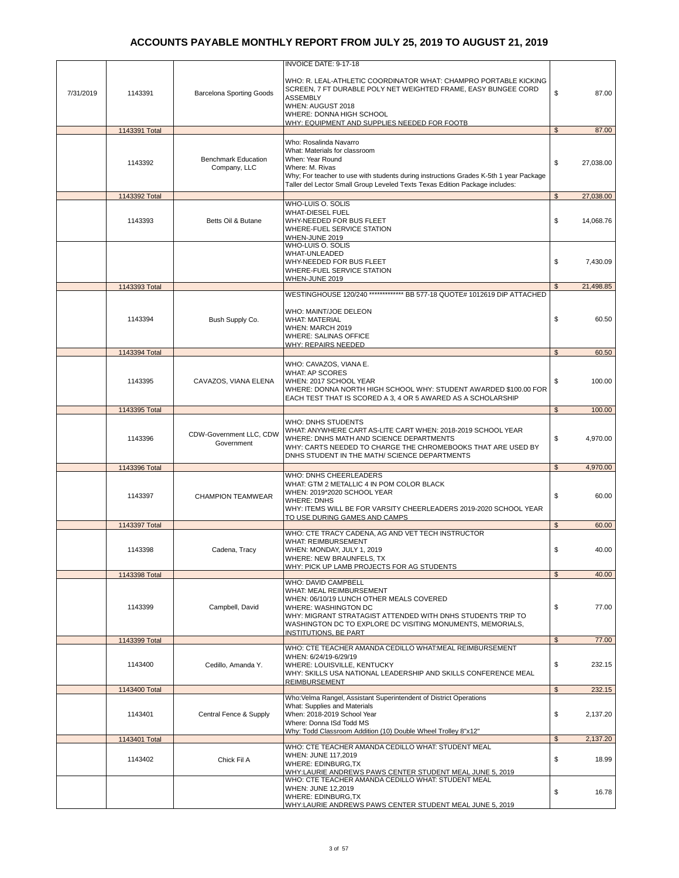# ACCOUNTS PAYABLE MONTHLY REPORT FROM JULY 25, 2019 TO AUGUST 21, 2019

| | | | | |
|---|---|---|---|---|
| 7/31/2019 | 1143391 | Barcelona Sporting Goods | INVOICE DATE: 9-17-18<br><br>WHO: R. LEAL-ATHLETIC COORDINATOR WHAT: CHAMPRO PORTABLE KICKING SCREEN, 7 FT DURABLE POLY NET WEIGHTED FRAME, EASY BUNGEE CORD ASSEMBLY<br>WHEN: AUGUST 2018<br>WHERE: DONNA HIGH SCHOOL<br>WHY: EQUIPMENT AND SUPPLIES NEEDED FOR FOOTB | $ 87.00 |
| | 1143391 Total | | | $ 87.00 |
| | 1143392 | Benchmark Education Company, LLC | Who: Rosalinda Navarro<br>What: Materials for classroom<br>When: Year Round<br>Where: M. Rivas<br>Why; For teacher to use with students during instructions Grades K-5th 1 year Package Taller del Lector Small Group Leveled Texts Texas Edition Package includes: | $ 27,038.00 |
| | 1143392 Total | | | $ 27,038.00 |
| | 1143393 | Betts Oil & Butane | WHO-LUIS O. SOLIS<br>WHAT-DIESEL FUEL<br>WHY-NEEDED FOR BUS FLEET<br>WHERE-FUEL SERVICE STATION<br>WHEN-JUNE 2019 | $ 14,068.76 |
| | | | WHO-LUIS O. SOLIS<br>WHAT-UNLEADED<br>WHY-NEEDED FOR BUS FLEET<br>WHERE-FUEL SERVICE STATION<br>WHEN-JUNE 2019 | $ 7,430.09 |
| | 1143393 Total | | | $ 21,498.85 |
| | 1143394 | Bush Supply Co. | WESTINGHOUSE 120/240 ************* BB 577-18 QUOTE# 1012619 DIP ATTACHED<br><br>WHO: MAINT/JOE DELEON<br>WHAT: MATERIAL<br>WHEN: MARCH 2019<br>WHERE: SALINAS OFFICE<br>WHY: REPAIRS NEEDED | $ 60.50 |
| | 1143394 Total | | | $ 60.50 |
| | 1143395 | CAVAZOS, VIANA ELENA | WHO: CAVAZOS, VIANA E.<br>WHAT: AP SCORES<br>WHEN: 2017 SCHOOL YEAR<br>WHERE: DONNA NORTH HIGH SCHOOL WHY: STUDENT AWARDED $100.00 FOR EACH TEST THAT IS SCORED A 3, 4 OR 5 AWARED AS A SCHOLARSHIP | $ 100.00 |
| | 1143395 Total | | | $ 100.00 |
| | 1143396 | CDW-Government LLC, CDW Government | WHO: DNHS STUDENTS<br>WHAT: ANYWHERE CART AS-LITE CART WHEN: 2018-2019 SCHOOL YEAR<br>WHERE: DNHS MATH AND SCIENCE DEPARTMENTS<br>WHY: CARTS NEEDED TO CHARGE THE CHROMEBOOKS THAT ARE USED BY DNHS STUDENT IN THE MATH/ SCIENCE DEPARTMENTS | $ 4,970.00 |
| | 1143396 Total | | | $ 4,970.00 |
| | 1143397 | CHAMPION TEAMWEAR | WHO: DNHS CHEERLEADERS<br>WHAT: GTM 2 METALLIC 4 IN POM COLOR BLACK<br>WHEN: 2019*2020 SCHOOL YEAR<br>WHERE: DNHS<br>WHY: ITEMS WILL BE FOR VARSITY CHEERLEADERS 2019-2020 SCHOOL YEAR TO USE DURING GAMES AND CAMPS | $ 60.00 |
| | 1143397 Total | | | $ 60.00 |
| | 1143398 | Cadena, Tracy | WHO: CTE TRACY CADENA, AG AND VET TECH INSTRUCTOR<br>WHAT: REIMBURSEMENT<br>WHEN: MONDAY, JULY 1, 2019<br>WHERE: NEW BRAUNFELS, TX<br>WHY: PICK UP LAMB PROJECTS FOR AG STUDENTS | $ 40.00 |
| | 1143398 Total | | | $ 40.00 |
| | 1143399 | Campbell, David | WHO: DAVID CAMPBELL<br>WHAT: MEAL REIMBURSEMENT<br>WHEN: 06/10/19 LUNCH OTHER MEALS COVERED<br>WHERE: WASHINGTON DC<br>WHY: MIGRANT STRATAGIST ATTENDED WITH DNHS STUDENTS TRIP TO WASHINGTON DC TO EXPLORE DC VISITING MONUMENTS, MEMORIALS, INSTITUTIONS, BE PART | $ 77.00 |
| | 1143399 Total | | | $ 77.00 |
| | 1143400 | Cedillo, Amanda Y. | WHO: CTE TEACHER AMANDA CEDILLO WHAT:MEAL REIMBURSEMENT<br>WHEN: 6/24/19-6/29/19<br>WHERE: LOUISVILLE, KENTUCKY<br>WHY: SKILLS USA NATIONAL LEADERSHIP AND SKILLS CONFERENCE MEAL REIMBURSEMENT | $ 232.15 |
| | 1143400 Total | | | $ 232.15 |
| | 1143401 | Central Fence & Supply | Who:Velma Rangel, Assistant Superintendent of District Operations<br>What: Supplies and Materials<br>When: 2018-2019 School Year<br>Where: Donna ISd Todd MS<br>Why: Todd Classroom Addition (10) Double Wheel Trolley 8"x12" | $ 2,137.20 |
| | 1143401 Total | | | $ 2,137.20 |
| | 1143402 | Chick Fil A | WHO: CTE TEACHER AMANDA CEDILLO WHAT: STUDENT MEAL<br>WHEN: JUNE 117,2019<br>WHERE: EDINBURG,TX<br>WHY:LAURIE ANDREWS PAWS CENTER STUDENT MEAL JUNE 5, 2019 | $ 18.99 |
| | | | WHO: CTE TEACHER AMANDA CEDILLO WHAT: STUDENT MEAL<br>WHEN: JUNE 12,2019<br>WHERE: EDINBURG,TX<br>WHY:LAURIE ANDREWS PAWS CENTER STUDENT MEAL JUNE 5, 2019 | $ 16.78 |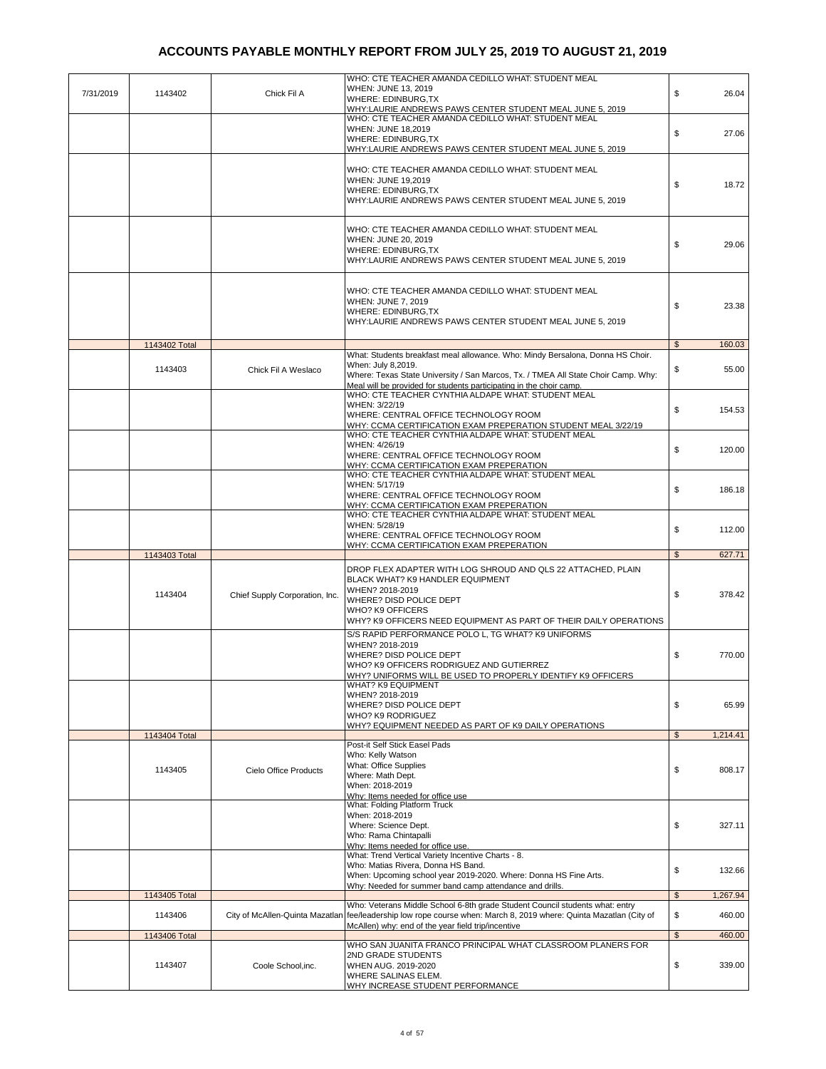# ACCOUNTS PAYABLE MONTHLY REPORT FROM JULY 25, 2019 TO AUGUST 21, 2019

| | | | | |
|---|---|---|---|---|
| 7/31/2019 | 1143402 | Chick Fil A | WHO: CTE TEACHER AMANDA CEDILLO WHAT: STUDENT MEAL WHEN: JUNE 13, 2019 WHERE: EDINBURG,TX WHY:LAURIE ANDREWS PAWS CENTER STUDENT MEAL JUNE 5, 2019 | $ 26.04 |
| | | | WHO: CTE TEACHER AMANDA CEDILLO WHAT: STUDENT MEAL WHEN: JUNE 18,2019 WHERE: EDINBURG,TX WHY:LAURIE ANDREWS PAWS CENTER STUDENT MEAL JUNE 5, 2019 | $ 27.06 |
| | | | WHO: CTE TEACHER AMANDA CEDILLO WHAT: STUDENT MEAL WHEN: JUNE 19,2019 WHERE: EDINBURG,TX WHY:LAURIE ANDREWS PAWS CENTER STUDENT MEAL JUNE 5, 2019 | $ 18.72 |
| | | | WHO: CTE TEACHER AMANDA CEDILLO WHAT: STUDENT MEAL WHEN: JUNE 20, 2019 WHERE: EDINBURG,TX WHY:LAURIE ANDREWS PAWS CENTER STUDENT MEAL JUNE 5, 2019 | $ 29.06 |
| | | | WHO: CTE TEACHER AMANDA CEDILLO WHAT: STUDENT MEAL WHEN: JUNE 7, 2019 WHERE: EDINBURG,TX WHY:LAURIE ANDREWS PAWS CENTER STUDENT MEAL JUNE 5, 2019 | $ 23.38 |
| | 1143402 Total | | | $ 160.03 |
| | 1143403 | Chick Fil A Weslaco | What: Students breakfast meal allowance. Who: Mindy Bersalona, Donna HS Choir. When: July 8,2019. Where: Texas State University / San Marcos, Tx. / TMEA All State Choir Camp. Why: Meal will be provided for students participating in the choir camp. | $ 55.00 |
| | | | WHO: CTE TEACHER CYNTHIA ALDAPE WHAT: STUDENT MEAL WHEN: 3/22/19 WHERE: CENTRAL OFFICE TECHNOLOGY ROOM WHY: CCMA CERTIFICATION EXAM PREPERATION STUDENT MEAL 3/22/19 | $ 154.53 |
| | | | WHO: CTE TEACHER CYNTHIA ALDAPE WHAT: STUDENT MEAL WHEN: 4/26/19 WHERE: CENTRAL OFFICE TECHNOLOGY ROOM WHY: CCMA CERTIFICATION EXAM PREPERATION | $ 120.00 |
| | | | WHO: CTE TEACHER CYNTHIA ALDAPE WHAT: STUDENT MEAL WHEN: 5/17/19 WHERE: CENTRAL OFFICE TECHNOLOGY ROOM WHY: CCMA CERTIFICATION EXAM PREPERATION | $ 186.18 |
| | | | WHO: CTE TEACHER CYNTHIA ALDAPE WHAT: STUDENT MEAL WHEN: 5/28/19 WHERE: CENTRAL OFFICE TECHNOLOGY ROOM WHY: CCMA CERTIFICATION EXAM PREPERATION | $ 112.00 |
| | 1143403 Total | | | $ 627.71 |
| | 1143404 | Chief Supply Corporation, Inc. | DROP FLEX ADAPTER WITH LOG SHROUD AND QLS 22 ATTACHED, PLAIN BLACK WHAT? K9 HANDLER EQUIPMENT WHEN? 2018-2019 WHERE? DISD POLICE DEPT WHO? K9 OFFICERS WHY? K9 OFFICERS NEED EQUIPMENT AS PART OF THEIR DAILY OPERATIONS | $ 378.42 |
| | | | S/S RAPID PERFORMANCE POLO L, TG WHAT? K9 UNIFORMS WHEN? 2018-2019 WHERE? DISD POLICE DEPT WHO? K9 OFFICERS RODRIGUEZ AND GUTIERREZ WHY? UNIFORMS WILL BE USED TO PROPERLY IDENTIFY K9 OFFICERS | $ 770.00 |
| | | | WHAT? K9 EQUIPMENT WHEN? 2018-2019 WHERE? DISD POLICE DEPT WHO? K9 RODRIGUEZ WHY? EQUIPMENT NEEDED AS PART OF K9 DAILY OPERATIONS | $ 65.99 |
| | 1143404 Total | | | $ 1,214.41 |
| | 1143405 | Cielo Office Products | Post-it Self Stick Easel Pads Who: Kelly Watson What: Office Supplies Where: Math Dept. When: 2018-2019 Why: Items needed for office use | $ 808.17 |
| | | | What: Folding Platform Truck When: 2018-2019 Where: Science Dept. Who: Rama Chintapalli Why: Items needed for office use. | $ 327.11 |
| | | | What: Trend Vertical Variety Incentive Charts - 8. Who: Matias Rivera, Donna HS Band. When: Upcoming school year 2019-2020. Where: Donna HS Fine Arts. Why: Needed for summer band camp attendance and drills. | $ 132.66 |
| | 1143405 Total | | | $ 1,267.94 |
| | 1143406 | City of McAllen-Quinta Mazatlan | Who: Veterans Middle School 6-8th grade Student Council students what: entry fee/leadership low rope course when: March 8, 2019 where: Quinta Mazatlan (City of McAllen) why: end of the year field trip/incentive | $ 460.00 |
| | 1143406 Total | | | $ 460.00 |
| | 1143407 | Coole School,inc. | WHO SAN JUANITA FRANCO PRINCIPAL WHAT CLASSROOM PLANERS FOR 2ND GRADE STUDENTS WHEN AUG. 2019-2020 WHERE SALINAS ELEM. WHY INCREASE STUDENT PERFORMANCE | $ 339.00 |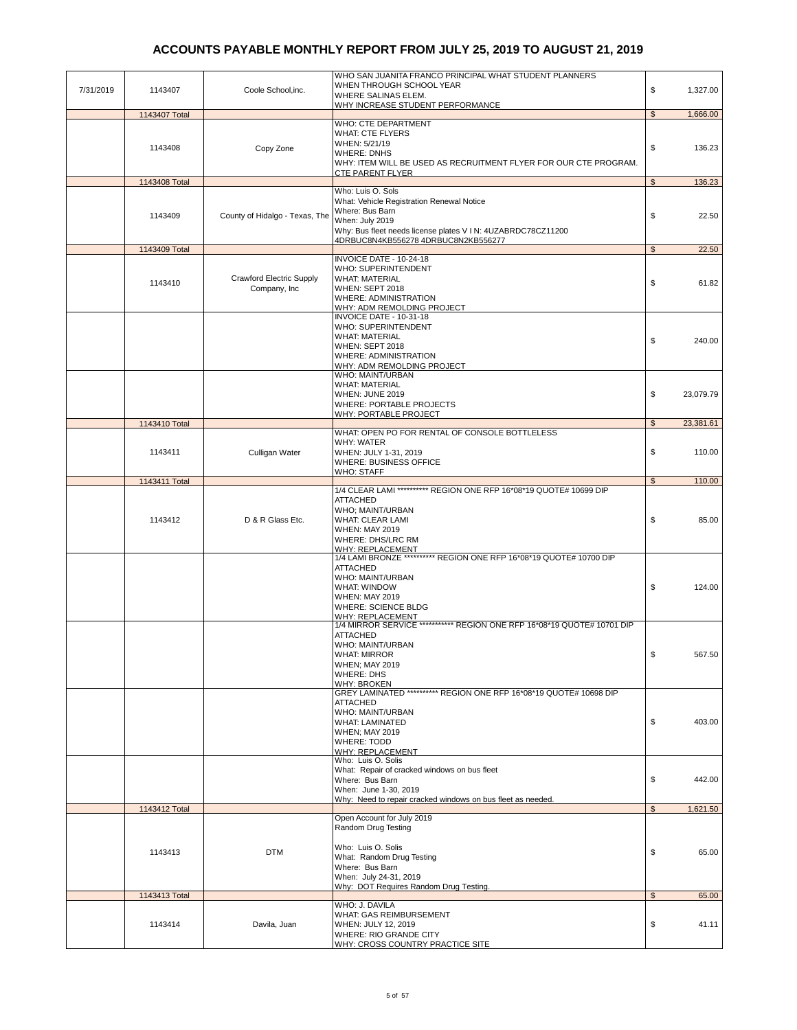# ACCOUNTS PAYABLE MONTHLY REPORT FROM JULY 25, 2019 TO AUGUST 21, 2019

| Date | Check | Vendor | Description | Amount |
|---|---|---|---|---|
| 7/31/2019 | 1143407 | Coole School,inc. | WHO SAN JUANITA FRANCO PRINCIPAL WHAT STUDENT PLANNERS WHEN THROUGH SCHOOL YEAR WHERE SALINAS ELEM. WHY INCREASE STUDENT PERFORMANCE | $ 1,327.00 |
| | 1143407 Total | | | $ 1,666.00 |
| | 1143408 | Copy Zone | WHO: CTE DEPARTMENT WHAT: CTE FLYERS WHEN: 5/21/19 WHERE: DNHS WHY: ITEM WILL BE USED AS RECRUITMENT FLYER FOR OUR CTE PROGRAM. CTE PARENT FLYER | $ 136.23 |
| | 1143408 Total | | | $ 136.23 |
| | 1143409 | County of Hidalgo - Texas, The | Who: Luis O. Sols What: Vehicle Registration Renewal Notice Where: Bus Barn When: July 2019 Why: Bus fleet needs license plates V I N: 4UZABRDC78CZ11200 4DRBUC8N4KB556278 4DRBUC8N2KB556277 | $ 22.50 |
| | 1143409 Total | | | $ 22.50 |
| | 1143410 | Crawford Electric Supply Company, Inc | INVOICE DATE - 10-24-18 WHO: SUPERINTENDENT WHAT: MATERIAL WHEN: SEPT 2018 WHERE: ADMINISTRATION WHY: ADM REMOLDING PROJECT | $ 61.82 |
| | | | INVOICE DATE - 10-31-18 WHO: SUPERINTENDENT WHAT: MATERIAL WHEN: SEPT 2018 WHERE: ADMINISTRATION WHY: ADM REMOLDING PROJECT | $ 240.00 |
| | | | WHO: MAINT/URBAN WHAT: MATERIAL WHEN: JUNE 2019 WHERE: PORTABLE PROJECTS WHY: PORTABLE PROJECT | $ 23,079.79 |
| | 1143410 Total | | | $ 23,381.61 |
| | 1143411 | Culligan Water | WHAT: OPEN PO FOR RENTAL OF CONSOLE BOTTLELESS WHY: WATER WHEN: JULY 1-31, 2019 WHERE: BUSINESS OFFICE WHO: STAFF | $ 110.00 |
| | 1143411 Total | | | $ 110.00 |
| | 1143412 | D & R Glass Etc. | 1/4 CLEAR LAMI ********** REGION ONE RFP 16*08*19 QUOTE# 10699 DIP ATTACHED WHO; MAINT/URBAN WHAT: CLEAR LAMI WHEN: MAY 2019 WHERE: DHS/LRC RM WHY: REPLACEMENT | $ 85.00 |
| | | | 1/4 LAMI BRONZE ********** REGION ONE RFP 16*08*19 QUOTE# 10700 DIP ATTACHED WHO: MAINT/URBAN WHAT: WINDOW WHEN: MAY 2019 WHERE: SCIENCE BLDG WHY: REPLACEMENT | $ 124.00 |
| | | | 1/4 MIRROR SERVICE *********** REGION ONE RFP 16*08*19 QUOTE# 10701 DIP ATTACHED WHO: MAINT/URBAN WHAT: MIRROR WHEN; MAY 2019 WHERE: DHS WHY: BROKEN | $ 567.50 |
| | | | GREY LAMINATED ********** REGION ONE RFP 16*08*19 QUOTE# 10698 DIP ATTACHED WHO: MAINT/URBAN WHAT: LAMINATED WHEN; MAY 2019 WHERE: TODD WHY: REPLACEMENT | $ 403.00 |
| | | | Who: Luis O. Solis What: Repair of cracked windows on bus fleet Where: Bus Barn When: June 1-30, 2019 Why: Need to repair cracked windows on bus fleet as needed. | $ 442.00 |
| | 1143412 Total | | | $ 1,621.50 |
| | 1143413 | DTM | Open Account for July 2019 Random Drug Testing Who: Luis O. Solis What: Random Drug Testing Where: Bus Barn When: July 24-31, 2019 Why: DOT Requires Random Drug Testing. | $ 65.00 |
| | 1143413 Total | | | $ 65.00 |
| | 1143414 | Davila, Juan | WHO: J. DAVILA WHAT: GAS REIMBURSEMENT WHEN: JULY 12, 2019 WHERE: RIO GRANDE CITY WHY: CROSS COUNTRY PRACTICE SITE | $ 41.11 |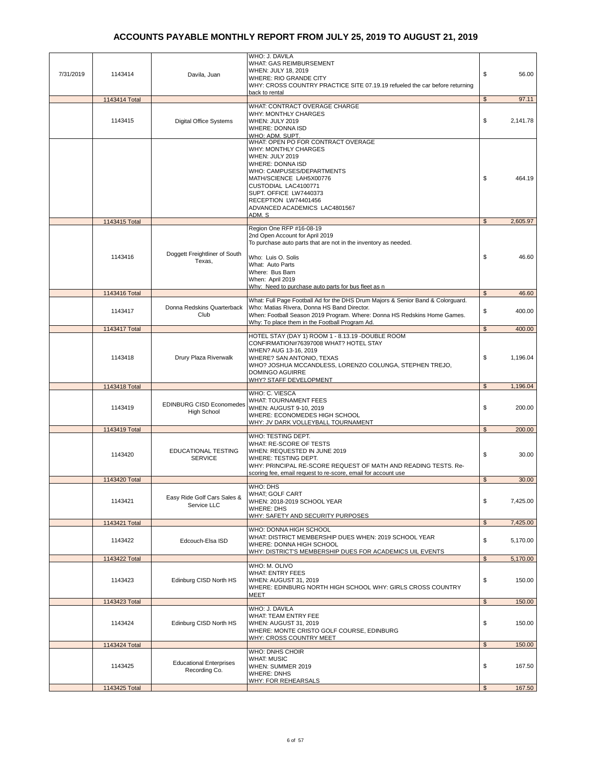# ACCOUNTS PAYABLE MONTHLY REPORT FROM JULY 25, 2019 TO AUGUST 21, 2019

| | | | | |
|---|---|---|---|---|
| 7/31/2019 | 1143414 | Davila, Juan | WHO: J. DAVILA<br>WHAT: GAS REIMBURSEMENT<br>WHEN: JULY 18, 2019<br>WHERE: RIO GRANDE CITY<br>WHY: CROSS COUNTRY PRACTICE SITE 07.19.19 refueled the car before returning back to rental | $ 56.00 |
| | 1143414 Total | | | $ 97.11 |
| | 1143415 | Digital Office Systems | WHAT: CONTRACT OVERAGE CHARGE<br>WHY: MONTHLY CHARGES<br>WHEN: JULY 2019<br>WHERE: DONNA ISD<br>WHO: ADM. SUPT. | $ 2,141.78 |
| | | | WHAT: OPEN PO FOR CONTRACT OVERAGE<br>WHY: MONTHLY CHARGES<br>WHEN: JULY 2019<br>WHERE: DONNA ISD<br>WHO: CAMPUSES/DEPARTMENTS<br>MATH/SCIENCE LAH5X00776<br>CUSTODIAL LAC4100771<br>SUPT. OFFICE LW7440373<br>RECEPTION LW74401456<br>ADVANCED ACADEMICS LAC4801567<br>ADM. S | $ 464.19 |
| | 1143415 Total | | | $ 2,605.97 |
| | 1143416 | Doggett Freightliner of South Texas, | Region One RFP #16-08-19<br>2nd Open Account for April 2019<br>To purchase auto parts that are not in the inventory as needed.<br><br>Who: Luis O. Solis<br>What: Auto Parts<br>Where: Bus Barn<br>When: April 2019<br>Why: Need to purchase auto parts for bus fleet as n | $ 46.60 |
| | 1143416 Total | | | $ 46.60 |
| | 1143417 | Donna Redskins Quarterback Club | What: Full Page Football Ad for the DHS Drum Majors & Senior Band & Colorguard.<br>Who: Matias Rivera, Donna HS Band Director.<br>When: Football Season 2019 Program. Where: Donna HS Redskins Home Games.<br>Why: To place them in the Football Program Ad. | $ 400.00 |
| | 1143417 Total | | | $ 400.00 |
| | 1143418 | Drury Plaza Riverwalk | HOTEL STAY (DAY 1) ROOM 1 - 8.13.19 -DOUBLE ROOM<br>CONFIRMATION#76397008 WHAT? HOTEL STAY<br>WHEN? AUG 13-16, 2019<br>WHERE? SAN ANTONIO, TEXAS<br>WHO? JOSHUA MCCANDLESS, LORENZO COLUNGA, STEPHEN TREJO, DOMINGO AGUIRRE<br>WHY? STAFF DEVELOPMENT | $ 1,196.04 |
| | 1143418 Total | | | $ 1,196.04 |
| | 1143419 | EDINBURG CISD Economedes High School | WHO: C. VIESCA<br>WHAT: TOURNAMENT FEES<br>WHEN: AUGUST 9-10, 2019<br>WHERE: ECONOMEDES HIGH SCHOOL<br>WHY: JV DARK VOLLEYBALL TOURNAMENT | $ 200.00 |
| | 1143419 Total | | | $ 200.00 |
| | 1143420 | EDUCATIONAL TESTING SERVICE | WHO: TESTING DEPT.<br>WHAT: RE-SCORE OF TESTS<br>WHEN: REQUESTED IN JUNE 2019<br>WHERE: TESTING DEPT.<br>WHY: PRINCIPAL RE-SCORE REQUEST OF MATH AND READING TESTS. Re-scoring fee, email request to re-score, email for account use | $ 30.00 |
| | 1143420 Total | | | $ 30.00 |
| | 1143421 | Easy Ride Golf Cars Sales & Service LLC | WHO: DHS<br>WHAT; GOLF CART<br>WHEN: 2018-2019 SCHOOL YEAR<br>WHERE: DHS<br>WHY: SAFETY AND SECURITY PURPOSES | $ 7,425.00 |
| | 1143421 Total | | | $ 7,425.00 |
| | 1143422 | Edcouch-Elsa ISD | WHO: DONNA HIGH SCHOOL<br>WHAT: DISTRICT MEMBERSHIP DUES WHEN: 2019 SCHOOL YEAR<br>WHERE: DONNA HIGH SCHOOL<br>WHY: DISTRICT'S MEMBERSHIP DUES FOR ACADEMICS UIL EVENTS | $ 5,170.00 |
| | 1143422 Total | | | $ 5,170.00 |
| | 1143423 | Edinburg CISD North HS | WHO: M. OLIVO<br>WHAT: ENTRY FEES<br>WHEN: AUGUST 31, 2019<br>WHERE: EDINBURG NORTH HIGH SCHOOL WHY: GIRLS CROSS COUNTRY MEET | $ 150.00 |
| | 1143423 Total | | | $ 150.00 |
| | 1143424 | Edinburg CISD North HS | WHO: J. DAVILA<br>WHAT: TEAM ENTRY FEE<br>WHEN: AUGUST 31, 2019<br>WHERE: MONTE CRISTO GOLF COURSE, EDINBURG<br>WHY: CROSS COUNTRY MEET | $ 150.00 |
| | 1143424 Total | | | $ 150.00 |
| | 1143425 | Educational Enterprises Recording Co. | WHO: DNHS CHOIR<br>WHAT: MUSIC<br>WHEN: SUMMER 2019<br>WHERE: DNHS<br>WHY: FOR REHEARSALS | $ 167.50 |
| | 1143425 Total | | | $ 167.50 |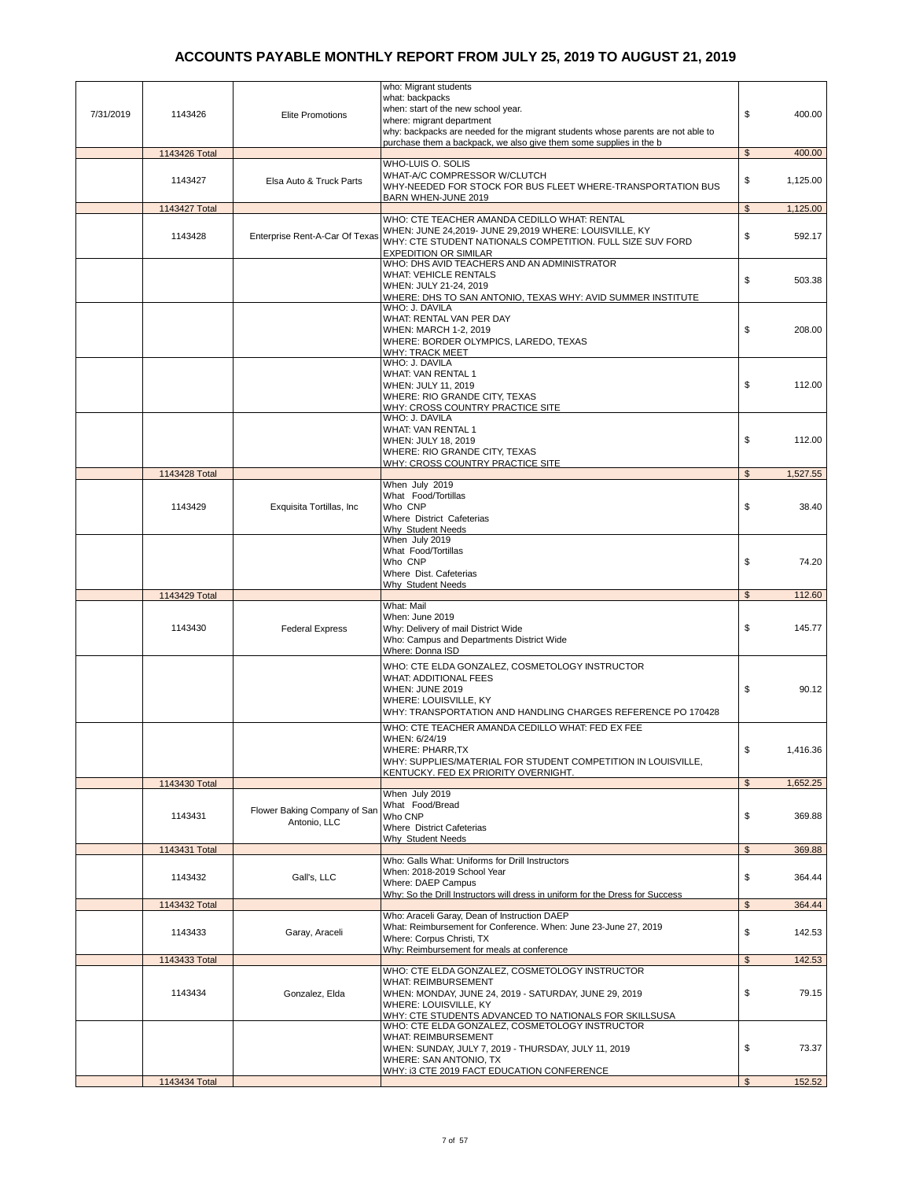# ACCOUNTS PAYABLE MONTHLY REPORT FROM JULY 25, 2019 TO AUGUST 21, 2019

| | | | | |
|---|---|---|---|---|
| 7/31/2019 | 1143426 | Elite Promotions | who: Migrant students what: backpacks when: start of the new school year. where: migrant department why: backpacks are needed for the migrant students whose parents are not able to purchase them a backpack, we also give them some supplies in the b | $ 400.00 |
| | 1143426 Total | | | $ 400.00 |
| | 1143427 | Elsa Auto & Truck Parts | WHO-LUIS O. SOLIS WHAT-A/C COMPRESSOR W/CLUTCH WHY-NEEDED FOR STOCK FOR BUS FLEET WHERE-TRANSPORTATION BUS BARN WHEN-JUNE 2019 | $ 1,125.00 |
| | 1143427 Total | | | $ 1,125.00 |
| | 1143428 | Enterprise Rent-A-Car Of Texas | WHO: CTE TEACHER AMANDA CEDILLO WHAT: RENTAL WHEN: JUNE 24,2019- JUNE 29,2019 WHERE: LOUISVILLE, KY WHY: CTE STUDENT NATIONALS COMPETITION. FULL SIZE SUV FORD EXPEDITION OR SIMILAR | $ 592.17 |
| | | | WHO: DHS AVID TEACHERS AND AN ADMINISTRATOR WHAT: VEHICLE RENTALS WHEN: JULY 21-24, 2019 WHERE: DHS TO SAN ANTONIO, TEXAS WHY: AVID SUMMER INSTITUTE | $ 503.38 |
| | | | WHO: J. DAVILA WHAT: RENTAL VAN PER DAY WHEN: MARCH 1-2, 2019 WHERE: BORDER OLYMPICS, LAREDO, TEXAS WHY: TRACK MEET | $ 208.00 |
| | | | WHO: J. DAVILA WHAT: VAN RENTAL 1 WHEN: JULY 11, 2019 WHERE: RIO GRANDE CITY, TEXAS WHY: CROSS COUNTRY PRACTICE SITE | $ 112.00 |
| | | | WHO: J. DAVILA WHAT: VAN RENTAL 1 WHEN: JULY 18, 2019 WHERE: RIO GRANDE CITY, TEXAS WHY: CROSS COUNTRY PRACTICE SITE | $ 112.00 |
| | 1143428 Total | | | $ 1,527.55 |
| | 1143429 | Exquisita Tortillas, Inc | When July 2019 What Food/Tortillas Who CNP Where District Cafeterias Why Student Needs | $ 38.40 |
| | | | When July 2019 What Food/Tortillas Who CNP Where Dist. Cafeterias Why Student Needs | $ 74.20 |
| | 1143429 Total | | | $ 112.60 |
| | 1143430 | Federal Express | What: Mail When: June 2019 Why: Delivery of mail District Wide Who: Campus and Departments District Wide Where: Donna ISD | $ 145.77 |
| | | | WHO: CTE ELDA GONZALEZ, COSMETOLOGY INSTRUCTOR WHAT: ADDITIONAL FEES WHEN: JUNE 2019 WHERE: LOUISVILLE, KY WHY: TRANSPORTATION AND HANDLING CHARGES REFERENCE PO 170428 | $ 90.12 |
| | | | WHO: CTE TEACHER AMANDA CEDILLO WHAT: FED EX FEE WHEN: 6/24/19 WHERE: PHARR,TX WHY: SUPPLIES/MATERIAL FOR STUDENT COMPETITION IN LOUISVILLE, KENTUCKY. FED EX PRIORITY OVERNIGHT. | $ 1,416.36 |
| | 1143430 Total | | | $ 1,652.25 |
| | 1143431 | Flower Baking Company of San Antonio, LLC | When July 2019 What Food/Bread Who CNP Where District Cafeterias Why Student Needs | $ 369.88 |
| | 1143431 Total | | | $ 369.88 |
| | 1143432 | Gall's, LLC | Who: Galls What: Uniforms for Drill Instructors When: 2018-2019 School Year Where: DAEP Campus Why: So the Drill Instructors will dress in uniform for the Dress for Success | $ 364.44 |
| | 1143432 Total | | | $ 364.44 |
| | 1143433 | Garay, Araceli | Who: Araceli Garay, Dean of Instruction DAEP What: Reimbursement for Conference. When: June 23-June 27, 2019 Where: Corpus Christi, TX Why: Reimbursement for meals at conference | $ 142.53 |
| | 1143433 Total | | | $ 142.53 |
| | 1143434 | Gonzalez, Elda | WHO: CTE ELDA GONZALEZ, COSMETOLOGY INSTRUCTOR WHAT: REIMBURSEMENT WHEN: MONDAY, JUNE 24, 2019 - SATURDAY, JUNE 29, 2019 WHERE: LOUISVILLE, KY WHY: CTE STUDENTS ADVANCED TO NATIONALS FOR SKILLSUSA | $ 79.15 |
| | | | WHO: CTE ELDA GONZALEZ, COSMETOLOGY INSTRUCTOR WHAT: REIMBURSEMENT WHEN: SUNDAY, JULY 7, 2019 - THURSDAY, JULY 11, 2019 WHERE: SAN ANTONIO, TX WHY: i3 CTE 2019 FACT EDUCATION CONFERENCE | $ 73.37 |
| | 1143434 Total | | | $ 152.52 |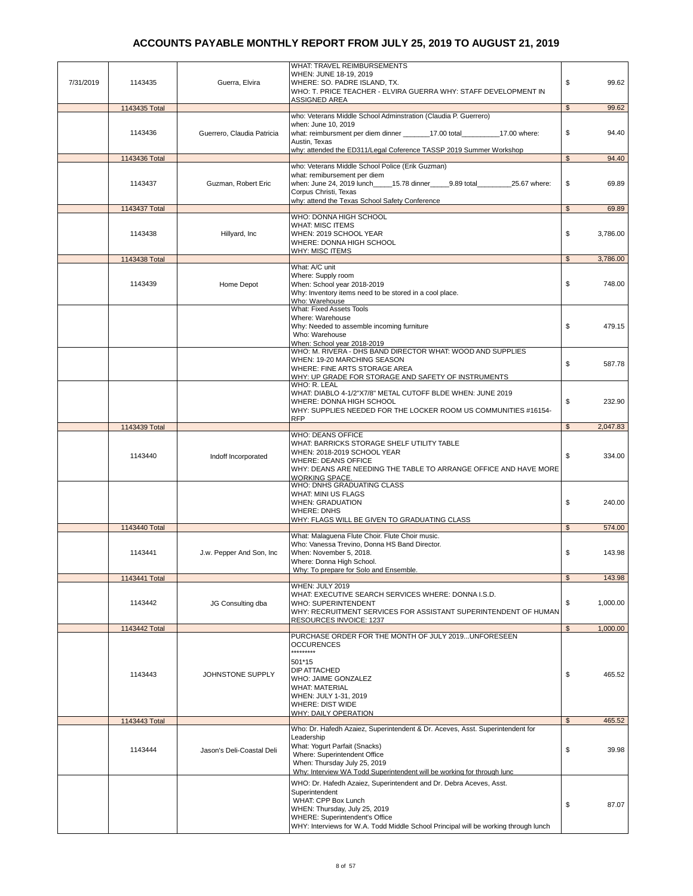# ACCOUNTS PAYABLE MONTHLY REPORT FROM JULY 25, 2019 TO AUGUST 21, 2019

| Date | Check | Vendor | Description | Amount |
|---|---|---|---|---|
| 7/31/2019 | 1143435 | Guerra, Elvira | WHAT: TRAVEL REIMBURSEMENTS<br>WHEN: JUNE 18-19, 2019<br>WHERE: SO. PADRE ISLAND, TX.<br>WHO: T. PRICE TEACHER - ELVIRA GUERRA WHY: STAFF DEVELOPMENT IN ASSIGNED AREA | $ 99.62 |
| | 1143435 Total | | | $ 99.62 |
| | 1143436 | Guerrero, Claudia Patricia | who: Veterans Middle School Adminstration (Claudia P. Guerrero)<br>when: June 10, 2019<br>what: reimbursment per diem dinner _______17.00 total__________17.00 where: Austin, Texas<br>why: attended the ED311/Legal Coference TASSP 2019 Summer Workshop | $ 94.40 |
| | 1143436 Total | | | $ 94.40 |
| | 1143437 | Guzman, Robert Eric | who: Veterans Middle School Police (Erik Guzman)<br>what: remibursement per diem<br>when: June 24, 2019 lunch_____15.78 dinner_____9.89 total_________25.67 where: Corpus Christi, Texas<br>why: attend the Texas School Safety Conference | $ 69.89 |
| | 1143437 Total | | | $ 69.89 |
| | 1143438 | Hillyard, Inc | WHO: DONNA HIGH SCHOOL<br>WHAT: MISC ITEMS<br>WHEN: 2019 SCHOOL YEAR<br>WHERE: DONNA HIGH SCHOOL<br>WHY: MISC ITEMS | $ 3,786.00 |
| | 1143438 Total | | | $ 3,786.00 |
| | 1143439 | Home Depot | What: A/C unit<br>Where: Supply room<br>When: School year 2018-2019<br>Why: Inventory items need to be stored in a cool place.<br>Who: Warehouse | $ 748.00 |
| | | | What: Fixed Assets Tools<br>Where: Warehouse<br>Why: Needed to assemble incoming furniture<br>Who: Warehouse<br>When: School year 2018-2019 | $ 479.15 |
| | | | WHO: M. RIVERA - DHS BAND DIRECTOR WHAT: WOOD AND SUPPLIES<br>WHEN: 19-20 MARCHING SEASON<br>WHERE: FINE ARTS STORAGE AREA<br>WHY: UP GRADE FOR STORAGE AND SAFETY OF INSTRUMENTS | $ 587.78 |
| | | | WHO: R. LEAL<br>WHAT: DIABLO 4-1/2"X7/8" METAL CUTOFF BLDE WHEN: JUNE 2019<br>WHERE: DONNA HIGH SCHOOL<br>WHY: SUPPLIES NEEDED FOR THE LOCKER ROOM US COMMUNITIES #16154-RFP | $ 232.90 |
| | 1143439 Total | | | $ 2,047.83 |
| | 1143440 | Indoff Incorporated | WHO: DEANS OFFICE<br>WHAT: BARRICKS STORAGE SHELF UTILITY TABLE<br>WHEN: 2018-2019 SCHOOL YEAR<br>WHERE: DEANS OFFICE<br>WHY: DEANS ARE NEEDING THE TABLE TO ARRANGE OFFICE AND HAVE MORE WORKING SPACE. | $ 334.00 |
| | | | WHO: DNHS GRADUATING CLASS<br>WHAT: MINI US FLAGS<br>WHEN: GRADUATION<br>WHERE: DNHS<br>WHY: FLAGS WILL BE GIVEN TO GRADUATING CLASS | $ 240.00 |
| | 1143440 Total | | | $ 574.00 |
| | 1143441 | J.w. Pepper And Son, Inc | What: Malaguena Flute Choir. Flute Choir music.<br>Who: Vanessa Trevino, Donna HS Band Director.<br>When: November 5, 2018.<br>Where: Donna High School.<br>Why: To prepare for Solo and Ensemble. | $ 143.98 |
| | 1143441 Total | | | $ 143.98 |
| | 1143442 | JG Consulting dba | WHEN: JULY 2019<br>WHAT: EXECUTIVE SEARCH SERVICES WHERE: DONNA I.S.D.<br>WHO: SUPERINTENDENT<br>WHY: RECRUITMENT SERVICES FOR ASSISTANT SUPERINTENDENT OF HUMAN RESOURCES INVOICE: 1237 | $ 1,000.00 |
| | 1143442 Total | | | $ 1,000.00 |
| | 1143443 | JOHNSTONE SUPPLY | PURCHASE ORDER FOR THE MONTH OF JULY 2019...UNFORESEEN OCCURENCES<br>*********<br>501*15<br>DIP ATTACHED<br>WHO: JAIME GONZALEZ<br>WHAT: MATERIAL<br>WHEN: JULY 1-31, 2019<br>WHERE: DIST WIDE<br>WHY: DAILY OPERATION | $ 465.52 |
| | 1143443 Total | | | $ 465.52 |
| | 1143444 | Jason's Deli-Coastal Deli | Who: Dr. Hafedh Azaiez, Superintendent & Dr. Aceves, Asst. Superintendent for Leadership<br>What: Yogurt Parfait (Snacks)<br>Where: Superintendent Office<br>When: Thursday July 25, 2019<br>Why: Interview WA Todd Superintendent will be working for through lunc | $ 39.98 |
| | | | WHO: Dr. Hafedh Azaiez, Superintendent and Dr. Debra Aceves, Asst. Superintendent<br>WHAT: CPP Box Lunch<br>WHEN: Thursday, July 25, 2019<br>WHERE: Superintendent's Office<br>WHY: Interviews for W.A. Todd Middle School Principal will be working through lunch | $ 87.07 |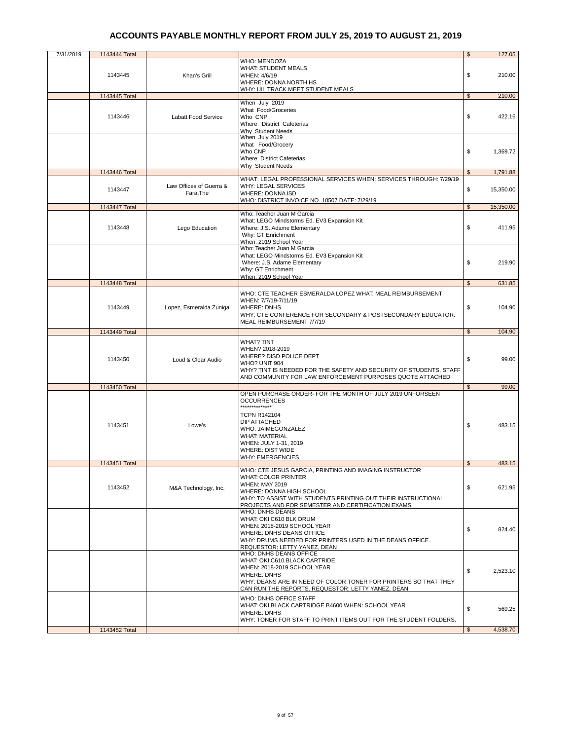# ACCOUNTS PAYABLE MONTHLY REPORT FROM JULY 25, 2019 TO AUGUST 21, 2019

| Date | Check No. | Vendor | Description | Amount |
|---|---|---|---|---|
| 7/31/2019 | 1143444 Total | | | $ 127.05 |
| | 1143445 | Khan's Grill | WHO: MENDOZA<br>WHAT: STUDENT MEALS<br>WHEN: 4/6/19<br>WHERE: DONNA NORTH HS<br>WHY: UIL TRACK MEET STUDENT MEALS | $ 210.00 |
| | 1143445 Total | | | $ 210.00 |
| | 1143446 | Labatt Food Service | When July 2019<br>What Food/Groceries<br>Who CNP<br>Where District Cafeterias<br>Why Student Needs | $ 422.16 |
| | | | When July 2019<br>What Food/Grocery<br>Who CNP<br>Where District Cafeterias<br>Why Student Needs | $ 1,369.72 |
| | 1143446 Total | | | $ 1,791.88 |
| | 1143447 | Law Offices of Guerra & Fara,The | WHAT: LEGAL PROFESSIONAL SERVICES WHEN: SERVICES THROUGH: 7/29/19<br>WHY: LEGAL SERVICES<br>WHERE: DONNA ISD<br>WHO: DISTRICT INVOICE NO. 10507 DATE: 7/29/19 | $ 15,350.00 |
| | 1143447 Total | | | $ 15,350.00 |
| | 1143448 | Lego Education | Who: Teacher Juan M Garcia<br>What: LEGO Mindstorms Ed. EV3 Expansion Kit<br>Where: J.S. Adame Elementary<br>Why: GT Enrichment<br>When: 2019 School Year | $ 411.95 |
| | | | Who: Teacher Juan M Garcia<br>What: LEGO Mindstorms Ed. EV3 Expansion Kit<br>Where: J.S. Adame Elementary<br>Why: GT Enrichment<br>When: 2019 School Year | $ 219.90 |
| | 1143448 Total | | | $ 631.85 |
| | 1143449 | Lopez, Esmeralda Zuniga | WHO: CTE TEACHER ESMERALDA LOPEZ WHAT: MEAL REIMBURSEMENT<br>WHEN: 7/7/19-7/11/19<br>WHERE: DNHS<br>WHY: CTE CONFERENCE FOR SECONDARY & POSTSECONDARY EDUCATOR. MEAL REIMBURSEMENT 7/7/19 | $ 104.90 |
| | 1143449 Total | | | $ 104.90 |
| | 1143450 | Loud & Clear Audio | WHAT? TINT<br>WHEN? 2018-2019<br>WHERE? DISD POLICE DEPT<br>WHO? UNIT 904<br>WHY? TINT IS NEEDED FOR THE SAFETY AND SECURITY OF STUDENTS, STAFF AND COMMUNITY FOR LAW ENFORCEMENT PURPOSES QUOTE ATTACHED | $ 99.00 |
| | 1143450 Total | | | $ 99.00 |
| | 1143451 | Lowe's | OPEN PURCHASE ORDER- FOR THE MONTH OF JULY 2019 UNFORSEEN OCCURRENCES<br>**************<br>TCPN R142104<br>DIP ATTACHED<br>WHO: JAIMEGONZALEZ<br>WHAT: MATERIAL<br>WHEN: JULY 1-31, 2019<br>WHERE: DIST WIDE<br>WHY: EMERGENCIES | $ 483.15 |
| | 1143451 Total | | | $ 483.15 |
| | 1143452 | M&A Technology, Inc. | WHO: CTE JESUS GARCIA, PRINTING AND IMAGING INSTRUCTOR<br>WHAT: COLOR PRINTER<br>WHEN: MAY 2019<br>WHERE: DONNA HIGH SCHOOL<br>WHY: TO ASSIST WITH STUDENTS PRINTING OUT THEIR INSTRUCTIONAL PROJECTS AND FOR SEMESTER AND CERTIFICATION EXAMS | $ 621.95 |
| | | | WHO: DNHS DEANS<br>WHAT: OKI C610 BLK DRUM<br>WHEN: 2018-2019 SCHOOL YEAR<br>WHERE: DNHS DEANS OFFICE<br>WHY: DRUMS NEEDED FOR PRINTERS USED IN THE DEANS OFFICE.<br>REQUESTOR: LETTY YANEZ, DEAN | $ 824.40 |
| | | | WHO: DNHS DEANS OFFICE<br>WHAT: OKI C610 BLACK CARTRIDE<br>WHEN: 2018-2019 SCHOOL YEAR<br>WHERE: DNHS<br>WHY: DEANS ARE IN NEED OF COLOR TONER FOR PRINTERS SO THAT THEY CAN RUN THE REPORTS. REQUESTOR: LETTY YANEZ, DEAN | $ 2,523.10 |
| | | | WHO: DNHS OFFICE STAFF<br>WHAT: OKI BLACK CARTRIDGE B4600 WHEN: SCHOOL YEAR<br>WHERE: DNHS<br>WHY: TONER FOR STAFF TO PRINT ITEMS OUT FOR THE STUDENT FOLDERS. | $ 569.25 |
| | 1143452 Total | | | $ 4,538.70 |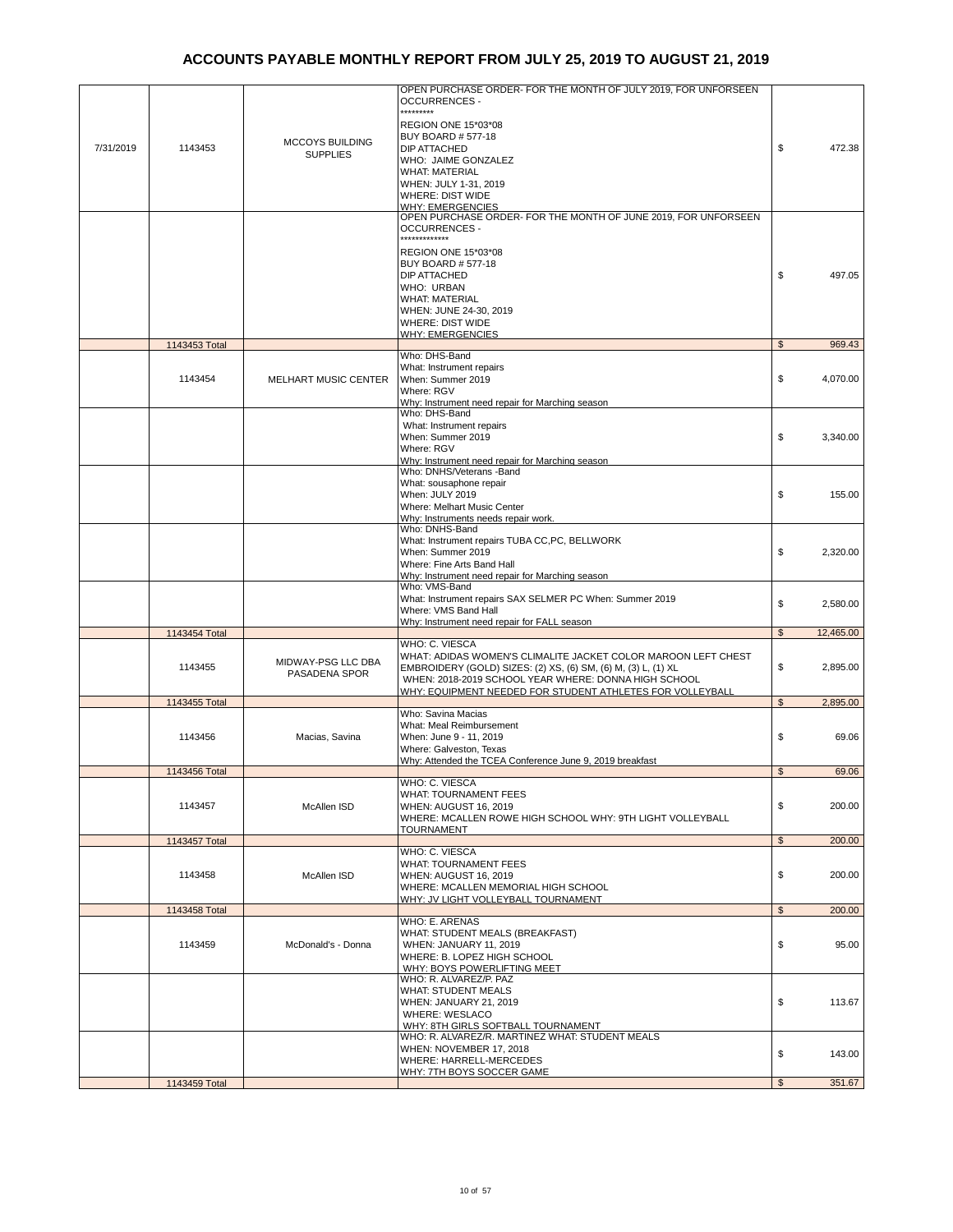# ACCOUNTS PAYABLE MONTHLY REPORT FROM JULY 25, 2019 TO AUGUST 21, 2019

| | | | | |
|---|---|---|---|---|
| 7/31/2019 | 1143453 | MCCOYS BUILDING SUPPLIES | OPEN PURCHASE ORDER- FOR THE MONTH OF JULY 2019, FOR UNFORSEEN OCCURRENCES - ********* REGION ONE 15*03*08 BUY BOARD # 577-18 DIP ATTACHED WHO: JAIME GONZALEZ WHAT: MATERIAL WHEN: JULY 1-31, 2019 WHERE: DIST WIDE WHY: EMERGENCIES | $ 472.38 |
| | | | OPEN PURCHASE ORDER- FOR THE MONTH OF JUNE 2019, FOR UNFORSEEN OCCURRENCES - ************* REGION ONE 15*03*08 BUY BOARD # 577-18 DIP ATTACHED WHO: URBAN WHAT: MATERIAL WHEN: JUNE 24-30, 2019 WHERE: DIST WIDE WHY: EMERGENCIES | $ 497.05 |
| | 1143453 Total | | | $ 969.43 |
| | 1143454 | MELHART MUSIC CENTER | Who: DHS-Band What: Instrument repairs When: Summer 2019 Where: RGV Why: Instrument need repair for Marching season | $ 4,070.00 |
| | | | Who: DHS-Band What: Instrument repairs When: Summer 2019 Where: RGV Why: Instrument need repair for Marching season | $ 3,340.00 |
| | | | Who: DNHS/Veterans -Band What: sousaphone repair When: JULY 2019 Where: Melhart Music Center Why: Instruments needs repair work. | $ 155.00 |
| | | | Who: DNHS-Band What: Instrument repairs TUBA CC,PC, BELLWORK When: Summer 2019 Where: Fine Arts Band Hall Why: Instrument need repair for Marching season | $ 2,320.00 |
| | | | Who: VMS-Band What: Instrument repairs SAX SELMER PC When: Summer 2019 Where: VMS Band Hall Why: Instrument need repair for FALL season | $ 2,580.00 |
| | 1143454 Total | | | $ 12,465.00 |
| | 1143455 | MIDWAY-PSG LLC DBA PASADENA SPOR | WHO: C. VIESCA WHAT: ADIDAS WOMEN'S CLIMALITE JACKET COLOR MAROON LEFT CHEST EMBROIDERY (GOLD) SIZES: (2) XS, (6) SM, (6) M, (3) L, (1) XL WHEN: 2018-2019 SCHOOL YEAR WHERE: DONNA HIGH SCHOOL WHY: EQUIPMENT NEEDED FOR STUDENT ATHLETES FOR VOLLEYBALL | $ 2,895.00 |
| | 1143455 Total | | | $ 2,895.00 |
| | 1143456 | Macias, Savina | Who: Savina Macias What: Meal Reimbursement When: June 9 - 11, 2019 Where: Galveston, Texas Why: Attended the TCEA Conference June 9, 2019 breakfast | $ 69.06 |
| | 1143456 Total | | | $ 69.06 |
| | 1143457 | McAllen ISD | WHO: C. VIESCA WHAT: TOURNAMENT FEES WHEN: AUGUST 16, 2019 WHERE: MCALLEN ROWE HIGH SCHOOL WHY: 9TH LIGHT VOLLEYBALL TOURNAMENT | $ 200.00 |
| | 1143457 Total | | | $ 200.00 |
| | 1143458 | McAllen ISD | WHO: C. VIESCA WHAT: TOURNAMENT FEES WHEN: AUGUST 16, 2019 WHERE: MCALLEN MEMORIAL HIGH SCHOOL WHY: JV LIGHT VOLLEYBALL TOURNAMENT | $ 200.00 |
| | 1143458 Total | | | $ 200.00 |
| | 1143459 | McDonald's - Donna | WHO: E. ARENAS WHAT: STUDENT MEALS (BREAKFAST) WHEN: JANUARY 11, 2019 WHERE: B. LOPEZ HIGH SCHOOL WHY: BOYS POWERLIFTING MEET | $ 95.00 |
| | | | WHO: R. ALVAREZ/P. PAZ WHAT: STUDENT MEALS WHEN: JANUARY 21, 2019 WHERE: WESLACO WHY: 8TH GIRLS SOFTBALL TOURNAMENT | $ 113.67 |
| | | | WHO: R. ALVAREZ/R. MARTINEZ WHAT: STUDENT MEALS WHEN: NOVEMBER 17, 2018 WHERE: HARRELL-MERCEDES WHY: 7TH BOYS SOCCER GAME | $ 143.00 |
| | 1143459 Total | | | $ 351.67 |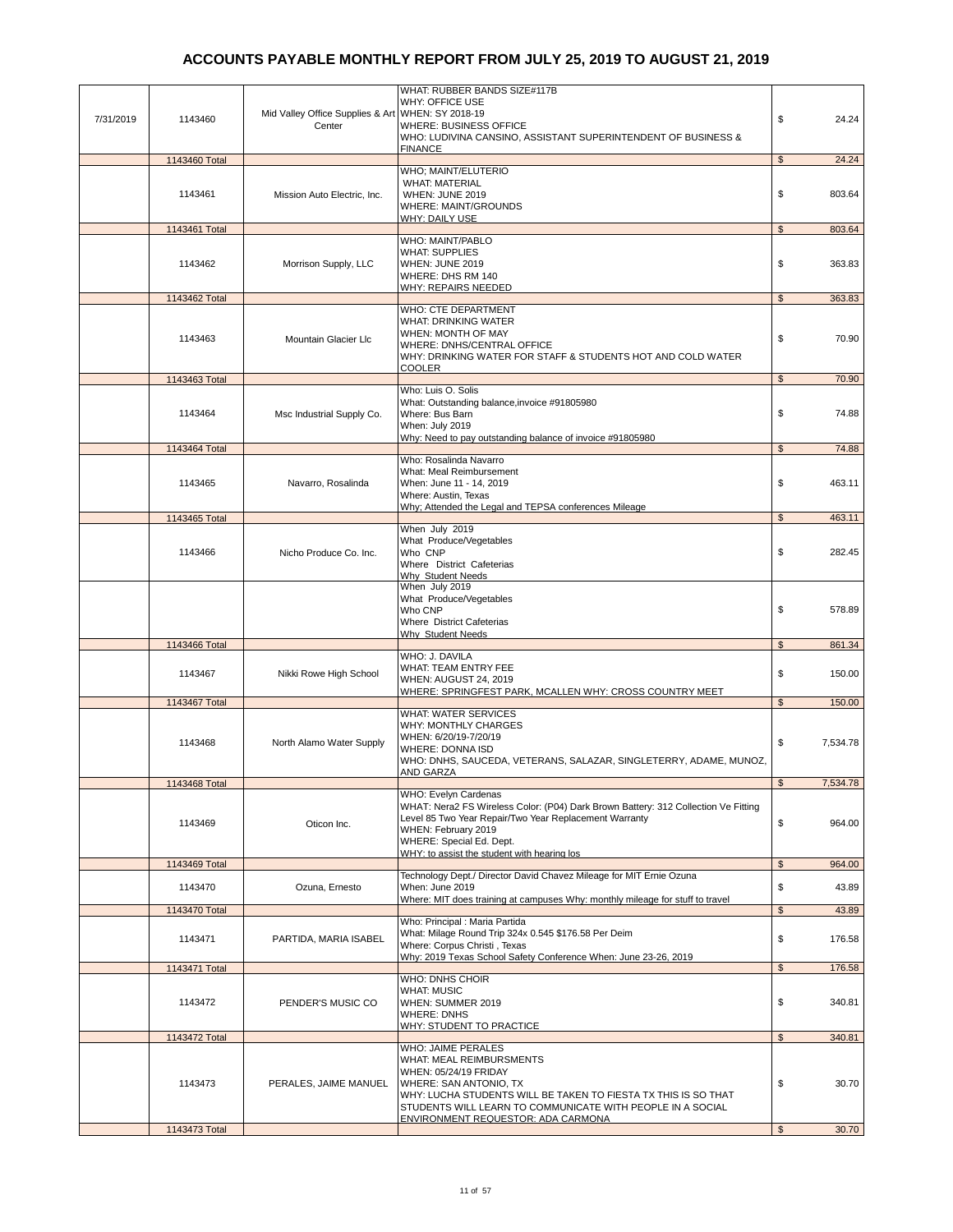# ACCOUNTS PAYABLE MONTHLY REPORT FROM JULY 25, 2019 TO AUGUST 21, 2019

| Date | Check # | Vendor | Description | Amount |
|---|---|---|---|---|
| 7/31/2019 | 1143460 | Mid Valley Office Supplies & Art Center | WHAT: RUBBER BANDS SIZE#117B<br>WHY: OFFICE USE<br>WHEN: SY 2018-19<br>WHERE: BUSINESS OFFICE<br>WHO: LUDIVINA CANSINO, ASSISTANT SUPERINTENDENT OF BUSINESS & FINANCE | $ 24.24 |
| | 1143460 Total | | | $ 24.24 |
| | 1143461 | Mission Auto Electric, Inc. | WHO; MAINT/ELUTERIO<br>WHAT: MATERIAL<br>WHEN: JUNE 2019<br>WHERE: MAINT/GROUNDS<br>WHY: DAILY USE | $ 803.64 |
| | 1143461 Total | | | $ 803.64 |
| | 1143462 | Morrison Supply, LLC | WHO: MAINT/PABLO<br>WHAT: SUPPLIES<br>WHEN: JUNE 2019<br>WHERE: DHS RM 140<br>WHY: REPAIRS NEEDED | $ 363.83 |
| | 1143462 Total | | | $ 363.83 |
| | 1143463 | Mountain Glacier Llc | WHO: CTE DEPARTMENT<br>WHAT: DRINKING WATER<br>WHEN: MONTH OF MAY<br>WHERE: DNHS/CENTRAL OFFICE<br>WHY: DRINKING WATER FOR STAFF & STUDENTS HOT AND COLD WATER COOLER | $ 70.90 |
| | 1143463 Total | | | $ 70.90 |
| | 1143464 | Msc Industrial Supply Co. | Who: Luis O. Solis<br>What: Outstanding balance,invoice #91805980<br>Where: Bus Barn<br>When: July 2019<br>Why: Need to pay outstanding balance of invoice #91805980 | $ 74.88 |
| | 1143464 Total | | | $ 74.88 |
| | 1143465 | Navarro, Rosalinda | Who: Rosalinda Navarro<br>What: Meal Reimbursement<br>When: June 11 - 14, 2019<br>Where: Austin, Texas<br>Why; Attended the Legal and TEPSA conferences Mileage | $ 463.11 |
| | 1143465 Total | | | $ 463.11 |
| | 1143466 | Nicho Produce Co. Inc. | When July 2019<br>What Produce/Vegetables<br>Who CNP<br>Where District Cafeterias<br>Why Student Needs | $ 282.45 |
| | | | When July 2019<br>What Produce/Vegetables<br>Who CNP<br>Where District Cafeterias<br>Why Student Needs | $ 578.89 |
| | 1143466 Total | | | $ 861.34 |
| | 1143467 | Nikki Rowe High School | WHO: J. DAVILA<br>WHAT: TEAM ENTRY FEE<br>WHEN: AUGUST 24, 2019<br>WHERE: SPRINGFEST PARK, MCALLEN WHY: CROSS COUNTRY MEET | $ 150.00 |
| | 1143467 Total | | | $ 150.00 |
| | 1143468 | North Alamo Water Supply | WHAT: WATER SERVICES<br>WHY: MONTHLY CHARGES<br>WHEN: 6/20/19-7/20/19<br>WHERE: DONNA ISD<br>WHO: DNHS, SAUCEDA, VETERANS, SALAZAR, SINGLETERRY, ADAME, MUNOZ, AND GARZA | $ 7,534.78 |
| | 1143468 Total | | | $ 7,534.78 |
| | 1143469 | Oticon Inc. | WHO: Evelyn Cardenas<br>WHAT: Nera2 FS Wireless Color: (P04) Dark Brown Battery: 312 Collection Ve Fitting Level 85 Two Year Repair/Two Year Replacement Warranty<br>WHEN: February 2019<br>WHERE: Special Ed. Dept.<br>WHY: to assist the student with hearing los | $ 964.00 |
| | 1143469 Total | | | $ 964.00 |
| | 1143470 | Ozuna, Ernesto | Technology Dept./ Director David Chavez Mileage for MIT Ernie Ozuna<br>When: June 2019<br>Where: MIT does training at campuses Why: monthly mileage for stuff to travel | $ 43.89 |
| | 1143470 Total | | | $ 43.89 |
| | 1143471 | PARTIDA, MARIA ISABEL | Who: Principal : Maria Partida<br>What: Milage Round Trip 324x 0.545 $176.58 Per Deim<br>Where: Corpus Christi , Texas<br>Why: 2019 Texas School Safety Conference When: June 23-26, 2019 | $ 176.58 |
| | 1143471 Total | | | $ 176.58 |
| | 1143472 | PENDER'S MUSIC CO | WHO: DNHS CHOIR<br>WHAT: MUSIC<br>WHEN: SUMMER 2019<br>WHERE: DNHS<br>WHY: STUDENT TO PRACTICE | $ 340.81 |
| | 1143472 Total | | | $ 340.81 |
| | 1143473 | PERALES, JAIME MANUEL | WHO: JAIME PERALES<br>WHAT: MEAL REIMBURSMENTS<br>WHEN: 05/24/19 FRIDAY<br>WHERE: SAN ANTONIO, TX<br>WHY: LUCHA STUDENTS WILL BE TAKEN TO FIESTA TX THIS IS SO THAT STUDENTS WILL LEARN TO COMMUNICATE WITH PEOPLE IN A SOCIAL ENVIRONMENT REQUESTOR: ADA CARMONA | $ 30.70 |
| | 1143473 Total | | | $ 30.70 |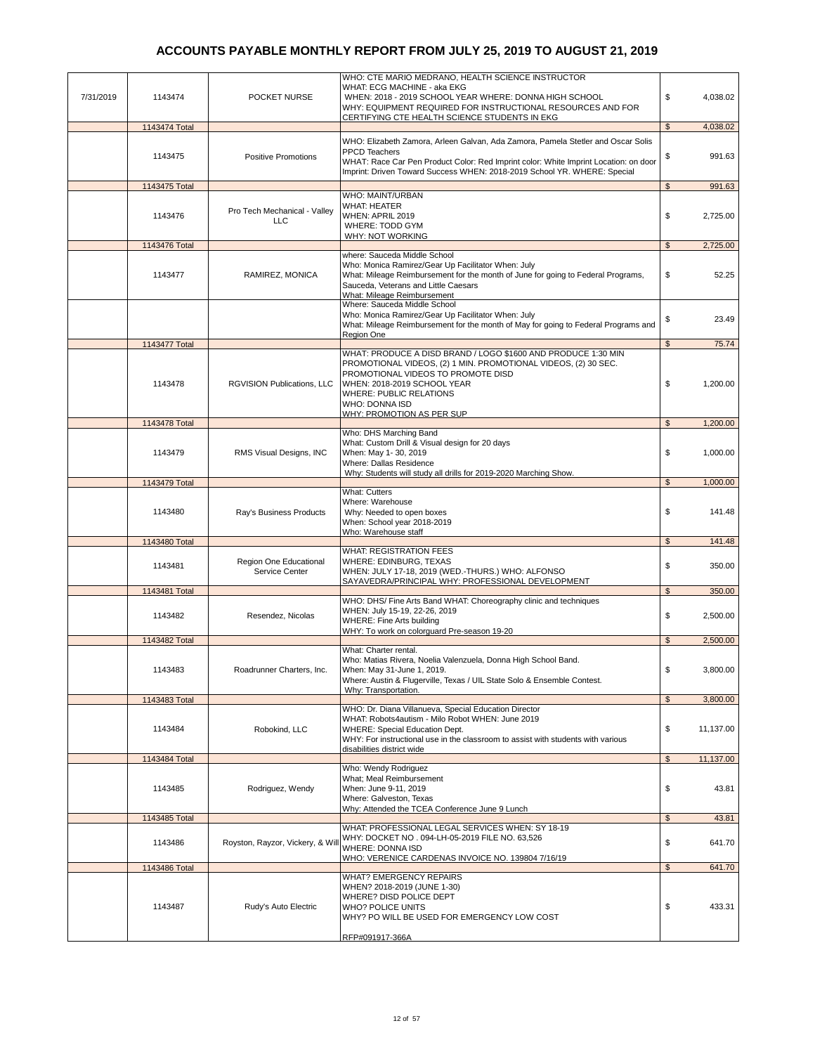# ACCOUNTS PAYABLE MONTHLY REPORT FROM JULY 25, 2019 TO AUGUST 21, 2019

| Date | Check No. | Vendor | Description | Amount |
|---|---|---|---|---|
| 7/31/2019 | 1143474 | POCKET NURSE | WHO: CTE MARIO MEDRANO, HEALTH SCIENCE INSTRUCTOR WHAT: ECG MACHINE - aka EKG WHEN: 2018 - 2019 SCHOOL YEAR WHERE: DONNA HIGH SCHOOL WHY: EQUIPMENT REQUIRED FOR INSTRUCTIONAL RESOURCES AND FOR CERTIFYING CTE HEALTH SCIENCE STUDENTS IN EKG | $ 4,038.02 |
| | 1143474 Total | | | $ 4,038.02 |
| | 1143475 | Positive Promotions | WHO: Elizabeth Zamora, Arleen Galvan, Ada Zamora, Pamela Stetler and Oscar Solis PPCD Teachers WHAT: Race Car Pen Product Color: Red Imprint color: White Imprint Location: on door Imprint: Driven Toward Success WHEN: 2018-2019 School YR. WHERE: Special | $ 991.63 |
| | 1143475 Total | | | $ 991.63 |
| | 1143476 | Pro Tech Mechanical - Valley LLC | WHO: MAINT/URBAN WHAT: HEATER WHEN: APRIL 2019 WHERE: TODD GYM WHY: NOT WORKING | $ 2,725.00 |
| | 1143476 Total | | | $ 2,725.00 |
| | 1143477 | RAMIREZ, MONICA | where: Sauceda Middle School Who: Monica Ramirez/Gear Up Facilitator When: July What: Mileage Reimbursement for the month of June for going to Federal Programs, Sauceda, Veterans and Little Caesars What: Mileage Reimbursement | $ 52.25 |
| | | | Where: Sauceda Middle School Who: Monica Ramirez/Gear Up Facilitator When: July What: Mileage Reimbursement for the month of May for going to Federal Programs and Region One | $ 23.49 |
| | 1143477 Total | | | $ 75.74 |
| | 1143478 | RGVISION Publications, LLC | WHAT: PRODUCE A DISD BRAND / LOGO $1600 AND PRODUCE 1:30 MIN PROMOTIONAL VIDEOS, (2) 1 MIN. PROMOTIONAL VIDEOS, (2) 30 SEC. PROMOTIONAL VIDEOS TO PROMOTE DISD WHEN: 2018-2019 SCHOOL YEAR WHERE: PUBLIC RELATIONS WHO: DONNA ISD WHY: PROMOTION AS PER SUP | $ 1,200.00 |
| | 1143478 Total | | | $ 1,200.00 |
| | 1143479 | RMS Visual Designs, INC | Who: DHS Marching Band What: Custom Drill & Visual design for 20 days When: May 1- 30, 2019 Where: Dallas Residence Why: Students will study all drills for 2019-2020 Marching Show. | $ 1,000.00 |
| | 1143479 Total | | | $ 1,000.00 |
| | 1143480 | Ray's Business Products | What: Cutters Where: Warehouse Why: Needed to open boxes When: School year 2018-2019 Who: Warehouse staff | $ 141.48 |
| | 1143480 Total | | | $ 141.48 |
| | 1143481 | Region One Educational Service Center | WHAT: REGISTRATION FEES WHERE: EDINBURG, TEXAS WHEN: JULY 17-18, 2019 (WED.-THURS.) WHO: ALFONSO SAYAVEDRA/PRINCIPAL WHY: PROFESSIONAL DEVELOPMENT | $ 350.00 |
| | 1143481 Total | | | $ 350.00 |
| | 1143482 | Resendez, Nicolas | WHO: DHS/ Fine Arts Band WHAT: Choreography clinic and techniques WHEN: July 15-19, 22-26, 2019 WHERE: Fine Arts building WHY: To work on colorguard Pre-season 19-20 | $ 2,500.00 |
| | 1143482 Total | | | $ 2,500.00 |
| | 1143483 | Roadrunner Charters, Inc. | What: Charter rental. Who: Matias Rivera, Noelia Valenzuela, Donna High School Band. When: May 31-June 1, 2019. Where: Austin & Flugerville, Texas / UIL State Solo & Ensemble Contest. Why: Transportation. | $ 3,800.00 |
| | 1143483 Total | | | $ 3,800.00 |
| | 1143484 | Robokind, LLC | WHO: Dr. Diana Villanueva, Special Education Director WHAT: Robots4autism - Milo Robot WHEN: June 2019 WHERE: Special Education Dept. WHY: For instructional use in the classroom to assist with students with various disabilities district wide | $ 11,137.00 |
| | 1143484 Total | | | $ 11,137.00 |
| | 1143485 | Rodriguez, Wendy | Who: Wendy Rodriguez What; Meal Reimbursement When: June 9-11, 2019 Where: Galveston, Texas Why: Attended the TCEA Conference June 9 Lunch | $ 43.81 |
| | 1143485 Total | | | $ 43.81 |
| | 1143486 | Royston, Rayzor, Vickery, & Will | WHAT: PROFESSIONAL LEGAL SERVICES WHEN: SY 18-19 WHY: DOCKET NO . 094-LH-05-2019 FILE NO. 63,526 WHERE: DONNA ISD WHO: VERENICE CARDENAS INVOICE NO. 139804 7/16/19 | $ 641.70 |
| | 1143486 Total | | | $ 641.70 |
| | 1143487 | Rudy's Auto Electric | WHAT? EMERGENCY REPAIRS WHEN? 2018-2019 (JUNE 1-30) WHERE? DISD POLICE DEPT WHO? POLICE UNITS WHY? PO WILL BE USED FOR EMERGENCY LOW COST RFP#091917-366A | $ 433.31 |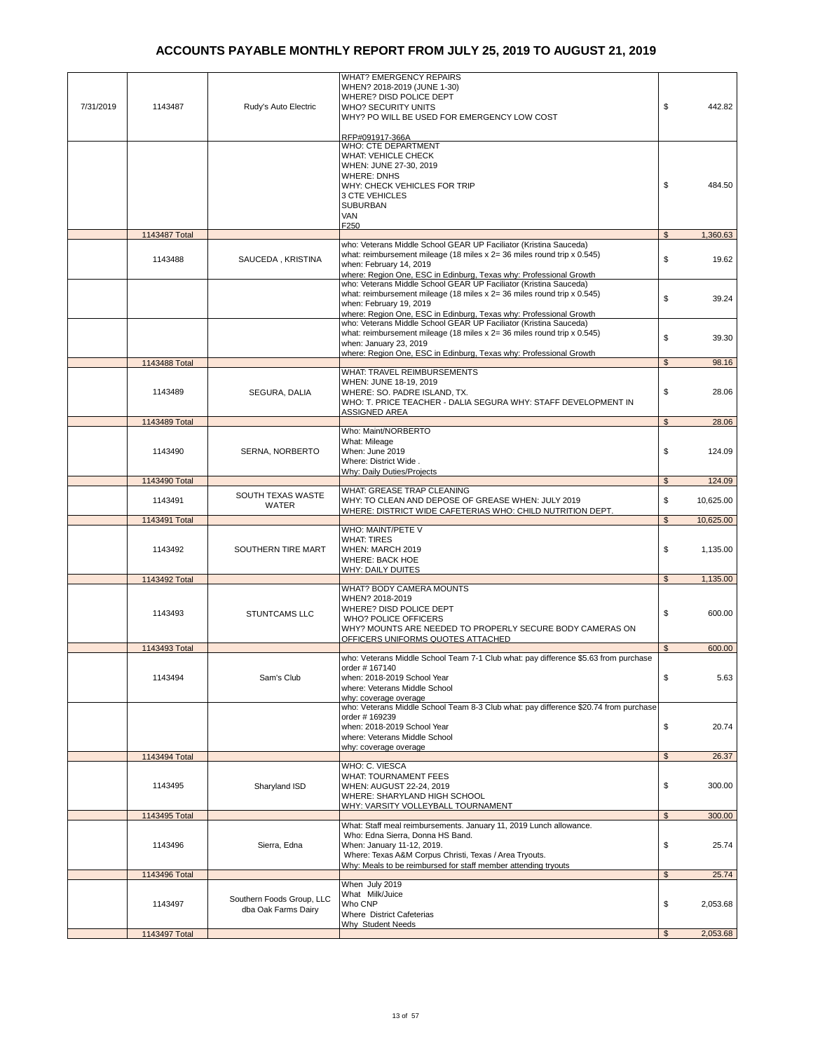# ACCOUNTS PAYABLE MONTHLY REPORT FROM JULY 25, 2019 TO AUGUST 21, 2019

| Date | Check # | Vendor | Description | Amount |
|---|---|---|---|---|
| 7/31/2019 | 1143487 | Rudy's Auto Electric | WHAT? EMERGENCY REPAIRS<br>WHEN? 2018-2019 (JUNE 1-30)<br>WHERE? DISD POLICE DEPT<br>WHO? SECURITY UNITS<br>WHY? PO WILL BE USED FOR EMERGENCY LOW COST<br><br>RFP#091917-366A | $ 442.82 |
| | | | WHO: CTE DEPARTMENT<br>WHAT: VEHICLE CHECK<br>WHEN: JUNE 27-30, 2019<br>WHERE: DNHS<br>WHY: CHECK VEHICLES FOR TRIP<br>3 CTE VEHICLES<br>SUBURBAN<br>VAN<br>F250 | $ 484.50 |
| | 1143487 Total | | | $ 1,360.63 |
| | 1143488 | SAUCEDA , KRISTINA | who: Veterans Middle School GEAR UP Faciliator (Kristina Sauceda)<br>what: reimbursement mileage (18 miles x 2= 36 miles round trip x 0.545)<br>when: February 14, 2019<br>where: Region One, ESC in Edinburg, Texas why: Professional Growth | $ 19.62 |
| | | | who: Veterans Middle School GEAR UP Faciliator (Kristina Sauceda)<br>what: reimbursement mileage (18 miles x 2= 36 miles round trip x 0.545)<br>when: February 19, 2019<br>where: Region One, ESC in Edinburg, Texas why: Professional Growth | $ 39.24 |
| | | | who: Veterans Middle School GEAR UP Faciliator (Kristina Sauceda)<br>what: reimbursement mileage (18 miles x 2= 36 miles round trip x 0.545)<br>when: January 23, 2019<br>where: Region One, ESC in Edinburg, Texas why: Professional Growth | $ 39.30 |
| | 1143488 Total | | | $ 98.16 |
| | 1143489 | SEGURA, DALIA | WHAT: TRAVEL REIMBURSEMENTS<br>WHEN: JUNE 18-19, 2019<br>WHERE: SO. PADRE ISLAND, TX.<br>WHO: T. PRICE TEACHER - DALIA SEGURA WHY: STAFF DEVELOPMENT IN ASSIGNED AREA | $ 28.06 |
| | 1143489 Total | | | $ 28.06 |
| | 1143490 | SERNA, NORBERTO | Who: Maint/NORBERTO<br>What: Mileage<br>When: June 2019<br>Where: District Wide .<br>Why: Daily Duties/Projects | $ 124.09 |
| | 1143490 Total | | | $ 124.09 |
| | 1143491 | SOUTH TEXAS WASTE WATER | WHAT: GREASE TRAP CLEANING<br>WHY: TO CLEAN AND DEPOSE OF GREASE WHEN: JULY 2019<br>WHERE: DISTRICT WIDE CAFETERIAS WHO: CHILD NUTRITION DEPT. | $ 10,625.00 |
| | 1143491 Total | | | $ 10,625.00 |
| | 1143492 | SOUTHERN TIRE MART | WHO: MAINT/PETE V<br>WHAT: TIRES<br>WHEN: MARCH 2019<br>WHERE: BACK HOE<br>WHY: DAILY DUITES | $ 1,135.00 |
| | 1143492 Total | | | $ 1,135.00 |
| | 1143493 | STUNTCAMS LLC | WHAT? BODY CAMERA MOUNTS<br>WHEN? 2018-2019<br>WHERE? DISD POLICE DEPT<br>WHO? POLICE OFFICERS<br>WHY? MOUNTS ARE NEEDED TO PROPERLY SECURE BODY CAMERAS ON OFFICERS UNIFORMS QUOTES ATTACHED | $ 600.00 |
| | 1143493 Total | | | $ 600.00 |
| | 1143494 | Sam's Club | who: Veterans Middle School Team 7-1 Club what: pay difference $5.63 from purchase order # 167140<br>when: 2018-2019 School Year<br>where: Veterans Middle School<br>why: coverage overage | $ 5.63 |
| | | | who: Veterans Middle School Team 8-3 Club what: pay difference $20.74 from purchase order # 169239<br>when: 2018-2019 School Year<br>where: Veterans Middle School<br>why: coverage overage | $ 20.74 |
| | 1143494 Total | | | $ 26.37 |
| | 1143495 | Sharyland ISD | WHO: C. VIESCA<br>WHAT: TOURNAMENT FEES<br>WHEN: AUGUST 22-24, 2019<br>WHERE: SHARYLAND HIGH SCHOOL<br>WHY: VARSITY VOLLEYBALL TOURNAMENT | $ 300.00 |
| | 1143495 Total | | | $ 300.00 |
| | 1143496 | Sierra, Edna | What: Staff meal reimbursements. January 11, 2019 Lunch allowance.<br>Who: Edna Sierra, Donna HS Band.<br>When: January 11-12, 2019.<br>Where: Texas A&M Corpus Christi, Texas / Area Tryouts.<br>Why: Meals to be reimbursed for staff member attending tryouts | $ 25.74 |
| | 1143496 Total | | | $ 25.74 |
| | 1143497 | Southern Foods Group, LLC dba Oak Farms Dairy | When July 2019<br>What Milk/Juice<br>Who CNP<br>Where District Cafeterias<br>Why Student Needs | $ 2,053.68 |
| | 1143497 Total | | | $ 2,053.68 |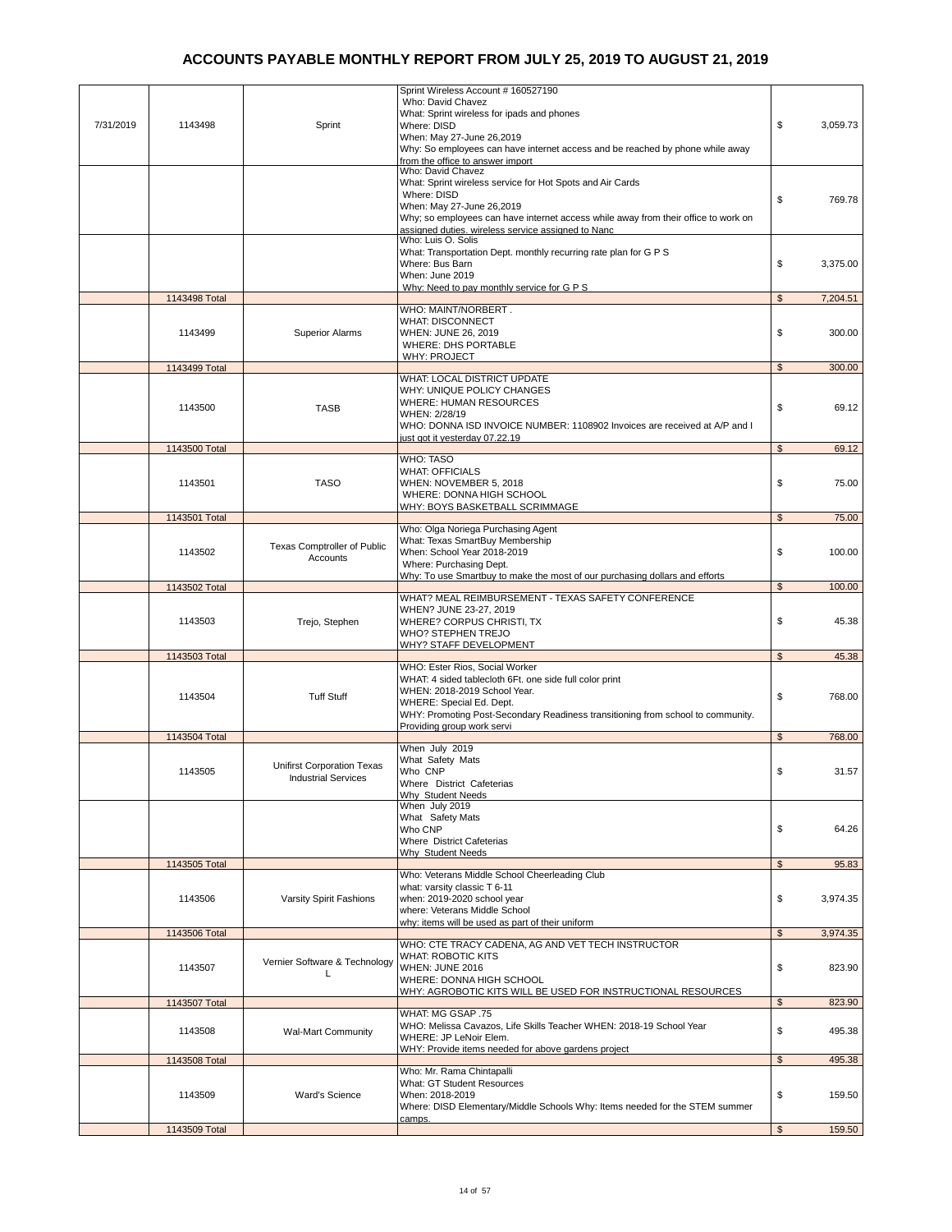# ACCOUNTS PAYABLE MONTHLY REPORT FROM JULY 25, 2019 TO AUGUST 21, 2019

| Date | Check | Vendor | Description | Amount |
|---|---|---|---|---|
| 7/31/2019 | 1143498 | Sprint | Sprint Wireless Account # 160527190<br>Who: David Chavez<br>What: Sprint wireless for ipads and phones<br>Where: DISD<br>When: May 27-June 26,2019<br>Why: So employees can have internet access and be reached by phone while away from the office to answer import | $ 3,059.73 |
| | | | Who: David Chavez<br>What: Sprint wireless service for Hot Spots and Air Cards<br>Where: DISD<br>When: May 27-June 26,2019<br>Why; so employees can have internet access while away from their office to work on assigned duties. wireless service assigned to Nanc | $ 769.78 |
| | | | Who: Luis O. Solis<br>What: Transportation Dept. monthly recurring rate plan for G P S<br>Where: Bus Barn<br>When: June 2019<br>Why: Need to pay monthly service for G P S | $ 3,375.00 |
| | 1143498 Total | | | $ 7,204.51 |
| | 1143499 | Superior Alarms | WHO: MAINT/NORBERT .<br>WHAT: DISCONNECT<br>WHEN: JUNE 26, 2019<br>WHERE: DHS PORTABLE<br>WHY: PROJECT | $ 300.00 |
| | 1143499 Total | | | $ 300.00 |
| | 1143500 | TASB | WHAT: LOCAL DISTRICT UPDATE<br>WHY: UNIQUE POLICY CHANGES<br>WHERE: HUMAN RESOURCES<br>WHEN: 2/28/19<br>WHO: DONNA ISD INVOICE NUMBER: 1108902 Invoices are received at A/P and I just got it yesterday 07.22.19 | $ 69.12 |
| | 1143500 Total | | | $ 69.12 |
| | 1143501 | TASO | WHO: TASO<br>WHAT: OFFICIALS<br>WHEN: NOVEMBER 5, 2018<br>WHERE: DONNA HIGH SCHOOL<br>WHY: BOYS BASKETBALL SCRIMMAGE | $ 75.00 |
| | 1143501 Total | | | $ 75.00 |
| | 1143502 | Texas Comptroller of Public Accounts | Who: Olga Noriega Purchasing Agent<br>What: Texas SmartBuy Membership<br>When: School Year 2018-2019<br>Where: Purchasing Dept.<br>Why: To use Smartbuy to make the most of our purchasing dollars and efforts | $ 100.00 |
| | 1143502 Total | | | $ 100.00 |
| | 1143503 | Trejo, Stephen | WHAT? MEAL REIMBURSEMENT - TEXAS SAFETY CONFERENCE<br>WHEN? JUNE 23-27, 2019<br>WHERE? CORPUS CHRISTI, TX<br>WHO? STEPHEN TREJO<br>WHY? STAFF DEVELOPMENT | $ 45.38 |
| | 1143503 Total | | | $ 45.38 |
| | 1143504 | Tuff Stuff | WHO: Ester Rios, Social Worker<br>WHAT: 4 sided tablecloth 6Ft. one side full color print<br>WHEN: 2018-2019 School Year.<br>WHERE: Special Ed. Dept.<br>WHY: Promoting Post-Secondary Readiness transitioning from school to community. Providing group work servi | $ 768.00 |
| | 1143504 Total | | | $ 768.00 |
| | 1143505 | Unifirst Corporation Texas Industrial Services | When July 2019<br>What Safety Mats<br>Who CNP<br>Where District Cafeterias<br>Why Student Needs | $ 31.57 |
| | | | When July 2019<br>What Safety Mats<br>Who CNP<br>Where District Cafeterias<br>Why Student Needs | $ 64.26 |
| | 1143505 Total | | | $ 95.83 |
| | 1143506 | Varsity Spirit Fashions | Who: Veterans Middle School Cheerleading Club<br>what: varsity classic T 6-11<br>when: 2019-2020 school year<br>where: Veterans Middle School<br>why: items will be used as part of their uniform | $ 3,974.35 |
| | 1143506 Total | | | $ 3,974.35 |
| | 1143507 | Vernier Software & Technology L | WHO: CTE TRACY CADENA, AG AND VET TECH INSTRUCTOR<br>WHAT: ROBOTIC KITS<br>WHEN: JUNE 2016<br>WHERE: DONNA HIGH SCHOOL<br>WHY: AGROBOTIC KITS WILL BE USED FOR INSTRUCTIONAL RESOURCES | $ 823.90 |
| | 1143507 Total | | | $ 823.90 |
| | 1143508 | Wal-Mart Community | WHAT: MG GSAP .75<br>WHO: Melissa Cavazos, Life Skills Teacher WHEN: 2018-19 School Year<br>WHERE: JP LeNoir Elem.<br>WHY: Provide items needed for above gardens project | $ 495.38 |
| | 1143508 Total | | | $ 495.38 |
| | 1143509 | Ward's Science | Who: Mr. Rama Chintapalli<br>What: GT Student Resources<br>When: 2018-2019<br>Where: DISD Elementary/Middle Schools Why: Items needed for the STEM summer camps. | $ 159.50 |
| | 1143509 Total | | | $ 159.50 |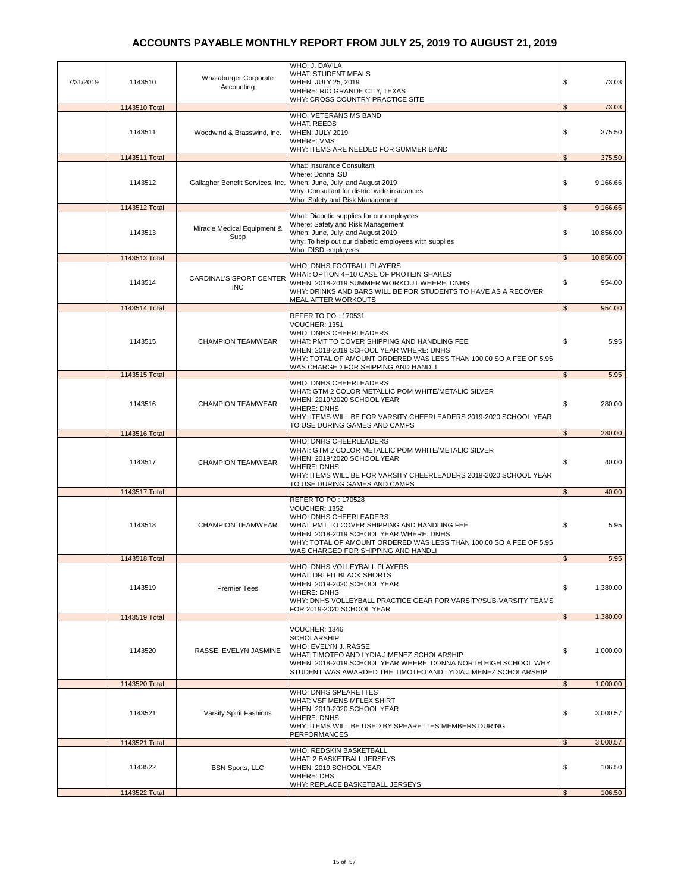# ACCOUNTS PAYABLE MONTHLY REPORT FROM JULY 25, 2019 TO AUGUST 21, 2019

| Date | Check | Vendor | Description | Amount |
|---|---|---|---|---|
| 7/31/2019 | 1143510 | Whataburger Corporate Accounting | WHO: J. DAVILA<br>WHAT: STUDENT MEALS<br>WHEN: JULY 25, 2019<br>WHERE: RIO GRANDE CITY, TEXAS<br>WHY: CROSS COUNTRY PRACTICE SITE | $ 73.03 |
| | 1143510 Total | | | $ 73.03 |
| | 1143511 | Woodwind & Brasswind, Inc. | WHO: VETERANS MS BAND<br>WHAT: REEDS<br>WHEN: JULY 2019<br>WHERE: VMS<br>WHY: ITEMS ARE NEEDED FOR SUMMER BAND | $ 375.50 |
| | 1143511 Total | | | $ 375.50 |
| | 1143512 | Gallagher Benefit Services, Inc. | What: Insurance Consultant<br>Where: Donna ISD<br>When: June, July, and August 2019<br>Why: Consultant for district wide insurances<br>Who: Safety and Risk Management | $ 9,166.66 |
| | 1143512 Total | | | $ 9,166.66 |
| | 1143513 | Miracle Medical Equipment & Supp | What: Diabetic supplies for our employees<br>Where: Safety and Risk Management<br>When: June, July, and August 2019<br>Why: To help out our diabetic employees with supplies<br>Who: DISD employees | $ 10,856.00 |
| | 1143513 Total | | | $ 10,856.00 |
| | 1143514 | CARDINAL'S SPORT CENTER INC | WHO: DNHS FOOTBALL PLAYERS<br>WHAT: OPTION 4--10 CASE OF PROTEIN SHAKES<br>WHEN: 2018-2019 SUMMER WORKOUT WHERE: DNHS<br>WHY: DRINKS AND BARS WILL BE FOR STUDENTS TO HAVE AS A RECOVER MEAL AFTER WORKOUTS | $ 954.00 |
| | 1143514 Total | | | $ 954.00 |
| | 1143515 | CHAMPION TEAMWEAR | REFER TO PO : 170531<br>VOUCHER: 1351<br>WHO: DNHS CHEERLEADERS<br>WHAT: PMT TO COVER SHIPPING AND HANDLING FEE<br>WHEN: 2018-2019 SCHOOL YEAR WHERE: DNHS<br>WHY: TOTAL OF AMOUNT ORDERED WAS LESS THAN 100.00 SO A FEE OF 5.95 WAS CHARGED FOR SHIPPING AND HANDLI | $ 5.95 |
| | 1143515 Total | | | $ 5.95 |
| | 1143516 | CHAMPION TEAMWEAR | WHO: DNHS CHEERLEADERS<br>WHAT: GTM 2 COLOR METALLIC POM WHITE/METALIC SILVER<br>WHEN: 2019*2020 SCHOOL YEAR<br>WHERE: DNHS<br>WHY: ITEMS WILL BE FOR VARSITY CHEERLEADERS 2019-2020 SCHOOL YEAR TO USE DURING GAMES AND CAMPS | $ 280.00 |
| | 1143516 Total | | | $ 280.00 |
| | 1143517 | CHAMPION TEAMWEAR | WHO: DNHS CHEERLEADERS<br>WHAT: GTM 2 COLOR METALLIC POM WHITE/METALIC SILVER<br>WHEN: 2019*2020 SCHOOL YEAR<br>WHERE: DNHS<br>WHY: ITEMS WILL BE FOR VARSITY CHEERLEADERS 2019-2020 SCHOOL YEAR TO USE DURING GAMES AND CAMPS | $ 40.00 |
| | 1143517 Total | | | $ 40.00 |
| | 1143518 | CHAMPION TEAMWEAR | REFER TO PO : 170528<br>VOUCHER: 1352<br>WHO: DNHS CHEERLEADERS<br>WHAT: PMT TO COVER SHIPPING AND HANDLING FEE<br>WHEN: 2018-2019 SCHOOL YEAR WHERE: DNHS<br>WHY: TOTAL OF AMOUNT ORDERED WAS LESS THAN 100.00 SO A FEE OF 5.95 WAS CHARGED FOR SHIPPING AND HANDLI | $ 5.95 |
| | 1143518 Total | | | $ 5.95 |
| | 1143519 | Premier Tees | WHO: DNHS VOLLEYBALL PLAYERS<br>WHAT: DRI FIT BLACK SHORTS<br>WHEN: 2019-2020 SCHOOL YEAR<br>WHERE: DNHS<br>WHY: DNHS VOLLEYBALL PRACTICE GEAR FOR VARSITY/SUB-VARSITY TEAMS FOR 2019-2020 SCHOOL YEAR | $ 1,380.00 |
| | 1143519 Total | | | $ 1,380.00 |
| | 1143520 | RASSE, EVELYN JASMINE | VOUCHER: 1346<br>SCHOLARSHIP<br>WHO: EVELYN J. RASSE<br>WHAT: TIMOTEO AND LYDIA JIMENEZ SCHOLARSHIP<br>WHEN: 2018-2019 SCHOOL YEAR WHERE: DONNA NORTH HIGH SCHOOL WHY: STUDENT WAS AWARDED THE TIMOTEO AND LYDIA JIMENEZ SCHOLARSHIP | $ 1,000.00 |
| | 1143520 Total | | | $ 1,000.00 |
| | 1143521 | Varsity Spirit Fashions | WHO: DNHS SPEARETTES<br>WHAT: VSF MENS MFLEX SHIRT<br>WHEN: 2019-2020 SCHOOL YEAR<br>WHERE: DNHS<br>WHY: ITEMS WILL BE USED BY SPEARETTES MEMBERS DURING PERFORMANCES | $ 3,000.57 |
| | 1143521 Total | | | $ 3,000.57 |
| | 1143522 | BSN Sports, LLC | WHO: REDSKIN BASKETBALL<br>WHAT: 2 BASKETBALL JERSEYS<br>WHEN: 2019 SCHOOL YEAR<br>WHERE: DHS<br>WHY: REPLACE BASKETBALL JERSEYS | $ 106.50 |
| | 1143522 Total | | | $ 106.50 |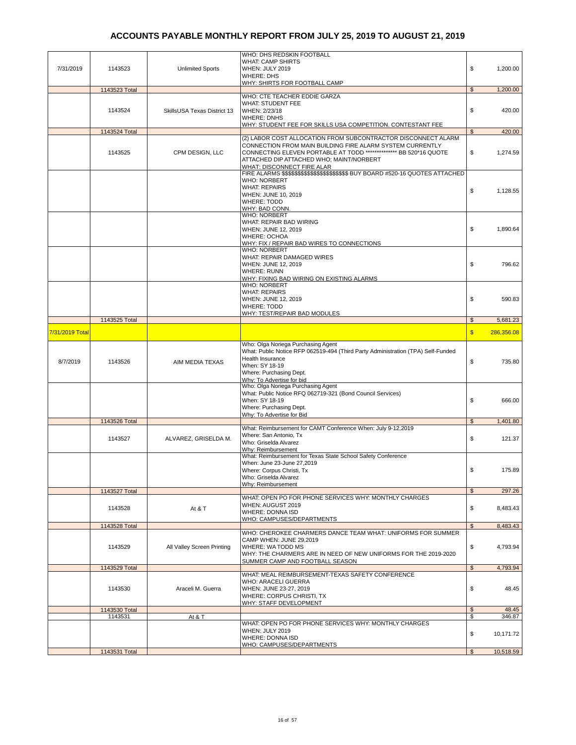# ACCOUNTS PAYABLE MONTHLY REPORT FROM JULY 25, 2019 TO AUGUST 21, 2019

| | | | | |
|---|---|---|---|---|
| 7/31/2019 | 1143523 | Unlimited Sports | WHO: DHS REDSKIN FOOTBALL<br>WHAT: CAMP SHIRTS<br>WHEN: JULY 2019<br>WHERE: DHS<br>WHY: SHIRTS FOR FOOTBALL CAMP | $ 1,200.00 |
| | 1143523 Total | | | $ 1,200.00 |
| | 1143524 | SkillsUSA Texas District 13 | WHO: CTE TEACHER EDDIE GARZA<br>WHAT: STUDENT FEE<br>WHEN: 2/23/18<br>WHERE: DNHS<br>WHY: STUDENT FEE FOR SKILLS USA COMPETITION. CONTESTANT FEE | $ 420.00 |
| | 1143524 Total | | | $ 420.00 |
| | 1143525 | CPM DESIGN, LLC | (2) LABOR COST ALLOCATION FROM SUBCONTRACTOR DISCONNECT ALARM CONNECTION FROM MAIN BUILDING FIRE ALARM SYSTEM CURRENTLY CONNECTING ELEVEN PORTABLE AT TODD ************** BB 520*16 QUOTE ATTACHED DIP ATTACHED WHO; MAINT/NORBERT<br>WHAT: DISCONNECT FIRE ALAR | $ 1,274.59 |
| | | | FIRE ALARMS $$$$$$$$$$$$$$$$$$$$$$$ BUY BOARD #520-16 QUOTES ATTACHED<br>WHO: NORBERT<br>WHAT: REPAIRS<br>WHEN: JUNE 10, 2019<br>WHERE: TODD<br>WHY: BAD CONN. | $ 1,128.55 |
| | | | WHO: NORBERT<br>WHAT: REPAIR BAD WIRING<br>WHEN: JUNE 12, 2019<br>WHERE: OCHOA<br>WHY: FIX / REPAIR BAD WIRES TO CONNECTIONS | $ 1,890.64 |
| | | | WHO: NORBERT<br>WHAT: REPAIR DAMAGED WIRES<br>WHEN: JUNE 12, 2019<br>WHERE: RUNN<br>WHY: FIXING BAD WIRING ON EXISTING ALARMS | $ 796.62 |
| | | | WHO: NORBERT<br>WHAT: REPAIRS<br>WHEN: JUNE 12, 2019<br>WHERE: TODD<br>WHY: TEST/REPAIR BAD MODULES | $ 590.83 |
| | 1143525 Total | | | $ 5,681.23 |
| 7/31/2019 Total | | | | $ 286,356.08 |
| 8/7/2019 | 1143526 | AIM MEDIA TEXAS | Who: Olga Noriega Purchasing Agent<br>What: Public Notice RFP 062519-494 (Third Party Administration (TPA) Self-Funded Health Insurance<br>When: SY 18-19<br>Where: Purchasing Dept.<br>Why: To Advertise for bid | $ 735.80 |
| | | | Who: Olga Noriega Purchasing Agent<br>What: Public Notice RFQ 062719-321 (Bond Council Services)<br>When: SY 18-19<br>Where: Purchasing Dept.<br>Why: To Advertise for Bid | $ 666.00 |
| | 1143526 Total | | | $ 1,401.80 |
| | 1143527 | ALVAREZ, GRISELDA M. | What: Reimbursement for CAMT Conference When: July 9-12,2019<br>Where: San Antonio, Tx<br>Who: Griselda Alvarez<br>Why: Reimbursement | $ 121.37 |
| | | | What: Reimbursement for Texas State School Safety Conference<br>When: June 23-June 27,2019<br>Where: Corpus Christi, Tx<br>Who: Griselda Alvarez<br>Why: Reimbursement | $ 175.89 |
| | 1143527 Total | | | $ 297.26 |
| | 1143528 | At & T | WHAT: OPEN PO FOR PHONE SERVICES WHY: MONTHLY CHARGES<br>WHEN: AUGUST 2019<br>WHERE: DONNA ISD<br>WHO: CAMPUSES/DEPARTMENTS | $ 8,483.43 |
| | 1143528 Total | | | $ 8,483.43 |
| | 1143529 | All Valley Screen Printing | WHO: CHEROKEE CHARMERS DANCE TEAM WHAT: UNIFORMS FOR SUMMER CAMP WHEN: JUNE 29,2019<br>WHERE: WA TODD MS<br>WHY: THE CHARMERS ARE IN NEED OF NEW UNIFORMS FOR THE 2019-2020 SUMMER CAMP AND FOOTBALL SEASON | $ 4,793.94 |
| | 1143529 Total | | | $ 4,793.94 |
| | 1143530 | Araceli M. Guerra | WHAT: MEAL REIMBURSEMENT-TEXAS SAFETY CONFERENCE<br>WHO: ARACELI GUERRA<br>WHEN: JUNE 23-27, 2019<br>WHERE: CORPUS CHRISTI, TX<br>WHY: STAFF DEVELOPMENT | $ 48.45 |
| | 1143530 Total | | | $ 48.45 |
| | 1143531 | At & T | | $ 346.87 |
| | | | WHAT: OPEN PO FOR PHONE SERVICES WHY: MONTHLY CHARGES<br>WHEN: JULY 2019<br>WHERE: DONNA ISD<br>WHO: CAMPUSES/DEPARTMENTS | $ 10,171.72 |
| | 1143531 Total | | | $ 10,518.59 |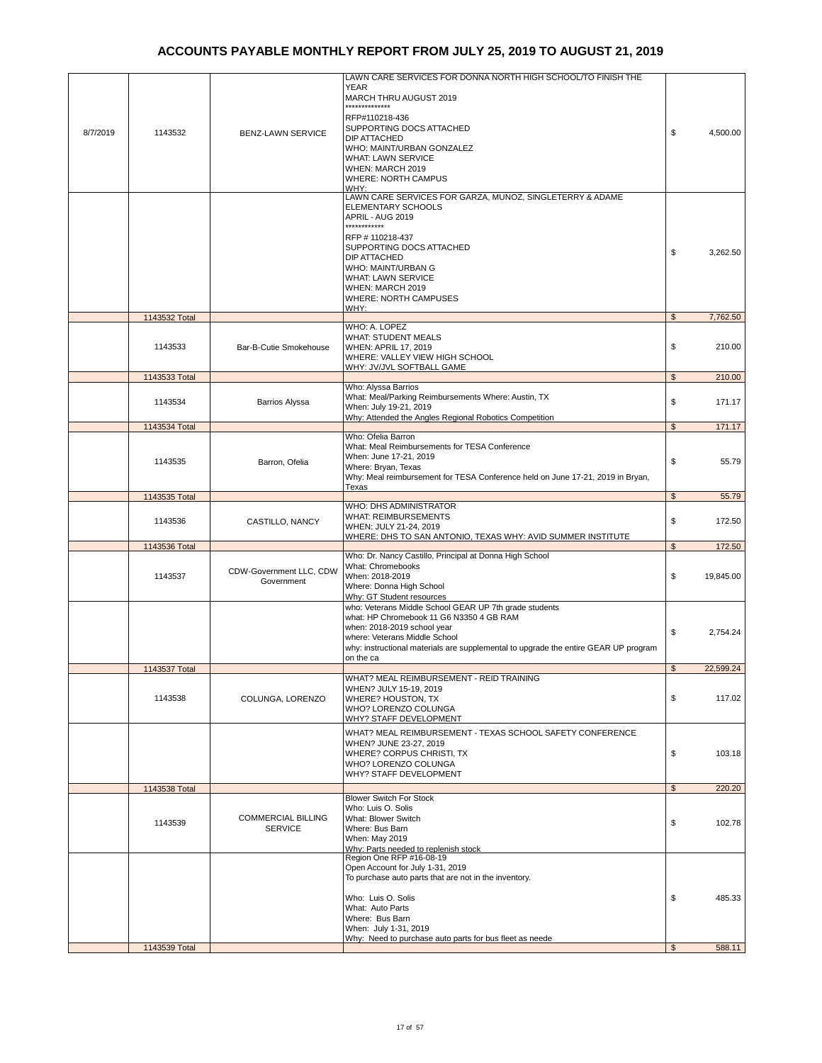# ACCOUNTS PAYABLE MONTHLY REPORT FROM JULY 25, 2019 TO AUGUST 21, 2019

| Date | Check No. | Vendor | Description | Amount |
|---|---|---|---|---|
| 8/7/2019 | 1143532 | BENZ-LAWN SERVICE | LAWN CARE SERVICES FOR DONNA NORTH HIGH SCHOOL/TO FINISH THE YEAR<br>MARCH THRU AUGUST 2019<br>**************<br>RFP#110218-436<br>SUPPORTING DOCS ATTACHED<br>DIP ATTACHED<br>WHO: MAINT/URBAN GONZALEZ<br>WHAT: LAWN SERVICE<br>WHEN: MARCH 2019<br>WHERE: NORTH CAMPUS<br>WHY: | $ 4,500.00 |
| | | | LAWN CARE SERVICES FOR GARZA, MUNOZ, SINGLETERRY & ADAME ELEMENTARY SCHOOLS<br>APRIL - AUG 2019<br>************<br>RFP # 110218-437<br>SUPPORTING DOCS ATTACHED<br>DIP ATTACHED<br>WHO: MAINT/URBAN G<br>WHAT: LAWN SERVICE<br>WHEN: MARCH 2019<br>WHERE: NORTH CAMPUSES<br>WHY: | $ 3,262.50 |
| | 1143532 Total | | | $ 7,762.50 |
| | 1143533 | Bar-B-Cutie Smokehouse | WHO: A. LOPEZ<br>WHAT: STUDENT MEALS<br>WHEN: APRIL 17, 2019<br>WHERE: VALLEY VIEW HIGH SCHOOL<br>WHY: JV/JVL SOFTBALL GAME | $ 210.00 |
| | 1143533 Total | | | $ 210.00 |
| | 1143534 | Barrios Alyssa | Who: Alyssa Barrios<br>What: Meal/Parking Reimbursements Where: Austin, TX<br>When: July 19-21, 2019<br>Why: Attended the Angles Regional Robotics Competition | $ 171.17 |
| | 1143534 Total | | | $ 171.17 |
| | 1143535 | Barron, Ofelia | Who: Ofelia Barron<br>What: Meal Reimbursements for TESA Conference<br>When: June 17-21, 2019<br>Where: Bryan, Texas<br>Why: Meal reimbursement for TESA Conference held on June 17-21, 2019 in Bryan, Texas | $ 55.79 |
| | 1143535 Total | | | $ 55.79 |
| | 1143536 | CASTILLO, NANCY | WHO: DHS ADMINISTRATOR<br>WHAT: REIMBURSEMENTS<br>WHEN: JULY 21-24, 2019<br>WHERE: DHS TO SAN ANTONIO, TEXAS WHY: AVID SUMMER INSTITUTE | $ 172.50 |
| | 1143536 Total | | | $ 172.50 |
| | 1143537 | CDW-Government LLC, CDW Government | Who: Dr. Nancy Castillo, Principal at Donna High School<br>What: Chromebooks<br>When: 2018-2019<br>Where: Donna High School<br>Why: GT Student resources | $ 19,845.00 |
| | | | who: Veterans Middle School GEAR UP 7th grade students<br>what: HP Chromebook 11 G6 N3350 4 GB RAM<br>when: 2018-2019 school year<br>where: Veterans Middle School<br>why: instructional materials are supplemental to upgrade the entire GEAR UP program on the ca | $ 2,754.24 |
| | 1143537 Total | | | $ 22,599.24 |
| | 1143538 | COLUNGA, LORENZO | WHAT? MEAL REIMBURSEMENT - REID TRAINING<br>WHEN? JULY 15-19, 2019<br>WHERE? HOUSTON, TX<br>WHO? LORENZO COLUNGA<br>WHY? STAFF DEVELOPMENT | $ 117.02 |
| | | | WHAT? MEAL REIMBURSEMENT - TEXAS SCHOOL SAFETY CONFERENCE<br>WHEN? JUNE 23-27, 2019<br>WHERE? CORPUS CHRISTI, TX<br>WHO? LORENZO COLUNGA<br>WHY? STAFF DEVELOPMENT | $ 103.18 |
| | 1143538 Total | | | $ 220.20 |
| | 1143539 | COMMERCIAL BILLING SERVICE | Blower Switch For Stock<br>Who: Luis O. Solis<br>What: Blower Switch<br>Where: Bus Barn<br>When: May 2019<br>Why: Parts needed to replenish stock | $ 102.78 |
| | | | Region One RFP #16-08-19<br>Open Account for July 1-31, 2019<br>To purchase auto parts that are not in the inventory.<br><br>Who: Luis O. Solis<br>What: Auto Parts<br>Where: Bus Barn<br>When: July 1-31, 2019<br>Why: Need to purchase auto parts for bus fleet as neede | $ 485.33 |
| | 1143539 Total | | | $ 588.11 |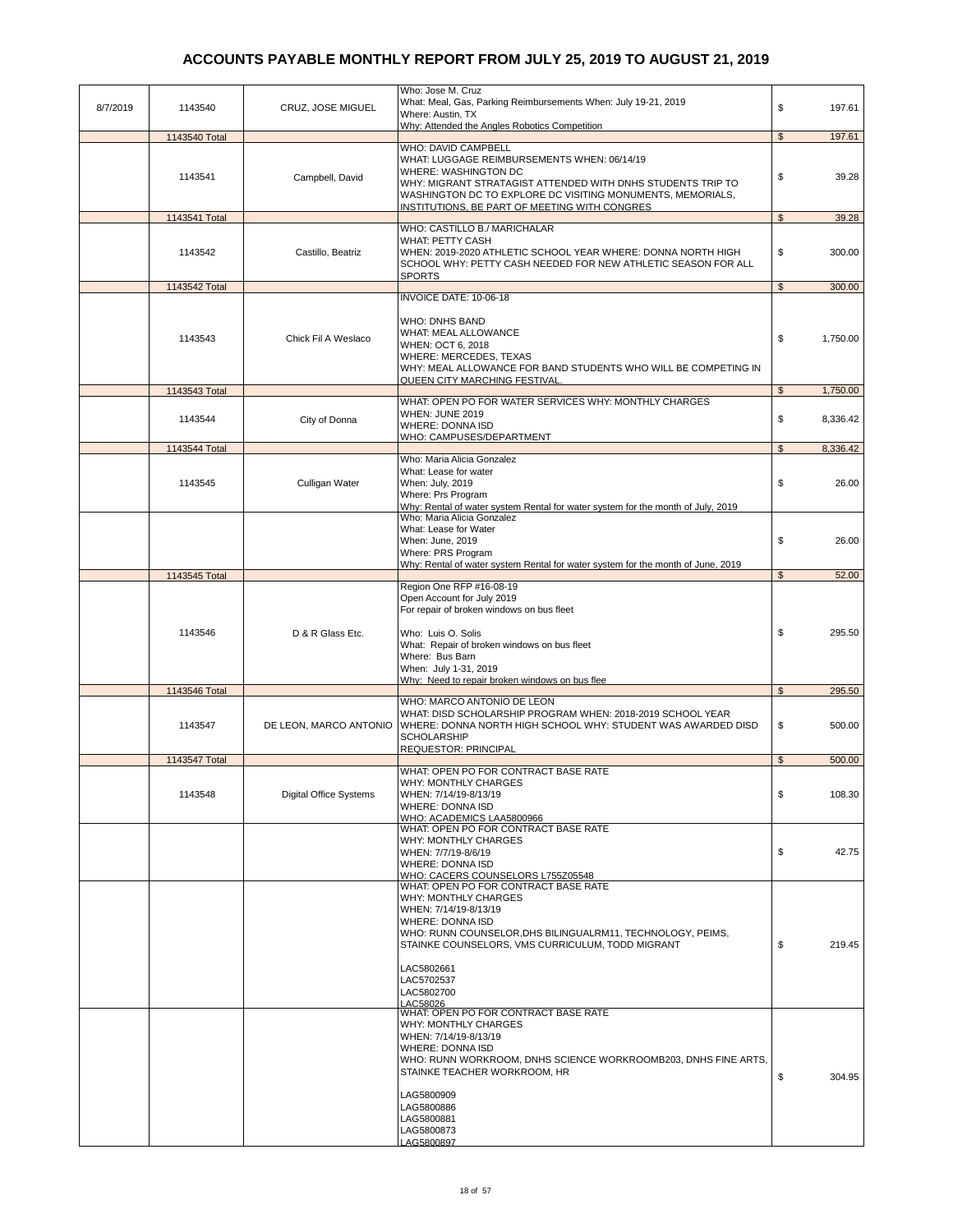# ACCOUNTS PAYABLE MONTHLY REPORT FROM JULY 25, 2019 TO AUGUST 21, 2019

| | | | | |
|---|---|---|---|---|
| 8/7/2019 | 1143540 | CRUZ, JOSE MIGUEL | Who: Jose M. Cruz<br>What: Meal, Gas, Parking Reimbursements When: July 19-21, 2019<br>Where: Austin, TX<br>Why: Attended the Angles Robotics Competition | $ 197.61 |
| | 1143540 Total | | | $ 197.61 |
| | 1143541 | Campbell, David | WHO: DAVID CAMPBELL<br>WHAT: LUGGAGE REIMBURSEMENTS WHEN: 06/14/19<br>WHERE: WASHINGTON DC<br>WHY: MIGRANT STRATAGIST ATTENDED WITH DNHS STUDENTS TRIP TO WASHINGTON DC TO EXPLORE DC VISITING MONUMENTS, MEMORIALS, INSTITUTIONS, BE PART OF MEETING WITH CONGRES | $ 39.28 |
| | 1143541 Total | | | $ 39.28 |
| | 1143542 | Castillo, Beatriz | WHO: CASTILLO B./ MARICHALAR<br>WHAT: PETTY CASH<br>WHEN: 2019-2020 ATHLETIC SCHOOL YEAR WHERE: DONNA NORTH HIGH SCHOOL WHY: PETTY CASH NEEDED FOR NEW ATHLETIC SEASON FOR ALL SPORTS | $ 300.00 |
| | 1143542 Total | | | $ 300.00 |
| | 1143543 | Chick Fil A Weslaco | INVOICE DATE: 10-06-18<br><br>WHO: DNHS BAND<br>WHAT: MEAL ALLOWANCE<br>WHEN: OCT 6, 2018<br>WHERE: MERCEDES, TEXAS<br>WHY: MEAL ALLOWANCE FOR BAND STUDENTS WHO WILL BE COMPETING IN QUEEN CITY MARCHING FESTIVAL. | $ 1,750.00 |
| | 1143543 Total | | | $ 1,750.00 |
| | 1143544 | City of Donna | WHAT: OPEN PO FOR WATER SERVICES WHY: MONTHLY CHARGES<br>WHEN: JUNE 2019<br>WHERE: DONNA ISD<br>WHO: CAMPUSES/DEPARTMENT | $ 8,336.42 |
| | 1143544 Total | | | $ 8,336.42 |
| | 1143545 | Culligan Water | Who: Maria Alicia Gonzalez<br>What: Lease for water<br>When: July, 2019<br>Where: Prs Program<br>Why: Rental of water system Rental for water system for the month of July, 2019 | $ 26.00 |
| | | | Who: Maria Alicia Gonzalez<br>What: Lease for Water<br>When: June, 2019<br>Where: PRS Program<br>Why: Rental of water system Rental for water system for the month of June, 2019 | $ 26.00 |
| | 1143545 Total | | | $ 52.00 |
| | 1143546 | D & R Glass Etc. | Region One RFP #16-08-19<br>Open Account for July 2019<br>For repair of broken windows on bus fleet<br><br>Who: Luis O. Solis<br>What: Repair of broken windows on bus fleet<br>Where: Bus Barn<br>When: July 1-31, 2019<br>Why: Need to repair broken windows on bus flee | $ 295.50 |
| | 1143546 Total | | | $ 295.50 |
| | 1143547 | DE LEON, MARCO ANTONIO | WHO: MARCO ANTONIO DE LEON<br>WHAT: DISD SCHOLARSHIP PROGRAM WHEN: 2018-2019 SCHOOL YEAR<br>WHERE: DONNA NORTH HIGH SCHOOL WHY: STUDENT WAS AWARDED DISD SCHOLARSHIP<br>REQUESTOR: PRINCIPAL | $ 500.00 |
| | 1143547 Total | | | $ 500.00 |
| | 1143548 | Digital Office Systems | WHAT: OPEN PO FOR CONTRACT BASE RATE<br>WHY: MONTHLY CHARGES<br>WHEN: 7/14/19-8/13/19<br>WHERE: DONNA ISD<br>WHO: ACADEMICS LAA5800966 | $ 108.30 |
| | | | WHAT: OPEN PO FOR CONTRACT BASE RATE<br>WHY: MONTHLY CHARGES<br>WHEN: 7/7/19-8/6/19<br>WHERE: DONNA ISD<br>WHO: CACERS COUNSELORS L755Z05548 | $ 42.75 |
| | | | WHAT: OPEN PO FOR CONTRACT BASE RATE<br>WHY: MONTHLY CHARGES<br>WHEN: 7/14/19-8/13/19<br>WHERE: DONNA ISD<br>WHO: RUNN COUNSELOR,DHS BILINGUALRM11, TECHNOLOGY, PEIMS, STAINKE COUNSELORS, VMS CURRICULUM, TODD MIGRANT<br><br>LAC5802661<br>LAC5702537<br>LAC5802700<br>LAC58026 | $ 219.45 |
| | | | WHAT: OPEN PO FOR CONTRACT BASE RATE<br>WHY: MONTHLY CHARGES<br>WHEN: 7/14/19-8/13/19<br>WHERE: DONNA ISD<br>WHO: RUNN WORKROOM, DNHS SCIENCE WORKROOMB203, DNHS FINE ARTS, STAINKE TEACHER WORKROOM, HR<br><br>LAG5800909<br>LAG5800886<br>LAG5800881<br>LAG5800873<br>LAG5800897 | $ 304.95 |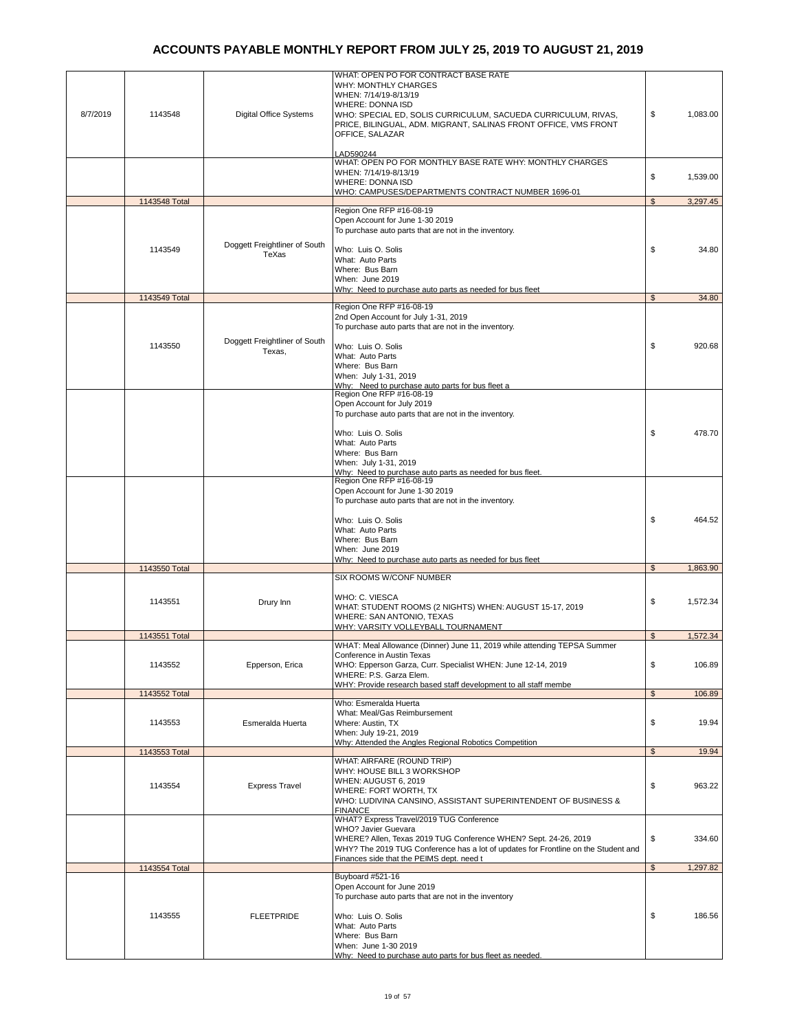# ACCOUNTS PAYABLE MONTHLY REPORT FROM JULY 25, 2019 TO AUGUST 21, 2019

| | | | | |
|---|---|---|---|---|
| 8/7/2019 | 1143548 | Digital Office Systems | WHAT: OPEN PO FOR CONTRACT BASE RATE<br>WHY: MONTHLY CHARGES<br>WHEN: 7/14/19-8/13/19<br>WHERE: DONNA ISD<br>WHO: SPECIAL ED, SOLIS CURRICULUM, SACUEDA CURRICULUM, RIVAS, PRICE, BILINGUAL, ADM. MIGRANT, SALINAS FRONT OFFICE, VMS FRONT OFFICE, SALAZAR<br><br>LAD590244 | $ 1,083.00 |
| | | | WHAT: OPEN PO FOR MONTHLY BASE RATE WHY: MONTHLY CHARGES<br>WHEN: 7/14/19-8/13/19<br>WHERE: DONNA ISD<br>WHO: CAMPUSES/DEPARTMENTS CONTRACT NUMBER 1696-01 | $ 1,539.00 |
| | 1143548 Total | | | $ 3,297.45 |
| | 1143549 | Doggett Freightliner of South TeXas | Region One RFP #16-08-19<br>Open Account for June 1-30 2019<br>To purchase auto parts that are not in the inventory.<br><br>Who: Luis O. Solis<br>What: Auto Parts<br>Where: Bus Barn<br>When: June 2019<br>Why: Need to purchase auto parts as needed for bus fleet | $ 34.80 |
| | 1143549 Total | | | $ 34.80 |
| | 1143550 | Doggett Freightliner of South Texas, | Region One RFP #16-08-19<br>2nd Open Account for July 1-31, 2019<br>To purchase auto parts that are not in the inventory.<br><br>Who: Luis O. Solis<br>What: Auto Parts<br>Where: Bus Barn<br>When: July 1-31, 2019<br>Why: Need to purchase auto parts for bus fleet a | $ 920.68 |
| | | | Region One RFP #16-08-19<br>Open Account for July 2019<br>To purchase auto parts that are not in the inventory.<br><br>Who: Luis O. Solis<br>What: Auto Parts<br>Where: Bus Barn<br>When: July 1-31, 2019<br>Why: Need to purchase auto parts as needed for bus fleet. | $ 478.70 |
| | | | Region One RFP #16-08-19<br>Open Account for June 1-30 2019<br>To purchase auto parts that are not in the inventory.<br><br>Who: Luis O. Solis<br>What: Auto Parts<br>Where: Bus Barn<br>When: June 2019<br>Why: Need to purchase auto parts as needed for bus fleet | $ 464.52 |
| | 1143550 Total | | | $ 1,863.90 |
| | 1143551 | Drury Inn | SIX ROOMS W/CONF NUMBER<br><br>WHO: C. VIESCA<br>WHAT: STUDENT ROOMS (2 NIGHTS) WHEN: AUGUST 15-17, 2019<br>WHERE: SAN ANTONIO, TEXAS<br>WHY: VARSITY VOLLEYBALL TOURNAMENT | $ 1,572.34 |
| | 1143551 Total | | | $ 1,572.34 |
| | 1143552 | Epperson, Erica | WHAT: Meal Allowance (Dinner) June 11, 2019 while attending TEPSA Summer Conference in Austin Texas<br>WHO: Epperson Garza, Curr. Specialist WHEN: June 12-14, 2019<br>WHERE: P.S. Garza Elem.<br>WHY: Provide research based staff development to all staff membe | $ 106.89 |
| | 1143552 Total | | | $ 106.89 |
| | 1143553 | Esmeralda Huerta | Who: Esmeralda Huerta<br>What: Meal/Gas Reimbursement<br>Where: Austin, TX<br>When: July 19-21, 2019<br>Why: Attended the Angles Regional Robotics Competition | $ 19.94 |
| | 1143553 Total | | | $ 19.94 |
| | 1143554 | Express Travel | WHAT: AIRFARE (ROUND TRIP)<br>WHY: HOUSE BILL 3 WORKSHOP<br>WHEN: AUGUST 6, 2019<br>WHERE: FORT WORTH, TX<br>WHO: LUDIVINA CANSINO, ASSISTANT SUPERINTENDENT OF BUSINESS & FINANCE | $ 963.22 |
| | | | WHAT? Express Travel/2019 TUG Conference<br>WHO? Javier Guevara<br>WHERE? Allen, Texas 2019 TUG Conference WHEN? Sept. 24-26, 2019<br>WHY? The 2019 TUG Conference has a lot of updates for Frontline on the Student and Finances side that the PEIMS dept. need t | $ 334.60 |
| | 1143554 Total | | | $ 1,297.82 |
| | 1143555 | FLEETPRIDE | Buyboard #521-16<br>Open Account for June 2019<br>To purchase auto parts that are not in the inventory<br><br>Who: Luis O. Solis<br>What: Auto Parts<br>Where: Bus Barn<br>When: June 1-30 2019<br>Why: Need to purchase auto parts for bus fleet as needed. | $ 186.56 |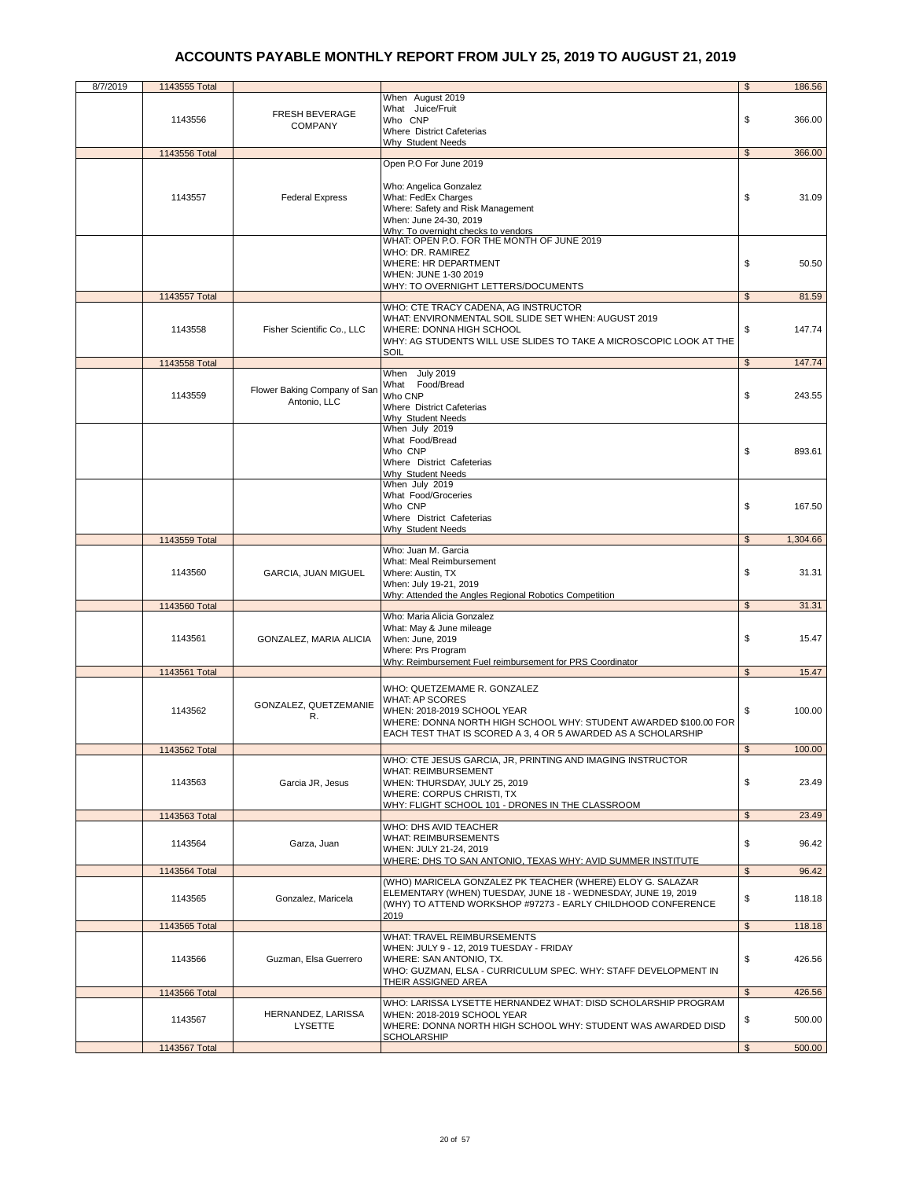# ACCOUNTS PAYABLE MONTHLY REPORT FROM JULY 25, 2019 TO AUGUST 21, 2019

| Date | Check # | Vendor | Description | Amount |
|---|---|---|---|---|
| 8/7/2019 | 1143555 Total | | | $ 186.56 |
| | 1143556 | FRESH BEVERAGE COMPANY | When August 2019<br>What Juice/Fruit<br>Who CNP<br>Where District Cafeterias<br>Why Student Needs | $ 366.00 |
| | 1143556 Total | | | $ 366.00 |
| | 1143557 | Federal Express | Open P.O For June 2019<br><br>Who: Angelica Gonzalez<br>What: FedEx Charges<br>Where: Safety and Risk Management<br>When: June 24-30, 2019<br>Why: To overnight checks to vendors | $ 31.09 |
| | | | WHAT: OPEN P.O. FOR THE MONTH OF JUNE 2019<br>WHO: DR. RAMIREZ<br>WHERE: HR DEPARTMENT<br>WHEN: JUNE 1-30 2019<br>WHY: TO OVERNIGHT LETTERS/DOCUMENTS | $ 50.50 |
| | 1143557 Total | | | $ 81.59 |
| | 1143558 | Fisher Scientific Co., LLC | WHO: CTE TRACY CADENA, AG INSTRUCTOR<br>WHAT: ENVIRONMENTAL SOIL SLIDE SET WHEN: AUGUST 2019<br>WHERE: DONNA HIGH SCHOOL<br>WHY: AG STUDENTS WILL USE SLIDES TO TAKE A MICROSCOPIC LOOK AT THE SOIL | $ 147.74 |
| | 1143558 Total | | | $ 147.74 |
| | 1143559 | Flower Baking Company of San Antonio, LLC | When July 2019<br>What Food/Bread<br>Who CNP<br>Where District Cafeterias<br>Why Student Needs | $ 243.55 |
| | | | When July 2019<br>What Food/Bread<br>Who CNP<br>Where District Cafeterias<br>Why Student Needs | $ 893.61 |
| | | | When July 2019<br>What Food/Groceries<br>Who CNP<br>Where District Cafeterias<br>Why Student Needs | $ 167.50 |
| | 1143559 Total | | | $ 1,304.66 |
| | 1143560 | GARCIA, JUAN MIGUEL | Who: Juan M. Garcia<br>What: Meal Reimbursement<br>Where: Austin, TX<br>When: July 19-21, 2019<br>Why: Attended the Angles Regional Robotics Competition | $ 31.31 |
| | 1143560 Total | | | $ 31.31 |
| | 1143561 | GONZALEZ, MARIA ALICIA | Who: Maria Alicia Gonzalez<br>What: May & June mileage<br>When: June, 2019<br>Where: Prs Program<br>Why: Reimbursement Fuel reimbursement for PRS Coordinator | $ 15.47 |
| | 1143561 Total | | | $ 15.47 |
| | 1143562 | GONZALEZ, QUETZEMANIE R. | WHO: QUETZEMAME R. GONZALEZ<br>WHAT: AP SCORES<br>WHEN: 2018-2019 SCHOOL YEAR<br>WHERE: DONNA NORTH HIGH SCHOOL WHY: STUDENT AWARDED $100.00 FOR EACH TEST THAT IS SCORED A 3, 4 OR 5 AWARDED AS A SCHOLARSHIP | $ 100.00 |
| | 1143562 Total | | | $ 100.00 |
| | 1143563 | Garcia JR, Jesus | WHO: CTE JESUS GARCIA, JR, PRINTING AND IMAGING INSTRUCTOR<br>WHAT: REIMBURSEMENT<br>WHEN: THURSDAY, JULY 25, 2019<br>WHERE: CORPUS CHRISTI, TX<br>WHY: FLIGHT SCHOOL 101 - DRONES IN THE CLASSROOM | $ 23.49 |
| | 1143563 Total | | | $ 23.49 |
| | 1143564 | Garza, Juan | WHO: DHS AVID TEACHER<br>WHAT: REIMBURSEMENTS<br>WHEN: JULY 21-24, 2019<br>WHERE: DHS TO SAN ANTONIO, TEXAS WHY: AVID SUMMER INSTITUTE | $ 96.42 |
| | 1143564 Total | | | $ 96.42 |
| | 1143565 | Gonzalez, Maricela | (WHO) MARICELA GONZALEZ PK TEACHER (WHERE) ELOY G. SALAZAR ELEMENTARY (WHEN) TUESDAY, JUNE 18 - WEDNESDAY, JUNE 19, 2019 (WHY) TO ATTEND WORKSHOP #97273 - EARLY CHILDHOOD CONFERENCE 2019 | $ 118.18 |
| | 1143565 Total | | | $ 118.18 |
| | 1143566 | Guzman, Elsa Guerrero | WHAT: TRAVEL REIMBURSEMENTS<br>WHEN: JULY 9 - 12, 2019 TUESDAY - FRIDAY<br>WHERE: SAN ANTONIO, TX.<br>WHO: GUZMAN, ELSA - CURRICULUM SPEC. WHY: STAFF DEVELOPMENT IN THEIR ASSIGNED AREA | $ 426.56 |
| | 1143566 Total | | | $ 426.56 |
| | 1143567 | HERNANDEZ, LARISSA LYSETTE | WHO: LARISSA LYSETTE HERNANDEZ WHAT: DISD SCHOLARSHIP PROGRAM<br>WHEN: 2018-2019 SCHOOL YEAR<br>WHERE: DONNA NORTH HIGH SCHOOL WHY: STUDENT WAS AWARDED DISD SCHOLARSHIP | $ 500.00 |
| | 1143567 Total | | | $ 500.00 |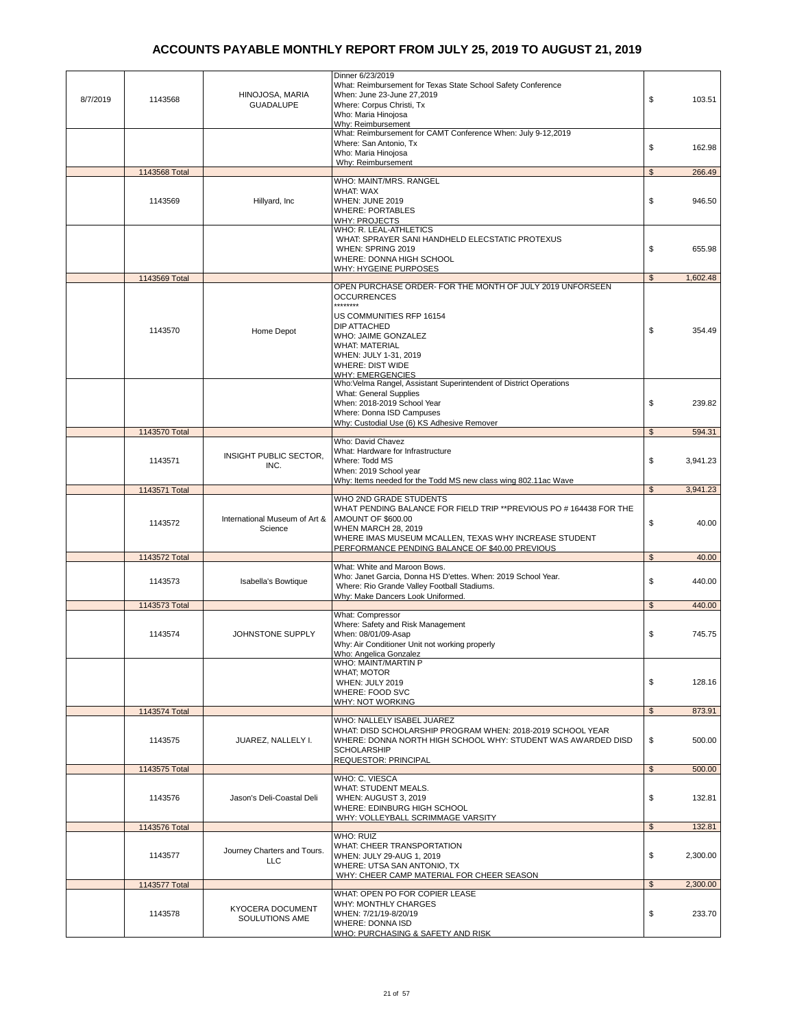# ACCOUNTS PAYABLE MONTHLY REPORT FROM JULY 25, 2019 TO AUGUST 21, 2019

| Date | Check | Vendor | Description | Amount |
|---|---|---|---|---|
| 8/7/2019 | 1143568 | HINOJOSA, MARIA GUADALUPE | Dinner 6/23/2019<br>What: Reimbursement for Texas State School Safety Conference<br>When: June 23-June 27,2019<br>Where: Corpus Christi, Tx<br>Who: Maria Hinojosa<br>Why: Reimbursement | $ 103.51 |
| | | | What: Reimbursement for CAMT Conference When: July 9-12,2019<br>Where: San Antonio, Tx<br>Who: Maria Hinojosa<br>Why: Reimbursement | $ 162.98 |
| | 1143568 Total | | | $ 266.49 |
| | 1143569 | Hillyard, Inc | WHO: MAINT/MRS. RANGEL<br>WHAT: WAX<br>WHEN: JUNE 2019<br>WHERE: PORTABLES<br>WHY: PROJECTS | $ 946.50 |
| | | | WHO: R. LEAL-ATHLETICS<br>WHAT: SPRAYER SANI HANDHELD ELECSTATIC PROTEXUS<br>WHEN: SPRING 2019<br>WHERE: DONNA HIGH SCHOOL<br>WHY: HYGEINE PURPOSES | $ 655.98 |
| | 1143569 Total | | | $ 1,602.48 |
| | 1143570 | Home Depot | OPEN PURCHASE ORDER- FOR THE MONTH OF JULY 2019 UNFORSEEN OCCURRENCES<br>********<br>US COMMUNITIES RFP 16154<br>DIP ATTACHED<br>WHO: JAIME GONZALEZ<br>WHAT: MATERIAL<br>WHEN: JULY 1-31, 2019<br>WHERE: DIST WIDE<br>WHY: EMERGENCIES | $ 354.49 |
| | | | Who:Velma Rangel, Assistant Superintendent of District Operations<br>What: General Supplies<br>When: 2018-2019 School Year<br>Where: Donna ISD Campuses<br>Why: Custodial Use (6) KS Adhesive Remover | $ 239.82 |
| | 1143570 Total | | | $ 594.31 |
| | 1143571 | INSIGHT PUBLIC SECTOR, INC. | Who: David Chavez<br>What: Hardware for Infrastructure<br>Where: Todd MS<br>When: 2019 School year<br>Why: Items needed for the Todd MS new class wing 802.11ac Wave | $ 3,941.23 |
| | 1143571 Total | | | $ 3,941.23 |
| | 1143572 | International Museum of Art & Science | WHO 2ND GRADE STUDENTS<br>WHAT PENDING BALANCE FOR FIELD TRIP **PREVIOUS PO # 164438 FOR THE AMOUNT OF $600.00<br>WHEN MARCH 28, 2019<br>WHERE IMAS MUSEUM MCALLEN, TEXAS WHY INCREASE STUDENT PERFORMANCE PENDING BALANCE OF $40.00 PREVIOUS | $ 40.00 |
| | 1143572 Total | | | $ 40.00 |
| | 1143573 | Isabella's Bowtique | What: White and Maroon Bows.<br>Who: Janet Garcia, Donna HS D'ettes. When: 2019 School Year.<br>Where: Rio Grande Valley Football Stadiums.<br>Why: Make Dancers Look Uniformed. | $ 440.00 |
| | 1143573 Total | | | $ 440.00 |
| | 1143574 | JOHNSTONE SUPPLY | What: Compressor<br>Where: Safety and Risk Management<br>When: 08/01/09-Asap<br>Why: Air Conditioner Unit not working properly<br>Who: Angelica Gonzalez | $ 745.75 |
| | | | WHO: MAINT/MARTIN P<br>WHAT; MOTOR<br>WHEN: JULY 2019<br>WHERE: FOOD SVC<br>WHY: NOT WORKING | $ 128.16 |
| | 1143574 Total | | | $ 873.91 |
| | 1143575 | JUAREZ, NALLELY I. | WHO: NALLELY ISABEL JUAREZ<br>WHAT: DISD SCHOLARSHIP PROGRAM WHEN: 2018-2019 SCHOOL YEAR<br>WHERE: DONNA NORTH HIGH SCHOOL WHY: STUDENT WAS AWARDED DISD SCHOLARSHIP<br>REQUESTOR: PRINCIPAL | $ 500.00 |
| | 1143575 Total | | | $ 500.00 |
| | 1143576 | Jason's Deli-Coastal Deli | WHO: C. VIESCA<br>WHAT: STUDENT MEALS.<br>WHEN: AUGUST 3, 2019<br>WHERE: EDINBURG HIGH SCHOOL<br>WHY: VOLLEYBALL SCRIMMAGE VARSITY | $ 132.81 |
| | 1143576 Total | | | $ 132.81 |
| | 1143577 | Journey Charters and Tours. LLC | WHO: RUIZ<br>WHAT: CHEER TRANSPORTATION<br>WHEN: JULY 29-AUG 1, 2019<br>WHERE: UTSA SAN ANTONIO, TX<br>WHY: CHEER CAMP MATERIAL FOR CHEER SEASON | $ 2,300.00 |
| | 1143577 Total | | | $ 2,300.00 |
| | 1143578 | KYOCERA DOCUMENT SOULUTIONS AME | WHAT: OPEN PO FOR COPIER LEASE<br>WHY: MONTHLY CHARGES<br>WHEN: 7/21/19-8/20/19<br>WHERE: DONNA ISD<br>WHO: PURCHASING & SAFETY AND RISK | $ 233.70 |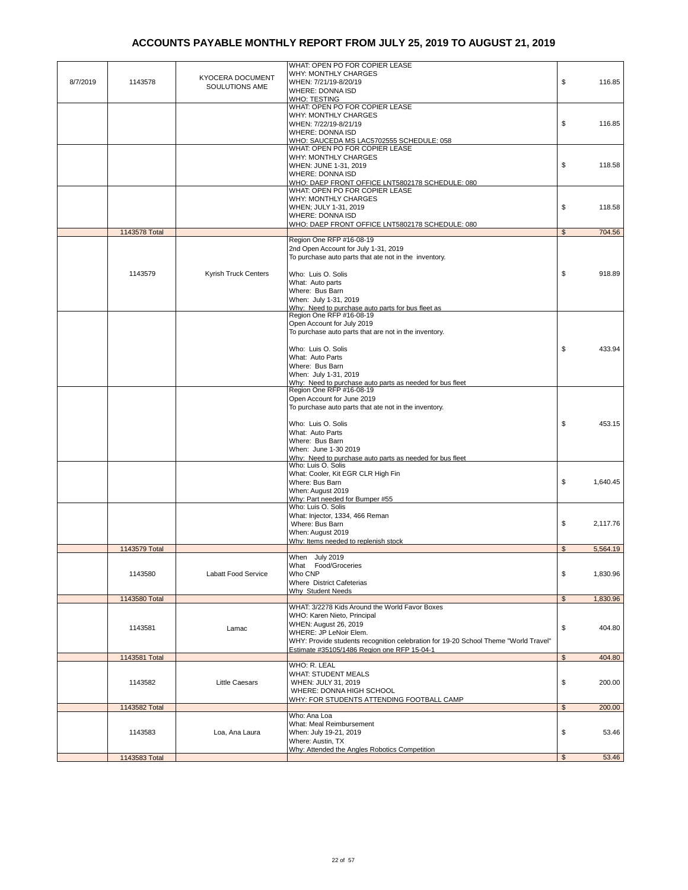# ACCOUNTS PAYABLE MONTHLY REPORT FROM JULY 25, 2019 TO AUGUST 21, 2019

| | | | | |
|---|---|---|---|---|
| 8/7/2019 | 1143578 | KYOCERA DOCUMENT SOULUTIONS AME | WHAT: OPEN PO FOR COPIER LEASE<br>WHY: MONTHLY CHARGES<br>WHEN: 7/21/19-8/20/19<br>WHERE: DONNA ISD<br>WHO: TESTING | $ 116.85 |
| | | | WHAT: OPEN PO FOR COPIER LEASE<br>WHY: MONTHLY CHARGES<br>WHEN: 7/22/19-8/21/19<br>WHERE: DONNA ISD<br>WHO: SAUCEDA MS LAC5702555 SCHEDULE: 058 | $ 116.85 |
| | | | WHAT: OPEN PO FOR COPIER LEASE<br>WHY: MONTHLY CHARGES<br>WHEN: JUNE 1-31, 2019<br>WHERE: DONNA ISD<br>WHO: DAEP FRONT OFFICE LNT5802178 SCHEDULE: 080 | $ 118.58 |
| | | | WHAT: OPEN PO FOR COPIER LEASE<br>WHY: MONTHLY CHARGES<br>WHEN; JULY 1-31, 2019<br>WHERE: DONNA ISD<br>WHO: DAEP FRONT OFFICE LNT5802178 SCHEDULE: 080 | $ 118.58 |
| | 1143578 Total | | | $ 704.56 |
| | 1143579 | Kyrish Truck Centers | Region One RFP #16-08-19<br>2nd Open Account for July 1-31, 2019<br>To purchase auto parts that ate not in the inventory.<br><br>Who: Luis O. Solis<br>What: Auto parts<br>Where: Bus Barn<br>When: July 1-31, 2019<br>Why: Need to purchase auto parts for bus fleet as | $ 918.89 |
| | | | Region One RFP #16-08-19<br>Open Account for July 2019<br>To purchase auto parts that are not in the inventory.<br><br>Who: Luis O. Solis<br>What: Auto Parts<br>Where: Bus Barn<br>When: July 1-31, 2019<br>Why: Need to purchase auto parts as needed for bus fleet | $ 433.94 |
| | | | Region One RFP #16-08-19<br>Open Account for June 2019<br>To purchase auto parts that are not in the inventory.<br><br>Who: Luis O. Solis<br>What: Auto Parts<br>Where: Bus Barn<br>When: June 1-30 2019<br>Why: Need to purchase auto parts as needed for bus fleet | $ 453.15 |
| | | | Who: Luis O. Solis<br>What: Cooler, Kit EGR CLR High Fin<br>Where: Bus Barn<br>When: August 2019<br>Why: Part needed for Bumper #55 | $ 1,640.45 |
| | | | Who: Luis O. Solis<br>What: Injector, 1334, 466 Reman<br>Where: Bus Barn<br>When: August 2019<br>Why: Items needed to replenish stock | $ 2,117.76 |
| | 1143579 Total | | | $ 5,564.19 |
| | 1143580 | Labatt Food Service | When July 2019<br>What Food/Groceries<br>Who CNP<br>Where District Cafeterias<br>Why Student Needs | $ 1,830.96 |
| | 1143580 Total | | | $ 1,830.96 |
| | 1143581 | Lamac | WHAT: 3/2278 Kids Around the World Favor Boxes<br>WHO: Karen Nieto, Principal<br>WHEN: August 26, 2019<br>WHERE: JP LeNoir Elem.<br>WHY: Provide students recognition celebration for 19-20 School Theme "World Travel"<br>Estimate #35105/1486 Region one RFP 15-04-1 | $ 404.80 |
| | 1143581 Total | | | $ 404.80 |
| | 1143582 | Little Caesars | WHO: R. LEAL<br>WHAT: STUDENT MEALS<br>WHEN: JULY 31, 2019<br>WHERE: DONNA HIGH SCHOOL<br>WHY: FOR STUDENTS ATTENDING FOOTBALL CAMP | $ 200.00 |
| | 1143582 Total | | | $ 200.00 |
| | 1143583 | Loa, Ana Laura | Who: Ana Loa<br>What: Meal Reimbursement<br>When: July 19-21, 2019<br>Where: Austin, TX<br>Why: Attended the Angles Robotics Competition | $ 53.46 |
| | 1143583 Total | | | $ 53.46 |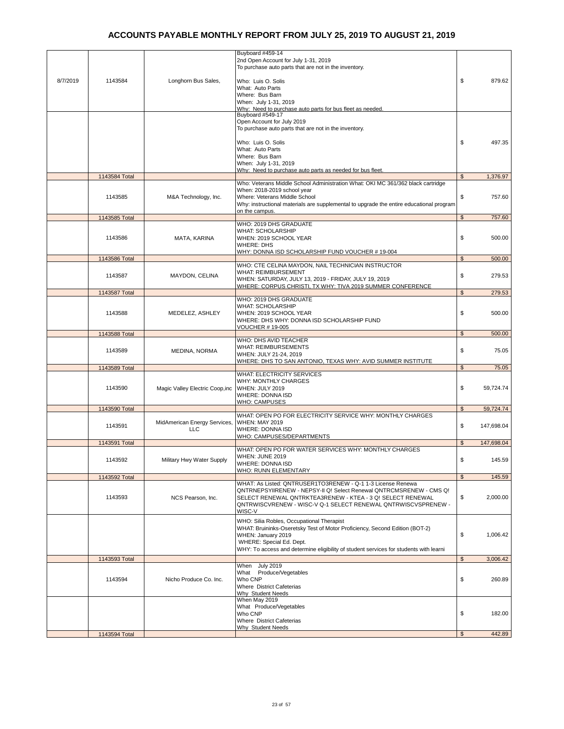# ACCOUNTS PAYABLE MONTHLY REPORT FROM JULY 25, 2019 TO AUGUST 21, 2019

| | | | | |
|---|---|---|---|---|
| 8/7/2019 | 1143584 | Longhorn Bus Sales, | Buyboard #459-14<br>2nd Open Account for July 1-31, 2019<br>To purchase auto parts that are not in the inventory.<br><br>Who: Luis O. Solis<br>What: Auto Parts<br>Where: Bus Barn<br>When: July 1-31, 2019<br>Why: Need to purchase auto parts for bus fleet as needed. | $ 879.62 |
| | | | Buyboard #549-17<br>Open Account for July 2019<br>To purchase auto parts that are not in the inventory.<br><br>Who: Luis O. Solis<br>What: Auto Parts<br>Where: Bus Barn<br>When: July 1-31, 2019<br>Why: Need to purchase auto parts as needed for bus fleet. | $ 497.35 |
| | 1143584 Total | | | $ 1,376.97 |
| | 1143585 | M&A Technology, Inc. | Who: Veterans Middle School Administration What: OKI MC 361/362 black cartridge<br>When: 2018-2019 school year<br>Where: Veterans Middle School<br>Why: instructional materials are supplemental to upgrade the entire educational program on the campus. | $ 757.60 |
| | 1143585 Total | | | $ 757.60 |
| | 1143586 | MATA, KARINA | WHO: 2019 DHS GRADUATE<br>WHAT: SCHOLARSHIP<br>WHEN: 2019 SCHOOL YEAR<br>WHERE: DHS<br>WHY: DONNA ISD SCHOLARSHIP FUND VOUCHER # 19-004 | $ 500.00 |
| | 1143586 Total | | | $ 500.00 |
| | 1143587 | MAYDON, CELINA | WHO: CTE CELINA MAYDON, NAIL TECHNICIAN INSTRUCTOR<br>WHAT: REIMBURSEMENT<br>WHEN: SATURDAY, JULY 13, 2019 - FRIDAY, JULY 19, 2019<br>WHERE: CORPUS CHRISTI, TX WHY: TIVA 2019 SUMMER CONFERENCE | $ 279.53 |
| | 1143587 Total | | | $ 279.53 |
| | 1143588 | MEDELEZ, ASHLEY | WHO: 2019 DHS GRADUATE<br>WHAT: SCHOLARSHIP<br>WHEN: 2019 SCHOOL YEAR<br>WHERE: DHS WHY: DONNA ISD SCHOLARSHIP FUND<br>VOUCHER # 19-005 | $ 500.00 |
| | 1143588 Total | | | $ 500.00 |
| | 1143589 | MEDINA, NORMA | WHO: DHS AVID TEACHER<br>WHAT: REIMBURSEMENTS<br>WHEN: JULY 21-24, 2019<br>WHERE: DHS TO SAN ANTONIO, TEXAS WHY: AVID SUMMER INSTITUTE | $ 75.05 |
| | 1143589 Total | | | $ 75.05 |
| | 1143590 | Magic Valley Electric Coop,inc | WHAT: ELECTRICITY SERVICES<br>WHY: MONTHLY CHARGES<br>WHEN: JULY 2019<br>WHERE: DONNA ISD<br>WHO: CAMPUSES | $ 59,724.74 |
| | 1143590 Total | | | $ 59,724.74 |
| | 1143591 | MidAmerican Energy Services, LLC | WHAT: OPEN PO FOR ELECTRICITY SERVICE WHY: MONTHLY CHARGES<br>WHEN: MAY 2019<br>WHERE: DONNA ISD<br>WHO: CAMPUSES/DEPARTMENTS | $ 147,698.04 |
| | 1143591 Total | | | $ 147,698.04 |
| | 1143592 | Military Hwy Water Supply | WHAT: OPEN PO FOR WATER SERVICES WHY: MONTHLY CHARGES<br>WHEN: JUNE 2019<br>WHERE: DONNA ISD<br>WHO: RUNN ELEMENTARY | $ 145.59 |
| | 1143592 Total | | | $ 145.59 |
| | 1143593 | NCS Pearson, Inc. | WHAT: As Listed: QNTRUSER1TO3RENEW - Q-1 1-3 License Renewa QNTRNEPSYIIRENEW - NEPSY-II Q! Select Renewal QNTRCMSRENEW - CMS Q! SELECT RENEWAL QNTRKTEA3RENEW - KTEA - 3 Q! SELECT RENEWAL QNTRWISCVRENEW - WISC-V Q-1 SELECT RENEWAL QNTRWISCVSPRENEW - WISC-V | $ 2,000.00 |
| | | | WHO: Silia Robles, Occupational Therapist<br>WHAT: Bruininks-Oseretsky Test of Motor Proficiency, Second Edition (BOT-2)<br>WHEN: January 2019<br>WHERE: Special Ed. Dept.<br>WHY: To access and determine eligibility of student services for students with learni | $ 1,006.42 |
| | 1143593 Total | | | $ 3,006.42 |
| | 1143594 | Nicho Produce Co. Inc. | When July 2019<br>What Produce/Vegetables<br>Who CNP<br>Where District Cafeterias<br>Why Student Needs | $ 260.89 |
| | | | When May 2019<br>What Produce/Vegetables<br>Who CNP<br>Where District Cafeterias<br>Why Student Needs | $ 182.00 |
| | 1143594 Total | | | $ 442.89 |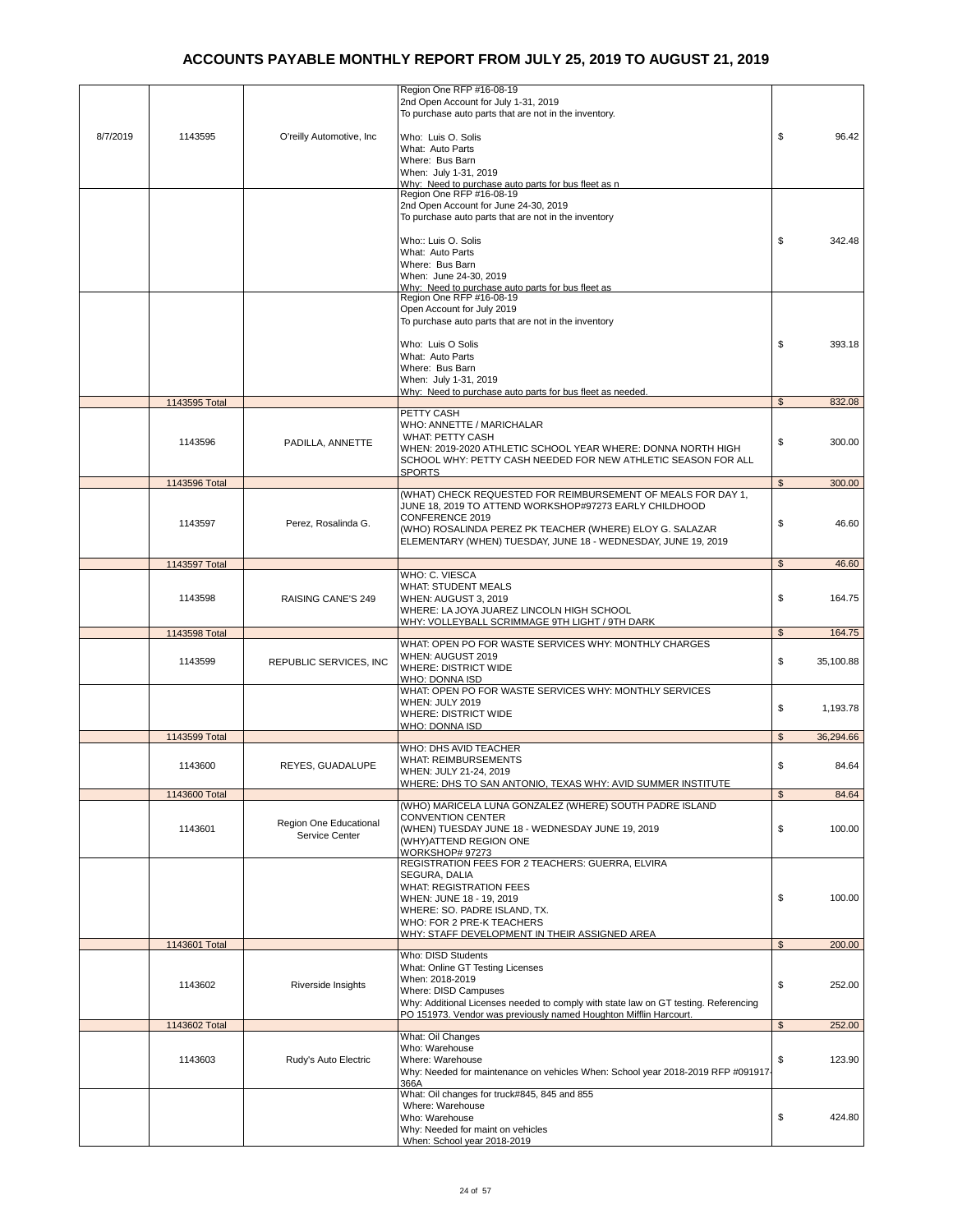# ACCOUNTS PAYABLE MONTHLY REPORT FROM JULY 25, 2019 TO AUGUST 21, 2019

| Date | Check # | Vendor | Description | Amount |
|---|---|---|---|---|
| 8/7/2019 | 1143595 | O'reilly Automotive, Inc | Region One RFP #16-08-19<br>2nd Open Account for July 1-31, 2019<br>To purchase auto parts that are not in the inventory.<br><br>Who: Luis O. Solis<br>What: Auto Parts<br>Where: Bus Barn<br>When: July 1-31, 2019<br>Why: Need to purchase auto parts for bus fleet as n | $ 96.42 |
| | | | Region One RFP #16-08-19<br>2nd Open Account for June 24-30, 2019<br>To purchase auto parts that are not in the inventory<br><br>Who:: Luis O. Solis<br>What: Auto Parts<br>Where: Bus Barn<br>When: June 24-30, 2019<br>Why: Need to purchase auto parts for bus fleet as | $ 342.48 |
| | | | Region One RFP #16-08-19<br>Open Account for July 2019<br>To purchase auto parts that are not in the inventory<br><br>Who: Luis O Solis<br>What: Auto Parts<br>Where: Bus Barn<br>When: July 1-31, 2019<br>Why: Need to purchase auto parts for bus fleet as needed. | $ 393.18 |
| | 1143595 Total | | | $ 832.08 |
| | 1143596 | PADILLA, ANNETTE | PETTY CASH<br>WHO: ANNETTE / MARICHALAR<br>WHAT: PETTY CASH<br>WHEN: 2019-2020 ATHLETIC SCHOOL YEAR WHERE: DONNA NORTH HIGH SCHOOL WHY: PETTY CASH NEEDED FOR NEW ATHLETIC SEASON FOR ALL SPORTS | $ 300.00 |
| | 1143596 Total | | | $ 300.00 |
| | 1143597 | Perez, Rosalinda G. | (WHAT) CHECK REQUESTED FOR REIMBURSEMENT OF MEALS FOR DAY 1, JUNE 18, 2019 TO ATTEND WORKSHOP#97273 EARLY CHILDHOOD CONFERENCE 2019<br>(WHO) ROSALINDA PEREZ PK TEACHER (WHERE) ELOY G. SALAZAR ELEMENTARY (WHEN) TUESDAY, JUNE 18 - WEDNESDAY, JUNE 19, 2019 | $ 46.60 |
| | 1143597 Total | | | $ 46.60 |
| | 1143598 | RAISING CANE'S 249 | WHO: C. VIESCA<br>WHAT: STUDENT MEALS<br>WHEN: AUGUST 3, 2019<br>WHERE: LA JOYA JUAREZ LINCOLN HIGH SCHOOL<br>WHY: VOLLEYBALL SCRIMMAGE 9TH LIGHT / 9TH DARK | $ 164.75 |
| | 1143598 Total | | | $ 164.75 |
| | 1143599 | REPUBLIC SERVICES, INC | WHAT: OPEN PO FOR WASTE SERVICES WHY: MONTHLY CHARGES<br>WHEN: AUGUST 2019<br>WHERE: DISTRICT WIDE<br>WHO: DONNA ISD | $ 35,100.88 |
| | | | WHAT: OPEN PO FOR WASTE SERVICES WHY: MONTHLY SERVICES<br>WHEN: JULY 2019<br>WHERE: DISTRICT WIDE<br>WHO: DONNA ISD | $ 1,193.78 |
| | 1143599 Total | | | $ 36,294.66 |
| | 1143600 | REYES, GUADALUPE | WHO: DHS AVID TEACHER<br>WHAT: REIMBURSEMENTS<br>WHEN: JULY 21-24, 2019<br>WHERE: DHS TO SAN ANTONIO, TEXAS WHY: AVID SUMMER INSTITUTE | $ 84.64 |
| | 1143600 Total | | | $ 84.64 |
| | 1143601 | Region One Educational Service Center | (WHO) MARICELA LUNA GONZALEZ (WHERE) SOUTH PADRE ISLAND CONVENTION CENTER<br>(WHEN) TUESDAY JUNE 18 - WEDNESDAY JUNE 19, 2019<br>(WHY)ATTEND REGION ONE<br>WORKSHOP# 97273 | $ 100.00 |
| | | | REGISTRATION FEES FOR 2 TEACHERS: GUERRA, ELVIRA<br>SEGURA, DALIA<br>WHAT: REGISTRATION FEES<br>WHEN: JUNE 18 - 19, 2019<br>WHERE: SO. PADRE ISLAND, TX.<br>WHO: FOR 2 PRE-K TEACHERS<br>WHY: STAFF DEVELOPMENT IN THEIR ASSIGNED AREA | $ 100.00 |
| | 1143601 Total | | | $ 200.00 |
| | 1143602 | Riverside Insights | Who: DISD Students<br>What: Online GT Testing Licenses<br>When: 2018-2019<br>Where: DISD Campuses<br>Why: Additional Licenses needed to comply with state law on GT testing. Referencing PO 151973. Vendor was previously named Houghton Mifflin Harcourt. | $ 252.00 |
| | 1143602 Total | | | $ 252.00 |
| | 1143603 | Rudy's Auto Electric | What: Oil Changes<br>Who: Warehouse<br>Where: Warehouse<br>Why: Needed for maintenance on vehicles When: School year 2018-2019 RFP #091917-366A | $ 123.90 |
| | | | What: Oil changes for truck#845, 845 and 855<br>Where: Warehouse<br>Who: Warehouse<br>Why: Needed for maint on vehicles<br>When: School year 2018-2019 | $ 424.80 |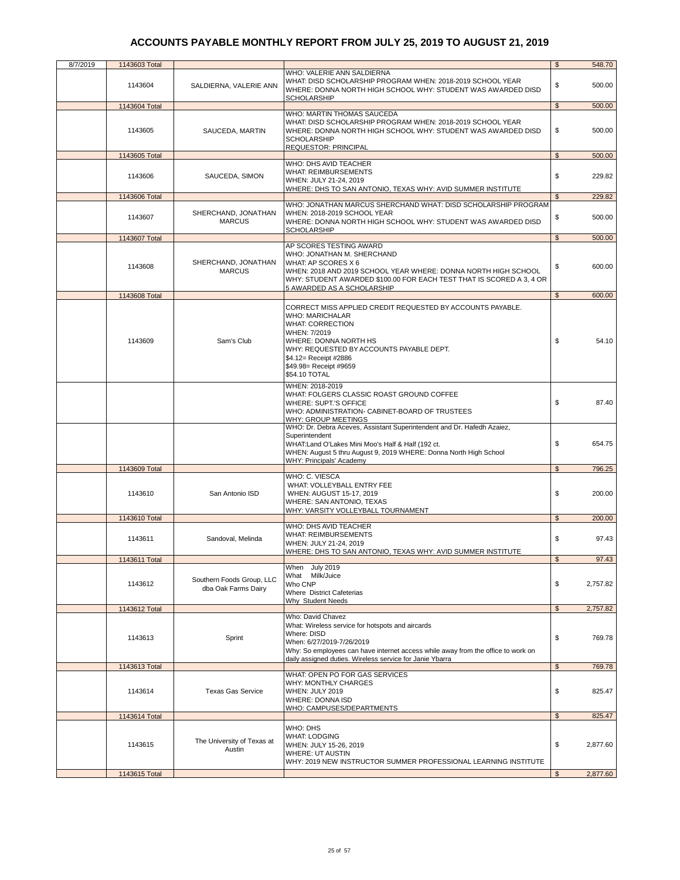# ACCOUNTS PAYABLE MONTHLY REPORT FROM JULY 25, 2019 TO AUGUST 21, 2019

| | | | | |
|---|---|---|---|---|
| 8/7/2019 | 1143603 Total | | | $ 548.70 |
| | 1143604 | SALDIERNA, VALERIE ANN | WHO: VALERIE ANN SALDIERNA<br>WHAT: DISD SCHOLARSHIP PROGRAM WHEN: 2018-2019 SCHOOL YEAR<br>WHERE: DONNA NORTH HIGH SCHOOL WHY: STUDENT WAS AWARDED DISD SCHOLARSHIP | $ 500.00 |
| | 1143604 Total | | | $ 500.00 |
| | 1143605 | SAUCEDA, MARTIN | WHO: MARTIN THOMAS SAUCEDA<br>WHAT: DISD SCHOLARSHIP PROGRAM WHEN: 2018-2019 SCHOOL YEAR<br>WHERE: DONNA NORTH HIGH SCHOOL WHY: STUDENT WAS AWARDED DISD SCHOLARSHIP<br>REQUESTOR: PRINCIPAL | $ 500.00 |
| | 1143605 Total | | | $ 500.00 |
| | 1143606 | SAUCEDA, SIMON | WHO: DHS AVID TEACHER<br>WHAT: REIMBURSEMENTS<br>WHEN: JULY 21-24, 2019<br>WHERE: DHS TO SAN ANTONIO, TEXAS WHY: AVID SUMMER INSTITUTE | $ 229.82 |
| | 1143606 Total | | | $ 229.82 |
| | 1143607 | SHERCHAND, JONATHAN MARCUS | WHO: JONATHAN MARCUS SHERCHAND WHAT: DISD SCHOLARSHIP PROGRAM<br>WHEN: 2018-2019 SCHOOL YEAR<br>WHERE: DONNA NORTH HIGH SCHOOL WHY: STUDENT WAS AWARDED DISD SCHOLARSHIP | $ 500.00 |
| | 1143607 Total | | | $ 500.00 |
| | 1143608 | SHERCHAND, JONATHAN MARCUS | AP SCORES TESTING AWARD<br>WHO: JONATHAN M. SHERCHAND<br>WHAT: AP SCORES X 6<br>WHEN: 2018 AND 2019 SCHOOL YEAR WHERE: DONNA NORTH HIGH SCHOOL<br>WHY: STUDENT AWARDED $100.00 FOR EACH TEST THAT IS SCORED A 3, 4 OR 5 AWARDED AS A SCHOLARSHIP | $ 600.00 |
| | 1143608 Total | | | $ 600.00 |
| | 1143609 | Sam's Club | CORRECT MISS APPLIED CREDIT REQUESTED BY ACCOUNTS PAYABLE.<br>WHO: MARICHALAR<br>WHAT: CORRECTION<br>WHEN: 7/2019<br>WHERE: DONNA NORTH HS<br>WHY: REQUESTED BY ACCOUNTS PAYABLE DEPT.<br>$4.12= Receipt #2886<br>$49.98= Receipt #9659<br>$54.10 TOTAL | $ 54.10 |
| | | | WHEN: 2018-2019<br>WHAT: FOLGERS CLASSIC ROAST GROUND COFFEE<br>WHERE: SUPT.'S OFFICE<br>WHO: ADMINISTRATION- CABINET-BOARD OF TRUSTEES<br>WHY: GROUP MEETINGS | $ 87.40 |
| | | | WHO: Dr. Debra Aceves, Assistant Superintendent and Dr. Hafedh Azaiez, Superintendent<br>WHAT:Land O'Lakes Mini Moo's Half & Half (192 ct.<br>WHEN: August 5 thru August 9, 2019 WHERE: Donna North High School<br>WHY: Principals' Academy | $ 654.75 |
| | 1143609 Total | | | $ 796.25 |
| | 1143610 | San Antonio ISD | WHO: C. VIESCA<br>WHAT: VOLLEYBALL ENTRY FEE<br>WHEN: AUGUST 15-17, 2019<br>WHERE: SAN ANTONIO, TEXAS<br>WHY: VARSITY VOLLEYBALL TOURNAMENT | $ 200.00 |
| | 1143610 Total | | | $ 200.00 |
| | 1143611 | Sandoval, Melinda | WHO: DHS AVID TEACHER<br>WHAT: REIMBURSEMENTS<br>WHEN: JULY 21-24, 2019<br>WHERE: DHS TO SAN ANTONIO, TEXAS WHY: AVID SUMMER INSTITUTE | $ 97.43 |
| | 1143611 Total | | | $ 97.43 |
| | 1143612 | Southern Foods Group, LLC dba Oak Farms Dairy | When July 2019<br>What Milk/Juice<br>Who CNP<br>Where District Cafeterias<br>Why Student Needs | $ 2,757.82 |
| | 1143612 Total | | | $ 2,757.82 |
| | 1143613 | Sprint | Who: David Chavez<br>What: Wireless service for hotspots and aircards<br>Where: DISD<br>When: 6/27/2019-7/26/2019<br>Why: So employees can have internet access while away from the office to work on daily assigned duties. Wireless service for Janie Ybarra | $ 769.78 |
| | 1143613 Total | | | $ 769.78 |
| | 1143614 | Texas Gas Service | WHAT: OPEN PO FOR GAS SERVICES<br>WHY: MONTHLY CHARGES<br>WHEN: JULY 2019<br>WHERE: DONNA ISD<br>WHO: CAMPUSES/DEPARTMENTS | $ 825.47 |
| | 1143614 Total | | | $ 825.47 |
| | 1143615 | The University of Texas at Austin | WHO: DHS<br>WHAT: LODGING<br>WHEN: JULY 15-26, 2019<br>WHERE: UT AUSTIN<br>WHY: 2019 NEW INSTRUCTOR SUMMER PROFESSIONAL LEARNING INSTITUTE | $ 2,877.60 |
| | 1143615 Total | | | $ 2,877.60 |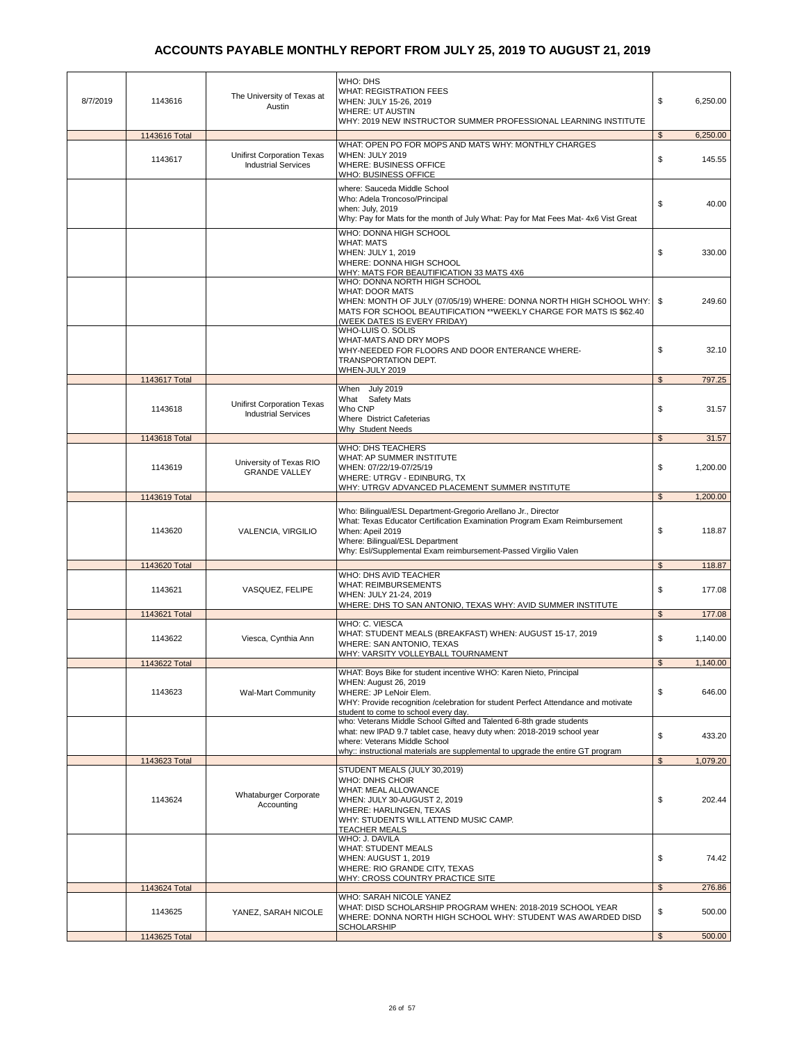# ACCOUNTS PAYABLE MONTHLY REPORT FROM JULY 25, 2019 TO AUGUST 21, 2019

| Date | Check No. | Vendor | Description | Amount |
|---|---|---|---|---|
| 8/7/2019 | 1143616 | The University of Texas at Austin | WHO: DHS<br>WHAT: REGISTRATION FEES<br>WHEN: JULY 15-26, 2019<br>WHERE: UT AUSTIN<br>WHY: 2019 NEW INSTRUCTOR SUMMER PROFESSIONAL LEARNING INSTITUTE | $ 6,250.00 |
| | 1143616 Total | | | $ 6,250.00 |
| | 1143617 | Unifirst Corporation Texas Industrial Services | WHAT: OPEN PO FOR MOPS AND MATS WHY: MONTHLY CHARGES<br>WHEN: JULY 2019<br>WHERE: BUSINESS OFFICE<br>WHO: BUSINESS OFFICE | $ 145.55 |
| | | | where: Sauceda Middle School<br>Who: Adela Troncoso/Principal<br>when: July, 2019<br>Why: Pay for Mats for the month of July What: Pay for Mat Fees Mat- 4x6 Vist Great | $ 40.00 |
| | | | WHO: DONNA HIGH SCHOOL<br>WHAT: MATS<br>WHEN: JULY 1, 2019<br>WHERE: DONNA HIGH SCHOOL<br>WHY: MATS FOR BEAUTIFICATION 33 MATS 4X6 | $ 330.00 |
| | | | WHO: DONNA NORTH HIGH SCHOOL<br>WHAT: DOOR MATS<br>WHEN: MONTH OF JULY (07/05/19) WHERE: DONNA NORTH HIGH SCHOOL WHY: MATS FOR SCHOOL BEAUTIFICATION **WEEKLY CHARGE FOR MATS IS $62.40 (WEEK DATES IS EVERY FRIDAY) | $ 249.60 |
| | | | WHO-LUIS O. SOLIS<br>WHAT-MATS AND DRY MOPS<br>WHY-NEEDED FOR FLOORS AND DOOR ENTERANCE WHERE-TRANSPORTATION DEPT.<br>WHEN-JULY 2019 | $ 32.10 |
| | 1143617 Total | | | $ 797.25 |
| | 1143618 | Unifirst Corporation Texas Industrial Services | When July 2019<br>What Safety Mats<br>Who CNP<br>Where District Cafeterias<br>Why Student Needs | $ 31.57 |
| | 1143618 Total | | | $ 31.57 |
| | 1143619 | University of Texas RIO GRANDE VALLEY | WHO: DHS TEACHERS<br>WHAT: AP SUMMER INSTITUTE<br>WHEN: 07/22/19-07/25/19<br>WHERE: UTRGV - EDINBURG, TX<br>WHY: UTRGV ADVANCED PLACEMENT SUMMER INSTITUTE | $ 1,200.00 |
| | 1143619 Total | | | $ 1,200.00 |
| | 1143620 | VALENCIA, VIRGILIO | Who: Bilingual/ESL Department-Gregorio Arellano Jr., Director<br>What: Texas Educator Certification Examination Program Exam Reimbursement<br>When: Apeil 2019<br>Where: Bilingual/ESL Department<br>Why: Esl/Supplemental Exam reimbursement-Passed Virgilio Valen | $ 118.87 |
| | 1143620 Total | | | $ 118.87 |
| | 1143621 | VASQUEZ, FELIPE | WHO: DHS AVID TEACHER<br>WHAT: REIMBURSEMENTS<br>WHEN: JULY 21-24, 2019<br>WHERE: DHS TO SAN ANTONIO, TEXAS WHY: AVID SUMMER INSTITUTE | $ 177.08 |
| | 1143621 Total | | | $ 177.08 |
| | 1143622 | Viesca, Cynthia Ann | WHO: C. VIESCA<br>WHAT: STUDENT MEALS (BREAKFAST) WHEN: AUGUST 15-17, 2019<br>WHERE: SAN ANTONIO, TEXAS<br>WHY: VARSITY VOLLEYBALL TOURNAMENT | $ 1,140.00 |
| | 1143622 Total | | | $ 1,140.00 |
| | 1143623 | Wal-Mart Community | WHAT: Boys Bike for student incentive WHO: Karen Nieto, Principal<br>WHEN: August 26, 2019<br>WHERE: JP LeNoir Elem.<br>WHY: Provide recognition /celebration for student Perfect Attendance and motivate student to come to school every day. | $ 646.00 |
| | | | who: Veterans Middle School Gifted and Talented 6-8th grade students<br>what: new IPAD 9.7 tablet case, heavy duty when: 2018-2019 school year<br>where: Veterans Middle School<br>why:: instructional materials are supplemental to upgrade the entire GT program | $ 433.20 |
| | 1143623 Total | | | $ 1,079.20 |
| | 1143624 | Whataburger Corporate Accounting | STUDENT MEALS (JULY 30,2019)<br>WHO: DNHS CHOIR<br>WHAT: MEAL ALLOWANCE<br>WHEN: JULY 30-AUGUST 2, 2019<br>WHERE: HARLINGEN, TEXAS<br>WHY: STUDENTS WILL ATTEND MUSIC CAMP.<br>TEACHER MEALS | $ 202.44 |
| | | | WHO: J. DAVILA<br>WHAT: STUDENT MEALS<br>WHEN: AUGUST 1, 2019<br>WHERE: RIO GRANDE CITY, TEXAS<br>WHY: CROSS COUNTRY PRACTICE SITE | $ 74.42 |
| | 1143624 Total | | | $ 276.86 |
| | 1143625 | YANEZ, SARAH NICOLE | WHO: SARAH NICOLE YANEZ<br>WHAT: DISD SCHOLARSHIP PROGRAM WHEN: 2018-2019 SCHOOL YEAR<br>WHERE: DONNA NORTH HIGH SCHOOL WHY: STUDENT WAS AWARDED DISD SCHOLARSHIP | $ 500.00 |
| | 1143625 Total | | | $ 500.00 |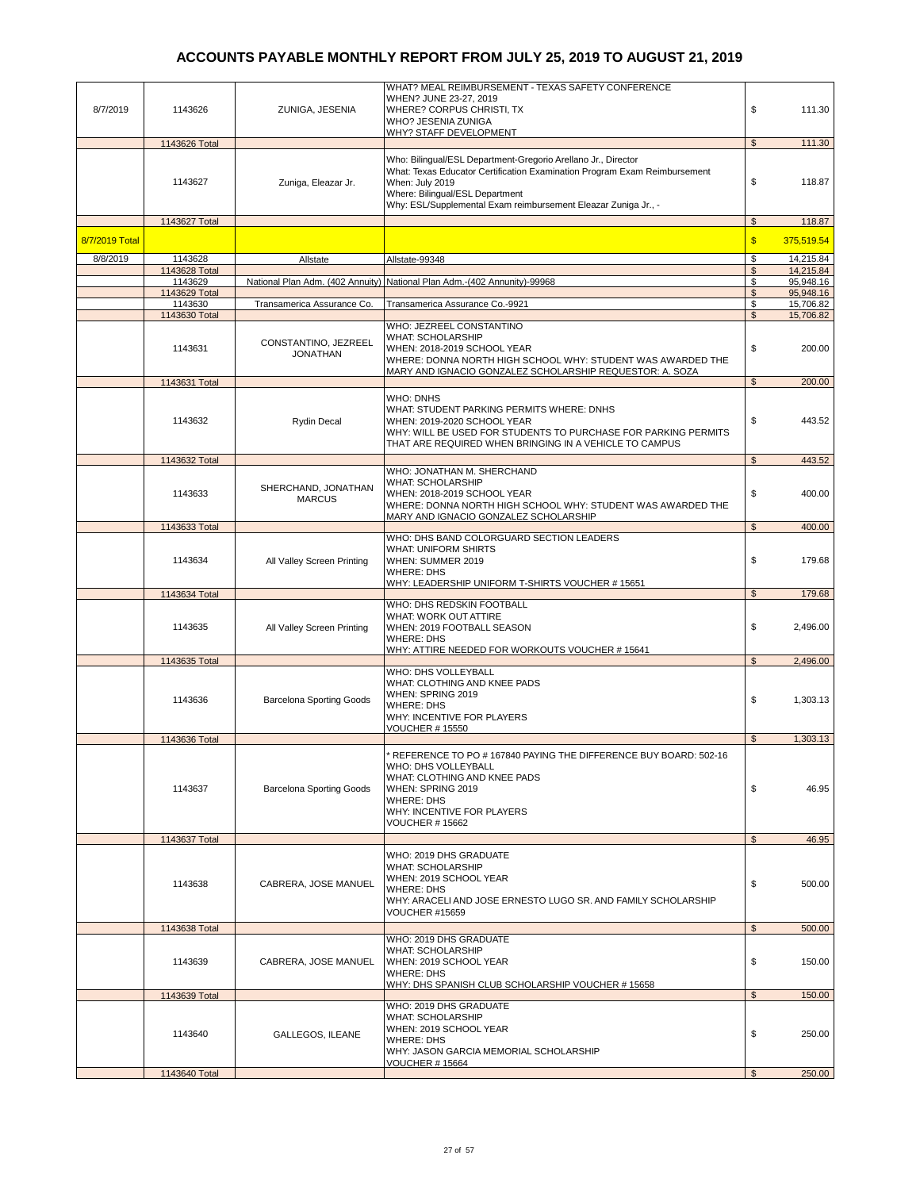# ACCOUNTS PAYABLE MONTHLY REPORT FROM JULY 25, 2019 TO AUGUST 21, 2019

| | | | | |
|---|---|---|---|---|
| 8/7/2019 | 1143626 | ZUNIGA, JESENIA | WHAT? MEAL REIMBURSEMENT - TEXAS SAFETY CONFERENCE<br>WHEN? JUNE 23-27, 2019<br>WHERE? CORPUS CHRISTI, TX<br>WHO? JESENIA ZUNIGA<br>WHY? STAFF DEVELOPMENT | $ 111.30 |
| | 1143626 Total | | | $ 111.30 |
| | 1143627 | Zuniga, Eleazar Jr. | Who: Bilingual/ESL Department-Gregorio Arellano Jr., Director<br>What: Texas Educator Certification Examination Program Exam Reimbursement<br>When: July 2019<br>Where: Bilingual/ESL Department<br>Why: ESL/Supplemental Exam reimbursement Eleazar Zuniga Jr., - | $ 118.87 |
| | 1143627 Total | | | $ 118.87 |
| 8/7/2019 Total | | | | $ 375,519.54 |
| 8/8/2019 | 1143628 | Allstate | Allstate-99348 | $ 14,215.84 |
| | 1143628 Total | | | $ 14,215.84 |
| | 1143629 | National Plan Adm. (402 Annuity) | National Plan Adm.-(402 Annunity)-99968 | $ 95,948.16 |
| | 1143629 Total | | | $ 95,948.16 |
| | 1143630 | Transamerica Assurance Co. | Transamerica Assurance Co.-9921 | $ 15,706.82 |
| | 1143630 Total | | | $ 15,706.82 |
| | 1143631 | CONSTANTINO, JEZREEL JONATHAN | WHO: JEZREEL CONSTANTINO<br>WHAT: SCHOLARSHIP<br>WHEN: 2018-2019 SCHOOL YEAR<br>WHERE: DONNA NORTH HIGH SCHOOL WHY: STUDENT WAS AWARDED THE MARY AND IGNACIO GONZALEZ SCHOLARSHIP REQUESTOR: A. SOZA | $ 200.00 |
| | 1143631 Total | | | $ 200.00 |
| | 1143632 | Rydin Decal | WHO: DNHS<br>WHAT: STUDENT PARKING PERMITS WHERE: DNHS<br>WHEN: 2019-2020 SCHOOL YEAR<br>WHY: WILL BE USED FOR STUDENTS TO PURCHASE FOR PARKING PERMITS THAT ARE REQUIRED WHEN BRINGING IN A VEHICLE TO CAMPUS | $ 443.52 |
| | 1143632 Total | | | $ 443.52 |
| | 1143633 | SHERCHAND, JONATHAN MARCUS | WHO: JONATHAN M. SHERCHAND<br>WHAT: SCHOLARSHIP<br>WHEN: 2018-2019 SCHOOL YEAR<br>WHERE: DONNA NORTH HIGH SCHOOL WHY: STUDENT WAS AWARDED THE MARY AND IGNACIO GONZALEZ SCHOLARSHIP | $ 400.00 |
| | 1143633 Total | | | $ 400.00 |
| | 1143634 | All Valley Screen Printing | WHO: DHS BAND COLORGUARD SECTION LEADERS<br>WHAT: UNIFORM SHIRTS<br>WHEN: SUMMER 2019<br>WHERE: DHS<br>WHY: LEADERSHIP UNIFORM T-SHIRTS VOUCHER # 15651 | $ 179.68 |
| | 1143634 Total | | | $ 179.68 |
| | 1143635 | All Valley Screen Printing | WHO: DHS REDSKIN FOOTBALL<br>WHAT: WORK OUT ATTIRE<br>WHEN: 2019 FOOTBALL SEASON<br>WHERE: DHS<br>WHY: ATTIRE NEEDED FOR WORKOUTS VOUCHER # 15641 | $ 2,496.00 |
| | 1143635 Total | | | $ 2,496.00 |
| | 1143636 | Barcelona Sporting Goods | WHO: DHS VOLLEYBALL<br>WHAT: CLOTHING AND KNEE PADS<br>WHEN: SPRING 2019<br>WHERE: DHS<br>WHY: INCENTIVE FOR PLAYERS<br>VOUCHER # 15550 | $ 1,303.13 |
| | 1143636 Total | | | $ 1,303.13 |
| | 1143637 | Barcelona Sporting Goods | * REFERENCE TO PO # 167840 PAYING THE DIFFERENCE BUY BOARD: 502-16<br>WHO: DHS VOLLEYBALL<br>WHAT: CLOTHING AND KNEE PADS<br>WHEN: SPRING 2019<br>WHERE: DHS<br>WHY: INCENTIVE FOR PLAYERS<br>VOUCHER # 15662 | $ 46.95 |
| | 1143637 Total | | | $ 46.95 |
| | 1143638 | CABRERA, JOSE MANUEL | WHO: 2019 DHS GRADUATE<br>WHAT: SCHOLARSHIP<br>WHEN: 2019 SCHOOL YEAR<br>WHERE: DHS<br>WHY: ARACELI AND JOSE ERNESTO LUGO SR. AND FAMILY SCHOLARSHIP<br>VOUCHER #15659 | $ 500.00 |
| | 1143638 Total | | | $ 500.00 |
| | 1143639 | CABRERA, JOSE MANUEL | WHO: 2019 DHS GRADUATE<br>WHAT: SCHOLARSHIP<br>WHEN: 2019 SCHOOL YEAR<br>WHERE: DHS<br>WHY: DHS SPANISH CLUB SCHOLARSHIP VOUCHER # 15658 | $ 150.00 |
| | 1143639 Total | | | $ 150.00 |
| | 1143640 | GALLEGOS, ILEANE | WHO: 2019 DHS GRADUATE<br>WHAT: SCHOLARSHIP<br>WHEN: 2019 SCHOOL YEAR<br>WHERE: DHS<br>WHY: JASON GARCIA MEMORIAL SCHOLARSHIP<br>VOUCHER # 15664 | $ 250.00 |
| | 1143640 Total | | | $ 250.00 |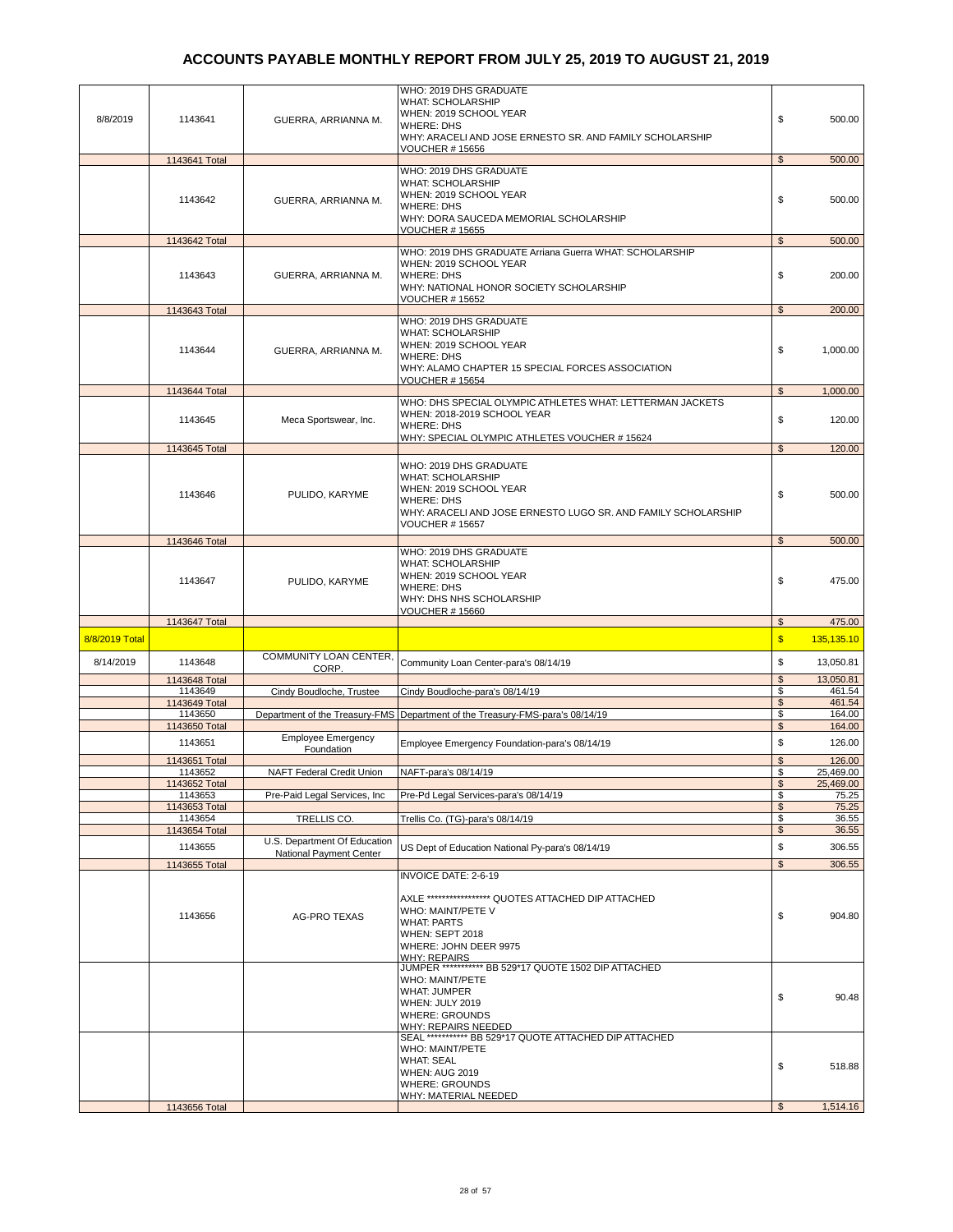# ACCOUNTS PAYABLE MONTHLY REPORT FROM JULY 25, 2019 TO AUGUST 21, 2019

| | | | | |
|---|---|---|---|---|
| 8/8/2019 | 1143641 | GUERRA, ARRIANNA M. | WHO: 2019 DHS GRADUATE<br>WHAT: SCHOLARSHIP<br>WHEN: 2019 SCHOOL YEAR<br>WHERE: DHS<br>WHY: ARACELI AND JOSE ERNESTO SR. AND FAMILY SCHOLARSHIP<br>VOUCHER # 15656 | $ 500.00 |
| | 1143641 Total | | | $ 500.00 |
| | 1143642 | GUERRA, ARRIANNA M. | WHO: 2019 DHS GRADUATE<br>WHAT: SCHOLARSHIP<br>WHEN: 2019 SCHOOL YEAR<br>WHERE: DHS<br>WHY: DORA SAUCEDA MEMORIAL SCHOLARSHIP<br>VOUCHER # 15655 | $ 500.00 |
| | 1143642 Total | | | $ 500.00 |
| | 1143643 | GUERRA, ARRIANNA M. | WHO: 2019 DHS GRADUATE Arriana Guerra WHAT: SCHOLARSHIP<br>WHEN: 2019 SCHOOL YEAR<br>WHERE: DHS<br>WHY: NATIONAL HONOR SOCIETY SCHOLARSHIP<br>VOUCHER # 15652 | $ 200.00 |
| | 1143643 Total | | | $ 200.00 |
| | 1143644 | GUERRA, ARRIANNA M. | WHO: 2019 DHS GRADUATE<br>WHAT: SCHOLARSHIP<br>WHEN: 2019 SCHOOL YEAR<br>WHERE: DHS<br>WHY: ALAMO CHAPTER 15 SPECIAL FORCES ASSOCIATION<br>VOUCHER # 15654 | $ 1,000.00 |
| | 1143644 Total | | | $ 1,000.00 |
| | 1143645 | Meca Sportswear, Inc. | WHO: DHS SPECIAL OLYMPIC ATHLETES WHAT: LETTERMAN JACKETS<br>WHEN: 2018-2019 SCHOOL YEAR<br>WHERE: DHS<br>WHY: SPECIAL OLYMPIC ATHLETES VOUCHER # 15624 | $ 120.00 |
| | 1143645 Total | | | $ 120.00 |
| | 1143646 | PULIDO, KARYME | WHO: 2019 DHS GRADUATE<br>WHAT: SCHOLARSHIP<br>WHEN: 2019 SCHOOL YEAR<br>WHERE: DHS<br>WHY: ARACELI AND JOSE ERNESTO LUGO SR. AND FAMILY SCHOLARSHIP<br>VOUCHER # 15657 | $ 500.00 |
| | 1143646 Total | | | $ 500.00 |
| | 1143647 | PULIDO, KARYME | WHO: 2019 DHS GRADUATE<br>WHAT: SCHOLARSHIP<br>WHEN: 2019 SCHOOL YEAR<br>WHERE: DHS<br>WHY: DHS NHS SCHOLARSHIP<br>VOUCHER # 15660 | $ 475.00 |
| | 1143647 Total | | | $ 475.00 |
| 8/8/2019 Total | | | | $ 135,135.10 |
| 8/14/2019 | 1143648 | COMMUNITY LOAN CENTER, CORP. | Community Loan Center-para's 08/14/19 | $ 13,050.81 |
| | 1143648 Total | | | $ 13,050.81 |
| | 1143649 | Cindy Boudloche, Trustee | Cindy Boudloche-para's 08/14/19 | $ 461.54 |
| | 1143649 Total | | | $ 461.54 |
| | 1143650 | Department of the Treasury-FMS | Department of the Treasury-FMS-para's 08/14/19 | $ 164.00 |
| | 1143650 Total | | | $ 164.00 |
| | 1143651 | Employee Emergency Foundation | Employee Emergency Foundation-para's 08/14/19 | $ 126.00 |
| | 1143651 Total | | | $ 126.00 |
| | 1143652 | NAFT Federal Credit Union | NAFT-para's 08/14/19 | $ 25,469.00 |
| | 1143652 Total | | | $ 25,469.00 |
| | 1143653 | Pre-Paid Legal Services, Inc | Pre-Pd Legal Services-para's 08/14/19 | $ 75.25 |
| | 1143653 Total | | | $ 75.25 |
| | 1143654 | TRELLIS CO. | Trellis Co. (TG)-para's 08/14/19 | $ 36.55 |
| | 1143654 Total | | | $ 36.55 |
| | 1143655 | U.S. Department Of Education National Payment Center | US Dept of Education National Py-para's 08/14/19 | $ 306.55 |
| | 1143655 Total | | | $ 306.55 |
| | 1143656 | AG-PRO TEXAS | INVOICE DATE: 2-6-19<br><br>AXLE ****************** QUOTES ATTACHED DIP ATTACHED<br>WHO: MAINT/PETE V<br>WHAT: PARTS<br>WHEN: SEPT 2018<br>WHERE: JOHN DEER 9975<br>WHY: REPAIRS | $ 904.80 |
| | | | JUMPER *********** BB 529*17 QUOTE 1502 DIP ATTACHED<br>WHO: MAINT/PETE<br>WHAT: JUMPER<br>WHEN: JULY 2019<br>WHERE: GROUNDS<br>WHY: REPAIRS NEEDED | $ 90.48 |
| | | | SEAL *********** BB 529*17 QUOTE ATTACHED DIP ATTACHED<br>WHO: MAINT/PETE<br>WHAT: SEAL<br>WHEN: AUG 2019<br>WHERE: GROUNDS<br>WHY: MATERIAL NEEDED | $ 518.88 |
| | 1143656 Total | | | $ 1,514.16 |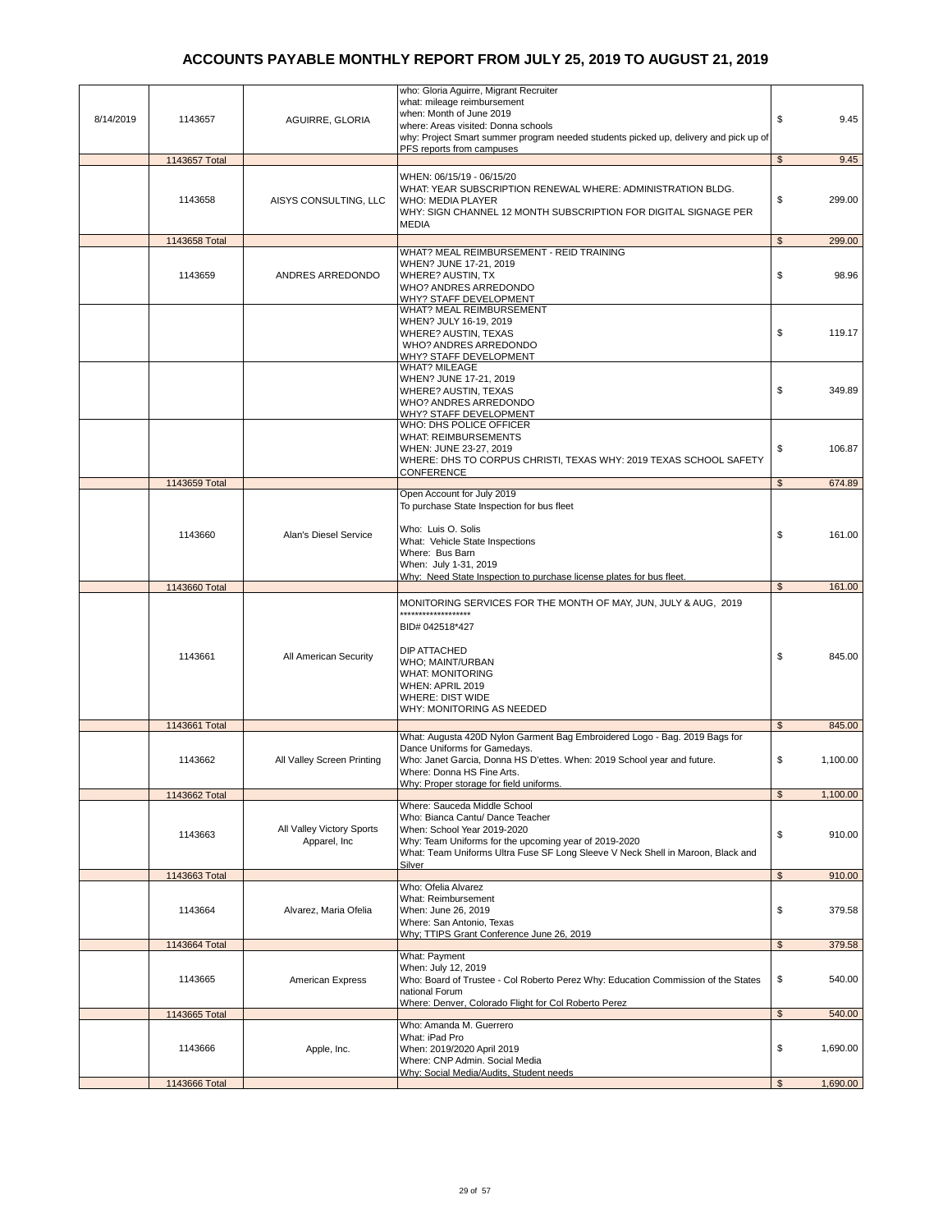# ACCOUNTS PAYABLE MONTHLY REPORT FROM JULY 25, 2019 TO AUGUST 21, 2019

| | | | | |
|---|---|---|---|---|
| 8/14/2019 | 1143657 | AGUIRRE, GLORIA | who: Gloria Aguirre, Migrant Recruiter<br>what: mileage reimbursement<br>when: Month of June 2019<br>where: Areas visited: Donna schools<br>why: Project Smart summer program needed students picked up, delivery and pick up of PFS reports from campuses | $ 9.45 |
| | 1143657 Total | | | $ 9.45 |
| | 1143658 | AISYS CONSULTING, LLC | WHEN: 06/15/19 - 06/15/20<br>WHAT: YEAR SUBSCRIPTION RENEWAL WHERE: ADMINISTRATION BLDG.<br>WHO: MEDIA PLAYER<br>WHY: SIGN CHANNEL 12 MONTH SUBSCRIPTION FOR DIGITAL SIGNAGE PER MEDIA | $ 299.00 |
| | 1143658 Total | | | $ 299.00 |
| | 1143659 | ANDRES ARREDONDO | WHAT? MEAL REIMBURSEMENT - REID TRAINING<br>WHEN? JUNE 17-21, 2019<br>WHERE? AUSTIN, TX<br>WHO? ANDRES ARREDONDO<br>WHY? STAFF DEVELOPMENT | $ 98.96 |
| | | | WHAT? MEAL REIMBURSEMENT<br>WHEN? JULY 16-19, 2019<br>WHERE? AUSTIN, TEXAS<br>WHO? ANDRES ARREDONDO<br>WHY? STAFF DEVELOPMENT | $ 119.17 |
| | | | WHAT? MILEAGE<br>WHEN? JUNE 17-21, 2019<br>WHERE? AUSTIN, TEXAS<br>WHO? ANDRES ARREDONDO<br>WHY? STAFF DEVELOPMENT | $ 349.89 |
| | | | WHO: DHS POLICE OFFICER<br>WHAT: REIMBURSEMENTS<br>WHEN: JUNE 23-27, 2019<br>WHERE: DHS TO CORPUS CHRISTI, TEXAS WHY: 2019 TEXAS SCHOOL SAFETY CONFERENCE | $ 106.87 |
| | 1143659 Total | | | $ 674.89 |
| | 1143660 | Alan's Diesel Service | Open Account for July 2019<br>To purchase State Inspection for bus fleet<br><br>Who: Luis O. Solis<br>What: Vehicle State Inspections<br>Where: Bus Barn<br>When: July 1-31, 2019<br>Why: Need State Inspection to purchase license plates for bus fleet. | $ 161.00 |
| | 1143660 Total | | | $ 161.00 |
| | 1143661 | All American Security | MONITORING SERVICES FOR THE MONTH OF MAY, JUN, JULY & AUG, 2019<br>*******************<br>BID# 042518*427<br><br>DIP ATTACHED<br>WHO; MAINT/URBAN<br>WHAT: MONITORING<br>WHEN: APRIL 2019<br>WHERE: DIST WIDE<br>WHY: MONITORING AS NEEDED | $ 845.00 |
| | 1143661 Total | | | $ 845.00 |
| | 1143662 | All Valley Screen Printing | What: Augusta 420D Nylon Garment Bag Embroidered Logo - Bag. 2019 Bags for Dance Uniforms for Gamedays.<br>Who: Janet Garcia, Donna HS D'ettes. When: 2019 School year and future.<br>Where: Donna HS Fine Arts.<br>Why: Proper storage for field uniforms. | $ 1,100.00 |
| | 1143662 Total | | | $ 1,100.00 |
| | 1143663 | All Valley Victory Sports Apparel, Inc | Where: Sauceda Middle School<br>Who: Bianca Cantu/ Dance Teacher<br>When: School Year 2019-2020<br>Why: Team Uniforms for the upcoming year of 2019-2020<br>What: Team Uniforms Ultra Fuse SF Long Sleeve V Neck Shell in Maroon, Black and Silver | $ 910.00 |
| | 1143663 Total | | | $ 910.00 |
| | 1143664 | Alvarez, Maria Ofelia | Who: Ofelia Alvarez<br>What: Reimbursement<br>When: June 26, 2019<br>Where: San Antonio, Texas<br>Why; TTIPS Grant Conference June 26, 2019 | $ 379.58 |
| | 1143664 Total | | | $ 379.58 |
| | 1143665 | American Express | What: Payment<br>When: July 12, 2019<br>Who: Board of Trustee - Col Roberto Perez Why: Education Commission of the States national Forum<br>Where: Denver, Colorado Flight for Col Roberto Perez | $ 540.00 |
| | 1143665 Total | | | $ 540.00 |
| | 1143666 | Apple, Inc. | Who: Amanda M. Guerrero<br>What: iPad Pro<br>When: 2019/2020 April 2019<br>Where: CNP Admin. Social Media<br>Why: Social Media/Audits, Student needs | $ 1,690.00 |
| | 1143666 Total | | | $ 1,690.00 |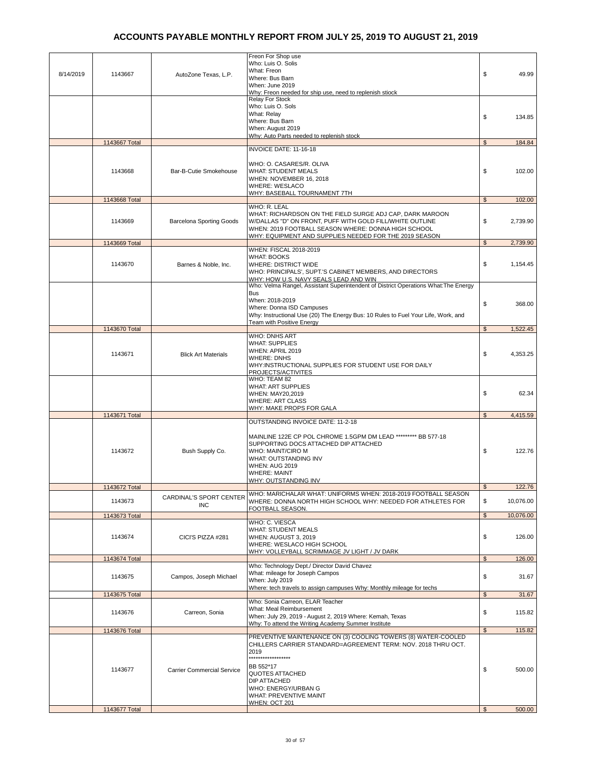# ACCOUNTS PAYABLE MONTHLY REPORT FROM JULY 25, 2019 TO AUGUST 21, 2019

| Date | Check No. | Vendor | Description | Amount |
|---|---|---|---|---|
| 8/14/2019 | 1143667 | AutoZone Texas, L.P. | Freon For Shop use<br>Who: Luis O. Solis<br>What: Freon<br>Where: Bus Barn<br>When: June 2019<br>Why: Freon needed for ship use, need to replenish stiock | $ 49.99 |
| | | | Relay For Stock<br>Who: Luis O. Sols<br>What: Relay<br>Where: Bus Barn<br>When: August 2019<br>Why: Auto Parts needed to replenish stock | $ 134.85 |
| | 1143667 Total | | | $ 184.84 |
| | 1143668 | Bar-B-Cutie Smokehouse | INVOICE DATE: 11-16-18<br><br>WHO: O. CASARES/R. OLIVA<br>WHAT: STUDENT MEALS<br>WHEN: NOVEMBER 16, 2018<br>WHERE: WESLACO<br>WHY: BASEBALL TOURNAMENT 7TH | $ 102.00 |
| | 1143668 Total | | | $ 102.00 |
| | 1143669 | Barcelona Sporting Goods | WHO: R. LEAL<br>WHAT: RICHARDSON ON THE FIELD SURGE ADJ CAP, DARK MAROON W/DALLAS "D" ON FRONT, PUFF WITH GOLD FILL/WHITE OUTLINE<br>WHEN: 2019 FOOTBALL SEASON WHERE: DONNA HIGH SCHOOL<br>WHY: EQUIPMENT AND SUPPLIES NEEDED FOR THE 2019 SEASON | $ 2,739.90 |
| | 1143669 Total | | | $ 2,739.90 |
| | 1143670 | Barnes & Noble, Inc. | WHEN: FISCAL 2018-2019<br>WHAT: BOOKS<br>WHERE: DISTRICT WIDE<br>WHO: PRINCIPALS', SUPT.'S CABINET MEMBERS, AND DIRECTORS<br>WHY: HOW U.S. NAVY SEALS LEAD AND WIN | $ 1,154.45 |
| | | | Who: Velma Rangel, Assistant Superintendent of District Operations What:The Energy Bus<br>When: 2018-2019<br>Where: Donna ISD Campuses<br>Why: Instructional Use (20) The Energy Bus: 10 Rules to Fuel Your Life, Work, and Team with Positive Energy | $ 368.00 |
| | 1143670 Total | | | $ 1,522.45 |
| | 1143671 | Blick Art Materials | WHO: DNHS ART<br>WHAT: SUPPLIES<br>WHEN: APRIL 2019<br>WHERE: DNHS<br>WHY:INSTRUCTIONAL SUPPLIES FOR STUDENT USE FOR DAILY PROJECTS/ACTIVITES | $ 4,353.25 |
| | | | WHO: TEAM 82<br>WHAT: ART SUPPLIES<br>WHEN: MAY20,2019<br>WHERE: ART CLASS<br>WHY: MAKE PROPS FOR GALA | $ 62.34 |
| | 1143671 Total | | | $ 4,415.59 |
| | 1143672 | Bush Supply Co. | OUTSTANDING INVOICE DATE: 11-2-18<br><br>MAINLINE 122E CP POL CHROME 1.5GPM DM LEAD ********* BB 577-18<br>SUPPORTING DOCS ATTACHED DIP ATTACHED<br>WHO: MAINT/CIRO M<br>WHAT: OUTSTANDING INV<br>WHEN: AUG 2019<br>WHERE: MAINT<br>WHY: OUTSTANDING INV | $ 122.76 |
| | 1143672 Total | | | $ 122.76 |
| | 1143673 | CARDINAL'S SPORT CENTER INC | WHO: MARICHALAR WHAT: UNIFORMS WHEN: 2018-2019 FOOTBALL SEASON WHERE: DONNA NORTH HIGH SCHOOL WHY: NEEDED FOR ATHLETES FOR FOOTBALL SEASON. | $ 10,076.00 |
| | 1143673 Total | | | $ 10,076.00 |
| | 1143674 | CICI'S PIZZA #281 | WHO: C. VIESCA<br>WHAT: STUDENT MEALS<br>WHEN: AUGUST 3, 2019<br>WHERE: WESLACO HIGH SCHOOL<br>WHY: VOLLEYBALL SCRIMMAGE JV LIGHT / JV DARK | $ 126.00 |
| | 1143674 Total | | | $ 126.00 |
| | 1143675 | Campos, Joseph Michael | Who: Technology Dept./ Director David Chavez<br>What: mileage for Joseph Campos<br>When: July 2019<br>Where: tech travels to assign campuses Why: Monthly mileage for techs | $ 31.67 |
| | 1143675 Total | | | $ 31.67 |
| | 1143676 | Carreon, Sonia | Who: Sonia Carreon, ELAR Teacher<br>What: Meal Reimbursement<br>When: July 29, 2019 - August 2, 2019 Where: Kemah, Texas<br>Why: To attend the Writing Academy Summer Institute | $ 115.82 |
| | 1143676 Total | | | $ 115.82 |
| | 1143677 | Carrier Commercial Service | PREVENTIVE MAINTENANCE ON (3) COOLING TOWERS (8) WATER-COOLED CHILLERS CARRIER STANDARD=AGREEMENT TERM: NOV. 2018 THRU OCT. 2019<br>******************<br>BB 552*17<br>QUOTES ATTACHED<br>DIP ATTACHED<br>WHO: ENERGY/URBAN G<br>WHAT: PREVENTIVE MAINT<br>WHEN: OCT 201 | $ 500.00 |
| | 1143677 Total | | | $ 500.00 |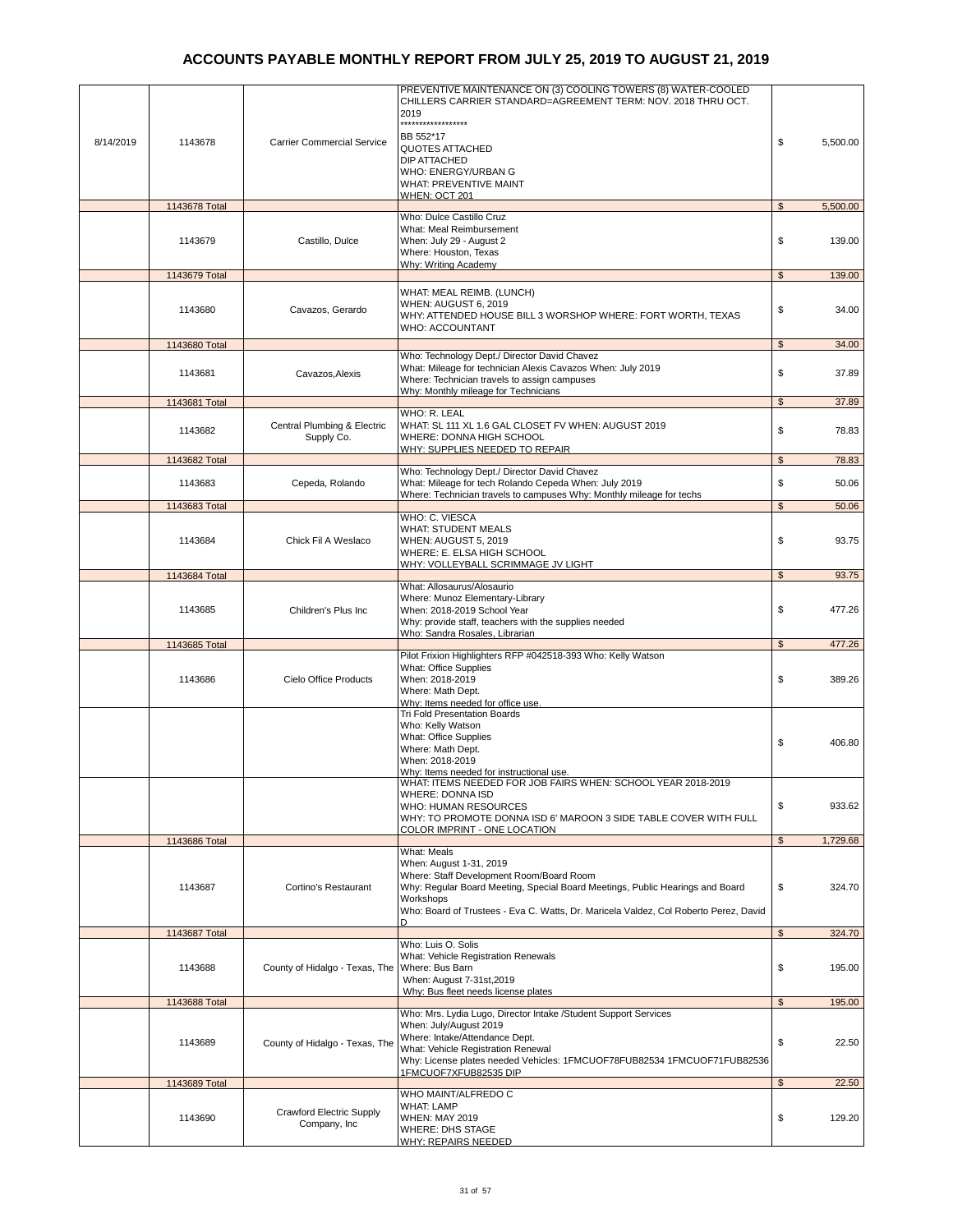# ACCOUNTS PAYABLE MONTHLY REPORT FROM JULY 25, 2019 TO AUGUST 21, 2019

| | | | | |
|---|---|---|---|---|
| 8/14/2019 | 1143678 | Carrier Commercial Service | PREVENTIVE MAINTENANCE ON (3) COOLING TOWERS (8) WATER-COOLED CHILLERS CARRIER STANDARD=AGREEMENT TERM: NOV. 2018 THRU OCT. 2019 ****************** BB 552*17 QUOTES ATTACHED DIP ATTACHED WHO: ENERGY/URBAN G WHAT: PREVENTIVE MAINT WHEN: OCT 201 | $ 5,500.00 |
| | 1143678 Total | | | $ 5,500.00 |
| | 1143679 | Castillo, Dulce | Who: Dulce Castillo Cruz What: Meal Reimbursement When: July 29 - August 2 Where: Houston, Texas Why: Writing Academy | $ 139.00 |
| | 1143679 Total | | | $ 139.00 |
| | 1143680 | Cavazos, Gerardo | WHAT: MEAL REIMB. (LUNCH) WHEN: AUGUST 6, 2019 WHY: ATTENDED HOUSE BILL 3 WORSHOP WHERE: FORT WORTH, TEXAS WHO: ACCOUNTANT | $ 34.00 |
| | 1143680 Total | | | $ 34.00 |
| | 1143681 | Cavazos,Alexis | Who: Technology Dept./ Director David Chavez What: Mileage for technician Alexis Cavazos When: July 2019 Where: Technician travels to assign campuses Why: Monthly mileage for Technicians | $ 37.89 |
| | 1143681 Total | | | $ 37.89 |
| | 1143682 | Central Plumbing & Electric Supply Co. | WHO: R. LEAL WHAT: SL 111 XL 1.6 GAL CLOSET FV WHEN: AUGUST 2019 WHERE: DONNA HIGH SCHOOL WHY: SUPPLIES NEEDED TO REPAIR | $ 78.83 |
| | 1143682 Total | | | $ 78.83 |
| | 1143683 | Cepeda, Rolando | Who: Technology Dept./ Director David Chavez What: Mileage for tech Rolando Cepeda When: July 2019 Where: Technician travels to campuses Why: Monthly mileage for techs | $ 50.06 |
| | 1143683 Total | | | $ 50.06 |
| | 1143684 | Chick Fil A Weslaco | WHO: C. VIESCA WHAT: STUDENT MEALS WHEN: AUGUST 5, 2019 WHERE: E. ELSA HIGH SCHOOL WHY: VOLLEYBALL SCRIMMAGE JV LIGHT | $ 93.75 |
| | 1143684 Total | | | $ 93.75 |
| | 1143685 | Children's Plus Inc | What: Allosaurus/Alosaurio Where: Munoz Elementary-Library When: 2018-2019 School Year Why: provide staff, teachers with the supplies needed Who: Sandra Rosales, Librarian | $ 477.26 |
| | 1143685 Total | | | $ 477.26 |
| | 1143686 | Cielo Office Products | Pilot Frixion Highlighters RFP #042518-393 Who: Kelly Watson What: Office Supplies When: 2018-2019 Where: Math Dept. Why: Items needed for office use. | $ 389.26 |
| | | | Tri Fold Presentation Boards Who: Kelly Watson What: Office Supplies Where: Math Dept. When: 2018-2019 Why: Items needed for instructional use. | $ 406.80 |
| | | | WHAT: ITEMS NEEDED FOR JOB FAIRS WHEN: SCHOOL YEAR 2018-2019 WHERE: DONNA ISD WHO: HUMAN RESOURCES WHY: TO PROMOTE DONNA ISD 6' MAROON 3 SIDE TABLE COVER WITH FULL COLOR IMPRINT - ONE LOCATION | $ 933.62 |
| | 1143686 Total | | | $ 1,729.68 |
| | 1143687 | Cortino's Restaurant | What: Meals When: August 1-31, 2019 Where: Staff Development Room/Board Room Why: Regular Board Meeting, Special Board Meetings, Public Hearings and Board Workshops Who: Board of Trustees - Eva C. Watts, Dr. Maricela Valdez, Col Roberto Perez, David D | $ 324.70 |
| | 1143687 Total | | | $ 324.70 |
| | 1143688 | County of Hidalgo - Texas, The | Who: Luis O. Solis What: Vehicle Registration Renewals Where: Bus Barn When: August 7-31st,2019 Why: Bus fleet needs license plates | $ 195.00 |
| | 1143688 Total | | | $ 195.00 |
| | 1143689 | County of Hidalgo - Texas, The | Who: Mrs. Lydia Lugo, Director Intake /Student Support Services When: July/August 2019 Where: Intake/Attendance Dept. What: Vehicle Registration Renewal Why: License plates needed Vehicles: 1FMCUOF78FUB82534 1FMCUOF71FUB82536 1FMCUOF7XFUB82535 DIP | $ 22.50 |
| | 1143689 Total | | | $ 22.50 |
| | 1143690 | Crawford Electric Supply Company, Inc | WHO MAINT/ALFREDO C WHAT: LAMP WHEN: MAY 2019 WHERE: DHS STAGE WHY: REPAIRS NEEDED | $ 129.20 |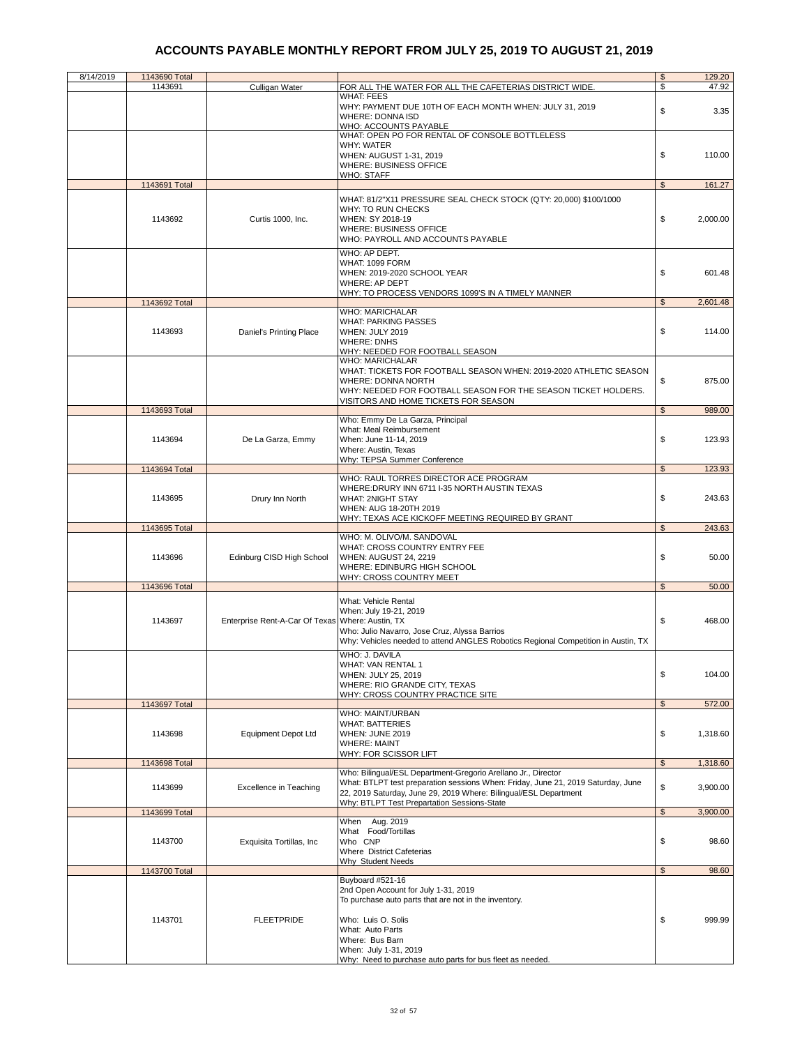# ACCOUNTS PAYABLE MONTHLY REPORT FROM JULY 25, 2019 TO AUGUST 21, 2019

| Date | Check No. | Vendor | Description | Amount |
|---|---|---|---|---|
| 8/14/2019 | 1143690 Total | | | $ 129.20 |
| | 1143691 | Culligan Water | FOR ALL THE WATER FOR ALL THE CAFETERIAS DISTRICT WIDE. | $ 47.92 |
| | | | WHAT: FEES<br>WHY: PAYMENT DUE 10TH OF EACH MONTH WHEN: JULY 31, 2019<br>WHERE: DONNA ISD<br>WHO: ACCOUNTS PAYABLE | $ 3.35 |
| | | | WHAT: OPEN PO FOR RENTAL OF CONSOLE BOTTLELESS<br>WHY: WATER<br>WHEN: AUGUST 1-31, 2019<br>WHERE: BUSINESS OFFICE<br>WHO: STAFF | $ 110.00 |
| | 1143691 Total | | | $ 161.27 |
| | 1143692 | Curtis 1000, Inc. | WHAT: 81/2"X11 PRESSURE SEAL CHECK STOCK (QTY: 20,000) $100/1000<br>WHY: TO RUN CHECKS<br>WHEN: SY 2018-19<br>WHERE: BUSINESS OFFICE<br>WHO: PAYROLL AND ACCOUNTS PAYABLE | $ 2,000.00 |
| | | | WHO: AP DEPT.<br>WHAT: 1099 FORM<br>WHEN: 2019-2020 SCHOOL YEAR<br>WHERE: AP DEPT<br>WHY: TO PROCESS VENDORS 1099'S IN A TIMELY MANNER | $ 601.48 |
| | 1143692 Total | | | $ 2,601.48 |
| | 1143693 | Daniel's Printing Place | WHO: MARICHALAR<br>WHAT: PARKING PASSES<br>WHEN: JULY 2019<br>WHERE: DNHS<br>WHY: NEEDED FOR FOOTBALL SEASON | $ 114.00 |
| | | | WHO: MARICHALAR<br>WHAT: TICKETS FOR FOOTBALL SEASON WHEN: 2019-2020 ATHLETIC SEASON<br>WHERE: DONNA NORTH<br>WHY: NEEDED FOR FOOTBALL SEASON FOR THE SEASON TICKET HOLDERS. VISITORS AND HOME TICKETS FOR SEASON | $ 875.00 |
| | 1143693 Total | | | $ 989.00 |
| | 1143694 | De La Garza, Emmy | Who: Emmy De La Garza, Principal<br>What: Meal Reimbursement<br>When: June 11-14, 2019<br>Where: Austin, Texas<br>Why: TEPSA Summer Conference | $ 123.93 |
| | 1143694 Total | | | $ 123.93 |
| | 1143695 | Drury Inn North | WHO: RAUL TORRES DIRECTOR ACE PROGRAM<br>WHERE:DRURY INN 6711 I-35 NORTH AUSTIN TEXAS<br>WHAT: 2NIGHT STAY<br>WHEN: AUG 18-20TH 2019<br>WHY: TEXAS ACE KICKOFF MEETING REQUIRED BY GRANT | $ 243.63 |
| | 1143695 Total | | | $ 243.63 |
| | 1143696 | Edinburg CISD High School | WHO: M. OLIVO/M. SANDOVAL<br>WHAT: CROSS COUNTRY ENTRY FEE<br>WHEN: AUGUST 24, 2219<br>WHERE: EDINBURG HIGH SCHOOL<br>WHY: CROSS COUNTRY MEET | $ 50.00 |
| | 1143696 Total | | | $ 50.00 |
| | 1143697 | Enterprise Rent-A-Car Of Texas | What: Vehicle Rental<br>When: July 19-21, 2019<br>Where: Austin, TX<br>Who: Julio Navarro, Jose Cruz, Alyssa Barrios<br>Why: Vehicles needed to attend ANGLES Robotics Regional Competition in Austin, TX | $ 468.00 |
| | | | WHO: J. DAVILA<br>WHAT: VAN RENTAL 1<br>WHEN: JULY 25, 2019<br>WHERE: RIO GRANDE CITY, TEXAS<br>WHY: CROSS COUNTRY PRACTICE SITE | $ 104.00 |
| | 1143697 Total | | | $ 572.00 |
| | 1143698 | Equipment Depot Ltd | WHO: MAINT/URBAN<br>WHAT: BATTERIES<br>WHEN: JUNE 2019<br>WHERE: MAINT<br>WHY: FOR SCISSOR LIFT | $ 1,318.60 |
| | 1143698 Total | | | $ 1,318.60 |
| | 1143699 | Excellence in Teaching | Who: Bilingual/ESL Department-Gregorio Arellano Jr., Director<br>What: BTLPT test preparation sessions When: Friday, June 21, 2019 Saturday, June 22, 2019 Saturday, June 29, 2019 Where: Bilingual/ESL Department<br>Why: BTLPT Test Prepartation Sessions-State | $ 3,900.00 |
| | 1143699 Total | | | $ 3,900.00 |
| | 1143700 | Exquisita Tortillas, Inc | When Aug. 2019<br>What Food/Tortillas<br>Who CNP<br>Where District Cafeterias<br>Why Student Needs | $ 98.60 |
| | 1143700 Total | | | $ 98.60 |
| | 1143701 | FLEETPRIDE | Buyboard #521-16<br>2nd Open Account for July 1-31, 2019<br>To purchase auto parts that are not in the inventory.<br><br>Who: Luis O. Solis<br>What: Auto Parts<br>Where: Bus Barn<br>When: July 1-31, 2019<br>Why: Need to purchase auto parts for bus fleet as needed. | $ 999.99 |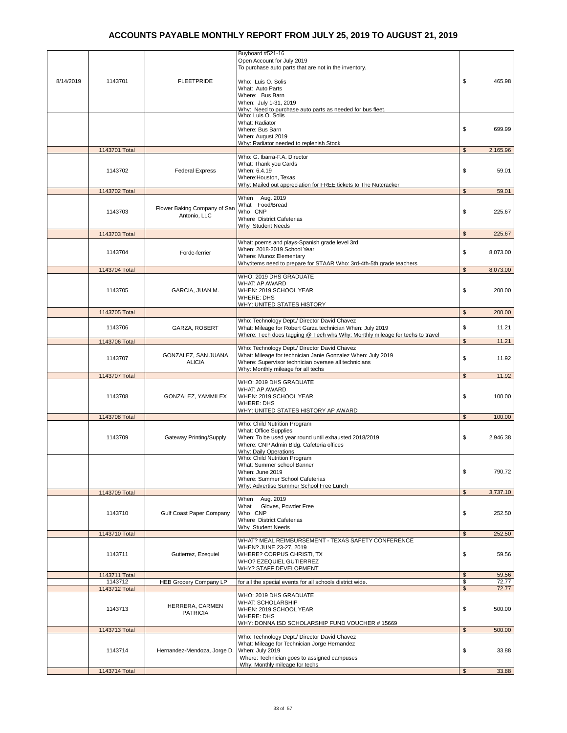# ACCOUNTS PAYABLE MONTHLY REPORT FROM JULY 25, 2019 TO AUGUST 21, 2019

| | | | | |
|---|---|---|---|---|
| 8/14/2019 | 1143701 | FLEETPRIDE | Buyboard #521-16<br>Open Account for July 2019<br>To purchase auto parts that are not in the inventory.<br><br>Who: Luis O. Solis<br>What: Auto Parts<br>Where: Bus Barn<br>When: July 1-31, 2019<br>Why: Need to purchase auto parts as needed for bus fleet. | $ 465.98 |
| | | | Who: Luis O. Solis<br>What: Radiator<br>Where: Bus Barn<br>When: August 2019<br>Why: Radiator needed to replenish Stock | $ 699.99 |
| | 1143701 Total | | | $ 2,165.96 |
| | 1143702 | Federal Express | Who: G. Ibarra-F.A. Director<br>What: Thank you Cards<br>When: 6.4.19<br>Where:Houston, Texas<br>Why: Mailed out appreciation for FREE tickets to The Nutcracker | $ 59.01 |
| | 1143702 Total | | | $ 59.01 |
| | 1143703 | Flower Baking Company of San Antonio, LLC | When Aug. 2019<br>What Food/Bread<br>Who CNP<br>Where District Cafeterias<br>Why Student Needs | $ 225.67 |
| | 1143703 Total | | | $ 225.67 |
| | 1143704 | Forde-ferrier | What: poems and plays-Spanish grade level 3rd<br>When: 2018-2019 School Year<br>Where: Munoz Elementary<br>Why:items need to prepare for STAAR Who: 3rd-4th-5th grade teachers | $ 8,073.00 |
| | 1143704 Total | | | $ 8,073.00 |
| | 1143705 | GARCIA, JUAN M. | WHO: 2019 DHS GRADUATE<br>WHAT: AP AWARD<br>WHEN: 2019 SCHOOL YEAR<br>WHERE: DHS<br>WHY: UNITED STATES HISTORY | $ 200.00 |
| | 1143705 Total | | | $ 200.00 |
| | 1143706 | GARZA, ROBERT | Who: Technology Dept./ Director David Chavez<br>What: Mileage for Robert Garza technician When: July 2019<br>Where: Tech does tagging @ Tech whs Why: Monthly mileage for techs to travel | $ 11.21 |
| | 1143706 Total | | | $ 11.21 |
| | 1143707 | GONZALEZ, SAN JUANA ALICIA | Who: Technology Dept./ Director David Chavez<br>What: Mileage for technician Janie Gonzalez When: July 2019<br>Where: Supervisor technician oversee all technicians<br>Why: Monthly mileage for all techs | $ 11.92 |
| | 1143707 Total | | | $ 11.92 |
| | 1143708 | GONZALEZ, YAMMILEX | WHO: 2019 DHS GRADUATE<br>WHAT: AP AWARD<br>WHEN: 2019 SCHOOL YEAR<br>WHERE: DHS<br>WHY: UNITED STATES HISTORY AP AWARD | $ 100.00 |
| | 1143708 Total | | | $ 100.00 |
| | 1143709 | Gateway Printing/Supply | Who: Child Nutrition Program<br>What: Office Supplies<br>When: To be used year round until exhausted 2018/2019<br>Where: CNP Admin Bldg. Cafeteria offices<br>Why: Daily Operations | $ 2,946.38 |
| | | | Who: Child Nutrition Program<br>What: Summer school Banner<br>When: June 2019<br>Where: Summer School Cafeterias<br>Why: Advertise Summer School Free Lunch | $ 790.72 |
| | 1143709 Total | | | $ 3,737.10 |
| | 1143710 | Gulf Coast Paper Company | When Aug. 2019<br>What Gloves, Powder Free<br>Who CNP<br>Where District Cafeterias<br>Why Student Needs | $ 252.50 |
| | 1143710 Total | | | $ 252.50 |
| | 1143711 | Gutierrez, Ezequiel | WHAT? MEAL REIMBURSEMENT - TEXAS SAFETY CONFERENCE<br>WHEN? JUNE 23-27, 2019<br>WHERE? CORPUS CHRISTI, TX<br>WHO? EZEQUIEL GUTIERREZ<br>WHY? STAFF DEVELOPMENT | $ 59.56 |
| | 1143711 Total | | | $ 59.56 |
| | 1143712 | HEB Grocery Company LP | for all the special events for all schools district wide. | $ 72.77 |
| | 1143712 Total | | | $ 72.77 |
| | 1143713 | HERRERA, CARMEN PATRICIA | WHO: 2019 DHS GRADUATE<br>WHAT: SCHOLARSHIP<br>WHEN: 2019 SCHOOL YEAR<br>WHERE: DHS<br>WHY: DONNA ISD SCHOLARSHIP FUND VOUCHER # 15669 | $ 500.00 |
| | 1143713 Total | | | $ 500.00 |
| | 1143714 | Hernandez-Mendoza, Jorge D. | Who: Technology Dept./ Director David Chavez<br>What: Mileage for Technician Jorge Hernandez<br>When: July 2019<br>Where: Technician goes to assigned campuses<br>Why: Monthly mileage for techs | $ 33.88 |
| | 1143714 Total | | | $ 33.88 |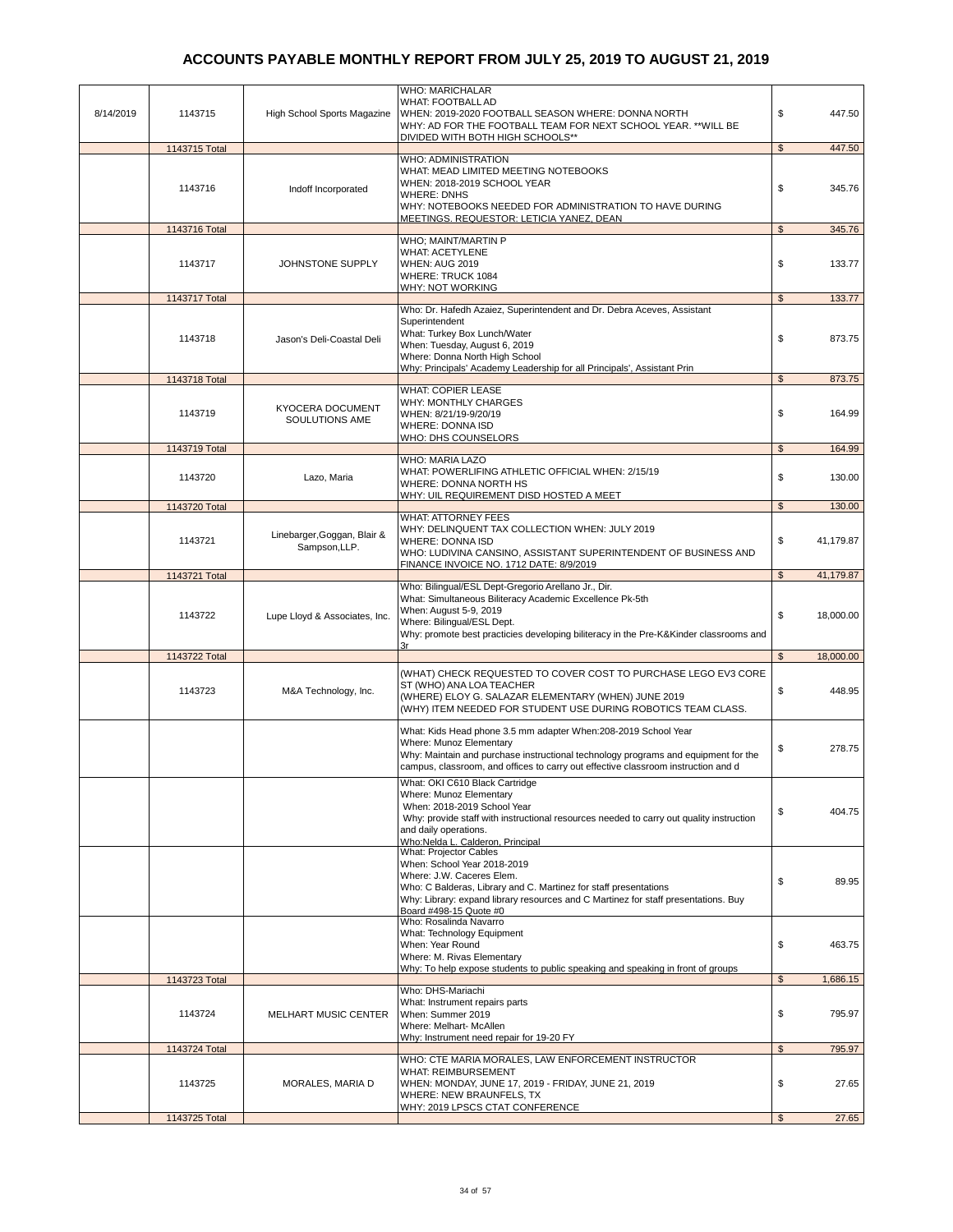# ACCOUNTS PAYABLE MONTHLY REPORT FROM JULY 25, 2019 TO AUGUST 21, 2019

| Date | Check No. | Vendor | Description | Amount |
|---|---|---|---|---|
| 8/14/2019 | 1143715 | High School Sports Magazine | WHO: MARICHALAR<br>WHAT: FOOTBALL AD<br>WHEN: 2019-2020 FOOTBALL SEASON WHERE: DONNA NORTH<br>WHY: AD FOR THE FOOTBALL TEAM FOR NEXT SCHOOL YEAR. **WILL BE DIVIDED WITH BOTH HIGH SCHOOLS** | $ 447.50 |
| | 1143715 Total | | | $ 447.50 |
| | 1143716 | Indoff Incorporated | WHO: ADMINISTRATION<br>WHAT: MEAD LIMITED MEETING NOTEBOOKS<br>WHEN: 2018-2019 SCHOOL YEAR<br>WHERE: DNHS<br>WHY: NOTEBOOKS NEEDED FOR ADMINISTRATION TO HAVE DURING MEETINGS. REQUESTOR: LETICIA YANEZ, DEAN | $ 345.76 |
| | 1143716 Total | | | $ 345.76 |
| | 1143717 | JOHNSTONE SUPPLY | WHO; MAINT/MARTIN P<br>WHAT: ACETYLENE<br>WHEN: AUG 2019<br>WHERE: TRUCK 1084<br>WHY: NOT WORKING | $ 133.77 |
| | 1143717 Total | | | $ 133.77 |
| | 1143718 | Jason's Deli-Coastal Deli | Who: Dr. Hafedh Azaiez, Superintendent and Dr. Debra Aceves, Assistant Superintendent<br>What: Turkey Box Lunch/Water<br>When: Tuesday, August 6, 2019<br>Where: Donna North High School<br>Why: Principals' Academy Leadership for all Principals', Assistant Prin | $ 873.75 |
| | 1143718 Total | | | $ 873.75 |
| | 1143719 | KYOCERA DOCUMENT SOULUTIONS AME | WHAT: COPIER LEASE<br>WHY: MONTHLY CHARGES<br>WHEN: 8/21/19-9/20/19<br>WHERE: DONNA ISD<br>WHO: DHS COUNSELORS | $ 164.99 |
| | 1143719 Total | | | $ 164.99 |
| | 1143720 | Lazo, Maria | WHO: MARIA LAZO<br>WHAT: POWERLIFING ATHLETIC OFFICIAL WHEN: 2/15/19<br>WHERE: DONNA NORTH HS<br>WHY: UIL REQUIREMENT DISD HOSTED A MEET | $ 130.00 |
| | 1143720 Total | | | $ 130.00 |
| | 1143721 | Linebarger,Goggan, Blair & Sampson,LLP. | WHAT: ATTORNEY FEES<br>WHY: DELINQUENT TAX COLLECTION WHEN: JULY 2019<br>WHERE: DONNA ISD<br>WHO: LUDIVINA CANSINO, ASSISTANT SUPERINTENDENT OF BUSINESS AND FINANCE INVOICE NO. 1712 DATE: 8/9/2019 | $ 41,179.87 |
| | 1143721 Total | | | $ 41,179.87 |
| | 1143722 | Lupe Lloyd & Associates, Inc. | Who: Bilingual/ESL Dept-Gregorio Arellano Jr., Dir.<br>What: Simultaneous Biliteracy Academic Excellence Pk-5th<br>When: August 5-9, 2019<br>Where: Bilingual/ESL Dept.<br>Why: promote best practicies developing biliteracy in the Pre-K&Kinder classrooms and 3r | $ 18,000.00 |
| | 1143722 Total | | | $ 18,000.00 |
| | 1143723 | M&A Technology, Inc. | (WHAT) CHECK REQUESTED TO COVER COST TO PURCHASE LEGO EV3 CORE ST (WHO) ANA LOA TEACHER<br>(WHERE) ELOY G. SALAZAR ELEMENTARY (WHEN) JUNE 2019<br>(WHY) ITEM NEEDED FOR STUDENT USE DURING ROBOTICS TEAM CLASS. | $ 448.95 |
| | | | What: Kids Head phone 3.5 mm adapter When:208-2019 School Year<br>Where: Munoz Elementary<br>Why: Maintain and purchase instructional technology programs and equipment for the campus, classroom, and offices to carry out effective classroom instruction and d | $ 278.75 |
| | | | What: OKI C610 Black Cartridge<br>Where: Munoz Elementary<br>When: 2018-2019 School Year<br>Why: provide staff with instructional resources needed to carry out quality instruction and daily operations.<br>Who:Nelda L. Calderon, Principal | $ 404.75 |
| | | | What: Projector Cables<br>When: School Year 2018-2019<br>Where: J.W. Caceres Elem.<br>Who: C Balderas, Library and C. Martinez for staff presentations<br>Why: Library: expand library resources and C Martinez for staff presentations. Buy Board #498-15 Quote #0 | $ 89.95 |
| | | | Who: Rosalinda Navarro<br>What: Technology Equipment<br>When: Year Round<br>Where: M. Rivas Elementary<br>Why: To help expose students to public speaking and speaking in front of groups | $ 463.75 |
| | 1143723 Total | | | $ 1,686.15 |
| | 1143724 | MELHART MUSIC CENTER | Who: DHS-Mariachi<br>What: Instrument repairs parts<br>When: Summer 2019<br>Where: Melhart- McAllen<br>Why: Instrument need repair for 19-20 FY | $ 795.97 |
| | 1143724 Total | | | $ 795.97 |
| | 1143725 | MORALES, MARIA D | WHO: CTE MARIA MORALES, LAW ENFORCEMENT INSTRUCTOR<br>WHAT: REIMBURSEMENT<br>WHEN: MONDAY, JUNE 17, 2019 - FRIDAY, JUNE 21, 2019<br>WHERE: NEW BRAUNFELS, TX<br>WHY: 2019 LPSCS CTAT CONFERENCE | $ 27.65 |
| | 1143725 Total | | | $ 27.65 |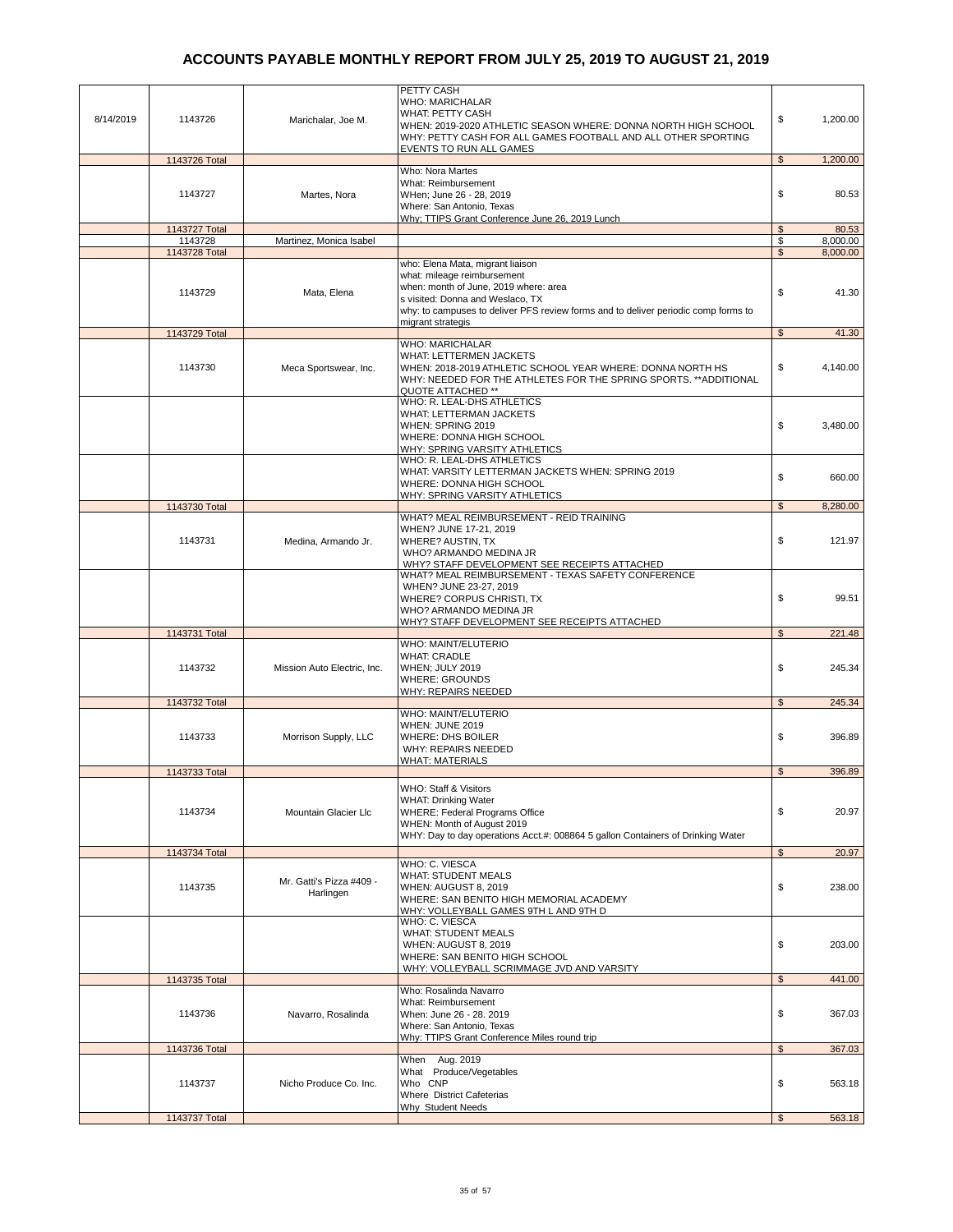# ACCOUNTS PAYABLE MONTHLY REPORT FROM JULY 25, 2019 TO AUGUST 21, 2019

| | | | | |
|---|---|---|---|---|
| 8/14/2019 | 1143726 | Marichalar, Joe M. | PETTY CASH<br>WHO: MARICHALAR<br>WHAT: PETTY CASH<br>WHEN: 2019-2020 ATHLETIC SEASON WHERE: DONNA NORTH HIGH SCHOOL<br>WHY: PETTY CASH FOR ALL GAMES FOOTBALL AND ALL OTHER SPORTING EVENTS TO RUN ALL GAMES | $ 1,200.00 |
| | 1143726 Total | | | $ 1,200.00 |
| | 1143727 | Martes, Nora | Who: Nora Martes<br>What: Reimbursement<br>WHen; June 26 - 28, 2019<br>Where: San Antonio, Texas<br>Why; TTIPS Grant Conference June 26, 2019 Lunch | $ 80.53 |
| | 1143727 Total | | | $ 80.53 |
| | 1143728 | Martinez, Monica Isabel | | $ 8,000.00 |
| | 1143728 Total | | | $ 8,000.00 |
| | 1143729 | Mata, Elena | who: Elena Mata, migrant liaison<br>what: mileage reimbursement<br>when: month of June, 2019 where: area<br>s visited: Donna and Weslaco, TX<br>why: to campuses to deliver PFS review forms and to deliver periodic comp forms to migrant strategis | $ 41.30 |
| | 1143729 Total | | | $ 41.30 |
| | 1143730 | Meca Sportswear, Inc. | WHO: MARICHALAR<br>WHAT: LETTERMEN JACKETS<br>WHEN: 2018-2019 ATHLETIC SCHOOL YEAR WHERE: DONNA NORTH HS<br>WHY: NEEDED FOR THE ATHLETES FOR THE SPRING SPORTS. **ADDITIONAL QUOTE ATTACHED ** | $ 4,140.00 |
| | | | WHO: R. LEAL-DHS ATHLETICS<br>WHAT: LETTERMAN JACKETS<br>WHEN: SPRING 2019<br>WHERE: DONNA HIGH SCHOOL<br>WHY: SPRING VARSITY ATHLETICS | $ 3,480.00 |
| | | | WHO: R. LEAL-DHS ATHLETICS<br>WHAT: VARSITY LETTERMAN JACKETS WHEN: SPRING 2019<br>WHERE: DONNA HIGH SCHOOL<br>WHY: SPRING VARSITY ATHLETICS | $ 660.00 |
| | 1143730 Total | | | $ 8,280.00 |
| | 1143731 | Medina, Armando Jr. | WHAT? MEAL REIMBURSEMENT - REID TRAINING<br>WHEN? JUNE 17-21, 2019<br>WHERE? AUSTIN, TX<br>WHO? ARMANDO MEDINA JR<br>WHY? STAFF DEVELOPMENT SEE RECEIPTS ATTACHED | $ 121.97 |
| | | | WHAT? MEAL REIMBURSEMENT - TEXAS SAFETY CONFERENCE<br>WHEN? JUNE 23-27, 2019<br>WHERE? CORPUS CHRISTI, TX<br>WHO? ARMANDO MEDINA JR<br>WHY? STAFF DEVELOPMENT SEE RECEIPTS ATTACHED | $ 99.51 |
| | 1143731 Total | | | $ 221.48 |
| | 1143732 | Mission Auto Electric, Inc. | WHO: MAINT/ELUTERIO<br>WHAT: CRADLE<br>WHEN; JULY 2019<br>WHERE: GROUNDS<br>WHY: REPAIRS NEEDED | $ 245.34 |
| | 1143732 Total | | | $ 245.34 |
| | 1143733 | Morrison Supply, LLC | WHO: MAINT/ELUTERIO<br>WHEN: JUNE 2019<br>WHERE: DHS BOILER<br>WHY: REPAIRS NEEDED<br>WHAT: MATERIALS | $ 396.89 |
| | 1143733 Total | | | $ 396.89 |
| | 1143734 | Mountain Glacier Llc | WHO: Staff & Visitors<br>WHAT: Drinking Water<br>WHERE: Federal Programs Office<br>WHEN: Month of August 2019<br>WHY: Day to day operations Acct.#: 008864 5 gallon Containers of Drinking Water | $ 20.97 |
| | 1143734 Total | | | $ 20.97 |
| | 1143735 | Mr. Gatti's Pizza #409 - Harlingen | WHO: C. VIESCA<br>WHAT: STUDENT MEALS<br>WHEN: AUGUST 8, 2019<br>WHERE: SAN BENITO HIGH MEMORIAL ACADEMY<br>WHY: VOLLEYBALL GAMES 9TH L AND 9TH D | $ 238.00 |
| | | | WHO: C. VIESCA<br>WHAT: STUDENT MEALS<br>WHEN: AUGUST 8, 2019<br>WHERE: SAN BENITO HIGH SCHOOL<br>WHY: VOLLEYBALL SCRIMMAGE JVD AND VARSITY | $ 203.00 |
| | 1143735 Total | | | $ 441.00 |
| | 1143736 | Navarro, Rosalinda | Who: Rosalinda Navarro<br>What: Reimbursement<br>When: June 26 - 28. 2019<br>Where: San Antonio, Texas<br>Why: TTIPS Grant Conference Miles round trip | $ 367.03 |
| | 1143736 Total | | | $ 367.03 |
| | 1143737 | Nicho Produce Co. Inc. | When Aug. 2019<br>What Produce/Vegetables<br>Who CNP<br>Where District Cafeterias<br>Why Student Needs | $ 563.18 |
| | 1143737 Total | | | $ 563.18 |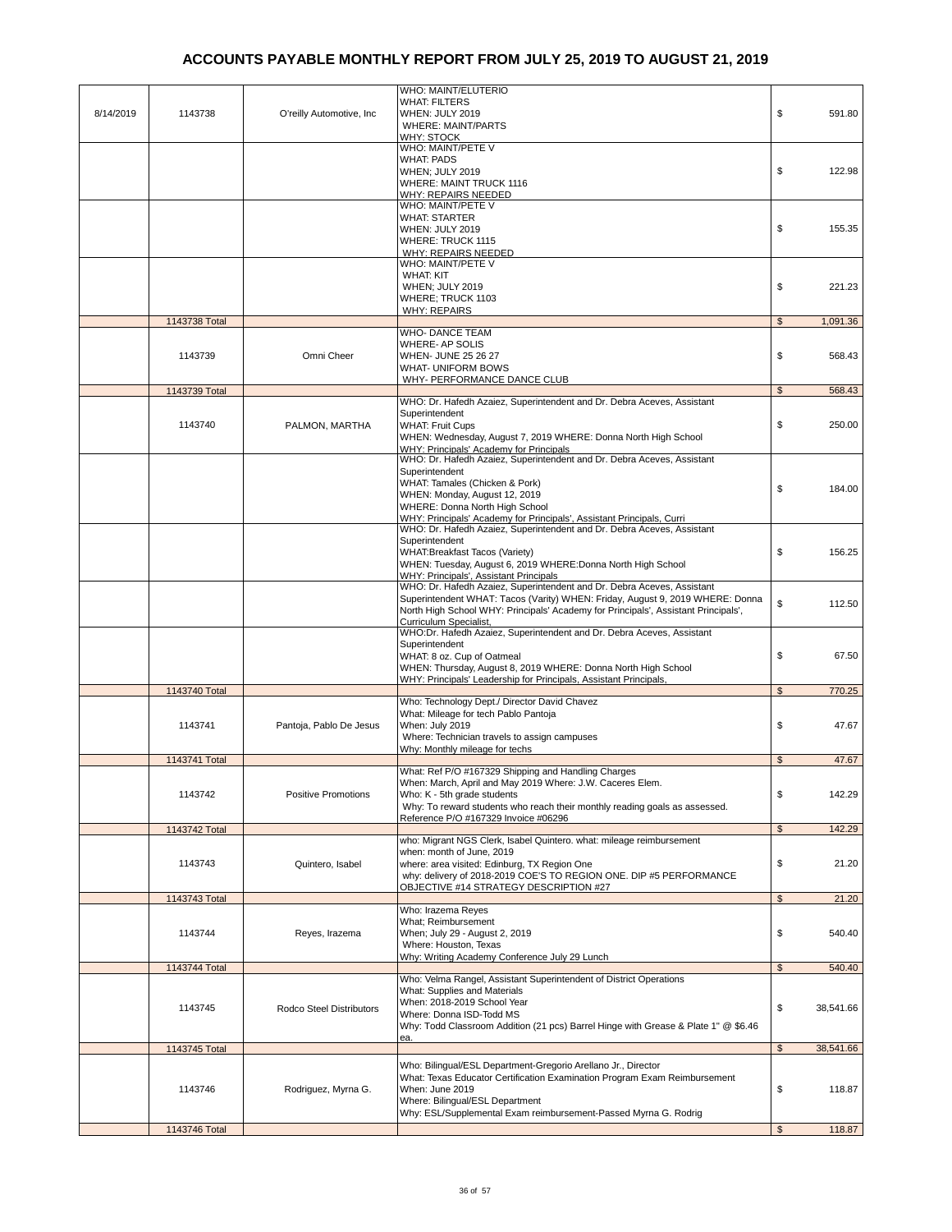# ACCOUNTS PAYABLE MONTHLY REPORT FROM JULY 25, 2019 TO AUGUST 21, 2019

| Date | Check # | Vendor | Description | Amount |
|---|---|---|---|---|
| 8/14/2019 | 1143738 | O'reilly Automotive, Inc | WHO: MAINT/ELUTERIO WHAT: FILTERS WHEN: JULY 2019 WHERE: MAINT/PARTS WHY: STOCK | $ 591.80 |
| | | | WHO: MAINT/PETE V WHAT: PADS WHEN; JULY 2019 WHERE: MAINT TRUCK 1116 WHY: REPAIRS NEEDED | $ 122.98 |
| | | | WHO: MAINT/PETE V WHAT: STARTER WHEN: JULY 2019 WHERE: TRUCK 1115 WHY: REPAIRS NEEDED | $ 155.35 |
| | | | WHO: MAINT/PETE V WHAT: KIT WHEN; JULY 2019 WHERE; TRUCK 1103 WHY: REPAIRS | $ 221.23 |
| | 1143738 Total | | | $ 1,091.36 |
| | 1143739 | Omni Cheer | WHO- DANCE TEAM WHERE- AP SOLIS WHEN- JUNE 25 26 27 WHAT- UNIFORM BOWS WHY- PERFORMANCE DANCE CLUB | $ 568.43 |
| | 1143739 Total | | | $ 568.43 |
| | 1143740 | PALMON, MARTHA | WHO: Dr. Hafedh Azaiez, Superintendent and Dr. Debra Aceves, Assistant Superintendent WHAT: Fruit Cups WHEN: Wednesday, August 7, 2019 WHERE: Donna North High School WHY: Principals' Academy for Principals | $ 250.00 |
| | | | WHO: Dr. Hafedh Azaiez, Superintendent and Dr. Debra Aceves, Assistant Superintendent WHAT: Tamales (Chicken & Pork) WHEN: Monday, August 12, 2019 WHERE: Donna North High School WHY: Principals' Academy for Principals', Assistant Principals, Curri | $ 184.00 |
| | | | WHO: Dr. Hafedh Azaiez, Superintendent and Dr. Debra Aceves, Assistant Superintendent WHAT:Breakfast Tacos (Variety) WHEN: Tuesday, August 6, 2019 WHERE:Donna North High School WHY: Principals', Assistant Principals | $ 156.25 |
| | | | WHO: Dr. Hafedh Azaiez, Superintendent and Dr. Debra Aceves, Assistant Superintendent WHAT: Tacos (Varity) WHEN: Friday, August 9, 2019 WHERE: Donna North High School WHY: Principals' Academy for Principals', Assistant Principals', Curriculum Specialist, | $ 112.50 |
| | | | WHO:Dr. Hafedh Azaiez, Superintendent and Dr. Debra Aceves, Assistant Superintendent WHAT: 8 oz. Cup of Oatmeal WHEN: Thursday, August 8, 2019 WHERE: Donna North High School WHY: Principals' Leadership for Principals, Assistant Principals, | $ 67.50 |
| | 1143740 Total | | | $ 770.25 |
| | 1143741 | Pantoja, Pablo De Jesus | Who: Technology Dept./ Director David Chavez What: Mileage for tech Pablo Pantoja When: July 2019 Where: Technician travels to assign campuses Why: Monthly mileage for techs | $ 47.67 |
| | 1143741 Total | | | $ 47.67 |
| | 1143742 | Positive Promotions | What: Ref P/O #167329 Shipping and Handling Charges When: March, April and May 2019 Where: J.W. Caceres Elem. Who: K - 5th grade students Why: To reward students who reach their monthly reading goals as assessed. Reference P/O #167329 Invoice #06296 | $ 142.29 |
| | 1143742 Total | | | $ 142.29 |
| | 1143743 | Quintero, Isabel | who: Migrant NGS Clerk, Isabel Quintero. what: mileage reimbursement when: month of June, 2019 where: area visited: Edinburg, TX Region One why: delivery of 2018-2019 COE'S TO REGION ONE. DIP #5 PERFORMANCE OBJECTIVE #14 STRATEGY DESCRIPTION #27 | $ 21.20 |
| | 1143743 Total | | | $ 21.20 |
| | 1143744 | Reyes, Irazema | Who: Irazema Reyes What; Reimbursement When; July 29 - August 2, 2019 Where: Houston, Texas Why: Writing Academy Conference July 29 Lunch | $ 540.40 |
| | 1143744 Total | | | $ 540.40 |
| | 1143745 | Rodco Steel Distributors | Who: Velma Rangel, Assistant Superintendent of District Operations What: Supplies and Materials When: 2018-2019 School Year Where: Donna ISD-Todd MS Why: Todd Classroom Addition (21 pcs) Barrel Hinge with Grease & Plate 1" @ $6.46 ea. | $ 38,541.66 |
| | 1143745 Total | | | $ 38,541.66 |
| | 1143746 | Rodriguez, Myrna G. | Who: Bilingual/ESL Department-Gregorio Arellano Jr., Director What: Texas Educator Certification Examination Program Exam Reimbursement When: June 2019 Where: Bilingual/ESL Department Why: ESL/Supplemental Exam reimbursement-Passed Myrna G. Rodrig | $ 118.87 |
| | 1143746 Total | | | $ 118.87 |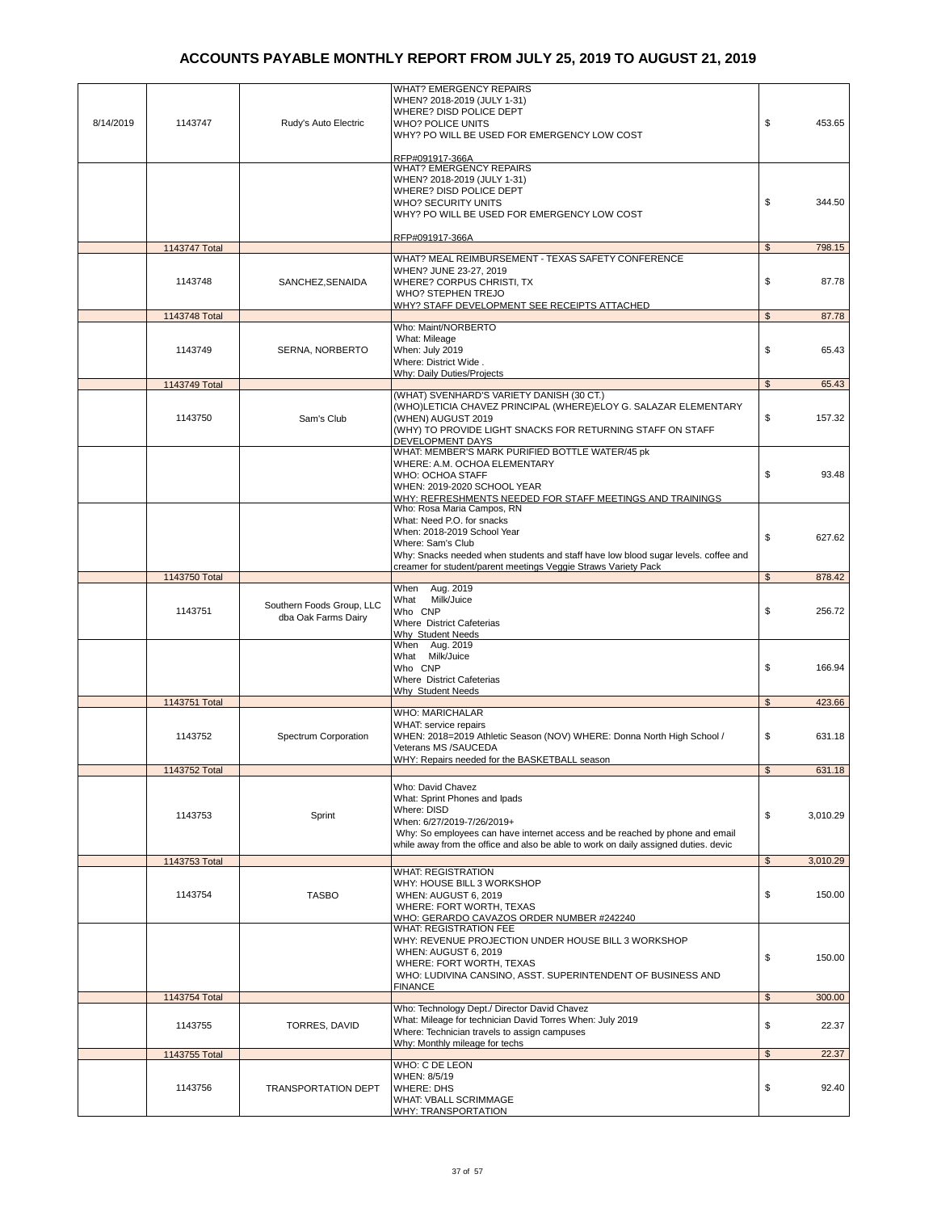# ACCOUNTS PAYABLE MONTHLY REPORT FROM JULY 25, 2019 TO AUGUST 21, 2019

| Date | Check # | Vendor | Description | | Amount |
|---|---|---|---|---|---|
| 8/14/2019 | 1143747 | Rudy's Auto Electric | WHAT? EMERGENCY REPAIRS<br>WHEN? 2018-2019 (JULY 1-31)<br>WHERE? DISD POLICE DEPT<br>WHO? POLICE UNITS<br>WHY? PO WILL BE USED FOR EMERGENCY LOW COST<br><br>RFP#091917-366A | $ | 453.65 |
| | | | WHAT? EMERGENCY REPAIRS<br>WHEN? 2018-2019 (JULY 1-31)<br>WHERE? DISD POLICE DEPT<br>WHO? SECURITY UNITS<br>WHY? PO WILL BE USED FOR EMERGENCY LOW COST<br><br>RFP#091917-366A | $ | 344.50 |
| | 1143747 Total | | | $ | 798.15 |
| | 1143748 | SANCHEZ,SENAIDA | WHAT? MEAL REIMBURSEMENT - TEXAS SAFETY CONFERENCE<br>WHEN? JUNE 23-27, 2019<br>WHERE? CORPUS CHRISTI, TX<br>WHO? STEPHEN TREJO<br>WHY? STAFF DEVELOPMENT SEE RECEIPTS ATTACHED | $ | 87.78 |
| | 1143748 Total | | | $ | 87.78 |
| | 1143749 | SERNA, NORBERTO | Who: Maint/NORBERTO<br>What: Mileage<br>When: July 2019<br>Where: District Wide .<br>Why: Daily Duties/Projects | $ | 65.43 |
| | 1143749 Total | | | $ | 65.43 |
| | 1143750 | Sam's Club | (WHAT) SVENHARD'S VARIETY DANISH (30 CT.)<br>(WHO)LETICIA CHAVEZ PRINCIPAL (WHERE)ELOY G. SALAZAR ELEMENTARY<br>(WHEN) AUGUST 2019<br>(WHY) TO PROVIDE LIGHT SNACKS FOR RETURNING STAFF ON STAFF DEVELOPMENT DAYS | $ | 157.32 |
| | | | WHAT: MEMBER'S MARK PURIFIED BOTTLE WATER/45 pk<br>WHERE: A.M. OCHOA ELEMENTARY<br>WHO: OCHOA STAFF<br>WHEN: 2019-2020 SCHOOL YEAR<br>WHY: REFRESHMENTS NEEDED FOR STAFF MEETINGS AND TRAININGS | $ | 93.48 |
| | | | Who: Rosa Maria Campos, RN<br>What: Need P.O. for snacks<br>When: 2018-2019 School Year<br>Where: Sam's Club<br>Why: Snacks needed when students and staff have low blood sugar levels. coffee and creamer for student/parent meetings Veggie Straws Variety Pack | $ | 627.62 |
| | 1143750 Total | | | $ | 878.42 |
| | 1143751 | Southern Foods Group, LLC dba Oak Farms Dairy | When Aug. 2019<br>What Milk/Juice<br>Who CNP<br>Where District Cafeterias<br>Why Student Needs | $ | 256.72 |
| | | | When Aug. 2019<br>What Milk/Juice<br>Who CNP<br>Where District Cafeterias<br>Why Student Needs | $ | 166.94 |
| | 1143751 Total | | | $ | 423.66 |
| | 1143752 | Spectrum Corporation | WHO: MARICHALAR<br>WHAT: service repairs<br>WHEN: 2018=2019 Athletic Season (NOV) WHERE: Donna North High School / Veterans MS /SAUCEDA<br>WHY: Repairs needed for the BASKETBALL season | $ | 631.18 |
| | 1143752 Total | | | $ | 631.18 |
| | 1143753 | Sprint | Who: David Chavez<br>What: Sprint Phones and Ipads<br>Where: DISD<br>When: 6/27/2019-7/26/2019+<br>Why: So employees can have internet access and be reached by phone and email while away from the office and also be able to work on daily assigned duties. devic | $ | 3,010.29 |
| | 1143753 Total | | | $ | 3,010.29 |
| | 1143754 | TASBO | WHAT: REGISTRATION<br>WHY: HOUSE BILL 3 WORKSHOP<br>WHEN: AUGUST 6, 2019<br>WHERE: FORT WORTH, TEXAS<br>WHO: GERARDO CAVAZOS ORDER NUMBER #242240 | $ | 150.00 |
| | | | WHAT: REGISTRATION FEE<br>WHY: REVENUE PROJECTION UNDER HOUSE BILL 3 WORKSHOP<br>WHEN: AUGUST 6, 2019<br>WHERE: FORT WORTH, TEXAS<br>WHO: LUDIVINA CANSINO, ASST. SUPERINTENDENT OF BUSINESS AND FINANCE | $ | 150.00 |
| | 1143754 Total | | | $ | 300.00 |
| | 1143755 | TORRES, DAVID | Who: Technology Dept./ Director David Chavez<br>What: Mileage for technician David Torres When: July 2019<br>Where: Technician travels to assign campuses<br>Why: Monthly mileage for techs | $ | 22.37 |
| | 1143755 Total | | | $ | 22.37 |
| | 1143756 | TRANSPORTATION DEPT | WHO: C DE LEON<br>WHEN: 8/5/19<br>WHERE: DHS<br>WHAT: VBALL SCRIMMAGE<br>WHY: TRANSPORTATION | $ | 92.40 |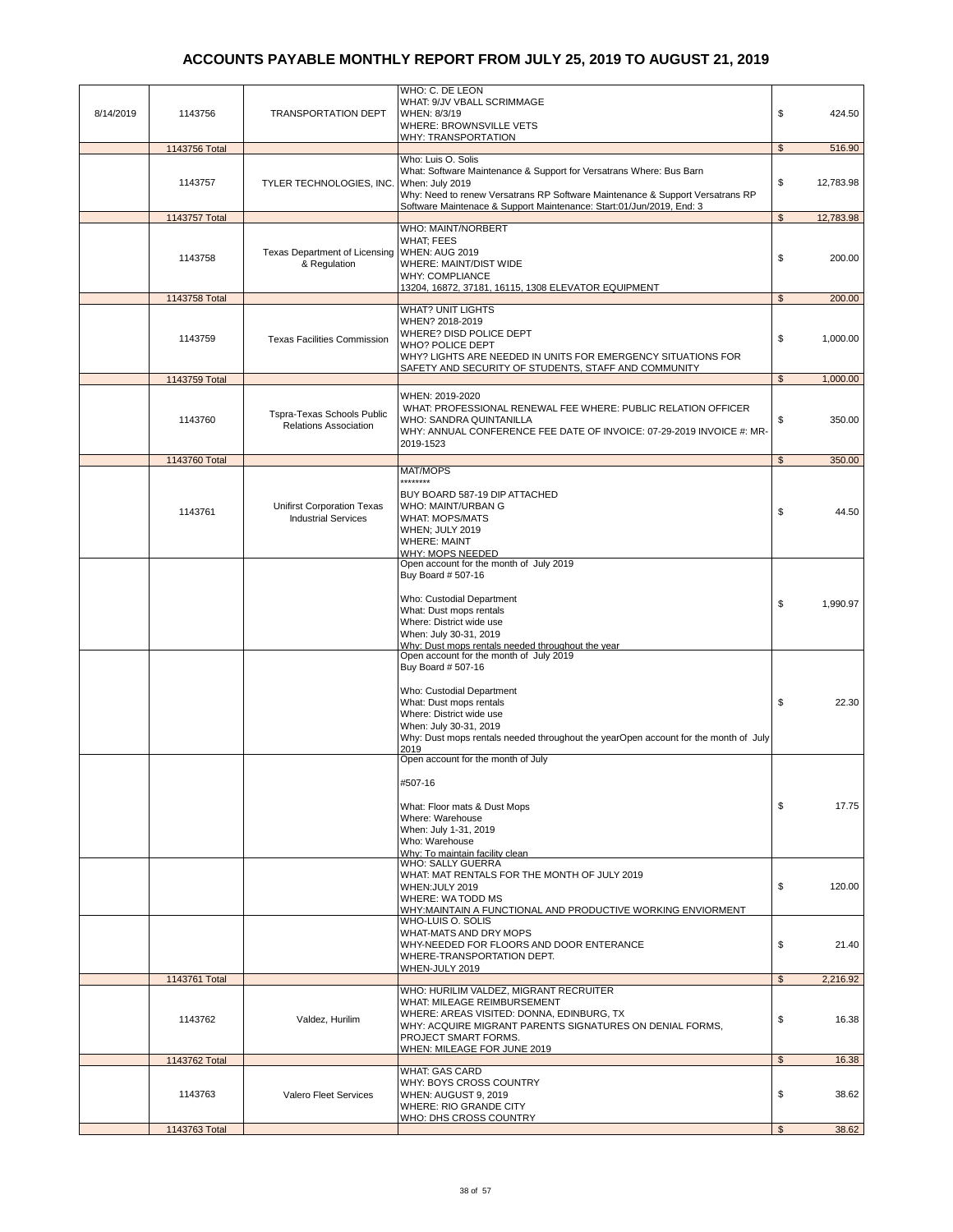# ACCOUNTS PAYABLE MONTHLY REPORT FROM JULY 25, 2019 TO AUGUST 21, 2019

| | | | | |
|---|---|---|---|---|
| 8/14/2019 | 1143756 | TRANSPORTATION DEPT | WHO: C. DE LEON<br>WHAT: 9/JV VBALL SCRIMMAGE<br>WHEN: 8/3/19<br>WHERE: BROWNSVILLE VETS<br>WHY: TRANSPORTATION | $ 424.50 |
| | 1143756 Total | | | $ 516.90 |
| | 1143757 | TYLER TECHNOLOGIES, INC. | Who: Luis O. Solis<br>What: Software Maintenance & Support for Versatrans Where: Bus Barn<br>When: July 2019<br>Why: Need to renew Versatrans RP Software Maintenance & Support Versatrans RP Software Maintenace & Support Maintenance: Start:01/Jun/2019, End: 3 | $ 12,783.98 |
| | 1143757 Total | | | $ 12,783.98 |
| | 1143758 | Texas Department of Licensing & Regulation | WHO: MAINT/NORBERT<br>WHAT; FEES<br>WHEN: AUG 2019<br>WHERE: MAINT/DIST WIDE<br>WHY: COMPLIANCE<br>13204, 16872, 37181, 16115, 1308 ELEVATOR EQUIPMENT | $ 200.00 |
| | 1143758 Total | | | $ 200.00 |
| | 1143759 | Texas Facilities Commission | WHAT? UNIT LIGHTS<br>WHEN? 2018-2019<br>WHERE? DISD POLICE DEPT<br>WHO? POLICE DEPT<br>WHY? LIGHTS ARE NEEDED IN UNITS FOR EMERGENCY SITUATIONS FOR SAFETY AND SECURITY OF STUDENTS, STAFF AND COMMUNITY | $ 1,000.00 |
| | 1143759 Total | | | $ 1,000.00 |
| | 1143760 | Tspra-Texas Schools Public Relations Association | WHEN: 2019-2020<br>WHAT: PROFESSIONAL RENEWAL FEE WHERE: PUBLIC RELATION OFFICER<br>WHO: SANDRA QUINTANILLA<br>WHY: ANNUAL CONFERENCE FEE DATE OF INVOICE: 07-29-2019 INVOICE #: MR-2019-1523 | $ 350.00 |
| | 1143760 Total | | | $ 350.00 |
| | 1143761 | Unifirst Corporation Texas Industrial Services | MAT/MOPS<br>********<br>BUY BOARD 587-19 DIP ATTACHED<br>WHO: MAINT/URBAN G<br>WHAT: MOPS/MATS<br>WHEN; JULY 2019<br>WHERE: MAINT<br>WHY: MOPS NEEDED | $ 44.50 |
| | | | Open account for the month of July 2019<br>Buy Board # 507-16<br><br>Who: Custodial Department<br>What: Dust mops rentals<br>Where: District wide use<br>When: July 30-31, 2019<br>Why: Dust mops rentals needed throughout the year | $ 1,990.97 |
| | | | Open account for the month of July 2019<br>Buy Board # 507-16<br><br>Who: Custodial Department<br>What: Dust mops rentals<br>Where: District wide use<br>When: July 30-31, 2019<br>Why: Dust mops rentals needed throughout the yearOpen account for the month of July 2019 | $ 22.30 |
| | | | Open account for the month of July<br><br>#507-16<br><br>What: Floor mats & Dust Mops<br>Where: Warehouse<br>When: July 1-31, 2019<br>Who: Warehouse<br>Why: To maintain facility clean | $ 17.75 |
| | | | WHO: SALLY GUERRA<br>WHAT: MAT RENTALS FOR THE MONTH OF JULY 2019<br>WHEN:JULY 2019<br>WHERE: WA TODD MS<br>WHY:MAINTAIN A FUNCTIONAL AND PRODUCTIVE WORKING ENVIORMENT | $ 120.00 |
| | | | WHO-LUIS O. SOLIS<br>WHAT-MATS AND DRY MOPS<br>WHY-NEEDED FOR FLOORS AND DOOR ENTERANCE<br>WHERE-TRANSPORTATION DEPT.<br>WHEN-JULY 2019 | $ 21.40 |
| | 1143761 Total | | | $ 2,216.92 |
| | 1143762 | Valdez, Hurilim | WHO: HURILIM VALDEZ, MIGRANT RECRUITER<br>WHAT: MILEAGE REIMBURSEMENT<br>WHERE: AREAS VISITED: DONNA, EDINBURG, TX<br>WHY: ACQUIRE MIGRANT PARENTS SIGNATURES ON DENIAL FORMS, PROJECT SMART FORMS.<br>WHEN: MILEAGE FOR JUNE 2019 | $ 16.38 |
| | 1143762 Total | | | $ 16.38 |
| | 1143763 | Valero Fleet Services | WHAT: GAS CARD<br>WHY: BOYS CROSS COUNTRY<br>WHEN: AUGUST 9, 2019<br>WHERE: RIO GRANDE CITY<br>WHO: DHS CROSS COUNTRY | $ 38.62 |
| | 1143763 Total | | | $ 38.62 |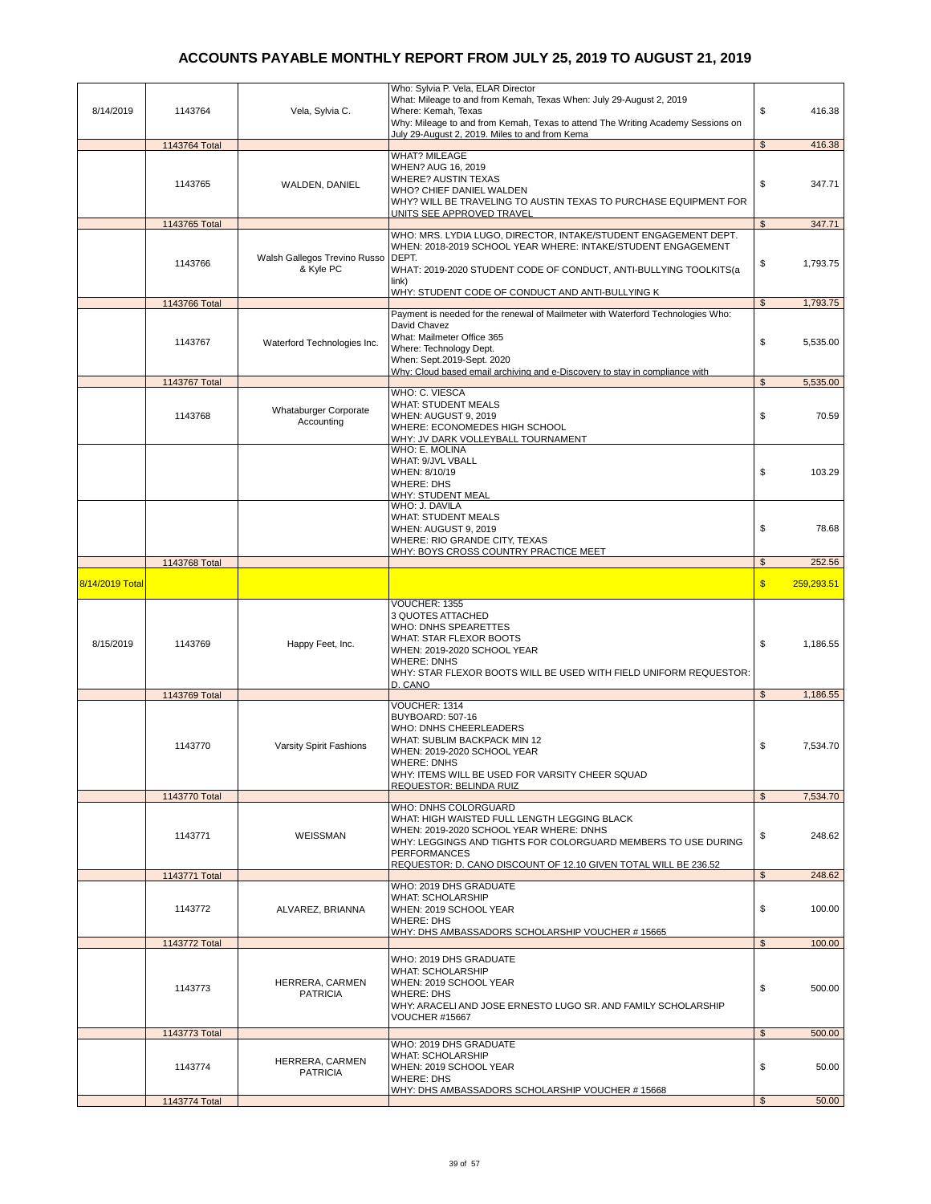# ACCOUNTS PAYABLE MONTHLY REPORT FROM JULY 25, 2019 TO AUGUST 21, 2019

| Date | Check # | Vendor | Description | Amount |
|---|---|---|---|---|
| 8/14/2019 | 1143764 | Vela, Sylvia C. | Who: Sylvia P. Vela, ELAR Director What: Mileage to and from Kemah, Texas When: July 29-August 2, 2019 Where: Kemah, Texas Why: Mileage to and from Kemah, Texas to attend The Writing Academy Sessions on July 29-August 2, 2019. Miles to and from Kema | $ 416.38 |
| | 1143764 Total | | | $ 416.38 |
| | 1143765 | WALDEN, DANIEL | WHAT? MILEAGE WHEN? AUG 16, 2019 WHERE? AUSTIN TEXAS WHO? CHIEF DANIEL WALDEN WHY? WILL BE TRAVELING TO AUSTIN TEXAS TO PURCHASE EQUIPMENT FOR UNITS SEE APPROVED TRAVEL | $ 347.71 |
| | 1143765 Total | | | $ 347.71 |
| | 1143766 | Walsh Gallegos Trevino Russo & Kyle PC | WHO: MRS. LYDIA LUGO, DIRECTOR, INTAKE/STUDENT ENGAGEMENT DEPT. WHEN: 2018-2019 SCHOOL YEAR WHERE: INTAKE/STUDENT ENGAGEMENT DEPT. WHAT: 2019-2020 STUDENT CODE OF CONDUCT, ANTI-BULLYING TOOLKITS(a link) WHY: STUDENT CODE OF CONDUCT AND ANTI-BULLYING K | $ 1,793.75 |
| | 1143766 Total | | | $ 1,793.75 |
| | 1143767 | Waterford Technologies Inc. | Payment is needed for the renewal of Mailmeter with Waterford Technologies Who: David Chavez What: Mailmeter Office 365 Where: Technology Dept. When: Sept.2019-Sept. 2020 Why: Cloud based email archiving and e-Discovery to stay in compliance with | $ 5,535.00 |
| | 1143767 Total | | | $ 5,535.00 |
| | 1143768 | Whataburger Corporate Accounting | WHO: C. VIESCA WHAT: STUDENT MEALS WHEN: AUGUST 9, 2019 WHERE: ECONOMEDES HIGH SCHOOL WHY: JV DARK VOLLEYBALL TOURNAMENT | $ 70.59 |
| | | | WHO: E. MOLINA WHAT: 9/JVL VBALL WHEN: 8/10/19 WHERE: DHS WHY: STUDENT MEAL | $ 103.29 |
| | | | WHO: J. DAVILA WHAT: STUDENT MEALS WHEN: AUGUST 9, 2019 WHERE: RIO GRANDE CITY, TEXAS WHY: BOYS CROSS COUNTRY PRACTICE MEET | $ 78.68 |
| | 1143768 Total | | | $ 252.56 |
| 8/14/2019 Total | | | | $ 259,293.51 |
| 8/15/2019 | 1143769 | Happy Feet, Inc. | VOUCHER: 1355 3 QUOTES ATTACHED WHO: DNHS SPEARETTES WHAT: STAR FLEXOR BOOTS WHEN: 2019-2020 SCHOOL YEAR WHERE: DNHS WHY: STAR FLEXOR BOOTS WILL BE USED WITH FIELD UNIFORM REQUESTOR: D. CANO | $ 1,186.55 |
| | 1143769 Total | | | $ 1,186.55 |
| | 1143770 | Varsity Spirit Fashions | VOUCHER: 1314 BUYBOARD: 507-16 WHO: DNHS CHEERLEADERS WHAT: SUBLIM BACKPACK MIN 12 WHEN: 2019-2020 SCHOOL YEAR WHERE: DNHS WHY: ITEMS WILL BE USED FOR VARSITY CHEER SQUAD REQUESTOR: BELINDA RUIZ | $ 7,534.70 |
| | 1143770 Total | | | $ 7,534.70 |
| | 1143771 | WEISSMAN | WHO: DNHS COLORGUARD WHAT: HIGH WAISTED FULL LENGTH LEGGING BLACK WHEN: 2019-2020 SCHOOL YEAR WHERE: DNHS WHY: LEGGINGS AND TIGHTS FOR COLORGUARD MEMBERS TO USE DURING PERFORMANCES REQUESTOR: D. CANO DISCOUNT OF 12.10 GIVEN TOTAL WILL BE 236.52 | $ 248.62 |
| | 1143771 Total | | | $ 248.62 |
| | 1143772 | ALVAREZ, BRIANNA | WHO: 2019 DHS GRADUATE WHAT: SCHOLARSHIP WHEN: 2019 SCHOOL YEAR WHERE: DHS WHY: DHS AMBASSADORS SCHOLARSHIP VOUCHER # 15665 | $ 100.00 |
| | 1143772 Total | | | $ 100.00 |
| | 1143773 | HERRERA, CARMEN PATRICIA | WHO: 2019 DHS GRADUATE WHAT: SCHOLARSHIP WHEN: 2019 SCHOOL YEAR WHERE: DHS WHY: ARACELI AND JOSE ERNESTO LUGO SR. AND FAMILY SCHOLARSHIP VOUCHER #15667 | $ 500.00 |
| | 1143773 Total | | | $ 500.00 |
| | 1143774 | HERRERA, CARMEN PATRICIA | WHO: 2019 DHS GRADUATE WHAT: SCHOLARSHIP WHEN: 2019 SCHOOL YEAR WHERE: DHS WHY: DHS AMBASSADORS SCHOLARSHIP VOUCHER # 15668 | $ 50.00 |
| | 1143774 Total | | | $ 50.00 |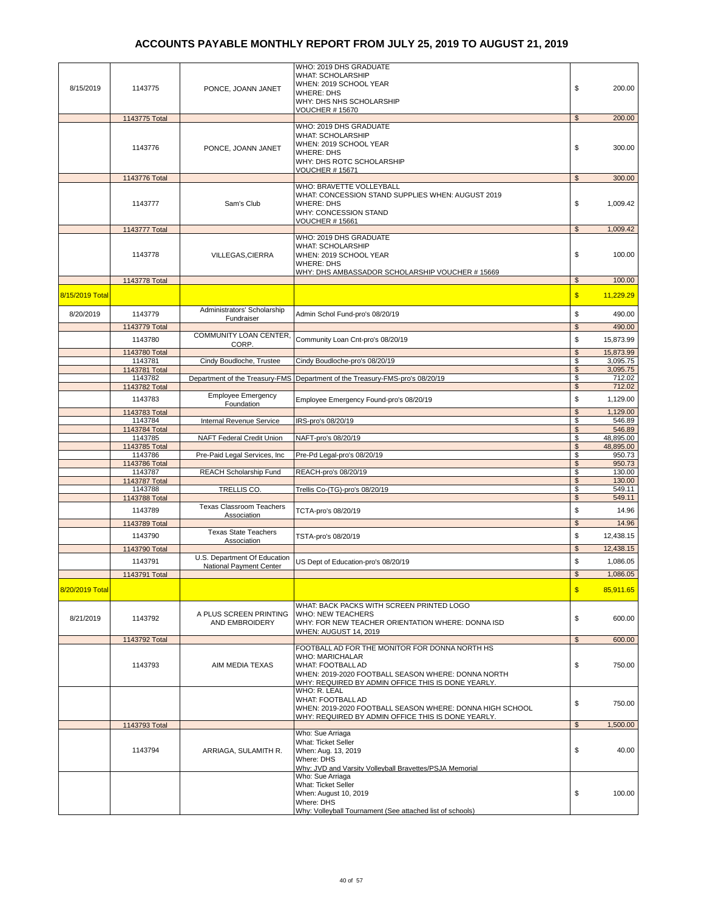# ACCOUNTS PAYABLE MONTHLY REPORT FROM JULY 25, 2019 TO AUGUST 21, 2019

| | | | | |
|---|---|---|---|---|
| 8/15/2019 | 1143775 | PONCE, JOANN JANET | WHO: 2019 DHS GRADUATE<br>WHAT: SCHOLARSHIP<br>WHEN: 2019 SCHOOL YEAR<br>WHERE: DHS<br>WHY: DHS NHS SCHOLARSHIP<br>VOUCHER # 15670 | $ 200.00 |
| | 1143775 Total | | | $ 200.00 |
| | 1143776 | PONCE, JOANN JANET | WHO: 2019 DHS GRADUATE<br>WHAT: SCHOLARSHIP<br>WHEN: 2019 SCHOOL YEAR<br>WHERE: DHS<br>WHY: DHS ROTC SCHOLARSHIP<br>VOUCHER # 15671 | $ 300.00 |
| | 1143776 Total | | | $ 300.00 |
| | 1143777 | Sam's Club | WHO: BRAVETTE VOLLEYBALL<br>WHAT: CONCESSION STAND SUPPLIES WHEN: AUGUST 2019<br>WHERE: DHS<br>WHY: CONCESSION STAND<br>VOUCHER # 15661 | $ 1,009.42 |
| | 1143777 Total | | | $ 1,009.42 |
| | 1143778 | VILLEGAS,CIERRA | WHO: 2019 DHS GRADUATE<br>WHAT: SCHOLARSHIP<br>WHEN: 2019 SCHOOL YEAR<br>WHERE: DHS<br>WHY: DHS AMBASSADOR SCHOLARSHIP VOUCHER # 15669 | $ 100.00 |
| | 1143778 Total | | | $ 100.00 |
| 8/15/2019 Total | | | | $ 11,229.29 |
| 8/20/2019 | 1143779 | Administrators' Scholarship Fundraiser | Admin Schol Fund-pro's 08/20/19 | $ 490.00 |
| | 1143779 Total | | | $ 490.00 |
| | 1143780 | COMMUNITY LOAN CENTER, CORP. | Community Loan Cnt-pro's 08/20/19 | $ 15,873.99 |
| | 1143780 Total | | | $ 15,873.99 |
| | 1143781 | Cindy Boudloche, Trustee | Cindy Boudloche-pro's 08/20/19 | $ 3,095.75 |
| | 1143781 Total | | | $ 3,095.75 |
| | 1143782 | Department of the Treasury-FMS | Department of the Treasury-FMS-pro's 08/20/19 | $ 712.02 |
| | 1143782 Total | | | $ 712.02 |
| | 1143783 | Employee Emergency Foundation | Employee Emergency Found-pro's 08/20/19 | $ 1,129.00 |
| | 1143783 Total | | | $ 1,129.00 |
| | 1143784 | Internal Revenue Service | IRS-pro's 08/20/19 | $ 546.89 |
| | 1143784 Total | | | $ 546.89 |
| | 1143785 | NAFT Federal Credit Union | NAFT-pro's 08/20/19 | $ 48,895.00 |
| | 1143785 Total | | | $ 48,895.00 |
| | 1143786 | Pre-Paid Legal Services, Inc | Pre-Pd Legal-pro's 08/20/19 | $ 950.73 |
| | 1143786 Total | | | $ 950.73 |
| | 1143787 | REACH Scholarship Fund | REACH-pro's 08/20/19 | $ 130.00 |
| | 1143787 Total | | | $ 130.00 |
| | 1143788 | TRELLIS CO. | Trellis Co-(TG)-pro's 08/20/19 | $ 549.11 |
| | 1143788 Total | | | $ 549.11 |
| | 1143789 | Texas Classroom Teachers Association | TCTA-pro's 08/20/19 | $ 14.96 |
| | 1143789 Total | | | $ 14.96 |
| | 1143790 | Texas State Teachers Association | TSTA-pro's 08/20/19 | $ 12,438.15 |
| | 1143790 Total | | | $ 12,438.15 |
| | 1143791 | U.S. Department Of Education National Payment Center | US Dept of Education-pro's 08/20/19 | $ 1,086.05 |
| | 1143791 Total | | | $ 1,086.05 |
| 8/20/2019 Total | | | | $ 85,911.65 |
| 8/21/2019 | 1143792 | A PLUS SCREEN PRINTING AND EMBROIDERY | WHAT: BACK PACKS WITH SCREEN PRINTED LOGO<br>WHO: NEW TEACHERS<br>WHY: FOR NEW TEACHER ORIENTATION WHERE: DONNA ISD<br>WHEN: AUGUST 14, 2019 | $ 600.00 |
| | 1143792 Total | | | $ 600.00 |
| | 1143793 | AIM MEDIA TEXAS | FOOTBALL AD FOR THE MONITOR FOR DONNA NORTH HS<br>WHO: MARICHALAR<br>WHAT: FOOTBALL AD<br>WHEN: 2019-2020 FOOTBALL SEASON WHERE: DONNA NORTH<br>WHY: REQUIRED BY ADMIN OFFICE THIS IS DONE YEARLY. | $ 750.00 |
| | | | WHO: R. LEAL<br>WHAT: FOOTBALL AD<br>WHEN: 2019-2020 FOOTBALL SEASON WHERE: DONNA HIGH SCHOOL<br>WHY: REQUIRED BY ADMIN OFFICE THIS IS DONE YEARLY. | $ 750.00 |
| | 1143793 Total | | | $ 1,500.00 |
| | 1143794 | ARRIAGA, SULAMITH R. | Who: Sue Arriaga<br>What: Ticket Seller<br>When: Aug. 13, 2019<br>Where: DHS<br>Why: JVD and Varsity Volleyball Bravettes/PSJA Memorial | $ 40.00 |
| | | | Who: Sue Arriaga<br>What: Ticket Seller<br>When: August 10, 2019<br>Where: DHS<br>Why: Volleyball Tournament (See attached list of schools) | $ 100.00 |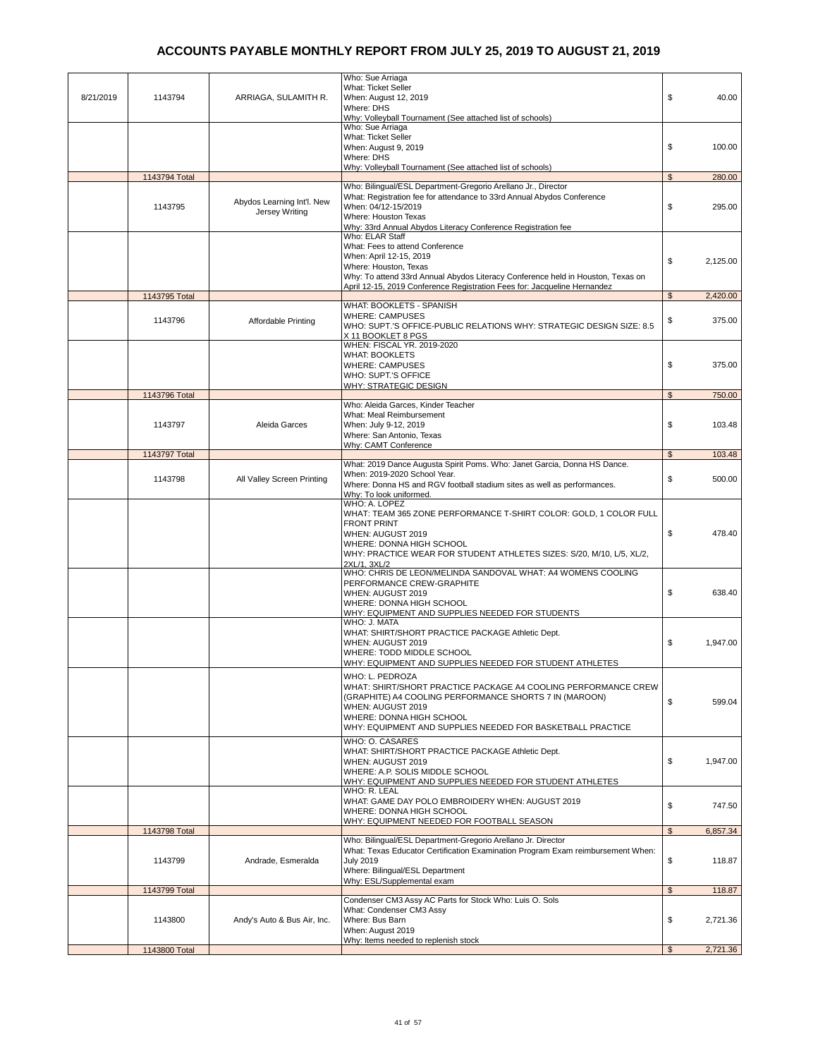# ACCOUNTS PAYABLE MONTHLY REPORT FROM JULY 25, 2019 TO AUGUST 21, 2019

| | | | | |
|---|---|---|---|---|
| 8/21/2019 | 1143794 | ARRIAGA, SULAMITH R. | Who: Sue Arriaga<br>What: Ticket Seller<br>When: August 12, 2019<br>Where: DHS<br>Why: Volleyball Tournament (See attached list of schools) | $ 40.00 |
| | | | Who: Sue Arriaga<br>What: Ticket Seller<br>When: August 9, 2019<br>Where: DHS<br>Why: Volleyball Tournament (See attached list of schools) | $ 100.00 |
| | 1143794 Total | | | $ 280.00 |
| | 1143795 | Abydos Learning Int'l. New Jersey Writing | Who: Bilingual/ESL Department-Gregorio Arellano Jr., Director<br>What: Registration fee for attendance to 33rd Annual Abydos Conference<br>When: 04/12-15/2019<br>Where: Houston Texas<br>Why: 33rd Annual Abydos Literacy Conference Registration fee | $ 295.00 |
| | | | Who: ELAR Staff<br>What: Fees to attend Conference<br>When: April 12-15, 2019<br>Where: Houston, Texas<br>Why: To attend 33rd Annual Abydos Literacy Conference held in Houston, Texas on April 12-15, 2019 Conference Registration Fees for: Jacqueline Hernandez | $ 2,125.00 |
| | 1143795 Total | | | $ 2,420.00 |
| | 1143796 | Affordable Printing | WHAT: BOOKLETS - SPANISH<br>WHERE: CAMPUSES<br>WHO: SUPT.'S OFFICE-PUBLIC RELATIONS WHY: STRATEGIC DESIGN SIZE: 8.5 X 11 BOOKLET 8 PGS | $ 375.00 |
| | | | WHEN: FISCAL YR. 2019-2020<br>WHAT: BOOKLETS<br>WHERE: CAMPUSES<br>WHO: SUPT.'S OFFICE<br>WHY: STRATEGIC DESIGN | $ 375.00 |
| | 1143796 Total | | | $ 750.00 |
| | 1143797 | Aleida Garces | Who: Aleida Garces, Kinder Teacher<br>What: Meal Reimbursement<br>When: July 9-12, 2019<br>Where: San Antonio, Texas<br>Why: CAMT Conference | $ 103.48 |
| | 1143797 Total | | | $ 103.48 |
| | 1143798 | All Valley Screen Printing | What: 2019 Dance Augusta Spirit Poms. Who: Janet Garcia, Donna HS Dance.<br>When: 2019-2020 School Year.<br>Where: Donna HS and RGV football stadium sites as well as performances.<br>Why: To look uniformed. | $ 500.00 |
| | | | WHO: A. LOPEZ<br>WHAT: TEAM 365 ZONE PERFORMANCE T-SHIRT COLOR: GOLD, 1 COLOR FULL FRONT PRINT<br>WHEN: AUGUST 2019<br>WHERE: DONNA HIGH SCHOOL<br>WHY: PRACTICE WEAR FOR STUDENT ATHLETES SIZES: S/20, M/10, L/5, XL/2, 2XL/1, 3XL/2 | $ 478.40 |
| | | | WHO: CHRIS DE LEON/MELINDA SANDOVAL WHAT: A4 WOMENS COOLING PERFORMANCE CREW-GRAPHITE<br>WHEN: AUGUST 2019<br>WHERE: DONNA HIGH SCHOOL<br>WHY: EQUIPMENT AND SUPPLIES NEEDED FOR STUDENTS | $ 638.40 |
| | | | WHO: J. MATA<br>WHAT: SHIRT/SHORT PRACTICE PACKAGE Athletic Dept.<br>WHEN: AUGUST 2019<br>WHERE: TODD MIDDLE SCHOOL<br>WHY: EQUIPMENT AND SUPPLIES NEEDED FOR STUDENT ATHLETES | $ 1,947.00 |
| | | | WHO: L. PEDROZA<br>WHAT: SHIRT/SHORT PRACTICE PACKAGE A4 COOLING PERFORMANCE CREW (GRAPHITE) A4 COOLING PERFORMANCE SHORTS 7 IN (MAROON)<br>WHEN: AUGUST 2019<br>WHERE: DONNA HIGH SCHOOL<br>WHY: EQUIPMENT AND SUPPLIES NEEDED FOR BASKETBALL PRACTICE | $ 599.04 |
| | | | WHO: O. CASARES<br>WHAT: SHIRT/SHORT PRACTICE PACKAGE Athletic Dept.<br>WHEN: AUGUST 2019<br>WHERE: A.P. SOLIS MIDDLE SCHOOL<br>WHY: EQUIPMENT AND SUPPLIES NEEDED FOR STUDENT ATHLETES | $ 1,947.00 |
| | | | WHO: R. LEAL<br>WHAT: GAME DAY POLO EMBROIDERY WHEN: AUGUST 2019<br>WHERE: DONNA HIGH SCHOOL<br>WHY: EQUIPMENT NEEDED FOR FOOTBALL SEASON | $ 747.50 |
| | 1143798 Total | | | $ 6,857.34 |
| | 1143799 | Andrade, Esmeralda | Who: Bilingual/ESL Department-Gregorio Arellano Jr. Director<br>What: Texas Educator Certification Examination Program Exam reimbursement When: July 2019<br>Where: Bilingual/ESL Department<br>Why: ESL/Supplemental exam | $ 118.87 |
| | 1143799 Total | | | $ 118.87 |
| | 1143800 | Andy's Auto & Bus Air, Inc. | Condenser CM3 Assy AC Parts for Stock Who: Luis O. Sols<br>What: Condenser CM3 Assy<br>Where: Bus Barn<br>When: August 2019<br>Why: Items needed to replenish stock | $ 2,721.36 |
| | 1143800 Total | | | $ 2,721.36 |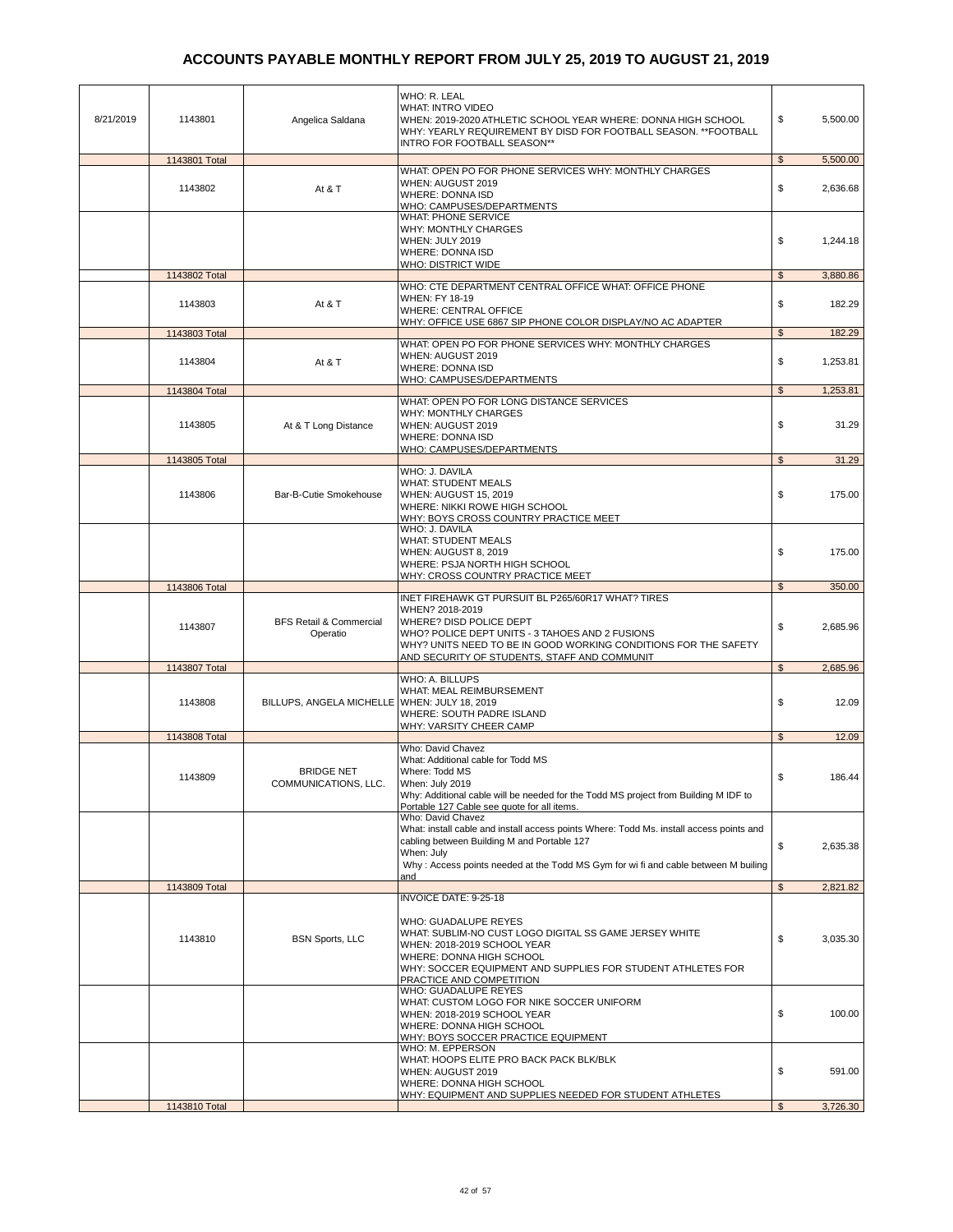# ACCOUNTS PAYABLE MONTHLY REPORT FROM JULY 25, 2019 TO AUGUST 21, 2019

| Date | Check No. | Vendor | Description | | Amount |
|---|---|---|---|---|---|
| 8/21/2019 | 1143801 | Angelica Saldana | WHO: R. LEAL<br>WHAT: INTRO VIDEO<br>WHEN: 2019-2020 ATHLETIC SCHOOL YEAR WHERE: DONNA HIGH SCHOOL<br>WHY: YEARLY REQUIREMENT BY DISD FOR FOOTBALL SEASON. **FOOTBALL INTRO FOR FOOTBALL SEASON** | $ | 5,500.00 |
| | 1143801 Total | | | $ | 5,500.00 |
| | 1143802 | At & T | WHAT: OPEN PO FOR PHONE SERVICES WHY: MONTHLY CHARGES<br>WHEN: AUGUST 2019<br>WHERE: DONNA ISD<br>WHO: CAMPUSES/DEPARTMENTS | $ | 2,636.68 |
| | | | WHAT: PHONE SERVICE<br>WHY: MONTHLY CHARGES<br>WHEN: JULY 2019<br>WHERE: DONNA ISD<br>WHO: DISTRICT WIDE | $ | 1,244.18 |
| | 1143802 Total | | | $ | 3,880.86 |
| | 1143803 | At & T | WHO: CTE DEPARTMENT CENTRAL OFFICE WHAT: OFFICE PHONE<br>WHEN: FY 18-19<br>WHERE: CENTRAL OFFICE<br>WHY: OFFICE USE 6867 SIP PHONE COLOR DISPLAY/NO AC ADAPTER | $ | 182.29 |
| | 1143803 Total | | | $ | 182.29 |
| | 1143804 | At & T | WHAT: OPEN PO FOR PHONE SERVICES WHY: MONTHLY CHARGES<br>WHEN: AUGUST 2019<br>WHERE: DONNA ISD<br>WHO: CAMPUSES/DEPARTMENTS | $ | 1,253.81 |
| | 1143804 Total | | | $ | 1,253.81 |
| | 1143805 | At & T Long Distance | WHAT: OPEN PO FOR LONG DISTANCE SERVICES<br>WHY: MONTHLY CHARGES<br>WHEN: AUGUST 2019<br>WHERE: DONNA ISD<br>WHO: CAMPUSES/DEPARTMENTS | $ | 31.29 |
| | 1143805 Total | | | $ | 31.29 |
| | 1143806 | Bar-B-Cutie Smokehouse | WHO: J. DAVILA<br>WHAT: STUDENT MEALS<br>WHEN: AUGUST 15, 2019<br>WHERE: NIKKI ROWE HIGH SCHOOL<br>WHY: BOYS CROSS COUNTRY PRACTICE MEET | $ | 175.00 |
| | | | WHO: J. DAVILA<br>WHAT: STUDENT MEALS<br>WHEN: AUGUST 8, 2019<br>WHERE: PSJA NORTH HIGH SCHOOL<br>WHY: CROSS COUNTRY PRACTICE MEET | $ | 175.00 |
| | 1143806 Total | | | $ | 350.00 |
| | 1143807 | BFS Retail & Commercial Operatio | INET FIREHAWK GT PURSUIT BL P265/60R17 WHAT? TIRES<br>WHEN? 2018-2019<br>WHERE? DISD POLICE DEPT<br>WHO? POLICE DEPT UNITS - 3 TAHOES AND 2 FUSIONS<br>WHY? UNITS NEED TO BE IN GOOD WORKING CONDITIONS FOR THE SAFETY AND SECURITY OF STUDENTS, STAFF AND COMMUNIT | $ | 2,685.96 |
| | 1143807 Total | | | $ | 2,685.96 |
| | 1143808 | BILLUPS, ANGELA MICHELLE | WHO: A. BILLUPS<br>WHAT: MEAL REIMBURSEMENT<br>WHEN: JULY 18, 2019<br>WHERE: SOUTH PADRE ISLAND<br>WHY: VARSITY CHEER CAMP | $ | 12.09 |
| | 1143808 Total | | | $ | 12.09 |
| | 1143809 | BRIDGE NET COMMUNICATIONS, LLC. | Who: David Chavez<br>What: Additional cable for Todd MS<br>Where: Todd MS<br>When: July 2019<br>Why: Additional cable will be needed for the Todd MS project from Building M IDF to Portable 127 Cable see quote for all items. | $ | 186.44 |
| | | | Who: David Chavez<br>What: install cable and install access points Where: Todd Ms. install access points and cabling between Building M and Portable 127<br>When: July<br>Why : Access points needed at the Todd MS Gym for wi fi and cable between M builing and | $ | 2,635.38 |
| | 1143809 Total | | | $ | 2,821.82 |
| | 1143810 | BSN Sports, LLC | INVOICE DATE: 9-25-18<br><br>WHO: GUADALUPE REYES<br>WHAT: SUBLIM-NO CUST LOGO DIGITAL SS GAME JERSEY WHITE<br>WHEN: 2018-2019 SCHOOL YEAR<br>WHERE: DONNA HIGH SCHOOL<br>WHY: SOCCER EQUIPMENT AND SUPPLIES FOR STUDENT ATHLETES FOR PRACTICE AND COMPETITION | $ | 3,035.30 |
| | | | WHO: GUADALUPE REYES<br>WHAT: CUSTOM LOGO FOR NIKE SOCCER UNIFORM<br>WHEN: 2018-2019 SCHOOL YEAR<br>WHERE: DONNA HIGH SCHOOL<br>WHY: BOYS SOCCER PRACTICE EQUIPMENT | $ | 100.00 |
| | | | WHO: M. EPPERSON<br>WHAT: HOOPS ELITE PRO BACK PACK BLK/BLK<br>WHEN: AUGUST 2019<br>WHERE: DONNA HIGH SCHOOL<br>WHY: EQUIPMENT AND SUPPLIES NEEDED FOR STUDENT ATHLETES | $ | 591.00 |
| | 1143810 Total | | | $ | 3,726.30 |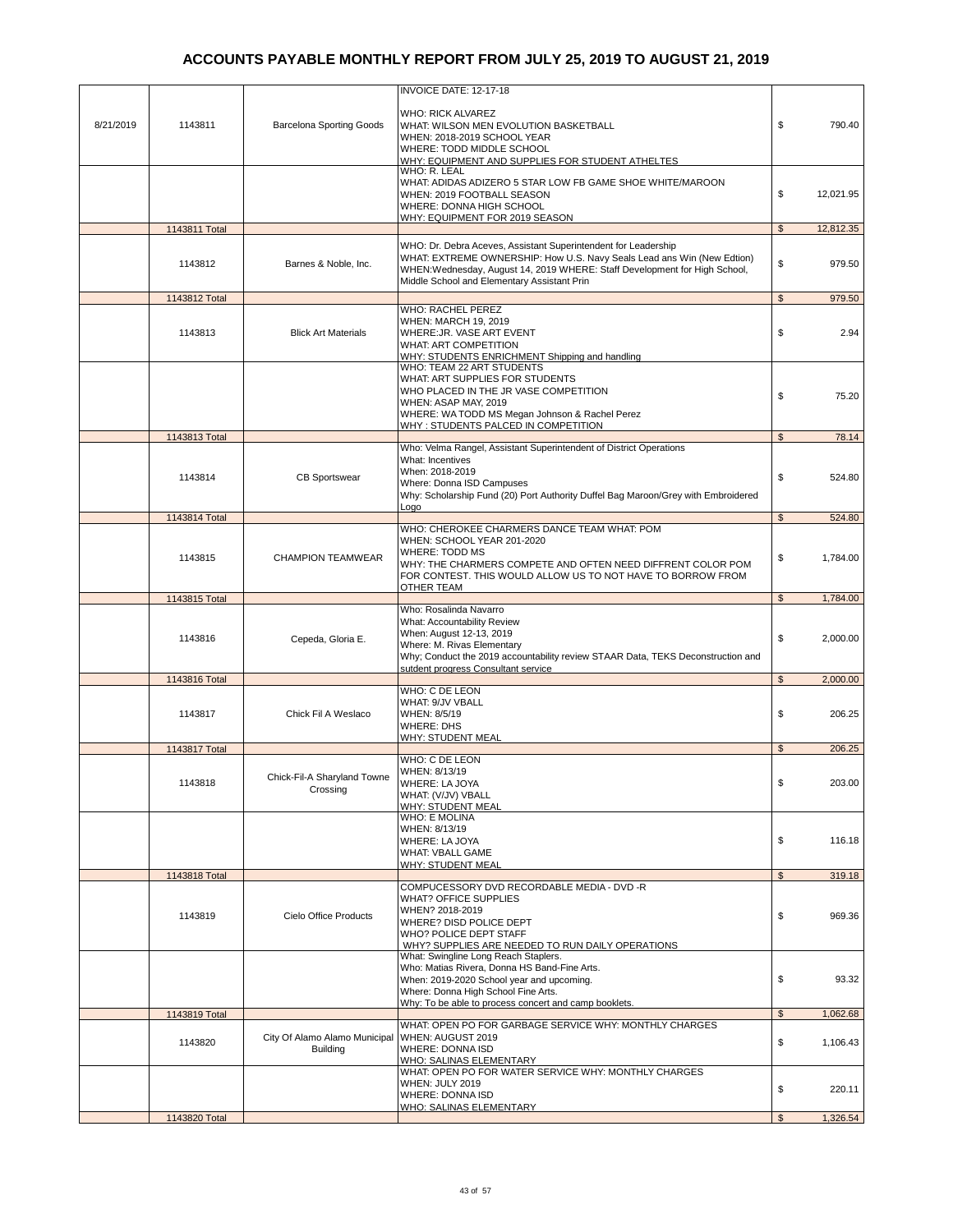# ACCOUNTS PAYABLE MONTHLY REPORT FROM JULY 25, 2019 TO AUGUST 21, 2019

| Date | Check No. | Vendor | Description | | Amount |
|---|---|---|---|---|---|
| 8/21/2019 | 1143811 | Barcelona Sporting Goods | INVOICE DATE: 12-17-18<br><br>WHO: RICK ALVAREZ<br>WHAT: WILSON MEN EVOLUTION BASKETBALL<br>WHEN: 2018-2019 SCHOOL YEAR<br>WHERE: TODD MIDDLE SCHOOL<br>WHY: EQUIPMENT AND SUPPLIES FOR STUDENT ATHELTES | $ | 790.40 |
| | | | WHO: R. LEAL<br>WHAT: ADIDAS ADIZERO 5 STAR LOW FB GAME SHOE WHITE/MAROON<br>WHEN: 2019 FOOTBALL SEASON<br>WHERE: DONNA HIGH SCHOOL<br>WHY: EQUIPMENT FOR 2019 SEASON | $ | 12,021.95 |
| | 1143811 Total | | | $ | 12,812.35 |
| | 1143812 | Barnes & Noble, Inc. | WHO: Dr. Debra Aceves, Assistant Superintendent for Leadership<br>WHAT: EXTREME OWNERSHIP: How U.S. Navy Seals Lead ans Win (New Edtion)<br>WHEN:Wednesday, August 14, 2019 WHERE: Staff Development for High School, Middle School and Elementary Assistant Prin | $ | 979.50 |
| | 1143812 Total | | | $ | 979.50 |
| | 1143813 | Blick Art Materials | WHO: RACHEL PEREZ<br>WHEN: MARCH 19, 2019<br>WHERE:JR. VASE ART EVENT<br>WHAT: ART COMPETITION<br>WHY: STUDENTS ENRICHMENT Shipping and handling | $ | 2.94 |
| | | | WHO: TEAM 22 ART STUDENTS<br>WHAT: ART SUPPLIES FOR STUDENTS<br>WHO PLACED IN THE JR VASE COMPETITION<br>WHEN: ASAP MAY, 2019<br>WHERE: WA TODD MS Megan Johnson & Rachel Perez<br>WHY : STUDENTS PALCED IN COMPETITION | $ | 75.20 |
| | 1143813 Total | | | $ | 78.14 |
| | 1143814 | CB Sportswear | Who: Velma Rangel, Assistant Superintendent of District Operations<br>What: Incentives<br>When: 2018-2019<br>Where: Donna ISD Campuses<br>Why: Scholarship Fund (20) Port Authority Duffel Bag Maroon/Grey with Embroidered Logo | $ | 524.80 |
| | 1143814 Total | | | $ | 524.80 |
| | 1143815 | CHAMPION TEAMWEAR | WHO: CHEROKEE CHARMERS DANCE TEAM WHAT: POM<br>WHEN: SCHOOL YEAR 201-2020<br>WHERE: TODD MS<br>WHY: THE CHARMERS COMPETE AND OFTEN NEED DIFFRENT COLOR POM FOR CONTEST. THIS WOULD ALLOW US TO NOT HAVE TO BORROW FROM OTHER TEAM | $ | 1,784.00 |
| | 1143815 Total | | | $ | 1,784.00 |
| | 1143816 | Cepeda, Gloria E. | Who: Rosalinda Navarro<br>What: Accountability Review<br>When: August 12-13, 2019<br>Where: M. Rivas Elementary<br>Why; Conduct the 2019 accountability review STAAR Data, TEKS Deconstruction and sutdent progress Consultant service | $ | 2,000.00 |
| | 1143816 Total | | | $ | 2,000.00 |
| | 1143817 | Chick Fil A Weslaco | WHO: C DE LEON<br>WHAT: 9/JV VBALL<br>WHEN: 8/5/19<br>WHERE: DHS<br>WHY: STUDENT MEAL | $ | 206.25 |
| | 1143817 Total | | | $ | 206.25 |
| | 1143818 | Chick-Fil-A Sharyland Towne Crossing | WHO: C DE LEON<br>WHEN: 8/13/19<br>WHERE: LA JOYA<br>WHAT: (V/JV) VBALL<br>WHY: STUDENT MEAL | $ | 203.00 |
| | | | WHO: E MOLINA<br>WHEN: 8/13/19<br>WHERE: LA JOYA<br>WHAT: VBALL GAME<br>WHY: STUDENT MEAL | $ | 116.18 |
| | 1143818 Total | | | $ | 319.18 |
| | 1143819 | Cielo Office Products | COMPUCESSORY DVD RECORDABLE MEDIA - DVD -R<br>WHAT? OFFICE SUPPLIES<br>WHEN? 2018-2019<br>WHERE? DISD POLICE DEPT<br>WHO? POLICE DEPT STAFF<br>WHY? SUPPLIES ARE NEEDED TO RUN DAILY OPERATIONS | $ | 969.36 |
| | | | What: Swingline Long Reach Staplers.<br>Who: Matias Rivera, Donna HS Band-Fine Arts.<br>When: 2019-2020 School year and upcoming.<br>Where: Donna High School Fine Arts.<br>Why: To be able to process concert and camp booklets. | $ | 93.32 |
| | 1143819 Total | | | $ | 1,062.68 |
| | 1143820 | City Of Alamo Alamo Municipal Building | WHAT: OPEN PO FOR GARBAGE SERVICE WHY: MONTHLY CHARGES<br>WHEN: AUGUST 2019<br>WHERE: DONNA ISD<br>WHO: SALINAS ELEMENTARY | $ | 1,106.43 |
| | | | WHAT: OPEN PO FOR WATER SERVICE WHY: MONTHLY CHARGES<br>WHEN: JULY 2019<br>WHERE: DONNA ISD<br>WHO: SALINAS ELEMENTARY | $ | 220.11 |
| | 1143820 Total | | | $ | 1,326.54 |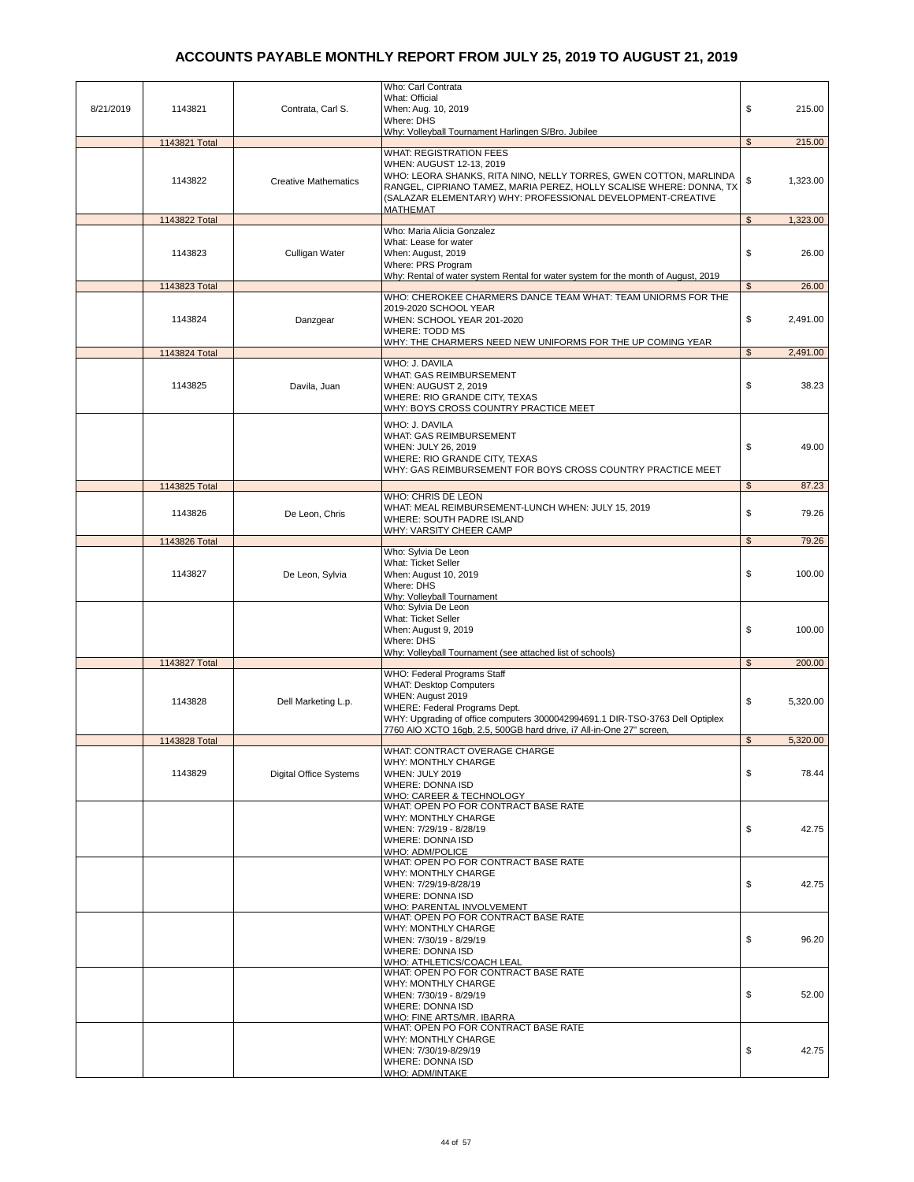# ACCOUNTS PAYABLE MONTHLY REPORT FROM JULY 25, 2019 TO AUGUST 21, 2019

| | | | | |
|---|---|---|---|---|
| 8/21/2019 | 1143821 | Contrata, Carl S. | Who: Carl Contrata What: Official When: Aug. 10, 2019 Where: DHS Why: Volleyball Tournament Harlingen S/Bro. Jubilee | $ 215.00 |
| | 1143821 Total | | | $ 215.00 |
| | 1143822 | Creative Mathematics | WHAT: REGISTRATION FEES WHEN: AUGUST 12-13, 2019 WHO: LEORA SHANKS, RITA NINO, NELLY TORRES, GWEN COTTON, MARLINDA RANGEL, CIPRIANO TAMEZ, MARIA PEREZ, HOLLY SCALISE WHERE: DONNA, TX (SALAZAR ELEMENTARY) WHY: PROFESSIONAL DEVELOPMENT-CREATIVE MATHEMAT | $ 1,323.00 |
| | 1143822 Total | | | $ 1,323.00 |
| | 1143823 | Culligan Water | Who: Maria Alicia Gonzalez What: Lease for water When: August, 2019 Where: PRS Program Why: Rental of water system Rental for water system for the month of August, 2019 | $ 26.00 |
| | 1143823 Total | | | $ 26.00 |
| | 1143824 | Danzgear | WHO: CHEROKEE CHARMERS DANCE TEAM WHAT: TEAM UNIORMS FOR THE 2019-2020 SCHOOL YEAR WHEN: SCHOOL YEAR 201-2020 WHERE: TODD MS WHY: THE CHARMERS NEED NEW UNIFORMS FOR THE UP COMING YEAR | $ 2,491.00 |
| | 1143824 Total | | | $ 2,491.00 |
| | 1143825 | Davila, Juan | WHO: J. DAVILA WHAT: GAS REIMBURSEMENT WHEN: AUGUST 2, 2019 WHERE: RIO GRANDE CITY, TEXAS WHY: BOYS CROSS COUNTRY PRACTICE MEET | $ 38.23 |
| | | | WHO: J. DAVILA WHAT: GAS REIMBURSEMENT WHEN: JULY 26, 2019 WHERE: RIO GRANDE CITY, TEXAS WHY: GAS REIMBURSEMENT FOR BOYS CROSS COUNTRY PRACTICE MEET | $ 49.00 |
| | 1143825 Total | | | $ 87.23 |
| | 1143826 | De Leon, Chris | WHO: CHRIS DE LEON WHAT: MEAL REIMBURSEMENT-LUNCH WHEN: JULY 15, 2019 WHERE: SOUTH PADRE ISLAND WHY: VARSITY CHEER CAMP | $ 79.26 |
| | 1143826 Total | | | $ 79.26 |
| | 1143827 | De Leon, Sylvia | Who: Sylvia De Leon What: Ticket Seller When: August 10, 2019 Where: DHS Why: Volleyball Tournament | $ 100.00 |
| | | | Who: Sylvia De Leon What: Ticket Seller When: August 9, 2019 Where: DHS Why: Volleyball Tournament (see attached list of schools) | $ 100.00 |
| | 1143827 Total | | | $ 200.00 |
| | 1143828 | Dell Marketing L.p. | WHO: Federal Programs Staff WHAT: Desktop Computers WHEN: August 2019 WHERE: Federal Programs Dept. WHY: Upgrading of office computers 3000042994691.1 DIR-TSO-3763 Dell Optiplex 7760 AIO XCTO 16gb, 2.5, 500GB hard drive, i7 All-in-One 27" screen, | $ 5,320.00 |
| | 1143828 Total | | | $ 5,320.00 |
| | 1143829 | Digital Office Systems | WHAT: CONTRACT OVERAGE CHARGE WHY: MONTHLY CHARGE WHEN: JULY 2019 WHERE: DONNA ISD WHO: CAREER & TECHNOLOGY | $ 78.44 |
| | | | WHAT: OPEN PO FOR CONTRACT BASE RATE WHY: MONTHLY CHARGE WHEN: 7/29/19 - 8/28/19 WHERE: DONNA ISD WHO: ADM/POLICE | $ 42.75 |
| | | | WHAT: OPEN PO FOR CONTRACT BASE RATE WHY: MONTHLY CHARGE WHEN: 7/29/19-8/28/19 WHERE: DONNA ISD WHO: PARENTAL INVOLVEMENT | $ 42.75 |
| | | | WHAT: OPEN PO FOR CONTRACT BASE RATE WHY: MONTHLY CHARGE WHEN: 7/30/19 - 8/29/19 WHERE: DONNA ISD WHO: ATHLETICS/COACH LEAL | $ 96.20 |
| | | | WHAT: OPEN PO FOR CONTRACT BASE RATE WHY: MONTHLY CHARGE WHEN: 7/30/19 - 8/29/19 WHERE: DONNA ISD WHO: FINE ARTS/MR. IBARRA | $ 52.00 |
| | | | WHAT: OPEN PO FOR CONTRACT BASE RATE WHY: MONTHLY CHARGE WHEN: 7/30/19-8/29/19 WHERE: DONNA ISD WHO: ADM/INTAKE | $ 42.75 |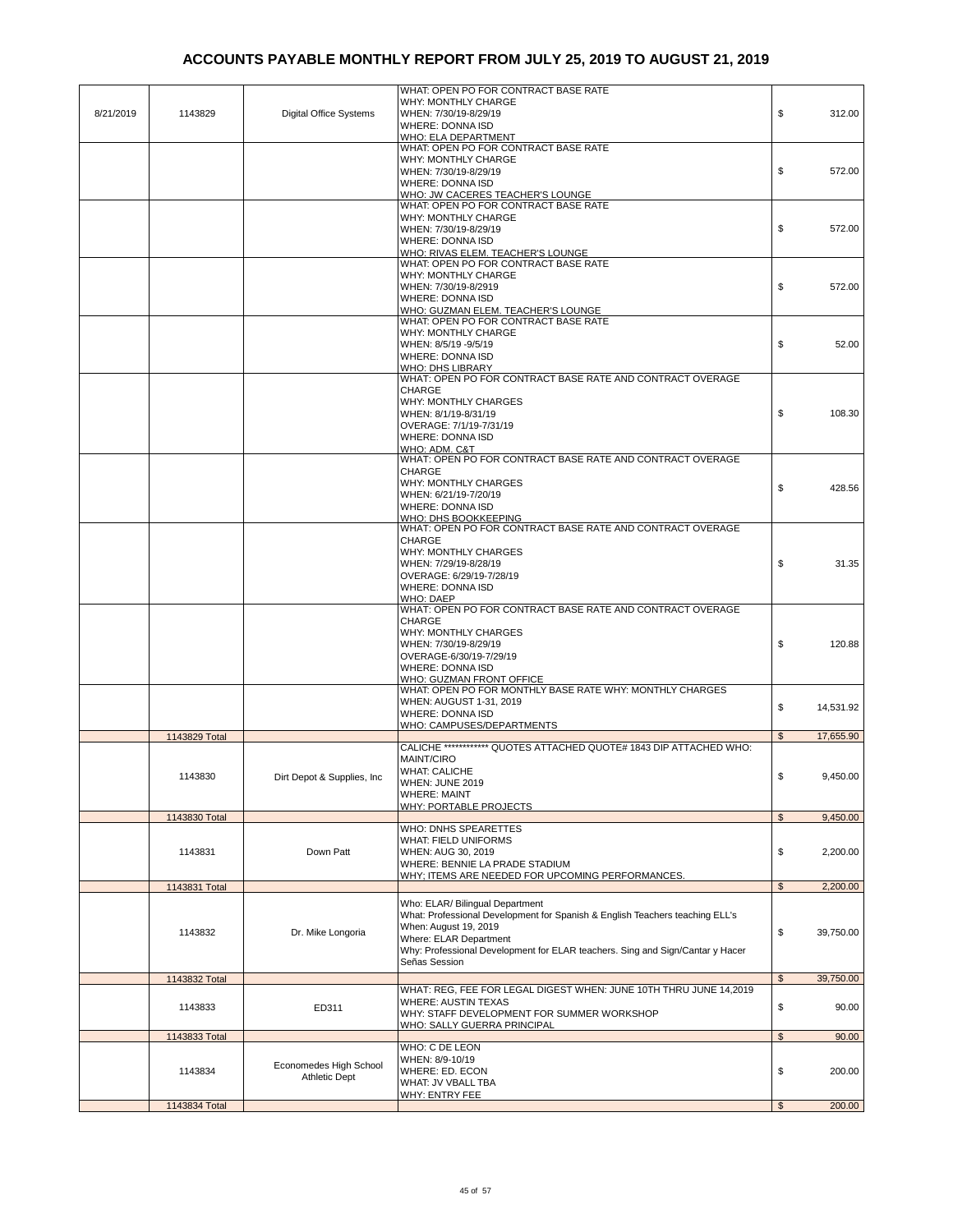# ACCOUNTS PAYABLE MONTHLY REPORT FROM JULY 25, 2019 TO AUGUST 21, 2019

| Date | Check # | Vendor | Description | Amount |
|---|---|---|---|---|
| 8/21/2019 | 1143829 | Digital Office Systems | WHAT: OPEN PO FOR CONTRACT BASE RATE<br>WHY: MONTHLY CHARGE<br>WHEN: 7/30/19-8/29/19<br>WHERE: DONNA ISD<br>WHO: ELA DEPARTMENT | $ 312.00 |
| | | | WHAT: OPEN PO FOR CONTRACT BASE RATE<br>WHY: MONTHLY CHARGE<br>WHEN: 7/30/19-8/29/19<br>WHERE: DONNA ISD<br>WHO: JW CACERES TEACHER'S LOUNGE | $ 572.00 |
| | | | WHAT: OPEN PO FOR CONTRACT BASE RATE<br>WHY: MONTHLY CHARGE<br>WHEN: 7/30/19-8/29/19<br>WHERE: DONNA ISD<br>WHO: RIVAS ELEM. TEACHER'S LOUNGE | $ 572.00 |
| | | | WHAT: OPEN PO FOR CONTRACT BASE RATE<br>WHY: MONTHLY CHARGE<br>WHEN: 7/30/19-8/2919<br>WHERE: DONNA ISD<br>WHO: GUZMAN ELEM. TEACHER'S LOUNGE | $ 572.00 |
| | | | WHAT: OPEN PO FOR CONTRACT BASE RATE<br>WHY: MONTHLY CHARGE<br>WHEN: 8/5/19 -9/5/19<br>WHERE: DONNA ISD<br>WHO: DHS LIBRARY | $ 52.00 |
| | | | WHAT: OPEN PO FOR CONTRACT BASE RATE AND CONTRACT OVERAGE CHARGE<br>WHY: MONTHLY CHARGES<br>WHEN: 8/1/19-8/31/19<br>OVERAGE: 7/1/19-7/31/19<br>WHERE: DONNA ISD<br>WHO: ADM. C&T | $ 108.30 |
| | | | WHAT: OPEN PO FOR CONTRACT BASE RATE AND CONTRACT OVERAGE CHARGE<br>WHY: MONTHLY CHARGES<br>WHEN: 6/21/19-7/20/19<br>WHERE: DONNA ISD<br>WHO: DHS BOOKKEEPING | $ 428.56 |
| | | | WHAT: OPEN PO FOR CONTRACT BASE RATE AND CONTRACT OVERAGE CHARGE<br>WHY: MONTHLY CHARGES<br>WHEN: 7/29/19-8/28/19<br>OVERAGE: 6/29/19-7/28/19<br>WHERE: DONNA ISD<br>WHO: DAEP | $ 31.35 |
| | | | WHAT: OPEN PO FOR CONTRACT BASE RATE AND CONTRACT OVERAGE CHARGE<br>WHY: MONTHLY CHARGES<br>WHEN: 7/30/19-8/29/19<br>OVERAGE-6/30/19-7/29/19<br>WHERE: DONNA ISD<br>WHO: GUZMAN FRONT OFFICE | $ 120.88 |
| | | | WHAT: OPEN PO FOR MONTHLY BASE RATE WHY: MONTHLY CHARGES<br>WHEN: AUGUST 1-31, 2019<br>WHERE: DONNA ISD<br>WHO: CAMPUSES/DEPARTMENTS | $ 14,531.92 |
| | 1143829 Total | | | $ 17,655.90 |
| | 1143830 | Dirt Depot & Supplies, Inc | CALICHE ************ QUOTES ATTACHED QUOTE# 1843 DIP ATTACHED WHO: MAINT/CIRO<br>WHAT: CALICHE<br>WHEN: JUNE 2019<br>WHERE: MAINT<br>WHY: PORTABLE PROJECTS | $ 9,450.00 |
| | 1143830 Total | | | $ 9,450.00 |
| | 1143831 | Down Patt | WHO: DNHS SPEARETTES<br>WHAT: FIELD UNIFORMS<br>WHEN: AUG 30, 2019<br>WHERE: BENNIE LA PRADE STADIUM<br>WHY; ITEMS ARE NEEDED FOR UPCOMING PERFORMANCES. | $ 2,200.00 |
| | 1143831 Total | | | $ 2,200.00 |
| | 1143832 | Dr. Mike Longoria | Who: ELAR/ Bilingual Department<br>What: Professional Development for Spanish & English Teachers teaching ELL's<br>When: August 19, 2019<br>Where: ELAR Department<br>Why: Professional Development for ELAR teachers. Sing and Sign/Cantar y Hacer Señas Session | $ 39,750.00 |
| | 1143832 Total | | | $ 39,750.00 |
| | 1143833 | ED311 | WHAT: REG, FEE FOR LEGAL DIGEST WHEN: JUNE 10TH THRU JUNE 14,2019<br>WHERE: AUSTIN TEXAS<br>WHY: STAFF DEVELOPMENT FOR SUMMER WORKSHOP<br>WHO: SALLY GUERRA PRINCIPAL | $ 90.00 |
| | 1143833 Total | | | $ 90.00 |
| | 1143834 | Economedes High School Athletic Dept | WHO: C DE LEON<br>WHEN: 8/9-10/19<br>WHERE: ED. ECON<br>WHAT: JV VBALL TBA<br>WHY: ENTRY FEE | $ 200.00 |
| | 1143834 Total | | | $ 200.00 |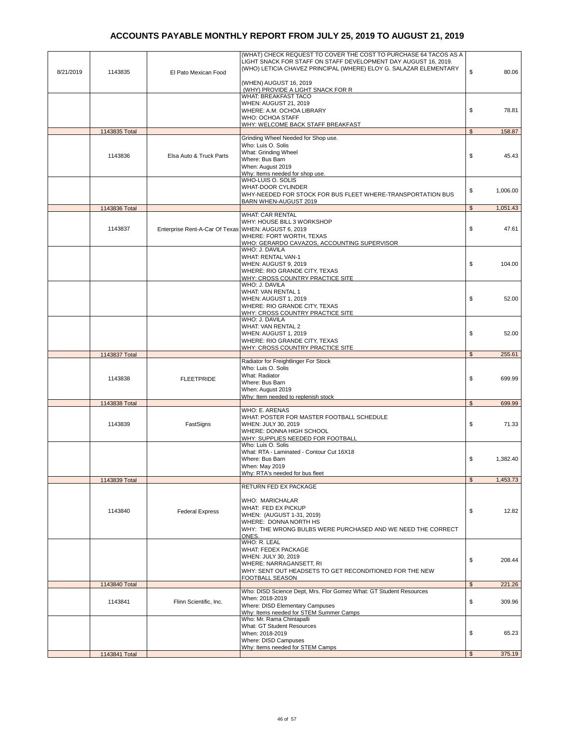# ACCOUNTS PAYABLE MONTHLY REPORT FROM JULY 25, 2019 TO AUGUST 21, 2019

| | | | | |
|---|---|---|---|---|
| 8/21/2019 | 1143835 | El Pato Mexican Food | (WHAT) CHECK REQUEST TO COVER THE COST TO PURCHASE 64 TACOS AS A LIGHT SNACK FOR STAFF ON STAFF DEVELOPMENT DAY AUGUST 16, 2019. (WHO) LETICIA CHAVEZ PRINCIPAL (WHERE) ELOY G. SALAZAR ELEMENTARY (WHEN) AUGUST 16, 2019 (WHY) PROVIDE A LIGHT SNACK FOR R | $ 80.06 |
| | | | WHAT: BREAKFAST TACO WHEN: AUGUST 21, 2019 WHERE: A.M. OCHOA LIBRARY WHO: OCHOA STAFF WHY: WELCOME BACK STAFF BREAKFAST | $ 78.81 |
| | 1143835 Total | | | $ 158.87 |
| | 1143836 | Elsa Auto & Truck Parts | Grinding Wheel Needed for Shop use. Who: Luis O. Solis What: Grinding Wheel Where: Bus Barn When: August 2019 Why: Items needed for shop use. | $ 45.43 |
| | | | WHO-LUIS O. SOLIS WHAT-DOOR CYLINDER WHY-NEEDED FOR STOCK FOR BUS FLEET WHERE-TRANSPORTATION BUS BARN WHEN-AUGUST 2019 | $ 1,006.00 |
| | 1143836 Total | | | $ 1,051.43 |
| | 1143837 | Enterprise Rent-A-Car Of Texas | WHAT: CAR RENTAL WHY: HOUSE BILL 3 WORKSHOP WHEN: AUGUST 6, 2019 WHERE: FORT WORTH, TEXAS WHO: GERARDO CAVAZOS, ACCOUNTING SUPERVISOR | $ 47.61 |
| | | | WHO: J. DAVILA WHAT: RENTAL VAN-1 WHEN: AUGUST 9, 2019 WHERE: RIO GRANDE CITY, TEXAS WHY: CROSS COUNTRY PRACTICE SITE | $ 104.00 |
| | | | WHO: J. DAVILA WHAT: VAN RENTAL 1 WHEN: AUGUST 1, 2019 WHERE: RIO GRANDE CITY, TEXAS WHY: CROSS COUNTRY PRACTICE SITE | $ 52.00 |
| | | | WHO: J. DAVILA WHAT: VAN RENTAL 2 WHEN: AUGUST 1, 2019 WHERE: RIO GRANDE CITY, TEXAS WHY: CROSS COUNTRY PRACTICE SITE | $ 52.00 |
| | 1143837 Total | | | $ 255.61 |
| | 1143838 | FLEETPRIDE | Radiator for Freightlinger For Stock Who: Luis O. Solis What: Radiator Where: Bus Barn When: August 2019 Why: Item needed to replenish stock | $ 699.99 |
| | 1143838 Total | | | $ 699.99 |
| | 1143839 | FastSigns | WHO: E. ARENAS WHAT: POSTER FOR MASTER FOOTBALL SCHEDULE WHEN: JULY 30, 2019 WHERE: DONNA HIGH SCHOOL WHY: SUPPLIES NEEDED FOR FOOTBALL | $ 71.33 |
| | | | Who: Luis O. Solis What: RTA - Laminated - Contour Cut 16X18 Where: Bus Barn When: May 2019 Why: RTA's needed for bus fleet | $ 1,382.40 |
| | 1143839 Total | | | $ 1,453.73 |
| | 1143840 | Federal Express | RETURN FED EX PACKAGE WHO: MARICHALAR WHAT: FED EX PICKUP WHEN: (AUGUST 1-31, 2019) WHERE: DONNA NORTH HS WHY: THE WRONG BULBS WERE PURCHASED AND WE NEED THE CORRECT ONES. | $ 12.82 |
| | | | WHO: R. LEAL WHAT: FEDEX PACKAGE WHEN: JULY 30, 2019 WHERE: NARRAGANSETT, RI WHY: SENT OUT HEADSETS TO GET RECONDITIONED FOR THE NEW FOOTBALL SEASON | $ 208.44 |
| | 1143840 Total | | | $ 221.26 |
| | 1143841 | Flinn Scientific, Inc. | Who: DISD Science Dept, Mrs. Flor Gomez What: GT Student Resources When: 2018-2019 Where: DISD Elementary Campuses Why: Items needed for STEM Summer Camps | $ 309.96 |
| | | | Who: Mr. Rama Chintapalli What: GT Student Resources When: 2018-2019 Where: DISD Campuses Why: Items needed for STEM Camps | $ 65.23 |
| | 1143841 Total | | | $ 375.19 |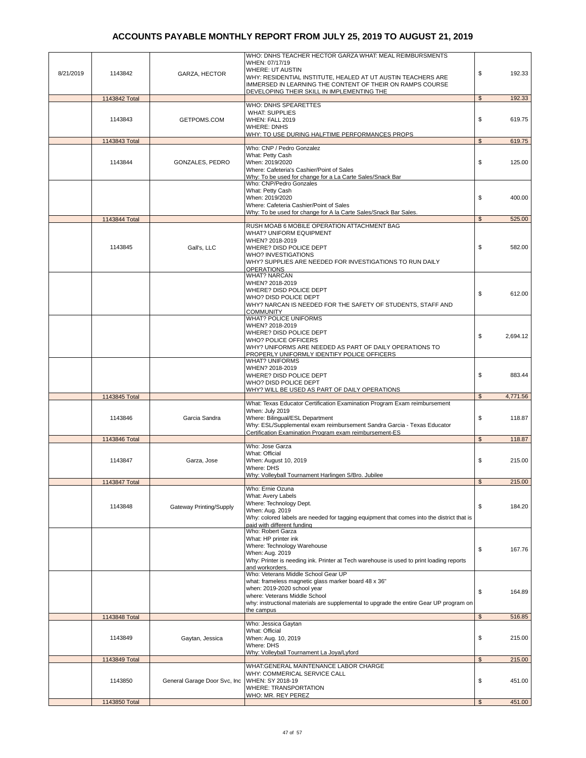# ACCOUNTS PAYABLE MONTHLY REPORT FROM JULY 25, 2019 TO AUGUST 21, 2019

| | | | | |
|---|---|---|---|---|
| 8/21/2019 | 1143842 | GARZA, HECTOR | WHO: DNHS TEACHER HECTOR GARZA WHAT: MEAL REIMBURSMENTS WHEN: 07/17/19 WHERE: UT AUSTIN WHY: RESIDENTIAL INSTITUTE, HEALED AT UT AUSTIN TEACHERS ARE IMMERSED IN LEARNING THE CONTENT OF THEIR ON RAMPS COURSE DEVELOPING THEIR SKILL IN IMPLEMENTING THE | $ 192.33 |
| | 1143842 Total | | | $ 192.33 |
| | 1143843 | GETPOMS.COM | WHO: DNHS SPEARETTES WHAT: SUPPLIES WHEN: FALL 2019 WHERE: DNHS WHY: TO USE DURING HALFTIME PERFORMANCES PROPS | $ 619.75 |
| | 1143843 Total | | | $ 619.75 |
| | 1143844 | GONZALES, PEDRO | Who: CNP / Pedro Gonzalez What: Petty Cash When: 2019/2020 Where: Cafeteria's Cashier/Point of Sales Why: To be used for change for a La Carte Sales/Snack Bar | $ 125.00 |
| | | | Who: CNP/Pedro Gonzales What: Petty Cash When: 2019/2020 Where: Cafeteria Cashier/Point of Sales Why: To be used for change for A la Carte Sales/Snack Bar Sales. | $ 400.00 |
| | 1143844 Total | | | $ 525.00 |
| | 1143845 | Gall's, LLC | RUSH MOAB 6 MOBILE OPERATION ATTACHMENT BAG WHAT? UNIFORM EQUIPMENT WHEN? 2018-2019 WHERE? DISD POLICE DEPT WHO? INVESTIGATIONS WHY? SUPPLIES ARE NEEDED FOR INVESTIGATIONS TO RUN DAILY OPERATIONS | $ 582.00 |
| | | | WHAT? NARCAN WHEN? 2018-2019 WHERE? DISD POLICE DEPT WHO? DISD POLICE DEPT WHY? NARCAN IS NEEDED FOR THE SAFETY OF STUDENTS, STAFF AND COMMUNITY | $ 612.00 |
| | | | WHAT? POLICE UNIFORMS WHEN? 2018-2019 WHERE? DISD POLICE DEPT WHO? POLICE OFFICERS WHY? UNIFORMS ARE NEEDED AS PART OF DAILY OPERATIONS TO PROPERLY UNIFORMLY IDENTIFY POLICE OFFICERS | $ 2,694.12 |
| | | | WHAT? UNIFORMS WHEN? 2018-2019 WHERE? DISD POLICE DEPT WHO? DISD POLICE DEPT WHY? WILL BE USED AS PART OF DAILY OPERATIONS | $ 883.44 |
| | 1143845 Total | | | $ 4,771.56 |
| | 1143846 | Garcia Sandra | What: Texas Educator Certification Examination Program Exam reimbursement When: July 2019 Where: Bilingual/ESL Department Why: ESL/Supplemental exam reimbursement Sandra Garcia - Texas Educator Certification Examination Program exam reimbursement-ES | $ 118.87 |
| | 1143846 Total | | | $ 118.87 |
| | 1143847 | Garza, Jose | Who: Jose Garza What: Official When: August 10, 2019 Where: DHS Why: Volleyball Tournament Harlingen S/Bro. Jubilee | $ 215.00 |
| | 1143847 Total | | | $ 215.00 |
| | 1143848 | Gateway Printing/Supply | Who: Ernie Ozuna What: Avery Labels Where: Technology Dept. When: Aug. 2019 Why: colored labels are needed for tagging equipment that comes into the district that is paid with different funding | $ 184.20 |
| | | | Who: Robert Garza What: HP printer ink Where: Technology Warehouse When: Aug. 2019 Why: Printer is needing ink. Printer at Tech warehouse is used to print loading reports and workorders. | $ 167.76 |
| | | | Who: Veterans Middle School Gear UP what: frameless magnetic glass marker board 48 x 36" when: 2019-2020 school year where: Veterans Middle School why: instructional materials are supplemental to upgrade the entire Gear UP program on the campus | $ 164.89 |
| | 1143848 Total | | | $ 516.85 |
| | 1143849 | Gaytan, Jessica | Who: Jessica Gaytan What: Official When: Aug. 10, 2019 Where: DHS Why: Volleyball Tournament La Joya/Lyford | $ 215.00 |
| | 1143849 Total | | | $ 215.00 |
| | 1143850 | General Garage Door Svc, Inc | WHAT:GENERAL MAINTENANCE LABOR CHARGE WHY: COMMERICAL SERVICE CALL WHEN: SY 2018-19 WHERE: TRANSPORTATION WHO: MR. REY PEREZ | $ 451.00 |
| | 1143850 Total | | | $ 451.00 |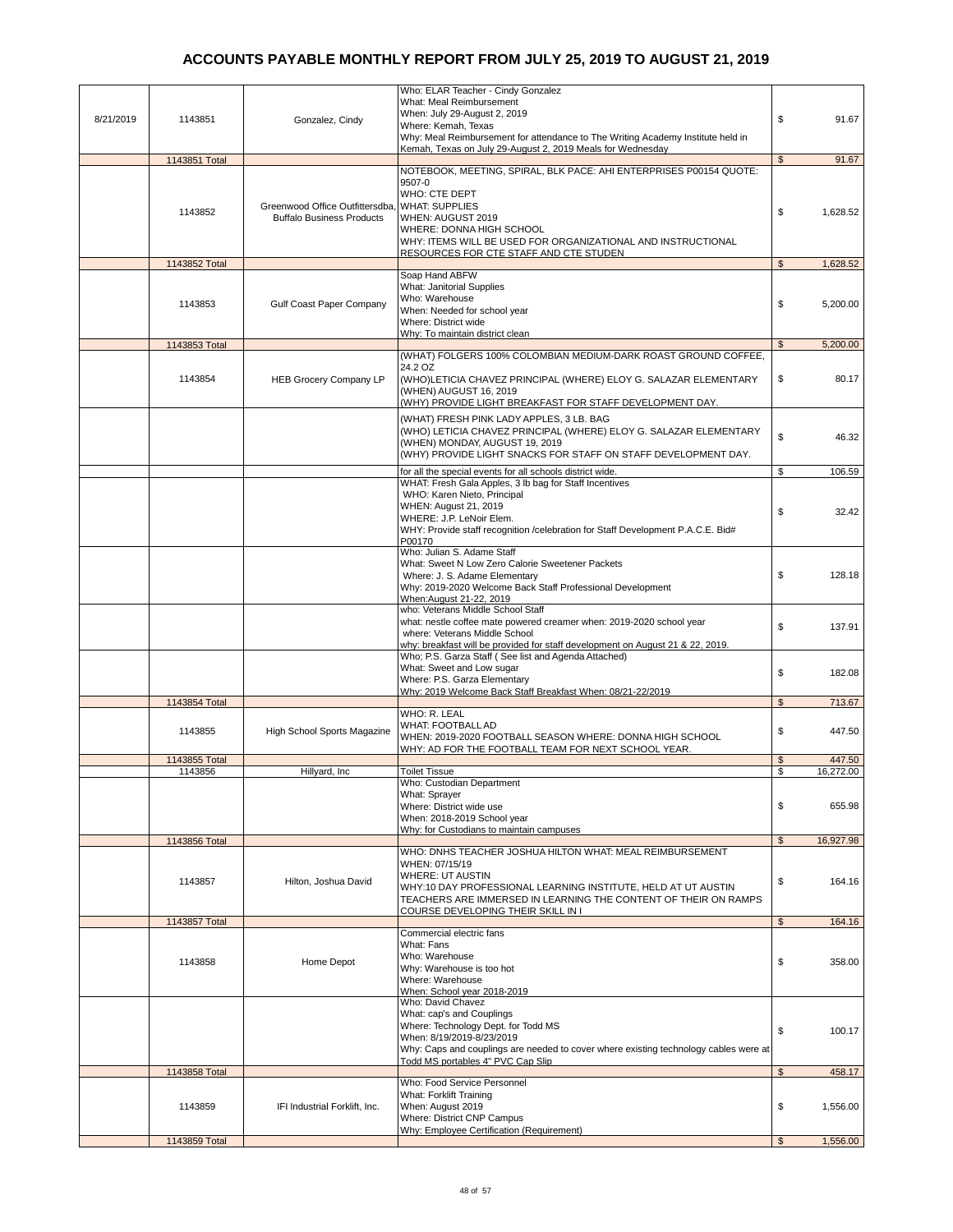# ACCOUNTS PAYABLE MONTHLY REPORT FROM JULY 25, 2019 TO AUGUST 21, 2019

| | | | | | |
|---|---|---|---|---|---|
| 8/21/2019 | 1143851 | Gonzalez, Cindy | Who: ELAR Teacher - Cindy Gonzalez<br>What: Meal Reimbursement<br>When: July 29-August 2, 2019<br>Where: Kemah, Texas<br>Why: Meal Reimbursement for attendance to The Writing Academy Institute held in Kemah, Texas on July 29-August 2, 2019 Meals for Wednesday | $ | 91.67 |
| | 1143851 Total | | | $ | 91.67 |
| | 1143852 | Greenwood Office Outfittersdba, Buffalo Business Products | NOTEBOOK, MEETING, SPIRAL, BLK PACE: AHI ENTERPRISES P00154 QUOTE: 9507-0<br>WHO: CTE DEPT<br>WHAT: SUPPLIES<br>WHEN: AUGUST 2019<br>WHERE: DONNA HIGH SCHOOL<br>WHY: ITEMS WILL BE USED FOR ORGANIZATIONAL AND INSTRUCTIONAL RESOURCES FOR CTE STAFF AND CTE STUDEN | $ | 1,628.52 |
| | 1143852 Total | | | $ | 1,628.52 |
| | 1143853 | Gulf Coast Paper Company | Soap Hand ABFW<br>What: Janitorial Supplies<br>Who: Warehouse<br>When: Needed for school year<br>Where: District wide<br>Why: To maintain district clean | $ | 5,200.00 |
| | 1143853 Total | | | $ | 5,200.00 |
| | 1143854 | HEB Grocery Company LP | (WHAT) FOLGERS 100% COLOMBIAN MEDIUM-DARK ROAST GROUND COFFEE, 24.2 OZ<br>(WHO)LETICIA CHAVEZ PRINCIPAL (WHERE) ELOY G. SALAZAR ELEMENTARY (WHEN) AUGUST 16, 2019<br>(WHY) PROVIDE LIGHT BREAKFAST FOR STAFF DEVELOPMENT DAY. | $ | 80.17 |
| | | | (WHAT) FRESH PINK LADY APPLES, 3 LB. BAG<br>(WHO) LETICIA CHAVEZ PRINCIPAL (WHERE) ELOY G. SALAZAR ELEMENTARY (WHEN) MONDAY, AUGUST 19, 2019<br>(WHY) PROVIDE LIGHT SNACKS FOR STAFF ON STAFF DEVELOPMENT DAY. | $ | 46.32 |
| | | | for all the special events for all schools district wide. | $ | 106.59 |
| | | | WHAT: Fresh Gala Apples, 3 lb bag for Staff Incentives<br>WHO: Karen Nieto, Principal<br>WHEN: August 21, 2019<br>WHERE: J.P. LeNoir Elem.<br>WHY: Provide staff recognition /celebration for Staff Development P.A.C.E. Bid# P00170 | $ | 32.42 |
| | | | Who: Julian S. Adame Staff<br>What: Sweet N Low Zero Calorie Sweetener Packets<br>Where: J. S. Adame Elementary<br>Why: 2019-2020 Welcome Back Staff Professional Development<br>When:August 21-22, 2019 | $ | 128.18 |
| | | | who: Veterans Middle School Staff<br>what: nestle coffee mate powered creamer when: 2019-2020 school year<br>where: Veterans Middle School<br>why: breakfast will be provided for staff development on August 21 & 22, 2019. | $ | 137.91 |
| | | | Who; P.S. Garza Staff ( See list and Agenda Attached)<br>What: Sweet and Low sugar<br>Where: P.S. Garza Elementary<br>Why: 2019 Welcome Back Staff Breakfast When: 08/21-22/2019 | $ | 182.08 |
| | 1143854 Total | | | $ | 713.67 |
| | 1143855 | High School Sports Magazine | WHO: R. LEAL<br>WHAT: FOOTBALL AD<br>WHEN: 2019-2020 FOOTBALL SEASON WHERE: DONNA HIGH SCHOOL<br>WHY: AD FOR THE FOOTBALL TEAM FOR NEXT SCHOOL YEAR. | $ | 447.50 |
| | 1143855 Total | | | $ | 447.50 |
| | 1143856 | Hillyard, Inc | Toilet Tissue | $ | 16,272.00 |
| | | | Who: Custodian Department<br>What: Sprayer<br>Where: District wide use<br>When: 2018-2019 School year<br>Why: for Custodians to maintain campuses | $ | 655.98 |
| | 1143856 Total | | | $ | 16,927.98 |
| | 1143857 | Hilton, Joshua David | WHO: DNHS TEACHER JOSHUA HILTON WHAT: MEAL REIMBURSEMENT<br>WHEN: 07/15/19<br>WHERE: UT AUSTIN<br>WHY:10 DAY PROFESSIONAL LEARNING INSTITUTE, HELD AT UT AUSTIN TEACHERS ARE IMMERSED IN LEARNING THE CONTENT OF THEIR ON RAMPS COURSE DEVELOPING THEIR SKILL IN I | $ | 164.16 |
| | 1143857 Total | | | $ | 164.16 |
| | 1143858 | Home Depot | Commercial electric fans<br>What: Fans<br>Who: Warehouse<br>Why: Warehouse is too hot<br>Where: Warehouse<br>When: School year 2018-2019 | $ | 358.00 |
| | | | Who: David Chavez<br>What: cap's and Couplings<br>Where: Technology Dept. for Todd MS<br>When: 8/19/2019-8/23/2019<br>Why: Caps and couplings are needed to cover where existing technology cables were at Todd MS portables 4" PVC Cap Slip | $ | 100.17 |
| | 1143858 Total | | | $ | 458.17 |
| | 1143859 | IFI Industrial Forklift, Inc. | Who: Food Service Personnel<br>What: Forklift Training<br>When: August 2019<br>Where: District CNP Campus<br>Why: Employee Certification (Requirement) | $ | 1,556.00 |
| | 1143859 Total | | | $ | 1,556.00 |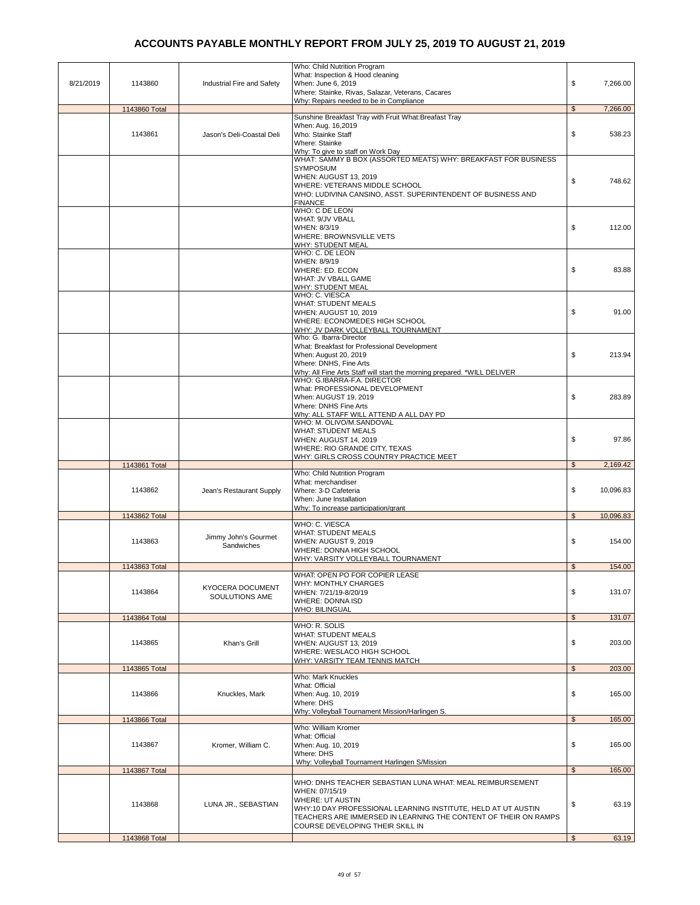# ACCOUNTS PAYABLE MONTHLY REPORT FROM JULY 25, 2019 TO AUGUST 21, 2019

| Date | Check No. | Vendor | Description | Amount |
|---|---|---|---|---|
| 8/21/2019 | 1143860 | Industrial Fire and Safety | Who: Child Nutrition Program<br>What: Inspection & Hood cleaning<br>When: June 6, 2019<br>Where: Stainke, Rivas, Salazar, Veterans, Cacares<br>Why: Repairs needed to be in Compliance | $ 7,266.00 |
| | 1143860 Total | | | $ 7,266.00 |
| | 1143861 | Jason's Deli-Coastal Deli | Sunshine Breakfast Tray with Fruit What:Breafast Tray<br>When: Aug. 16,2019<br>Who: Stainke Staff<br>Where: Stainke<br>Why: To give to staff on Work Day | $ 538.23 |
| | | | WHAT: SAMMY B BOX (ASSORTED MEATS) WHY: BREAKFAST FOR BUSINESS SYMPOSIUM<br>WHEN: AUGUST 13, 2019<br>WHERE: VETERANS MIDDLE SCHOOL<br>WHO: LUDIVINA CANSINO, ASST. SUPERINTENDENT OF BUSINESS AND FINANCE | $ 748.62 |
| | | | WHO: C DE LEON<br>WHAT: 9/JV VBALL<br>WHEN: 8/3/19<br>WHERE: BROWNSVILLE VETS<br>WHY: STUDENT MEAL | $ 112.00 |
| | | | WHO: C. DE LEON<br>WHEN: 8/9/19<br>WHERE: ED. ECON<br>WHAT: JV VBALL GAME<br>WHY: STUDENT MEAL | $ 83.88 |
| | | | WHO: C. VIESCA<br>WHAT: STUDENT MEALS<br>WHEN: AUGUST 10, 2019<br>WHERE: ECONOMEDES HIGH SCHOOL<br>WHY: JV DARK VOLLEYBALL TOURNAMENT | $ 91.00 |
| | | | Who: G. Ibarra-Director<br>What: Breakfast for Professional Development<br>When: August 20, 2019<br>Where: DNHS, Fine Arts<br>Why: All Fine Arts Staff will start the morning prepared. *WILL DELIVER | $ 213.94 |
| | | | WHO: G.IBARRA-F.A. DIRECTOR<br>What: PROFESSIONAL DEVELOPMENT<br>When: AUGUST 19, 2019<br>Where: DNHS Fine Arts<br>Why: ALL STAFF WILL ATTEND A ALL DAY PD | $ 283.89 |
| | | | WHO: M. OLIVO/M.SANDOVAL<br>WHAT: STUDENT MEALS<br>WHEN: AUGUST 14, 2019<br>WHERE: RIO GRANDE CITY, TEXAS<br>WHY: GIRLS CROSS COUNTRY PRACTICE MEET | $ 97.86 |
| | 1143861 Total | | | $ 2,169.42 |
| | 1143862 | Jean's Restaurant Supply | Who: Child Nutrition Program<br>What: merchandiser<br>Where: 3-D Cafeteria<br>When: June Installation<br>Why: To increase participation/grant | $ 10,096.83 |
| | 1143862 Total | | | $ 10,096.83 |
| | 1143863 | Jimmy John's Gourmet Sandwiches | WHO: C. VIESCA<br>WHAT: STUDENT MEALS<br>WHEN: AUGUST 9, 2019<br>WHERE: DONNA HIGH SCHOOL<br>WHY: VARSITY VOLLEYBALL TOURNAMENT | $ 154.00 |
| | 1143863 Total | | | $ 154.00 |
| | 1143864 | KYOCERA DOCUMENT SOULUTIONS AME | WHAT: OPEN PO FOR COPIER LEASE<br>WHY: MONTHLY CHARGES<br>WHEN: 7/21/19-8/20/19<br>WHERE: DONNA ISD<br>WHO: BILINGUAL | $ 131.07 |
| | 1143864 Total | | | $ 131.07 |
| | 1143865 | Khan's Grill | WHO: R. SOLIS<br>WHAT: STUDENT MEALS<br>WHEN: AUGUST 13, 2019<br>WHERE: WESLACO HIGH SCHOOL<br>WHY: VARSITY TEAM TENNIS MATCH | $ 203.00 |
| | 1143865 Total | | | $ 203.00 |
| | 1143866 | Knuckles, Mark | Who: Mark Knuckles<br>What: Official<br>When: Aug. 10, 2019<br>Where: DHS<br>Why: Volleyball Tournament Mission/Harlingen S. | $ 165.00 |
| | 1143866 Total | | | $ 165.00 |
| | 1143867 | Kromer, William C. | Who: William Kromer<br>What: Official<br>When: Aug. 10, 2019<br>Where: DHS<br>Why: Volleyball Tournament Harlingen S/Mission | $ 165.00 |
| | 1143867 Total | | | $ 165.00 |
| | 1143868 | LUNA JR., SEBASTIAN | WHO: DNHS TEACHER SEBASTIAN LUNA WHAT: MEAL REIMBURSEMENT<br>WHEN: 07/15/19<br>WHERE: UT AUSTIN<br>WHY:10 DAY PROFESSIONAL LEARNING INSTITUTE, HELD AT UT AUSTIN TEACHERS ARE IMMERSED IN LEARNING THE CONTENT OF THEIR ON RAMPS COURSE DEVELOPING THEIR SKILL IN | $ 63.19 |
| | 1143868 Total | | | $ 63.19 |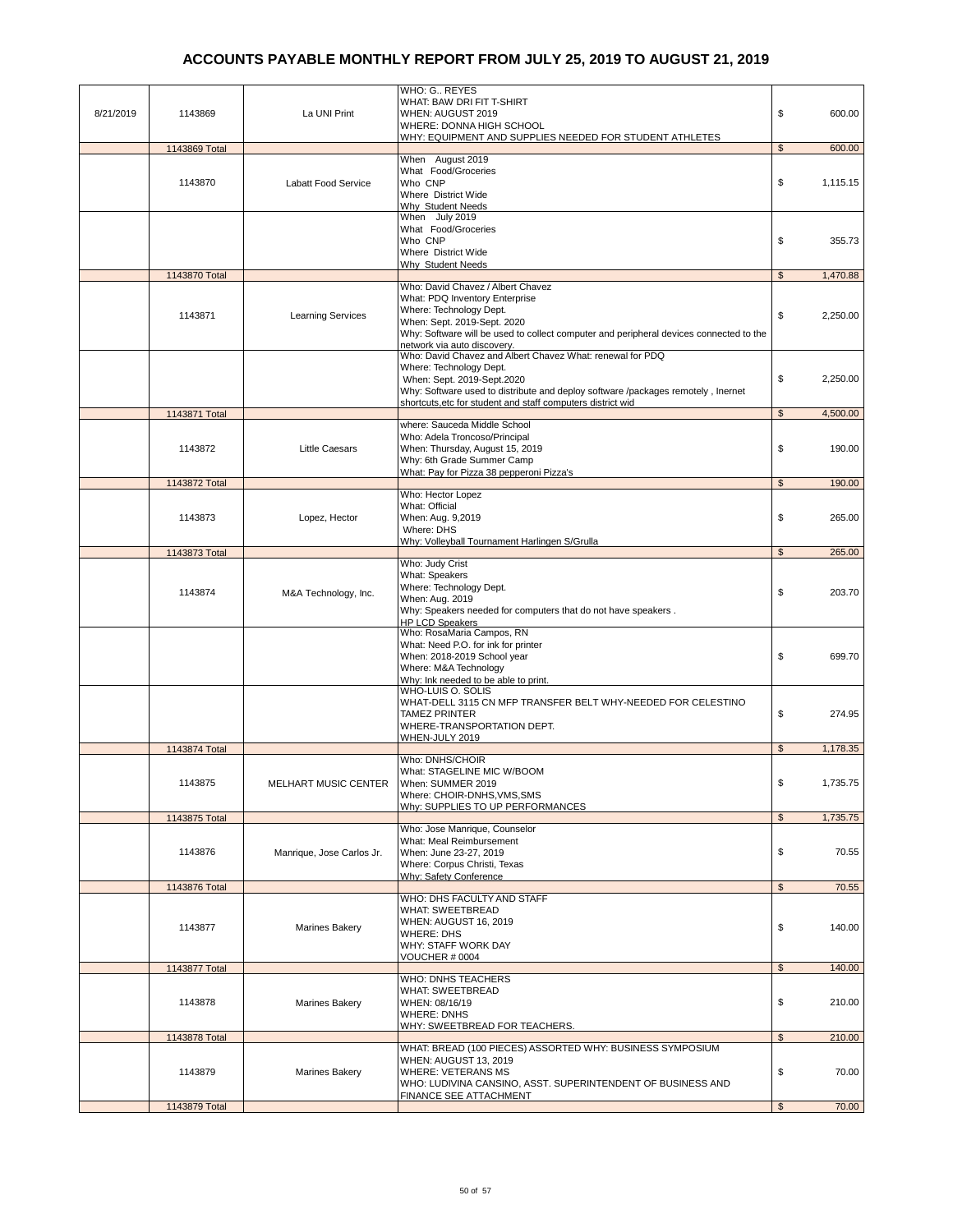# ACCOUNTS PAYABLE MONTHLY REPORT FROM JULY 25, 2019 TO AUGUST 21, 2019

| | | | | |
|---|---|---|---|---|
| 8/21/2019 | 1143869 | La UNI Print | WHO: G.. REYES<br>WHAT: BAW DRI FIT T-SHIRT<br>WHEN: AUGUST 2019<br>WHERE: DONNA HIGH SCHOOL<br>WHY: EQUIPMENT AND SUPPLIES NEEDED FOR STUDENT ATHLETES | $ 600.00 |
| | 1143869 Total | | | $ 600.00 |
| | 1143870 | Labatt Food Service | When August 2019<br>What Food/Groceries<br>Who CNP<br>Where District Wide<br>Why Student Needs | $ 1,115.15 |
| | | | When July 2019<br>What Food/Groceries<br>Who CNP<br>Where District Wide<br>Why Student Needs | $ 355.73 |
| | 1143870 Total | | | $ 1,470.88 |
| | 1143871 | Learning Services | Who: David Chavez / Albert Chavez<br>What: PDQ Inventory Enterprise<br>Where: Technology Dept.<br>When: Sept. 2019-Sept. 2020<br>Why: Software will be used to collect computer and peripheral devices connected to the network via auto discovery. | $ 2,250.00 |
| | | | Who: David Chavez and Albert Chavez What: renewal for PDQ<br>Where: Technology Dept.<br>When: Sept. 2019-Sept.2020<br>Why: Software used to distribute and deploy software /packages remotely , Inernet shortcuts,etc for student and staff computers district wid | $ 2,250.00 |
| | 1143871 Total | | | $ 4,500.00 |
| | 1143872 | Little Caesars | where: Sauceda Middle School<br>Who: Adela Troncoso/Principal<br>When: Thursday, August 15, 2019<br>Why: 6th Grade Summer Camp<br>What: Pay for Pizza 38 pepperoni Pizza's | $ 190.00 |
| | 1143872 Total | | | $ 190.00 |
| | 1143873 | Lopez, Hector | Who: Hector Lopez<br>What: Official<br>When: Aug. 9,2019<br>Where: DHS<br>Why: Volleyball Tournament Harlingen S/Grulla | $ 265.00 |
| | 1143873 Total | | | $ 265.00 |
| | 1143874 | M&A Technology, Inc. | Who: Judy Crist<br>What: Speakers<br>Where: Technology Dept.<br>When: Aug. 2019<br>Why: Speakers needed for computers that do not have speakers .<br>HP LCD Speakers | $ 203.70 |
| | | | Who: RosaMaria Campos, RN<br>What: Need P.O. for ink for printer<br>When: 2018-2019 School year<br>Where: M&A Technology<br>Why: Ink needed to be able to print. | $ 699.70 |
| | | | WHO-LUIS O. SOLIS<br>WHAT-DELL 3115 CN MFP TRANSFER BELT WHY-NEEDED FOR CELESTINO TAMEZ PRINTER<br>WHERE-TRANSPORTATION DEPT.<br>WHEN-JULY 2019 | $ 274.95 |
| | 1143874 Total | | | $ 1,178.35 |
| | 1143875 | MELHART MUSIC CENTER | Who: DNHS/CHOIR<br>What: STAGELINE MIC W/BOOM<br>When: SUMMER 2019<br>Where: CHOIR-DNHS,VMS,SMS<br>Why: SUPPLIES TO UP PERFORMANCES | $ 1,735.75 |
| | 1143875 Total | | | $ 1,735.75 |
| | 1143876 | Manrique, Jose Carlos Jr. | Who: Jose Manrique, Counselor<br>What: Meal Reimbursement<br>When: June 23-27, 2019<br>Where: Corpus Christi, Texas<br>Why: Safety Conference | $ 70.55 |
| | 1143876 Total | | | $ 70.55 |
| | 1143877 | Marines Bakery | WHO: DHS FACULTY AND STAFF<br>WHAT: SWEETBREAD<br>WHEN: AUGUST 16, 2019<br>WHERE: DHS<br>WHY: STAFF WORK DAY<br>VOUCHER # 0004 | $ 140.00 |
| | 1143877 Total | | | $ 140.00 |
| | 1143878 | Marines Bakery | WHO: DNHS TEACHERS<br>WHAT: SWEETBREAD<br>WHEN: 08/16/19<br>WHERE: DNHS<br>WHY: SWEETBREAD FOR TEACHERS. | $ 210.00 |
| | 1143878 Total | | | $ 210.00 |
| | 1143879 | Marines Bakery | WHAT: BREAD (100 PIECES) ASSORTED WHY: BUSINESS SYMPOSIUM<br>WHEN: AUGUST 13, 2019<br>WHERE: VETERANS MS<br>WHO: LUDIVINA CANSINO, ASST. SUPERINTENDENT OF BUSINESS AND FINANCE SEE ATTACHMENT | $ 70.00 |
| | 1143879 Total | | | $ 70.00 |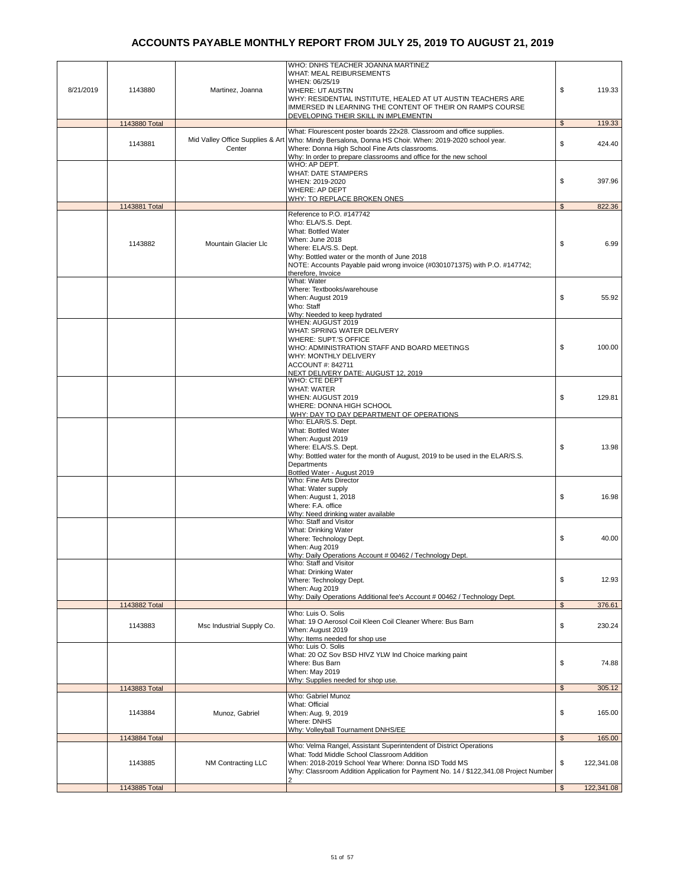# ACCOUNTS PAYABLE MONTHLY REPORT FROM JULY 25, 2019 TO AUGUST 21, 2019

| | | | | |
|---|---|---|---|---|
| 8/21/2019 | 1143880 | Martinez, Joanna | WHO: DNHS TEACHER JOANNA MARTINEZ<br>WHAT: MEAL REIBURSEMENTS<br>WHEN: 06/25/19<br>WHERE: UT AUSTIN<br>WHY: RESIDENTIAL INSTITUTE, HEALED AT UT AUSTIN TEACHERS ARE IMMERSED IN LEARNING THE CONTENT OF THEIR ON RAMPS COURSE DEVELOPING THEIR SKILL IN IMPLEMENTIN | $ 119.33 |
| | 1143880 Total | | | $ 119.33 |
| | 1143881 | Mid Valley Office Supplies & Art Center | What: Flourescent poster boards 22x28. Classroom and office supplies. Who: Mindy Bersalona, Donna HS Choir. When: 2019-2020 school year. Where: Donna High School Fine Arts classrooms. Why: In order to prepare classrooms and office for the new school | $ 424.40 |
| | | | WHO: AP DEPT.<br>WHAT: DATE STAMPERS<br>WHEN: 2019-2020<br>WHERE: AP DEPT<br>WHY: TO REPLACE BROKEN ONES | $ 397.96 |
| | 1143881 Total | | | $ 822.36 |
| | 1143882 | Mountain Glacier Llc | Reference to P.O. #147742<br>Who: ELA/S.S. Dept.<br>What: Bottled Water<br>When: June 2018<br>Where: ELA/S.S. Dept.<br>Why: Bottled water or the month of June 2018<br>NOTE: Accounts Payable paid wrong invoice (#0301071375) with P.O. #147742; therefore, Invoice | $ 6.99 |
| | | | What: Water<br>Where: Textbooks/warehouse<br>When: August 2019<br>Who: Staff<br>Why: Needed to keep hydrated | $ 55.92 |
| | | | WHEN: AUGUST 2019<br>WHAT: SPRING WATER DELIVERY<br>WHERE: SUPT.'S OFFICE<br>WHO: ADMINISTRATION STAFF AND BOARD MEETINGS<br>WHY: MONTHLY DELIVERY<br>ACCOUNT #: 842711<br>NEXT DELIVERY DATE: AUGUST 12, 2019 | $ 100.00 |
| | | | WHO: CTE DEPT<br>WHAT: WATER<br>WHEN: AUGUST 2019<br>WHERE: DONNA HIGH SCHOOL<br>WHY: DAY TO DAY DEPARTMENT OF OPERATIONS | $ 129.81 |
| | | | Who: ELAR/S.S. Dept.<br>What: Bottled Water<br>When: August 2019<br>Where: ELA/S.S. Dept.<br>Why: Bottled water for the month of August, 2019 to be used in the ELAR/S.S. Departments<br>Bottled Water - August 2019 | $ 13.98 |
| | | | Who: Fine Arts Director<br>What: Water supply<br>When: August 1, 2018<br>Where: F.A. office<br>Why: Need drinking water available | $ 16.98 |
| | | | Who: Staff and Visitor<br>What: Drinking Water<br>Where: Technology Dept.<br>When: Aug 2019<br>Why: Daily Operations Account # 00462 / Technology Dept. | $ 40.00 |
| | | | Who: Staff and Visitor<br>What: Drinking Water<br>Where: Technology Dept.<br>When: Aug 2019<br>Why: Daily Operations Additional fee's Account # 00462 / Technology Dept. | $ 12.93 |
| | 1143882 Total | | | $ 376.61 |
| | 1143883 | Msc Industrial Supply Co. | Who: Luis O. Solis<br>What: 19 O Aerosol Coil Kleen Coil Cleaner Where: Bus Barn<br>When: August 2019<br>Why: Items needed for shop use | $ 230.24 |
| | | | Who: Luis O. Solis<br>What: 20 OZ Sov BSD HIVZ YLW Ind Choice marking paint<br>Where: Bus Barn<br>When: May 2019<br>Why: Supplies needed for shop use. | $ 74.88 |
| | 1143883 Total | | | $ 305.12 |
| | 1143884 | Munoz, Gabriel | Who: Gabriel Munoz<br>What: Official<br>When: Aug. 9, 2019<br>Where: DNHS<br>Why: Volleyball Tournament DNHS/EE | $ 165.00 |
| | 1143884 Total | | | $ 165.00 |
| | 1143885 | NM Contracting LLC | Who: Velma Rangel, Assistant Superintendent of District Operations<br>What: Todd Middle School Classroom Addition<br>When: 2018-2019 School Year Where: Donna ISD Todd MS<br>Why: Classroom Addition Application for Payment No. 14 / $122,341.08 Project Number 2 | $ 122,341.08 |
| | 1143885 Total | | | $ 122,341.08 |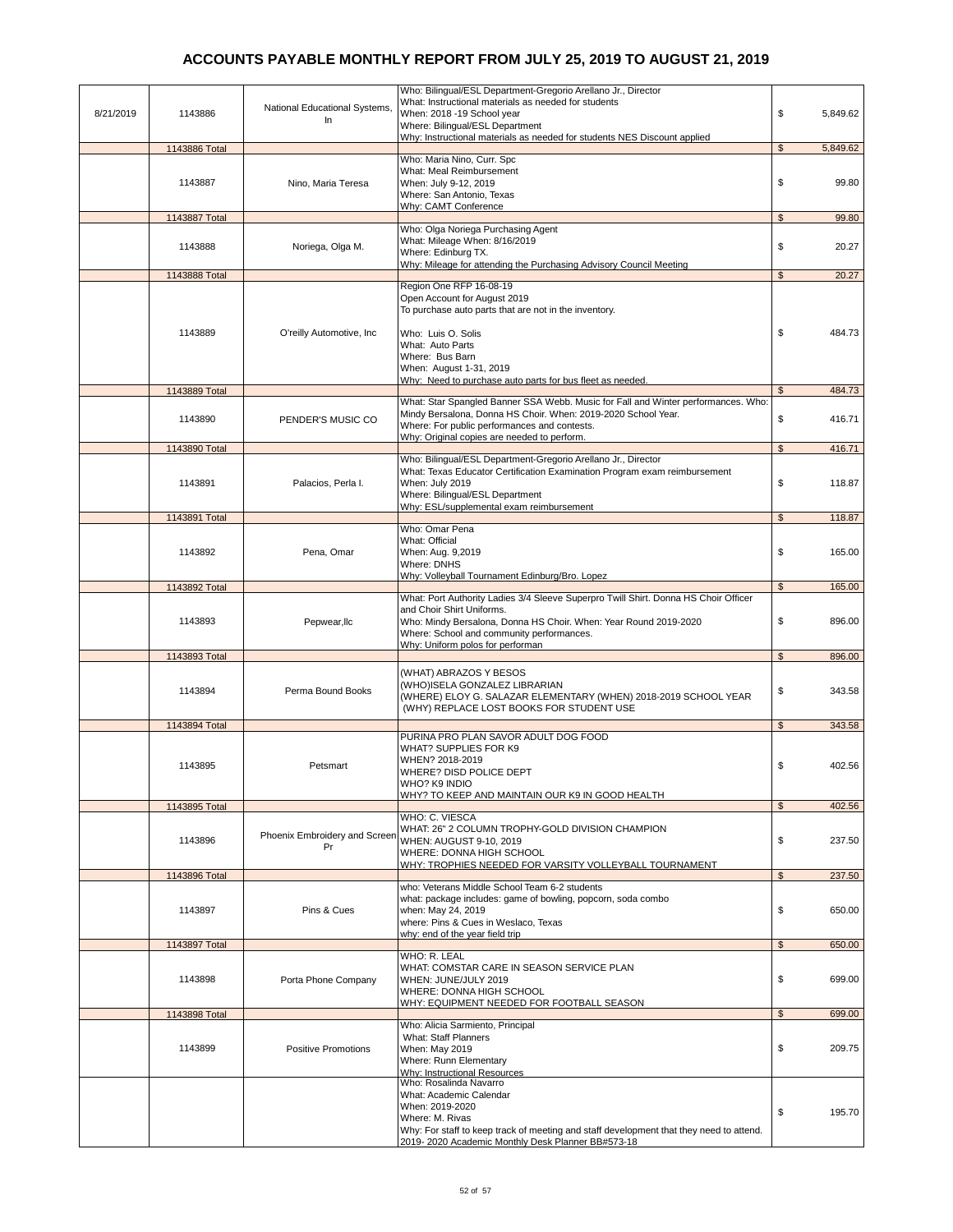# ACCOUNTS PAYABLE MONTHLY REPORT FROM JULY 25, 2019 TO AUGUST 21, 2019

| Date | Check # | Vendor | Description | Amount |
|---|---|---|---|---|
| 8/21/2019 | 1143886 | National Educational Systems, In | Who: Bilingual/ESL Department-Gregorio Arellano Jr., Director<br>What: Instructional materials as needed for students<br>When: 2018 -19 School year<br>Where: Bilingual/ESL Department<br>Why: Instructional materials as needed for students NES Discount applied | $ 5,849.62 |
| | 1143886 Total | | | $ 5,849.62 |
| | 1143887 | Nino, Maria Teresa | Who: Maria Nino, Curr. Spc<br>What: Meal Reimbursement<br>When: July 9-12, 2019<br>Where: San Antonio, Texas<br>Why: CAMT Conference | $ 99.80 |
| | 1143887 Total | | | $ 99.80 |
| | 1143888 | Noriega, Olga M. | Who: Olga Noriega Purchasing Agent<br>What: Mileage When: 8/16/2019<br>Where: Edinburg TX.<br>Why: Mileage for attending the Purchasing Advisory Council Meeting | $ 20.27 |
| | 1143888 Total | | | $ 20.27 |
| | 1143889 | O'reilly Automotive, Inc | Region One RFP 16-08-19<br>Open Account for August 2019<br>To purchase auto parts that are not in the inventory.<br><br>Who: Luis O. Solis<br>What: Auto Parts<br>Where: Bus Barn<br>When: August 1-31, 2019<br>Why: Need to purchase auto parts for bus fleet as needed. | $ 484.73 |
| | 1143889 Total | | | $ 484.73 |
| | 1143890 | PENDER'S MUSIC CO | What: Star Spangled Banner SSA Webb. Music for Fall and Winter performances. Who: Mindy Bersalona, Donna HS Choir. When: 2019-2020 School Year.<br>Where: For public performances and contests.<br>Why: Original copies are needed to perform. | $ 416.71 |
| | 1143890 Total | | | $ 416.71 |
| | 1143891 | Palacios, Perla I. | Who: Bilingual/ESL Department-Gregorio Arellano Jr., Director<br>What: Texas Educator Certification Examination Program exam reimbursement<br>When: July 2019<br>Where: Bilingual/ESL Department<br>Why: ESL/supplemental exam reimbursement | $ 118.87 |
| | 1143891 Total | | | $ 118.87 |
| | 1143892 | Pena, Omar | Who: Omar Pena<br>What: Official<br>When: Aug. 9,2019<br>Where: DNHS<br>Why: Volleyball Tournament Edinburg/Bro. Lopez | $ 165.00 |
| | 1143892 Total | | | $ 165.00 |
| | 1143893 | Pepwear,llc | What: Port Authority Ladies 3/4 Sleeve Superpro Twill Shirt. Donna HS Choir Officer and Choir Shirt Uniforms.<br>Who: Mindy Bersalona, Donna HS Choir. When: Year Round 2019-2020<br>Where: School and community performances.<br>Why: Uniform polos for performan | $ 896.00 |
| | 1143893 Total | | | $ 896.00 |
| | 1143894 | Perma Bound Books | (WHAT) ABRAZOS Y BESOS<br>(WHO)ISELA GONZALEZ LIBRARIAN<br>(WHERE) ELOY G. SALAZAR ELEMENTARY (WHEN) 2018-2019 SCHOOL YEAR<br>(WHY) REPLACE LOST BOOKS FOR STUDENT USE | $ 343.58 |
| | 1143894 Total | | | $ 343.58 |
| | 1143895 | Petsmart | PURINA PRO PLAN SAVOR ADULT DOG FOOD<br>WHAT? SUPPLIES FOR K9<br>WHEN? 2018-2019<br>WHERE? DISD POLICE DEPT<br>WHO? K9 INDIO<br>WHY? TO KEEP AND MAINTAIN OUR K9 IN GOOD HEALTH | $ 402.56 |
| | 1143895 Total | | | $ 402.56 |
| | 1143896 | Phoenix Embroidery and Screen Pr | WHO: C. VIESCA<br>WHAT: 26" 2 COLUMN TROPHY-GOLD DIVISION CHAMPION<br>WHEN: AUGUST 9-10, 2019<br>WHERE: DONNA HIGH SCHOOL<br>WHY: TROPHIES NEEDED FOR VARSITY VOLLEYBALL TOURNAMENT | $ 237.50 |
| | 1143896 Total | | | $ 237.50 |
| | 1143897 | Pins & Cues | who: Veterans Middle School Team 6-2 students<br>what: package includes: game of bowling, popcorn, soda combo<br>when: May 24, 2019<br>where: Pins & Cues in Weslaco, Texas<br>why: end of the year field trip | $ 650.00 |
| | 1143897 Total | | | $ 650.00 |
| | 1143898 | Porta Phone Company | WHO: R. LEAL<br>WHAT: COMSTAR CARE IN SEASON SERVICE PLAN<br>WHEN: JUNE/JULY 2019<br>WHERE: DONNA HIGH SCHOOL<br>WHY: EQUIPMENT NEEDED FOR FOOTBALL SEASON | $ 699.00 |
| | 1143898 Total | | | $ 699.00 |
| | 1143899 | Positive Promotions | Who: Alicia Sarmiento, Principal<br>What: Staff Planners<br>When: May 2019<br>Where: Runn Elementary<br>Why: Instructional Resources | $ 209.75 |
| | | | Who: Rosalinda Navarro<br>What: Academic Calendar<br>When: 2019-2020<br>Where: M. Rivas<br>Why: For staff to keep track of meeting and staff development that they need to attend.<br>2019- 2020 Academic Monthly Desk Planner BB#573-18 | $ 195.70 |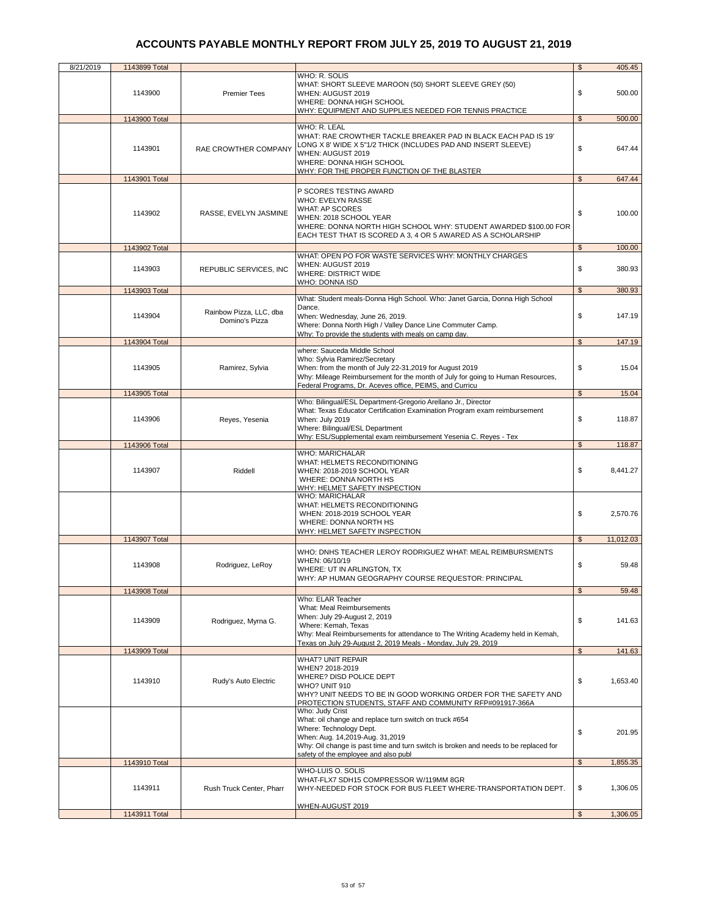# ACCOUNTS PAYABLE MONTHLY REPORT FROM JULY 25, 2019 TO AUGUST 21, 2019

| Date | Check | Vendor | Description | Amount |
|---|---|---|---|---|
| 8/21/2019 | 1143899 Total | | | $ 405.45 |
| | 1143900 | Premier Tees | WHO: R. SOLIS<br>WHAT: SHORT SLEEVE MAROON (50) SHORT SLEEVE GREY (50)<br>WHEN: AUGUST 2019<br>WHERE: DONNA HIGH SCHOOL<br>WHY: EQUIPMENT AND SUPPLIES NEEDED FOR TENNIS PRACTICE | $ 500.00 |
| | 1143900 Total | | | $ 500.00 |
| | 1143901 | RAE CROWTHER COMPANY | WHO: R. LEAL<br>WHAT: RAE CROWTHER TACKLE BREAKER PAD IN BLACK EACH PAD IS 19' LONG X 8' WIDE X 5"1/2 THICK (INCLUDES PAD AND INSERT SLEEVE)<br>WHEN: AUGUST 2019<br>WHERE: DONNA HIGH SCHOOL<br>WHY: FOR THE PROPER FUNCTION OF THE BLASTER | $ 647.44 |
| | 1143901 Total | | | $ 647.44 |
| | 1143902 | RASSE, EVELYN JASMINE | P SCORES TESTING AWARD<br>WHO: EVELYN RASSE<br>WHAT: AP SCORES<br>WHEN: 2018 SCHOOL YEAR<br>WHERE: DONNA NORTH HIGH SCHOOL WHY: STUDENT AWARDED $100.00 FOR EACH TEST THAT IS SCORED A 3, 4 OR 5 AWARED AS A SCHOLARSHIP | $ 100.00 |
| | 1143902 Total | | | $ 100.00 |
| | 1143903 | REPUBLIC SERVICES, INC | WHAT: OPEN PO FOR WASTE SERVICES WHY: MONTHLY CHARGES<br>WHEN: AUGUST 2019<br>WHERE: DISTRICT WIDE<br>WHO: DONNA ISD | $ 380.93 |
| | 1143903 Total | | | $ 380.93 |
| | 1143904 | Rainbow Pizza, LLC, dba Domino's Pizza | What: Student meals-Donna High School. Who: Janet Garcia, Donna High School Dance.<br>When: Wednesday, June 26, 2019.<br>Where: Donna North High / Valley Dance Line Commuter Camp.<br>Why: To provide the students with meals on camp day. | $ 147.19 |
| | 1143904 Total | | | $ 147.19 |
| | 1143905 | Ramirez, Sylvia | where: Sauceda Middle School<br>Who: Sylvia Ramirez/Secretary<br>When: from the month of July 22-31,2019 for August 2019<br>Why: Mileage Reimbursement for the month of July for going to Human Resources, Federal Programs, Dr. Aceves office, PEIMS, and Curricu | $ 15.04 |
| | 1143905 Total | | | $ 15.04 |
| | 1143906 | Reyes, Yesenia | Who: Bilingual/ESL Department-Gregorio Arellano Jr., Director<br>What: Texas Educator Certification Examination Program exam reimbursement<br>When: July 2019<br>Where: Bilingual/ESL Department<br>Why: ESL/Supplemental exam reimbursement Yesenia C. Reyes - Tex | $ 118.87 |
| | 1143906 Total | | | $ 118.87 |
| | 1143907 | Riddell | WHO: MARICHALAR<br>WHAT: HELMETS RECONDITIONING<br>WHEN: 2018-2019 SCHOOL YEAR<br>WHERE: DONNA NORTH HS<br>WHY: HELMET SAFETY INSPECTION | $ 8,441.27 |
| | | | WHO: MARICHALAR<br>WHAT: HELMETS RECONDITIONING<br>WHEN: 2018-2019 SCHOOL YEAR<br>WHERE: DONNA NORTH HS<br>WHY: HELMET SAFETY INSPECTION | $ 2,570.76 |
| | 1143907 Total | | | $ 11,012.03 |
| | 1143908 | Rodriguez, LeRoy | WHO: DNHS TEACHER LEROY RODRIGUEZ WHAT: MEAL REIMBURSMENTS<br>WHEN: 06/10/19<br>WHERE: UT IN ARLINGTON, TX<br>WHY: AP HUMAN GEOGRAPHY COURSE REQUESTOR: PRINCIPAL | $ 59.48 |
| | 1143908 Total | | | $ 59.48 |
| | 1143909 | Rodriguez, Myrna G. | Who: ELAR Teacher<br>What: Meal Reimbursements<br>When: July 29-August 2, 2019<br>Where: Kemah, Texas<br>Why: Meal Reimbursements for attendance to The Writing Academy held in Kemah, Texas on July 29-August 2, 2019 Meals - Monday, July 29, 2019 | $ 141.63 |
| | 1143909 Total | | | $ 141.63 |
| | 1143910 | Rudy's Auto Electric | WHAT? UNIT REPAIR<br>WHEN? 2018-2019<br>WHERE? DISD POLICE DEPT<br>WHO? UNIT 910<br>WHY? UNIT NEEDS TO BE IN GOOD WORKING ORDER FOR THE SAFETY AND PROTECTION STUDENTS, STAFF AND COMMUNITY RFP#091917-366A | $ 1,653.40 |
| | | | Who: Judy Crist<br>What: oil change and replace turn switch on truck #654<br>Where: Technology Dept.<br>When: Aug. 14,2019-Aug. 31,2019<br>Why: Oil change is past time and turn switch is broken and needs to be replaced for safety of the employee and also publ | $ 201.95 |
| | 1143910 Total | | | $ 1,855.35 |
| | 1143911 | Rush Truck Center, Pharr | WHO-LUIS O. SOLIS<br>WHAT-FLX7 SDH15 COMPRESSOR W/119MM 8GR<br>WHY-NEEDED FOR STOCK FOR BUS FLEET WHERE-TRANSPORTATION DEPT.<br>WHEN-AUGUST 2019 | $ 1,306.05 |
| | 1143911 Total | | | $ 1,306.05 |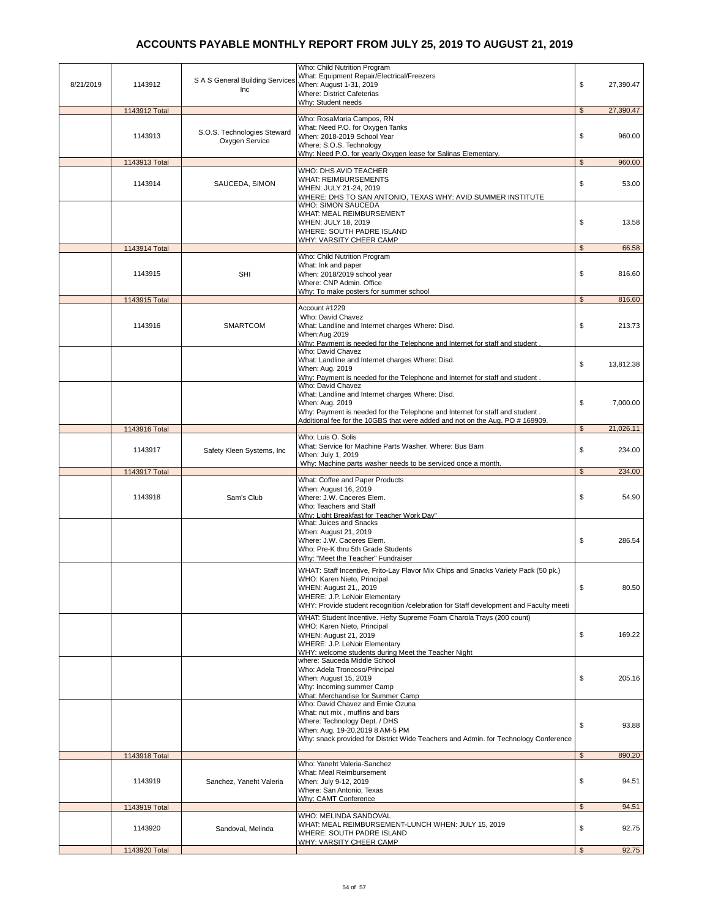# ACCOUNTS PAYABLE MONTHLY REPORT FROM JULY 25, 2019 TO AUGUST 21, 2019

| | | | | |
|---|---|---|---|---|
| 8/21/2019 | 1143912 | S A S General Building Services Inc | Who: Child Nutrition Program<br>What: Equipment Repair/Electrical/Freezers<br>When: August 1-31, 2019<br>Where: District Cafeterias<br>Why: Student needs | $ 27,390.47 |
| | 1143912 Total | | | $ 27,390.47 |
| | 1143913 | S.O.S. Technologies Steward Oxygen Service | Who: RosaMaria Campos, RN<br>What: Need P.O. for Oxygen Tanks<br>When: 2018-2019 School Year<br>Where: S.O.S. Technology<br>Why: Need P.O. for yearly Oxygen lease for Salinas Elementary. | $ 960.00 |
| | 1143913 Total | | | $ 960.00 |
| | 1143914 | SAUCEDA, SIMON | WHO: DHS AVID TEACHER<br>WHAT: REIMBURSEMENTS<br>WHEN: JULY 21-24, 2019<br>WHERE: DHS TO SAN ANTONIO, TEXAS WHY: AVID SUMMER INSTITUTE | $ 53.00 |
| | | | WHO: SIMON SAUCEDA<br>WHAT: MEAL REIMBURSEMENT<br>WHEN: JULY 18, 2019<br>WHERE: SOUTH PADRE ISLAND<br>WHY: VARSITY CHEER CAMP | $ 13.58 |
| | 1143914 Total | | | $ 66.58 |
| | 1143915 | SHI | Who: Child Nutrition Program<br>What: Ink and paper<br>When: 2018/2019 school year<br>Where: CNP Admin. Office<br>Why: To make posters for summer school | $ 816.60 |
| | 1143915 Total | | | $ 816.60 |
| | 1143916 | SMARTCOM | Account #1229<br>Who: David Chavez<br>What: Landline and Internet charges Where: Disd.<br>When:Aug 2019<br>Why: Payment is needed for the Telephone and Internet for staff and student . | $ 213.73 |
| | | | Who: David Chavez<br>What: Landline and Internet charges Where: Disd.<br>When: Aug. 2019<br>Why: Payment is needed for the Telephone and Internet for staff and student . | $ 13,812.38 |
| | | | Who: David Chavez<br>What: Landline and Internet charges Where: Disd.<br>When: Aug. 2019<br>Why: Payment is needed for the Telephone and Internet for staff and student .<br>Additional fee for the 10GBS that were added and not on the Aug. PO # 169909. | $ 7,000.00 |
| | 1143916 Total | | | $ 21,026.11 |
| | 1143917 | Safety Kleen Systems, Inc | Who: Luis O. Solis<br>What: Service for Machine Parts Washer. Where: Bus Barn<br>When: July 1, 2019<br>Why: Machine parts washer needs to be serviced once a month. | $ 234.00 |
| | 1143917 Total | | | $ 234.00 |
| | 1143918 | Sam's Club | What: Coffee and Paper Products<br>When: August 16, 2019<br>Where: J.W. Caceres Elem.<br>Who: Teachers and Staff<br>Why: Light Breakfast for Teacher Work Day" | $ 54.90 |
| | | | What: Juices and Snacks<br>When: August 21, 2019<br>Where: J.W. Caceres Elem.<br>Who: Pre-K thru 5th Grade Students<br>Why: "Meet the Teacher" Fundraiser | $ 286.54 |
| | | | WHAT: Staff Incentive, Frito-Lay Flavor Mix Chips and Snacks Variety Pack (50 pk.)<br>WHO: Karen Nieto, Principal<br>WHEN: August 21,, 2019<br>WHERE: J.P. LeNoir Elementary<br>WHY: Provide student recognition /celebration for Staff development and Faculty meeti | $ 80.50 |
| | | | WHAT: Student Incentive. Hefty Supreme Foam Charola Trays (200 count)<br>WHO: Karen Nieto, Principal<br>WHEN: August 21, 2019<br>WHERE: J.P. LeNoir Elementary<br>WHY: welcome students during Meet the Teacher Night | $ 169.22 |
| | | | where: Sauceda Middle School<br>Who: Adela Troncoso/Principal<br>When: August 15, 2019<br>Why: Incoming summer Camp<br>What: Merchandise for Summer Camp | $ 205.16 |
| | | | Who: David Chavez and Ernie Ozuna<br>What: nut mix , muffins and bars<br>Where: Technology Dept. / DHS<br>When: Aug. 19-20,2019 8 AM-5 PM<br>Why: snack provided for District Wide Teachers and Admin. for Technology Conference<br>. | $ 93.88 |
| | 1143918 Total | | | $ 890.20 |
| | 1143919 | Sanchez, Yaneht Valeria | Who: Yaneht Valeria-Sanchez<br>What: Meal Reimbursement<br>When: July 9-12, 2019<br>Where: San Antonio, Texas<br>Why: CAMT Conference | $ 94.51 |
| | 1143919 Total | | | $ 94.51 |
| | 1143920 | Sandoval, Melinda | WHO: MELINDA SANDOVAL<br>WHAT: MEAL REIMBURSEMENT-LUNCH WHEN: JULY 15, 2019<br>WHERE: SOUTH PADRE ISLAND<br>WHY: VARSITY CHEER CAMP | $ 92.75 |
| | 1143920 Total | | | $ 92.75 |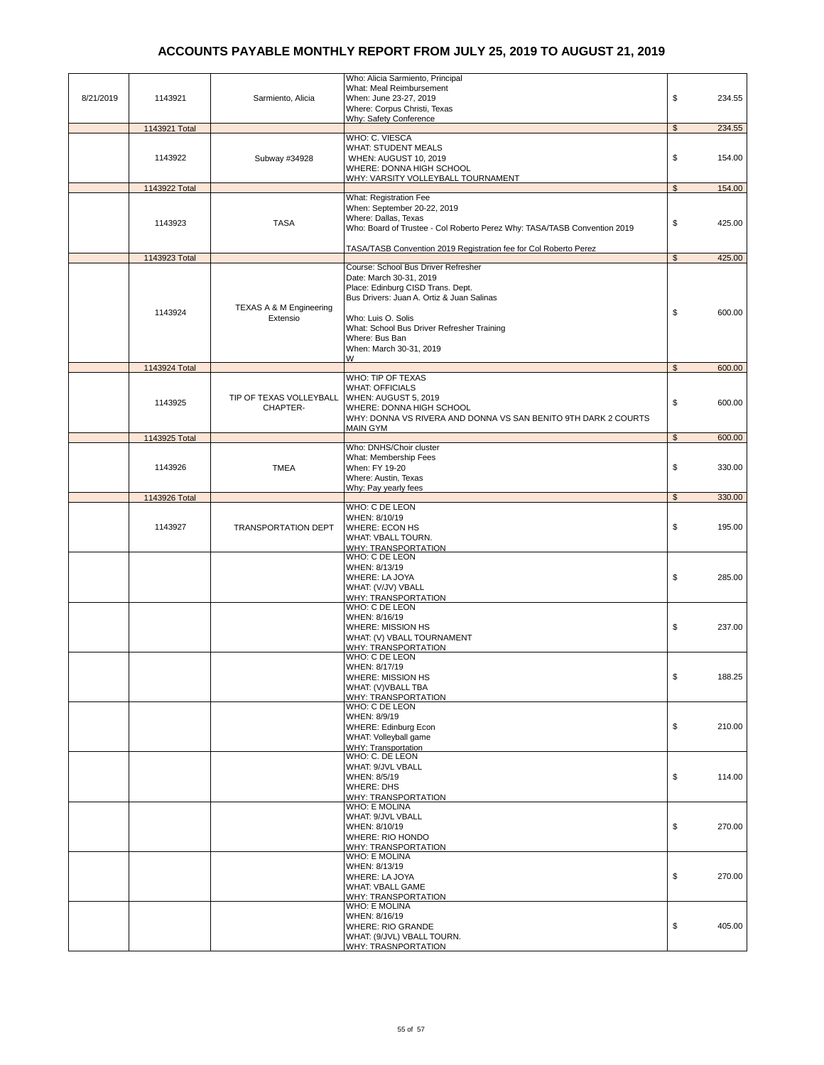# ACCOUNTS PAYABLE MONTHLY REPORT FROM JULY 25, 2019 TO AUGUST 21, 2019

| | | | | |
|---|---|---|---|---|
| 8/21/2019 | 1143921 | Sarmiento, Alicia | Who: Alicia Sarmiento, Principal<br>What: Meal Reimbursement<br>When: June 23-27, 2019<br>Where: Corpus Christi, Texas<br>Why: Safety Conference | $ 234.55 |
| | 1143921 Total | | | $ 234.55 |
| | 1143922 | Subway #34928 | WHO: C. VIESCA<br>WHAT: STUDENT MEALS<br>WHEN: AUGUST 10, 2019<br>WHERE: DONNA HIGH SCHOOL<br>WHY: VARSITY VOLLEYBALL TOURNAMENT | $ 154.00 |
| | 1143922 Total | | | $ 154.00 |
| | 1143923 | TASA | What: Registration Fee<br>When: September 20-22, 2019<br>Where: Dallas, Texas<br>Who: Board of Trustee - Col Roberto Perez Why: TASA/TASB Convention 2019<br><br>TASA/TASB Convention 2019 Registration fee for Col Roberto Perez | $ 425.00 |
| | 1143923 Total | | | $ 425.00 |
| | 1143924 | TEXAS A & M Engineering Extensio | Course: School Bus Driver Refresher<br>Date: March 30-31, 2019<br>Place: Edinburg CISD Trans. Dept.<br>Bus Drivers: Juan A. Ortiz & Juan Salinas<br><br>Who: Luis O. Solis<br>What: School Bus Driver Refresher Training<br>Where: Bus Ban<br>When: March 30-31, 2019<br>W | $ 600.00 |
| | 1143924 Total | | | $ 600.00 |
| | 1143925 | TIP OF TEXAS VOLLEYBALL CHAPTER- | WHO: TIP OF TEXAS<br>WHAT: OFFICIALS<br>WHEN: AUGUST 5, 2019<br>WHERE: DONNA HIGH SCHOOL<br>WHY: DONNA VS RIVERA AND DONNA VS SAN BENITO 9TH DARK 2 COURTS MAIN GYM | $ 600.00 |
| | 1143925 Total | | | $ 600.00 |
| | 1143926 | TMEA | Who: DNHS/Choir cluster<br>What: Membership Fees<br>When: FY 19-20<br>Where: Austin, Texas<br>Why: Pay yearly fees | $ 330.00 |
| | 1143926 Total | | | $ 330.00 |
| | 1143927 | TRANSPORTATION DEPT | WHO: C DE LEON<br>WHEN: 8/10/19<br>WHERE: ECON HS<br>WHAT: VBALL TOURN.<br>WHY: TRANSPORTATION | $ 195.00 |
| | | | WHO: C DE LEON<br>WHEN: 8/13/19<br>WHERE: LA JOYA<br>WHAT: (V/JV) VBALL<br>WHY: TRANSPORTATION | $ 285.00 |
| | | | WHO: C DE LEON<br>WHEN: 8/16/19<br>WHERE: MISSION HS<br>WHAT: (V) VBALL TOURNAMENT<br>WHY: TRANSPORTATION | $ 237.00 |
| | | | WHO: C DE LEON<br>WHEN: 8/17/19<br>WHERE: MISSION HS<br>WHAT: (V)VBALL TBA<br>WHY: TRANSPORTATION | $ 188.25 |
| | | | WHO: C DE LEON<br>WHEN: 8/9/19<br>WHERE: Edinburg Econ<br>WHAT: Volleyball game<br>WHY: Transportation | $ 210.00 |
| | | | WHO: C. DE LEON<br>WHAT: 9/JVL VBALL<br>WHEN: 8/5/19<br>WHERE: DHS<br>WHY: TRANSPORTATION | $ 114.00 |
| | | | WHO: E MOLINA<br>WHAT: 9/JVL VBALL<br>WHEN: 8/10/19<br>WHERE: RIO HONDO<br>WHY: TRANSPORTATION | $ 270.00 |
| | | | WHO: E MOLINA<br>WHEN: 8/13/19<br>WHERE: LA JOYA<br>WHAT: VBALL GAME<br>WHY: TRANSPORTATION | $ 270.00 |
| | | | WHO: E MOLINA<br>WHEN: 8/16/19<br>WHERE: RIO GRANDE<br>WHAT: (9/JVL) VBALL TOURN.<br>WHY: TRASNPORTATION | $ 405.00 |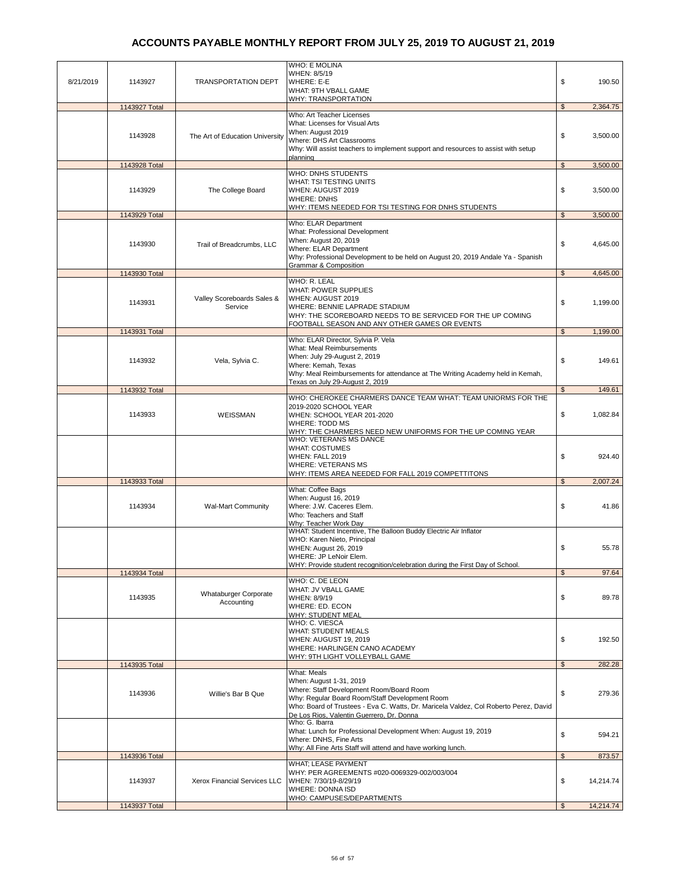# ACCOUNTS PAYABLE MONTHLY REPORT FROM JULY 25, 2019 TO AUGUST 21, 2019

| | | | | |
|---|---|---|---|---|
| 8/21/2019 | 1143927 | TRANSPORTATION DEPT | WHO: E MOLINA<br>WHEN: 8/5/19<br>WHERE: E-E<br>WHAT: 9TH VBALL GAME<br>WHY: TRANSPORTATION | $ 190.50 |
| | 1143927 Total | | | $ 2,364.75 |
| | 1143928 | The Art of Education University | Who: Art Teacher Licenses<br>What: Licenses for Visual Arts<br>When: August 2019<br>Where: DHS Art Classrooms<br>Why: Will assist teachers to implement support and resources to assist with setup planning | $ 3,500.00 |
| | 1143928 Total | | | $ 3,500.00 |
| | 1143929 | The College Board | WHO: DNHS STUDENTS<br>WHAT: TSI TESTING UNITS<br>WHEN: AUGUST 2019<br>WHERE: DNHS<br>WHY: ITEMS NEEDED FOR TSI TESTING FOR DNHS STUDENTS | $ 3,500.00 |
| | 1143929 Total | | | $ 3,500.00 |
| | 1143930 | Trail of Breadcrumbs, LLC | Who: ELAR Department<br>What: Professional Development<br>When: August 20, 2019<br>Where: ELAR Department<br>Why: Professional Development to be held on August 20, 2019 Andale Ya - Spanish Grammar & Composition | $ 4,645.00 |
| | 1143930 Total | | | $ 4,645.00 |
| | 1143931 | Valley Scoreboards Sales & Service | WHO: R. LEAL<br>WHAT: POWER SUPPLIES<br>WHEN: AUGUST 2019<br>WHERE: BENNIE LAPRADE STADIUM<br>WHY: THE SCOREBOARD NEEDS TO BE SERVICED FOR THE UP COMING FOOTBALL SEASON AND ANY OTHER GAMES OR EVENTS | $ 1,199.00 |
| | 1143931 Total | | | $ 1,199.00 |
| | 1143932 | Vela, Sylvia C. | Who: ELAR Director, Sylvia P. Vela<br>What: Meal Reimbursements<br>When: July 29-August 2, 2019<br>Where: Kemah, Texas<br>Why: Meal Reimbursements for attendance at The Writing Academy held in Kemah, Texas on July 29-August 2, 2019 | $ 149.61 |
| | 1143932 Total | | | $ 149.61 |
| | 1143933 | WEISSMAN | WHO: CHEROKEE CHARMERS DANCE TEAM WHAT: TEAM UNIORMS FOR THE 2019-2020 SCHOOL YEAR<br>WHEN: SCHOOL YEAR 201-2020<br>WHERE: TODD MS<br>WHY: THE CHARMERS NEED NEW UNIFORMS FOR THE UP COMING YEAR | $ 1,082.84 |
| | | | WHO: VETERANS MS DANCE<br>WHAT: COSTUMES<br>WHEN: FALL 2019<br>WHERE: VETERANS MS<br>WHY: ITEMS AREA NEEDED FOR FALL 2019 COMPETTITONS | $ 924.40 |
| | 1143933 Total | | | $ 2,007.24 |
| | 1143934 | Wal-Mart Community | What: Coffee Bags<br>When: August 16, 2019<br>Where: J.W. Caceres Elem.<br>Who: Teachers and Staff<br>Why: Teacher Work Day | $ 41.86 |
| | | | WHAT: Student Incentive, The Balloon Buddy Electric Air Inflator<br>WHO: Karen Nieto, Principal<br>WHEN: August 26, 2019<br>WHERE: JP LeNoir Elem.<br>WHY: Provide student recognition/celebration during the First Day of School. | $ 55.78 |
| | 1143934 Total | | | $ 97.64 |
| | 1143935 | Whataburger Corporate Accounting | WHO: C. DE LEON<br>WHAT: JV VBALL GAME<br>WHEN: 8/9/19<br>WHERE: ED. ECON<br>WHY: STUDENT MEAL | $ 89.78 |
| | | | WHO: C. VIESCA<br>WHAT: STUDENT MEALS<br>WHEN: AUGUST 19, 2019<br>WHERE: HARLINGEN CANO ACADEMY<br>WHY: 9TH LIGHT VOLLEYBALL GAME | $ 192.50 |
| | 1143935 Total | | | $ 282.28 |
| | 1143936 | Willie's Bar B Que | What: Meals<br>When: August 1-31, 2019<br>Where: Staff Development Room/Board Room<br>Why: Regular Board Room/Staff Development Room<br>Who: Board of Trustees - Eva C. Watts, Dr. Maricela Valdez, Col Roberto Perez, David De Los Rios, Valentin Guerrero, Dr. Donna | $ 279.36 |
| | | | Who: G. Ibarra<br>What: Lunch for Professional Development When: August 19, 2019<br>Where: DNHS, Fine Arts<br>Why: All Fine Arts Staff will attend and have working lunch. | $ 594.21 |
| | 1143936 Total | | | $ 873.57 |
| | 1143937 | Xerox Financial Services LLC | WHAT; LEASE PAYMENT<br>WHY: PER AGREEMENTS #020-0069329-002/003/004<br>WHEN: 7/30/19-8/29/19<br>WHERE: DONNA ISD<br>WHO: CAMPUSES/DEPARTMENTS | $ 14,214.74 |
| | 1143937 Total | | | $ 14,214.74 |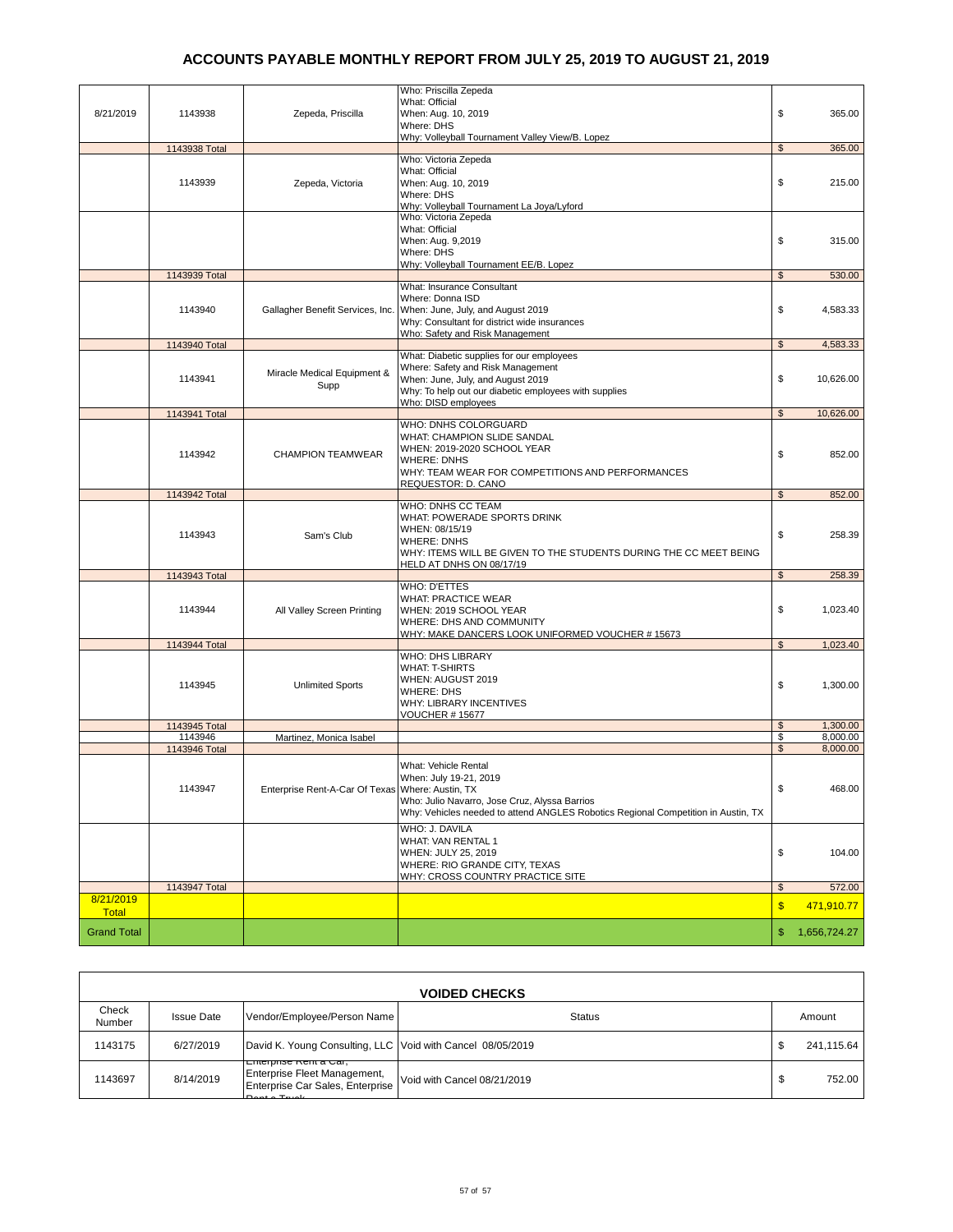# ACCOUNTS PAYABLE MONTHLY REPORT FROM JULY 25, 2019 TO AUGUST 21, 2019

| | | | | |
|---|---|---|---|---|
| 8/21/2019 | 1143938 | Zepeda, Priscilla | Who: Priscilla Zepeda<br>What: Official<br>When: Aug. 10, 2019<br>Where: DHS<br>Why: Volleyball Tournament Valley View/B. Lopez | $ 365.00 |
| | 1143938 Total | | | $ 365.00 |
| | 1143939 | Zepeda, Victoria | Who: Victoria Zepeda<br>What: Official<br>When: Aug. 10, 2019<br>Where: DHS<br>Why: Volleyball Tournament La Joya/Lyford | $ 215.00 |
| | | | Who: Victoria Zepeda<br>What: Official<br>When: Aug. 9,2019<br>Where: DHS<br>Why: Volleyball Tournament EE/B. Lopez | $ 315.00 |
| | 1143939 Total | | | $ 530.00 |
| | 1143940 | Gallagher Benefit Services, Inc. | What: Insurance Consultant<br>Where: Donna ISD<br>When: June, July, and August 2019<br>Why: Consultant for district wide insurances<br>Who: Safety and Risk Management | $ 4,583.33 |
| | 1143940 Total | | | $ 4,583.33 |
| | 1143941 | Miracle Medical Equipment & Supp | What: Diabetic supplies for our employees<br>Where: Safety and Risk Management<br>When: June, July, and August 2019<br>Why: To help out our diabetic employees with supplies<br>Who: DISD employees | $ 10,626.00 |
| | 1143941 Total | | | $ 10,626.00 |
| | 1143942 | CHAMPION TEAMWEAR | WHO: DNHS COLORGUARD<br>WHAT: CHAMPION SLIDE SANDAL<br>WHEN: 2019-2020 SCHOOL YEAR<br>WHERE: DNHS<br>WHY: TEAM WEAR FOR COMPETITIONS AND PERFORMANCES<br>REQUESTOR: D. CANO | $ 852.00 |
| | 1143942 Total | | | $ 852.00 |
| | 1143943 | Sam's Club | WHO: DNHS CC TEAM<br>WHAT: POWERADE SPORTS DRINK<br>WHEN: 08/15/19<br>WHERE: DNHS<br>WHY: ITEMS WILL BE GIVEN TO THE STUDENTS DURING THE CC MEET BEING HELD AT DNHS ON 08/17/19 | $ 258.39 |
| | 1143943 Total | | | $ 258.39 |
| | 1143944 | All Valley Screen Printing | WHO: D'ETTES<br>WHAT: PRACTICE WEAR<br>WHEN: 2019 SCHOOL YEAR<br>WHERE: DHS AND COMMUNITY<br>WHY: MAKE DANCERS LOOK UNIFORMED VOUCHER # 15673 | $ 1,023.40 |
| | 1143944 Total | | | $ 1,023.40 |
| | 1143945 | Unlimited Sports | WHO: DHS LIBRARY<br>WHAT: T-SHIRTS<br>WHEN: AUGUST 2019<br>WHERE: DHS<br>WHY: LIBRARY INCENTIVES<br>VOUCHER # 15677 | $ 1,300.00 |
| | 1143945 Total | | | $ 1,300.00 |
| | 1143946 | Martinez, Monica Isabel | | $ 8,000.00 |
| | 1143946 Total | | | $ 8,000.00 |
| | 1143947 | Enterprise Rent-A-Car Of Texas | What: Vehicle Rental<br>When: July 19-21, 2019<br>Where: Austin, TX<br>Who: Julio Navarro, Jose Cruz, Alyssa Barrios<br>Why: Vehicles needed to attend ANGLES Robotics Regional Competition in Austin, TX | $ 468.00 |
| | | | WHO: J. DAVILA<br>WHAT: VAN RENTAL 1<br>WHEN: JULY 25, 2019<br>WHERE: RIO GRANDE CITY, TEXAS<br>WHY: CROSS COUNTRY PRACTICE SITE | $ 104.00 |
| | 1143947 Total | | | $ 572.00 |
| 8/21/2019 Total | | | | $ 471,910.77 |
| Grand Total | | | | $ 1,656,724.27 |

## VOIDED CHECKS

| Check Number | Issue Date | Vendor/Employee/Person Name | Status | Amount |
|---|---|---|---|---|
| 1143175 | 6/27/2019 | David K. Young Consulting, LLC | Void with Cancel 08/05/2019 | $ 241,115.64 |
| 1143697 | 8/14/2019 | Enterprise Rent a Car, Enterprise Fleet Management, Enterprise Car Sales, Enterprise Rent a Truck | Void with Cancel 08/21/2019 | $ 752.00 |